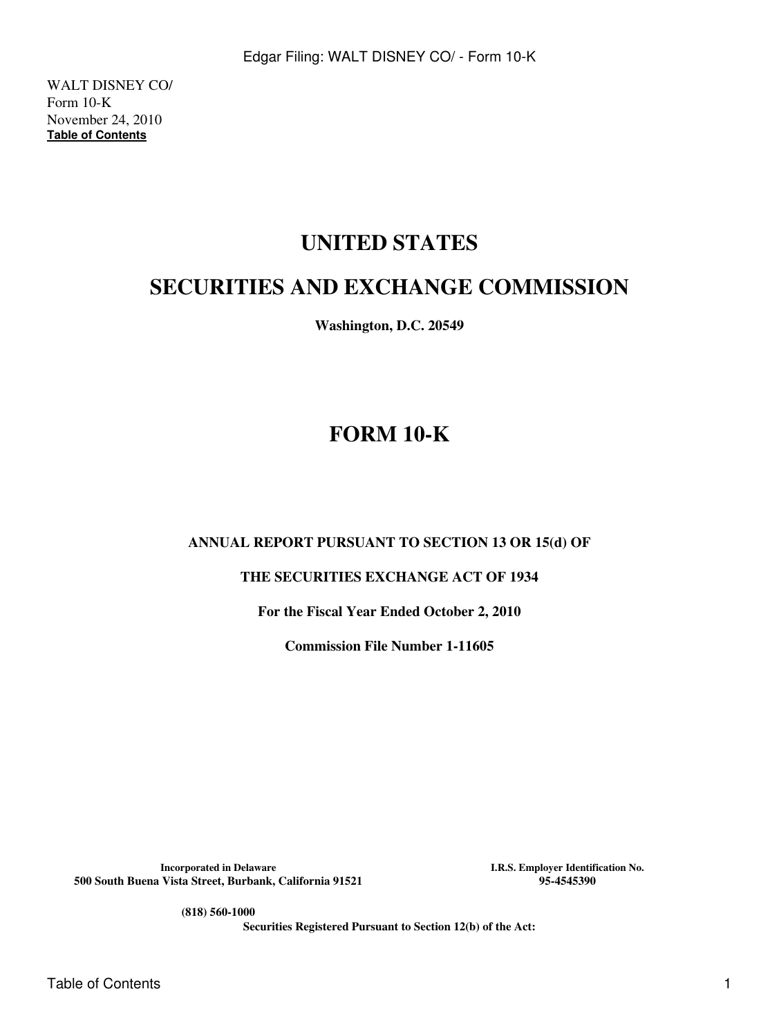WALT DISNEY CO/
Form 10-K
November 24, 2010
**Table of Contents**

# UNITED STATES

# SECURITIES AND EXCHANGE COMMISSION

**Washington, D.C. 20549**

# FORM 10-K

**ANNUAL REPORT PURSUANT TO SECTION 13 OR 15(d) OF**

**THE SECURITIES EXCHANGE ACT OF 1934**

**For the Fiscal Year Ended October 2, 2010**

**Commission File Number 1-11605**

| **Incorporated in Delaware** | **I.R.S. Employer Identification No.** |
|---|---|
| **500 South Buena Vista Street, Burbank, California 91521** | **95-4545390** |

**(818) 560-1000**

**Securities Registered Pursuant to Section 12(b) of the Act:**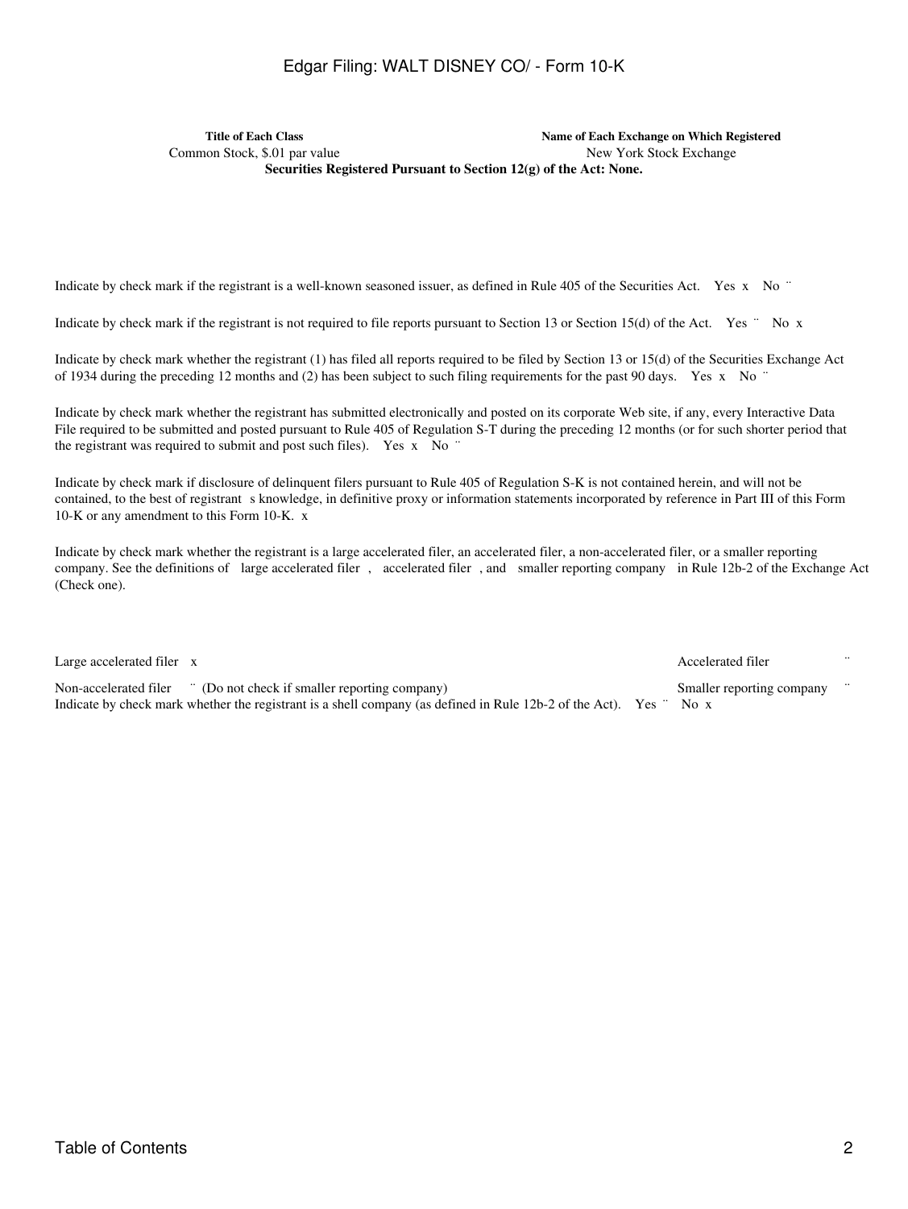| Title of Each Class | Name of Each Exchange on Which Registered |
| --- | --- |
| Common Stock, $.01 par value | New York Stock Exchange |

**Securities Registered Pursuant to Section 12(g) of the Act: None.**

Indicate by check mark if the registrant is a well-known seasoned issuer, as defined in Rule 405 of the Securities Act. Yes x No ¨

Indicate by check mark if the registrant is not required to file reports pursuant to Section 13 or Section 15(d) of the Act. Yes ¨ No x

Indicate by check mark whether the registrant (1) has filed all reports required to be filed by Section 13 or 15(d) of the Securities Exchange Act of 1934 during the preceding 12 months and (2) has been subject to such filing requirements for the past 90 days. Yes x No ¨

Indicate by check mark whether the registrant has submitted electronically and posted on its corporate Web site, if any, every Interactive Data File required to be submitted and posted pursuant to Rule 405 of Regulation S-T during the preceding 12 months (or for such shorter period that the registrant was required to submit and post such files). Yes x No ¨

Indicate by check mark if disclosure of delinquent filers pursuant to Rule 405 of Regulation S-K is not contained herein, and will not be contained, to the best of registrant s knowledge, in definitive proxy or information statements incorporated by reference in Part III of this Form 10-K or any amendment to this Form 10-K. x

Indicate by check mark whether the registrant is a large accelerated filer, an accelerated filer, a non-accelerated filer, or a smaller reporting company. See the definitions of large accelerated filer , accelerated filer , and smaller reporting company in Rule 12b-2 of the Exchange Act (Check one).

| | |
| --- | --- |
| Large accelerated filer x | Accelerated filer ¨ |
| Non-accelerated filer ¨ (Do not check if smaller reporting company) | Smaller reporting company ¨ |

Indicate by check mark whether the registrant is a shell company (as defined in Rule 12b-2 of the Act). Yes ¨ No x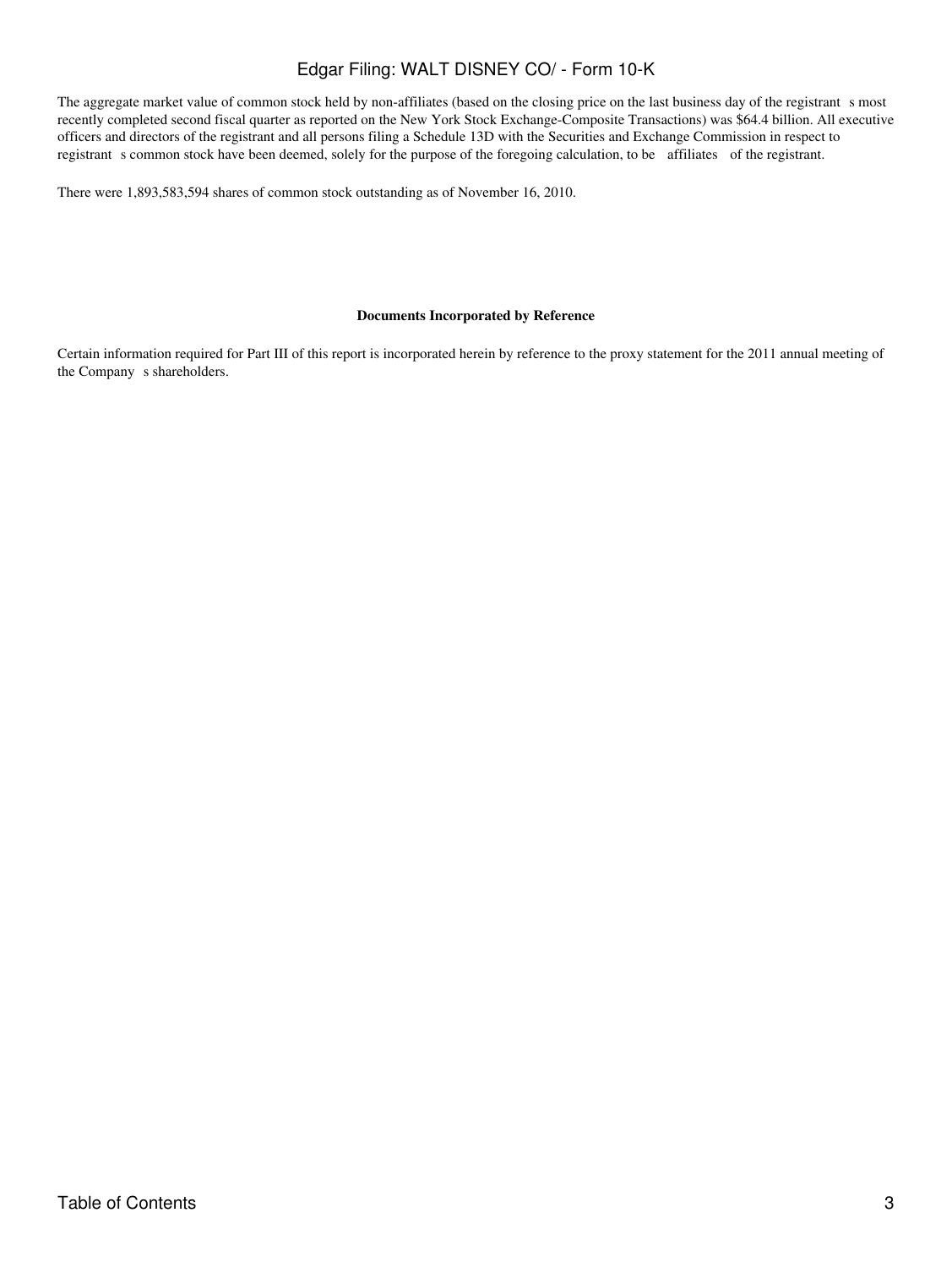The aggregate market value of common stock held by non-affiliates (based on the closing price on the last business day of the registrant s most recently completed second fiscal quarter as reported on the New York Stock Exchange-Composite Transactions) was $64.4 billion. All executive officers and directors of the registrant and all persons filing a Schedule 13D with the Securities and Exchange Commission in respect to registrant s common stock have been deemed, solely for the purpose of the foregoing calculation, to be affiliates of the registrant.

There were 1,893,583,594 shares of common stock outstanding as of November 16, 2010.

**Documents Incorporated by Reference**

Certain information required for Part III of this report is incorporated herein by reference to the proxy statement for the 2011 annual meeting of the Company s shareholders.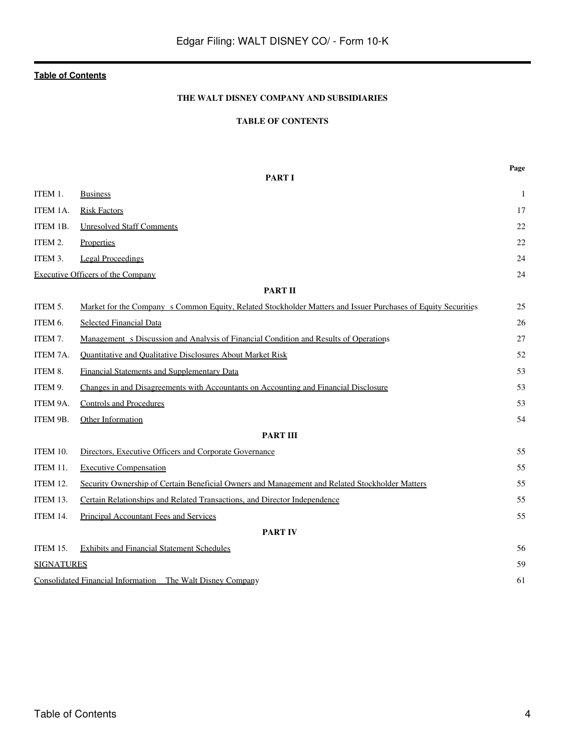**Table of Contents**

### THE WALT DISNEY COMPANY AND SUBSIDIARIES

### TABLE OF CONTENTS

| | | Page |
|---|---|---|
| **PART I** | | |
| ITEM 1. | Business | 1 |
| ITEM 1A. | Risk Factors | 17 |
| ITEM 1B. | Unresolved Staff Comments | 22 |
| ITEM 2. | Properties | 22 |
| ITEM 3. | Legal Proceedings | 24 |
| Executive Officers of the Company | | 24 |
| **PART II** | | |
| ITEM 5. | Market for the Company s Common Equity, Related Stockholder Matters and Issuer Purchases of Equity Securities | 25 |
| ITEM 6. | Selected Financial Data | 26 |
| ITEM 7. | Management s Discussion and Analysis of Financial Condition and Results of Operations | 27 |
| ITEM 7A. | Quantitative and Qualitative Disclosures About Market Risk | 52 |
| ITEM 8. | Financial Statements and Supplementary Data | 53 |
| ITEM 9. | Changes in and Disagreements with Accountants on Accounting and Financial Disclosure | 53 |
| ITEM 9A. | Controls and Procedures | 53 |
| ITEM 9B. | Other Information | 54 |
| **PART III** | | |
| ITEM 10. | Directors, Executive Officers and Corporate Governance | 55 |
| ITEM 11. | Executive Compensation | 55 |
| ITEM 12. | Security Ownership of Certain Beneficial Owners and Management and Related Stockholder Matters | 55 |
| ITEM 13. | Certain Relationships and Related Transactions, and Director Independence | 55 |
| ITEM 14. | Principal Accountant Fees and Services | 55 |
| **PART IV** | | |
| ITEM 15. | Exhibits and Financial Statement Schedules | 56 |
| SIGNATURES | | 59 |
| Consolidated Financial Information The Walt Disney Company | | 61 |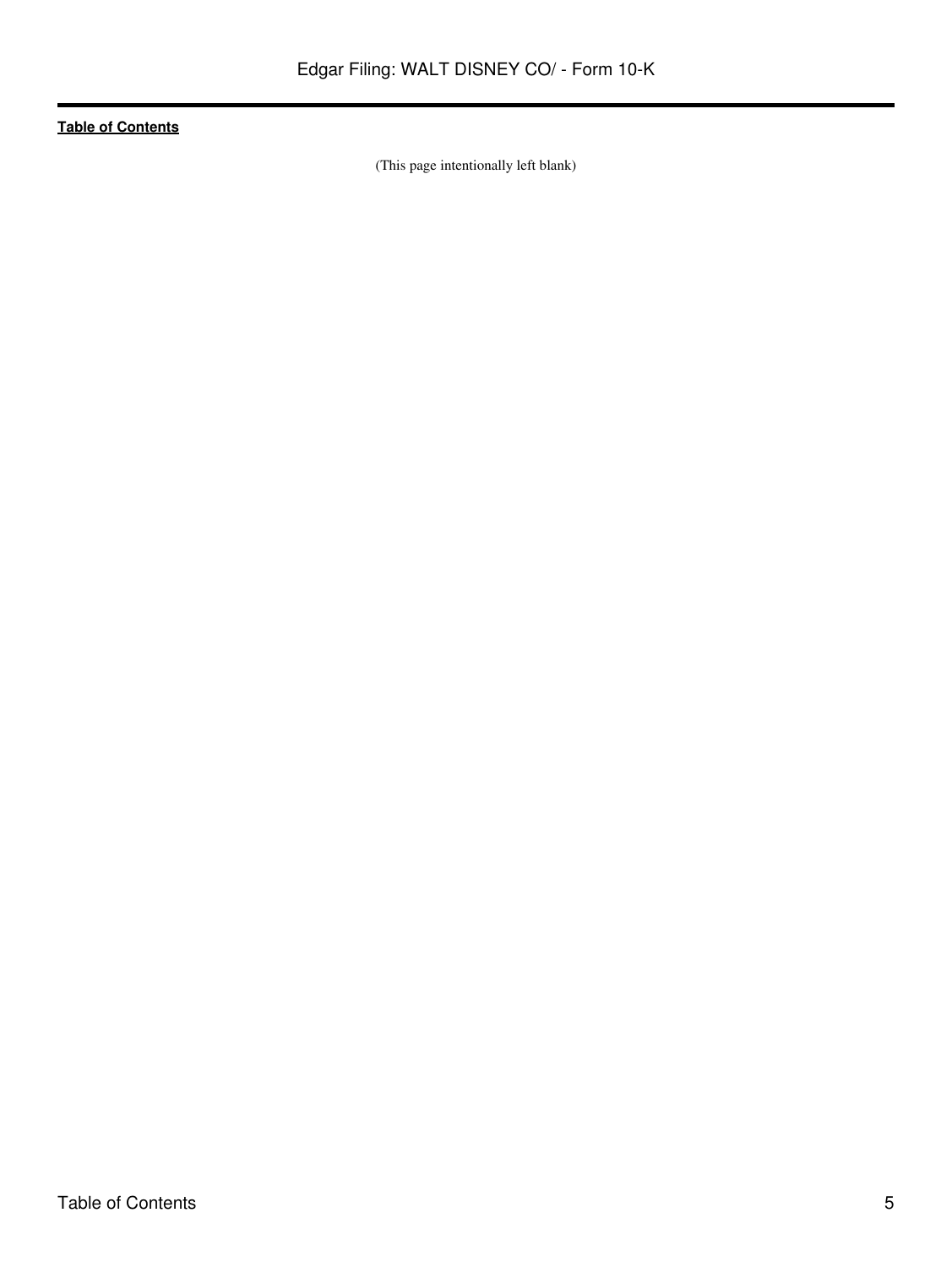Table of Contents

(This page intentionally left blank)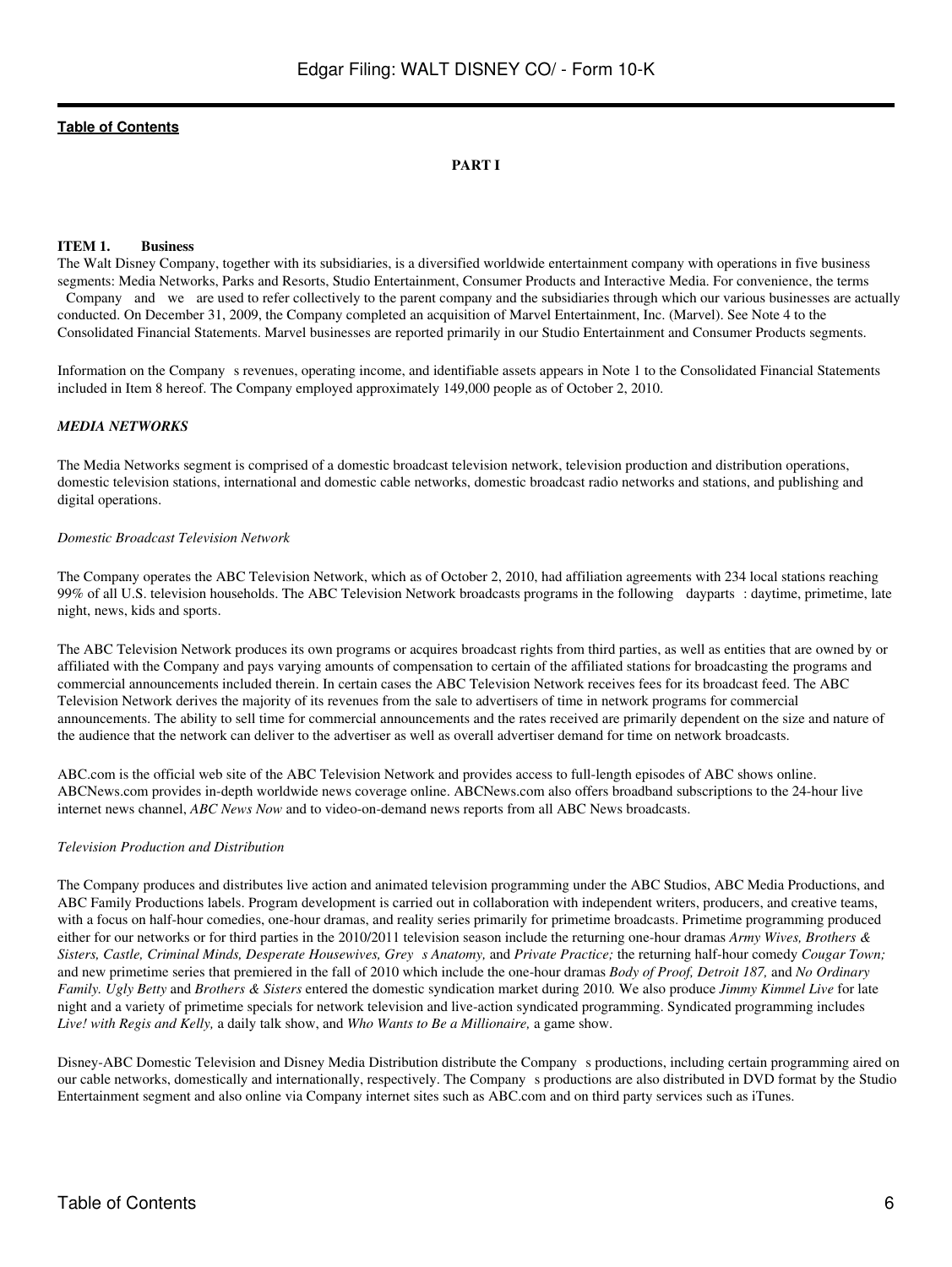**PART I**

**ITEM 1. Business**

The Walt Disney Company, together with its subsidiaries, is a diversified worldwide entertainment company with operations in five business segments: Media Networks, Parks and Resorts, Studio Entertainment, Consumer Products and Interactive Media. For convenience, the terms Company and we are used to refer collectively to the parent company and the subsidiaries through which our various businesses are actually conducted. On December 31, 2009, the Company completed an acquisition of Marvel Entertainment, Inc. (Marvel). See Note 4 to the Consolidated Financial Statements. Marvel businesses are reported primarily in our Studio Entertainment and Consumer Products segments.

Information on the Company s revenues, operating income, and identifiable assets appears in Note 1 to the Consolidated Financial Statements included in Item 8 hereof. The Company employed approximately 149,000 people as of October 2, 2010.

***MEDIA NETWORKS***

The Media Networks segment is comprised of a domestic broadcast television network, television production and distribution operations, domestic television stations, international and domestic cable networks, domestic broadcast radio networks and stations, and publishing and digital operations.

*Domestic Broadcast Television Network*

The Company operates the ABC Television Network, which as of October 2, 2010, had affiliation agreements with 234 local stations reaching 99% of all U.S. television households. The ABC Television Network broadcasts programs in the following dayparts : daytime, primetime, late night, news, kids and sports.

The ABC Television Network produces its own programs or acquires broadcast rights from third parties, as well as entities that are owned by or affiliated with the Company and pays varying amounts of compensation to certain of the affiliated stations for broadcasting the programs and commercial announcements included therein. In certain cases the ABC Television Network receives fees for its broadcast feed. The ABC Television Network derives the majority of its revenues from the sale to advertisers of time in network programs for commercial announcements. The ability to sell time for commercial announcements and the rates received are primarily dependent on the size and nature of the audience that the network can deliver to the advertiser as well as overall advertiser demand for time on network broadcasts.

ABC.com is the official web site of the ABC Television Network and provides access to full-length episodes of ABC shows online. ABCNews.com provides in-depth worldwide news coverage online. ABCNews.com also offers broadband subscriptions to the 24-hour live internet news channel, *ABC News Now* and to video-on-demand news reports from all ABC News broadcasts.

*Television Production and Distribution*

The Company produces and distributes live action and animated television programming under the ABC Studios, ABC Media Productions, and ABC Family Productions labels. Program development is carried out in collaboration with independent writers, producers, and creative teams, with a focus on half-hour comedies, one-hour dramas, and reality series primarily for primetime broadcasts. Primetime programming produced either for our networks or for third parties in the 2010/2011 television season include the returning one-hour dramas *Army Wives, Brothers & Sisters, Castle, Criminal Minds, Desperate Housewives, Grey s Anatomy,* and *Private Practice;* the returning half-hour comedy *Cougar Town;* and new primetime series that premiered in the fall of 2010 which include the one-hour dramas *Body of Proof, Detroit 187,* and *No Ordinary Family. Ugly Betty* and *Brothers & Sisters* entered the domestic syndication market during 2010. We also produce *Jimmy Kimmel Live* for late night and a variety of primetime specials for network television and live-action syndicated programming. Syndicated programming includes *Live! with Regis and Kelly,* a daily talk show, and *Who Wants to Be a Millionaire,* a game show.

Disney-ABC Domestic Television and Disney Media Distribution distribute the Company s productions, including certain programming aired on our cable networks, domestically and internationally, respectively. The Company s productions are also distributed in DVD format by the Studio Entertainment segment and also online via Company internet sites such as ABC.com and on third party services such as iTunes.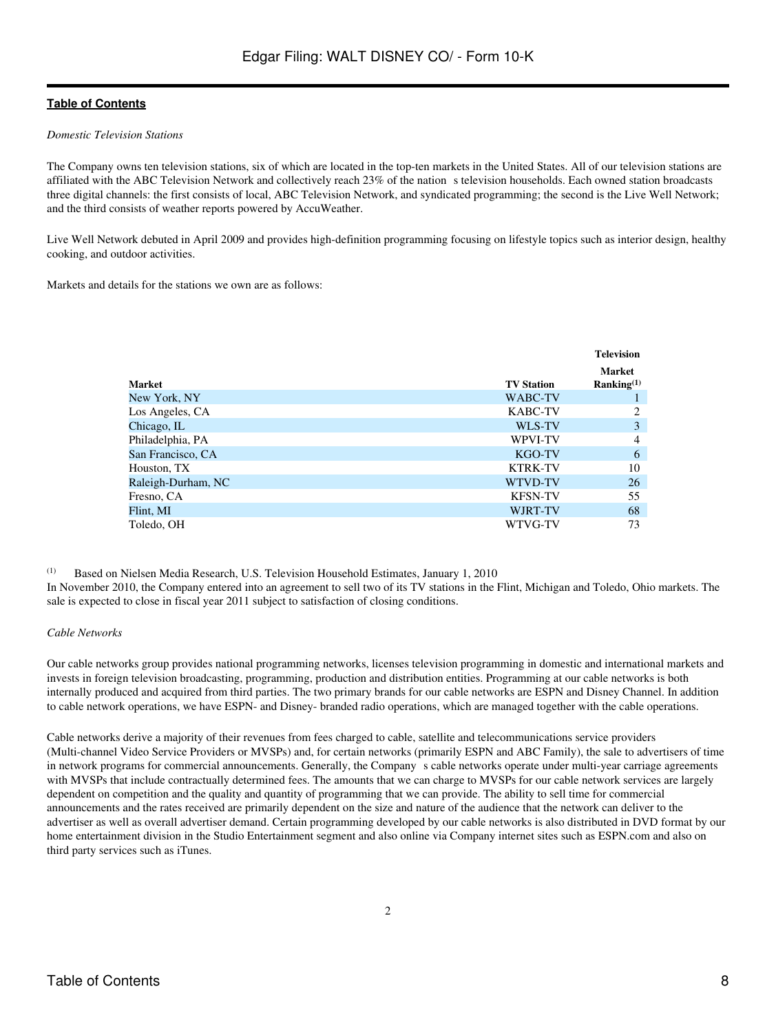*Domestic Television Stations*

The Company owns ten television stations, six of which are located in the top-ten markets in the United States. All of our television stations are affiliated with the ABC Television Network and collectively reach 23% of the nation s television households. Each owned station broadcasts three digital channels: the first consists of local, ABC Television Network, and syndicated programming; the second is the Live Well Network; and the third consists of weather reports powered by AccuWeather.

Live Well Network debuted in April 2009 and provides high-definition programming focusing on lifestyle topics such as interior design, healthy cooking, and outdoor activities.

Markets and details for the stations we own are as follows:

| Market | TV Station | Television Market Ranking[(1)] |
|---|---|---|
| New York, NY | WABC-TV | 1 |
| Los Angeles, CA | KABC-TV | 2 |
| Chicago, IL | WLS-TV | 3 |
| Philadelphia, PA | WPVI-TV | 4 |
| San Francisco, CA | KGO-TV | 6 |
| Houston, TX | KTRK-TV | 10 |
| Raleigh-Durham, NC | WTVD-TV | 26 |
| Fresno, CA | KFSN-TV | 55 |
| Flint, MI | WJRT-TV | 68 |
| Toledo, OH | WTVG-TV | 73 |

(1) Based on Nielsen Media Research, U.S. Television Household Estimates, January 1, 2010

In November 2010, the Company entered into an agreement to sell two of its TV stations in the Flint, Michigan and Toledo, Ohio markets. The sale is expected to close in fiscal year 2011 subject to satisfaction of closing conditions.

*Cable Networks*

Our cable networks group provides national programming networks, licenses television programming in domestic and international markets and invests in foreign television broadcasting, programming, production and distribution entities. Programming at our cable networks is both internally produced and acquired from third parties. The two primary brands for our cable networks are ESPN and Disney Channel. In addition to cable network operations, we have ESPN- and Disney- branded radio operations, which are managed together with the cable operations.

Cable networks derive a majority of their revenues from fees charged to cable, satellite and telecommunications service providers (Multi-channel Video Service Providers or MVSPs) and, for certain networks (primarily ESPN and ABC Family), the sale to advertisers of time in network programs for commercial announcements. Generally, the Company s cable networks operate under multi-year carriage agreements with MVSPs that include contractually determined fees. The amounts that we can charge to MVSPs for our cable network services are largely dependent on competition and the quality and quantity of programming that we can provide. The ability to sell time for commercial announcements and the rates received are primarily dependent on the size and nature of the audience that the network can deliver to the advertiser as well as overall advertiser demand. Certain programming developed by our cable networks is also distributed in DVD format by our home entertainment division in the Studio Entertainment segment and also online via Company internet sites such as ESPN.com and also on third party services such as iTunes.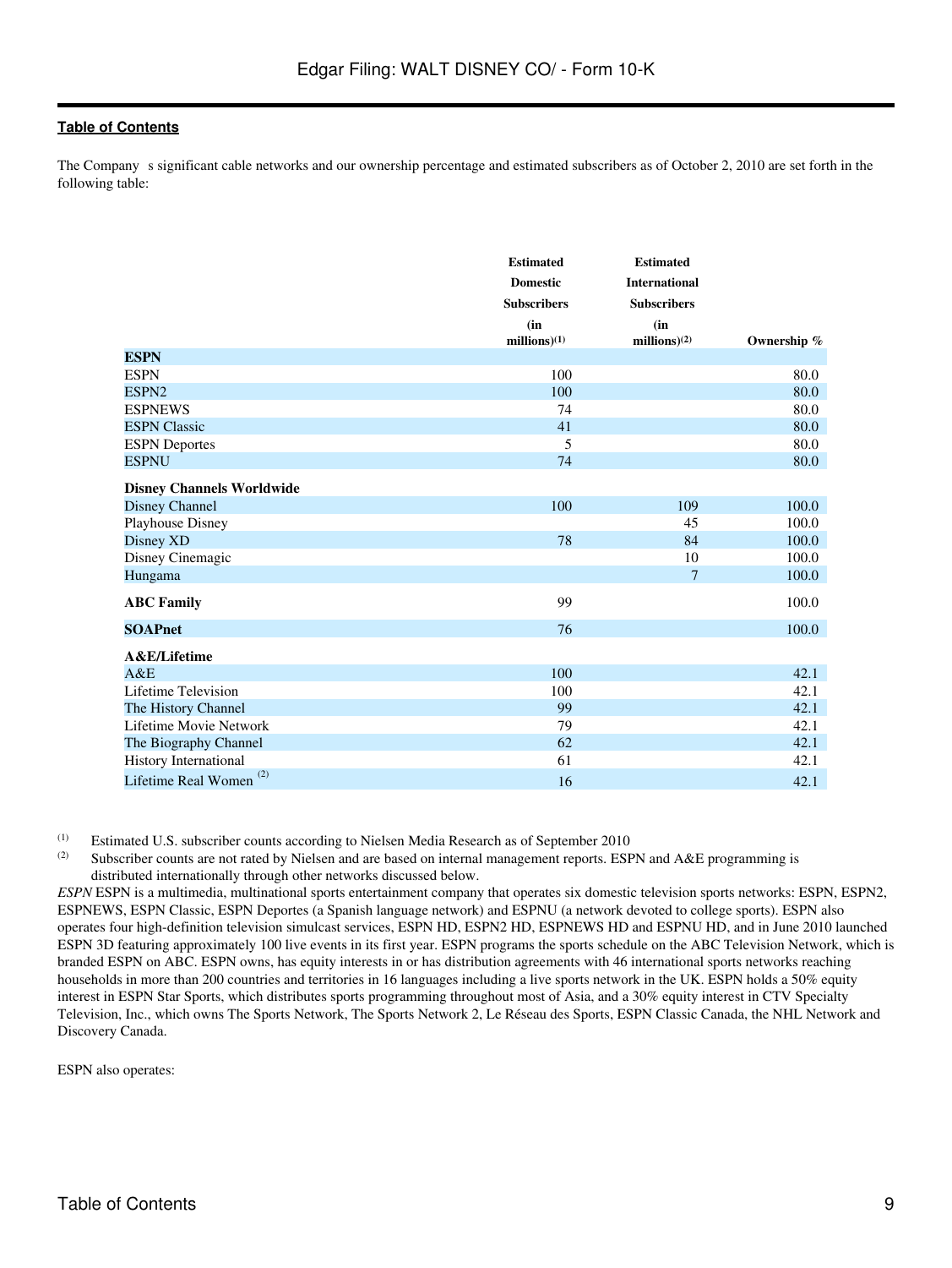The Company s significant cable networks and our ownership percentage and estimated subscribers as of October 2, 2010 are set forth in the following table:

| | Estimated Domestic Subscribers (in millions)[(1)] | Estimated International Subscribers (in millions)[(2)] | Ownership % |
|---|---|---|---|
| **ESPN** | | | |
| ESPN | 100 | | 80.0 |
| ESPN2 | 100 | | 80.0 |
| ESPNEWS | 74 | | 80.0 |
| ESPN Classic | 41 | | 80.0 |
| ESPN Deportes | 5 | | 80.0 |
| ESPNU | 74 | | 80.0 |
| **Disney Channels Worldwide** | | | |
| Disney Channel | 100 | 109 | 100.0 |
| Playhouse Disney | | 45 | 100.0 |
| Disney XD | 78 | 84 | 100.0 |
| Disney Cinemagic | | 10 | 100.0 |
| Hungama | | 7 | 100.0 |
| **ABC Family** | 99 | | 100.0 |
| **SOAPnet** | 76 | | 100.0 |
| **A&E/Lifetime** | | | |
| A&E | 100 | | 42.1 |
| Lifetime Television | 100 | | 42.1 |
| The History Channel | 99 | | 42.1 |
| Lifetime Movie Network | 79 | | 42.1 |
| The Biography Channel | 62 | | 42.1 |
| History International | 61 | | 42.1 |
| Lifetime Real Women [(2)] | 16 | | 42.1 |

(1) Estimated U.S. subscriber counts according to Nielsen Media Research as of September 2010

(2) Subscriber counts are not rated by Nielsen and are based on internal management reports. ESPN and A&E programming is distributed internationally through other networks discussed below.

*ESPN* ESPN is a multimedia, multinational sports entertainment company that operates six domestic television sports networks: ESPN, ESPN2, ESPNEWS, ESPN Classic, ESPN Deportes (a Spanish language network) and ESPNU (a network devoted to college sports). ESPN also operates four high-definition television simulcast services, ESPN HD, ESPN2 HD, ESPNEWS HD and ESPNU HD, and in June 2010 launched ESPN 3D featuring approximately 100 live events in its first year. ESPN programs the sports schedule on the ABC Television Network, which is branded ESPN on ABC. ESPN owns, has equity interests in or has distribution agreements with 46 international sports networks reaching households in more than 200 countries and territories in 16 languages including a live sports network in the UK. ESPN holds a 50% equity interest in ESPN Star Sports, which distributes sports programming throughout most of Asia, and a 30% equity interest in CTV Specialty Television, Inc., which owns The Sports Network, The Sports Network 2, Le Réseau des Sports, ESPN Classic Canada, the NHL Network and Discovery Canada.

ESPN also operates: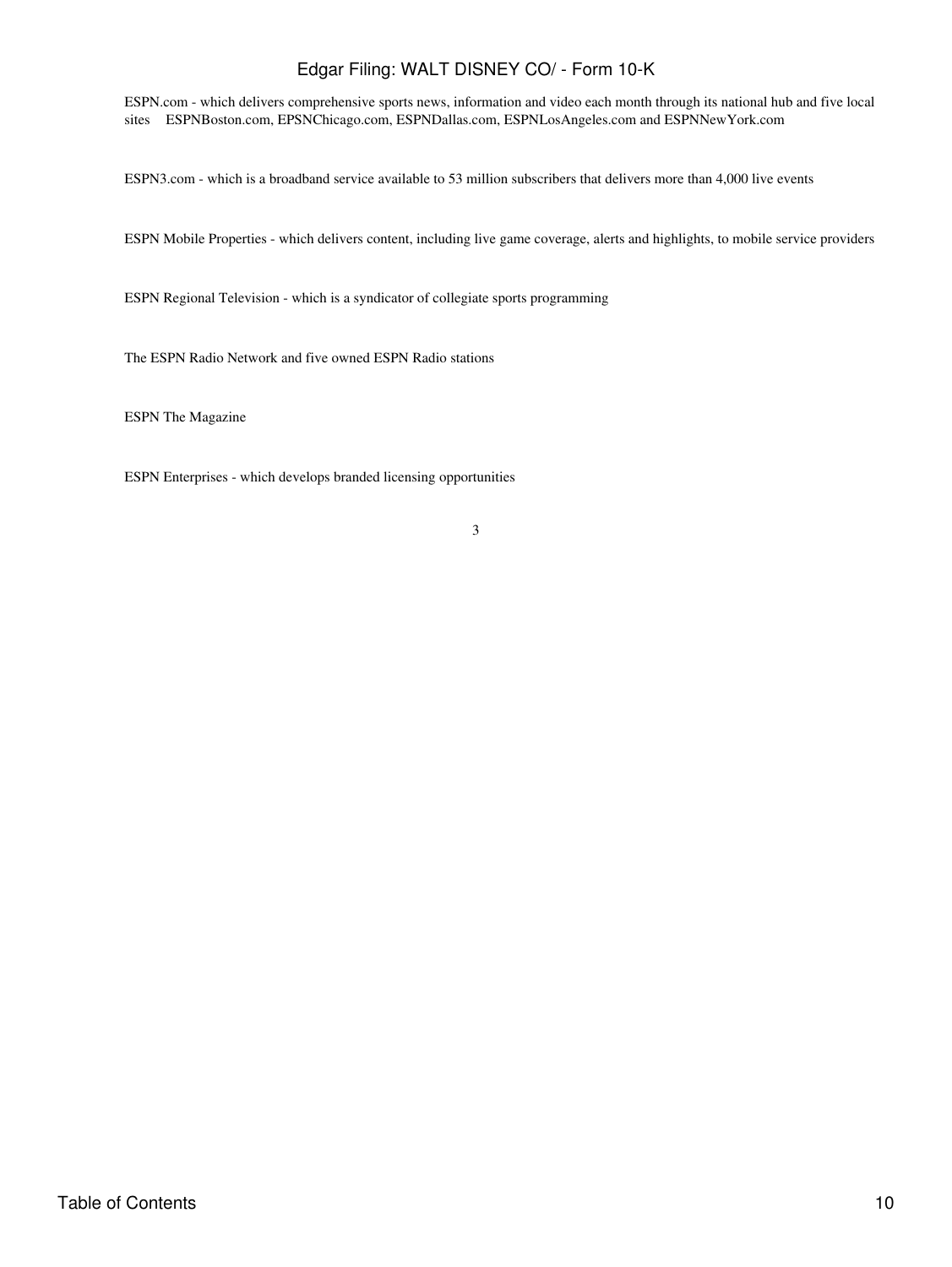ESPN.com - which delivers comprehensive sports news, information and video each month through its national hub and five local sites ESPNBoston.com, EPSNChicago.com, ESPNDallas.com, ESPNLosAngeles.com and ESPNNewYork.com

ESPN3.com - which is a broadband service available to 53 million subscribers that delivers more than 4,000 live events

ESPN Mobile Properties - which delivers content, including live game coverage, alerts and highlights, to mobile service providers

ESPN Regional Television - which is a syndicator of collegiate sports programming

The ESPN Radio Network and five owned ESPN Radio stations

ESPN The Magazine

ESPN Enterprises - which develops branded licensing opportunities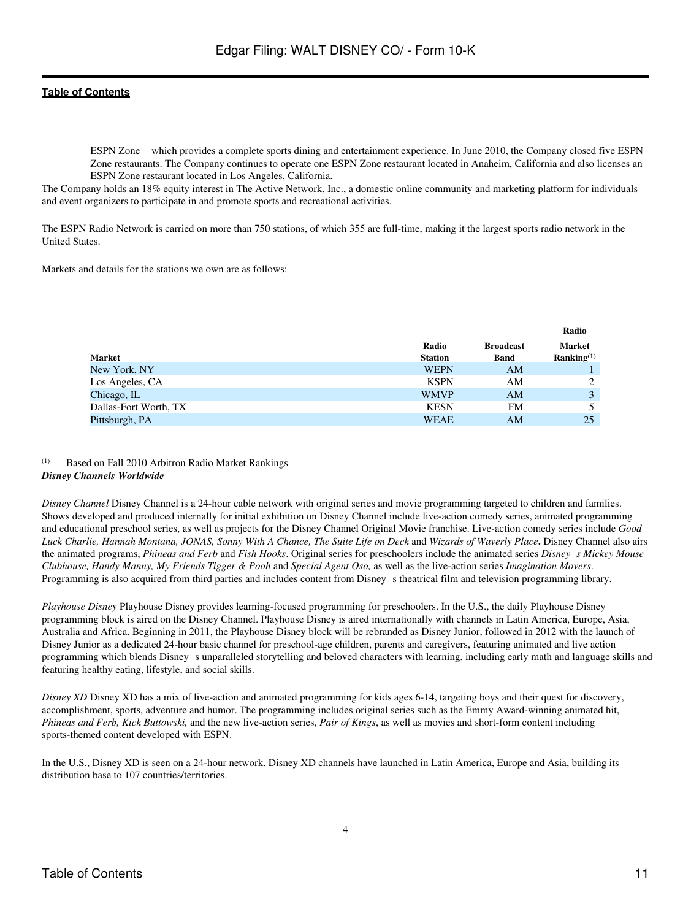ESPN Zone which provides a complete sports dining and entertainment experience. In June 2010, the Company closed five ESPN Zone restaurants. The Company continues to operate one ESPN Zone restaurant located in Anaheim, California and also licenses an ESPN Zone restaurant located in Los Angeles, California.

The Company holds an 18% equity interest in The Active Network, Inc., a domestic online community and marketing platform for individuals and event organizers to participate in and promote sports and recreational activities.

The ESPN Radio Network is carried on more than 750 stations, of which 355 are full-time, making it the largest sports radio network in the United States.

Markets and details for the stations we own are as follows:

| Market | Radio Station | Broadcast Band | Radio Market Ranking[(1)] |
|---|---|---|---|
| New York, NY | WEPN | AM | 1 |
| Los Angeles, CA | KSPN | AM | 2 |
| Chicago, IL | WMVP | AM | 3 |
| Dallas-Fort Worth, TX | KESN | FM | 5 |
| Pittsburgh, PA | WEAE | AM | 25 |

(1) Based on Fall 2010 Arbitron Radio Market Rankings

***Disney Channels Worldwide***

*Disney Channel* Disney Channel is a 24-hour cable network with original series and movie programming targeted to children and families. Shows developed and produced internally for initial exhibition on Disney Channel include live-action comedy series, animated programming and educational preschool series, as well as projects for the Disney Channel Original Movie franchise. Live-action comedy series include *Good Luck Charlie, Hannah Montana, JONAS, Sonny With A Chance, The Suite Life on Deck* and *Wizards of Waverly Place***.** Disney Channel also airs the animated programs, *Phineas and Ferb* and *Fish Hooks*. Original series for preschoolers include the animated series *Disney s Mickey Mouse Clubhouse, Handy Manny, My Friends Tigger & Pooh* and *Special Agent Oso,* as well as the live-action series *Imagination Movers*. Programming is also acquired from third parties and includes content from Disney s theatrical film and television programming library.

*Playhouse Disney* Playhouse Disney provides learning-focused programming for preschoolers. In the U.S., the daily Playhouse Disney programming block is aired on the Disney Channel. Playhouse Disney is aired internationally with channels in Latin America, Europe, Asia, Australia and Africa. Beginning in 2011, the Playhouse Disney block will be rebranded as Disney Junior, followed in 2012 with the launch of Disney Junior as a dedicated 24-hour basic channel for preschool-age children, parents and caregivers, featuring animated and live action programming which blends Disney s unparalleled storytelling and beloved characters with learning, including early math and language skills and featuring healthy eating, lifestyle, and social skills.

*Disney XD* Disney XD has a mix of live-action and animated programming for kids ages 6-14, targeting boys and their quest for discovery, accomplishment, sports, adventure and humor. The programming includes original series such as the Emmy Award-winning animated hit, *Phineas and Ferb, Kick Buttowski,* and the new live-action series, *Pair of Kings*, as well as movies and short-form content including sports-themed content developed with ESPN.

In the U.S., Disney XD is seen on a 24-hour network. Disney XD channels have launched in Latin America, Europe and Asia, building its distribution base to 107 countries/territories.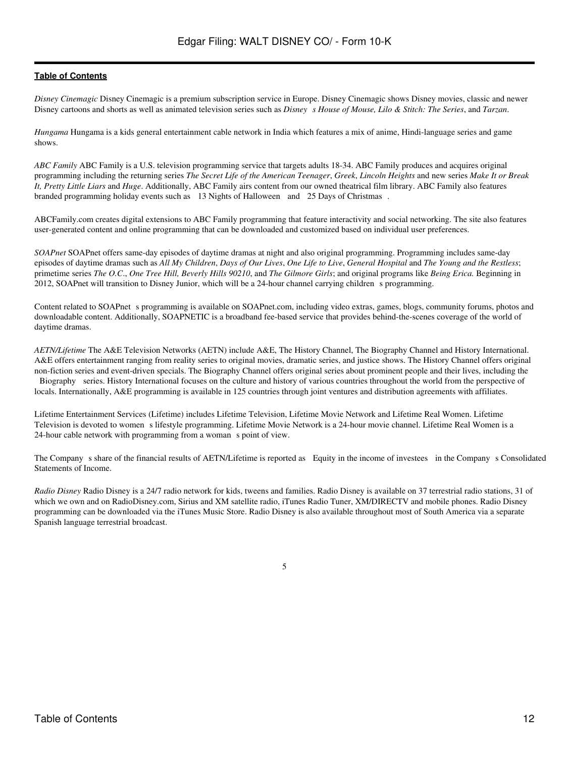*Disney Cinemagic* Disney Cinemagic is a premium subscription service in Europe. Disney Cinemagic shows Disney movies, classic and newer Disney cartoons and shorts as well as animated television series such as *Disney s House of Mouse, Lilo & Stitch: The Series*, and *Tarzan*.

*Hungama* Hungama is a kids general entertainment cable network in India which features a mix of anime, Hindi-language series and game shows.

*ABC Family* ABC Family is a U.S. television programming service that targets adults 18-34. ABC Family produces and acquires original programming including the returning series *The Secret Life of the American Teenager*, *Greek*, *Lincoln Heights* and new series *Make It or Break It, Pretty Little Liars* and *Huge*. Additionally, ABC Family airs content from our owned theatrical film library. ABC Family also features branded programming holiday events such as 13 Nights of Halloween and 25 Days of Christmas .

ABCFamily.com creates digital extensions to ABC Family programming that feature interactivity and social networking. The site also features user-generated content and online programming that can be downloaded and customized based on individual user preferences.

*SOAPnet* SOAPnet offers same-day episodes of daytime dramas at night and also original programming. Programming includes same-day episodes of daytime dramas such as *All My Children*, *Days of Our Lives*, *One Life to Live*, *General Hospital* and *The Young and the Restless*; primetime series *The O.C*., *One Tree Hill, Beverly Hills 90210*, and *The Gilmore Girls*; and original programs like *Being Erica.* Beginning in 2012, SOAPnet will transition to Disney Junior, which will be a 24-hour channel carrying children s programming.

Content related to SOAPnet s programming is available on SOAPnet.com, including video extras, games, blogs, community forums, photos and downloadable content. Additionally, SOAPNETIC is a broadband fee-based service that provides behind-the-scenes coverage of the world of daytime dramas.

*AETN/Lifetime* The A&E Television Networks (AETN) include A&E, The History Channel, The Biography Channel and History International. A&E offers entertainment ranging from reality series to original movies, dramatic series, and justice shows. The History Channel offers original non-fiction series and event-driven specials. The Biography Channel offers original series about prominent people and their lives, including the Biography series. History International focuses on the culture and history of various countries throughout the world from the perspective of locals. Internationally, A&E programming is available in 125 countries through joint ventures and distribution agreements with affiliates.

Lifetime Entertainment Services (Lifetime) includes Lifetime Television, Lifetime Movie Network and Lifetime Real Women. Lifetime Television is devoted to women s lifestyle programming. Lifetime Movie Network is a 24-hour movie channel. Lifetime Real Women is a 24-hour cable network with programming from a woman s point of view.

The Company s share of the financial results of AETN/Lifetime is reported as Equity in the income of investees in the Company s Consolidated Statements of Income.

*Radio Disney* Radio Disney is a 24/7 radio network for kids, tweens and families. Radio Disney is available on 37 terrestrial radio stations, 31 of which we own and on RadioDisney.com, Sirius and XM satellite radio, iTunes Radio Tuner, XM/DIRECTV and mobile phones. Radio Disney programming can be downloaded via the iTunes Music Store. Radio Disney is also available throughout most of South America via a separate Spanish language terrestrial broadcast.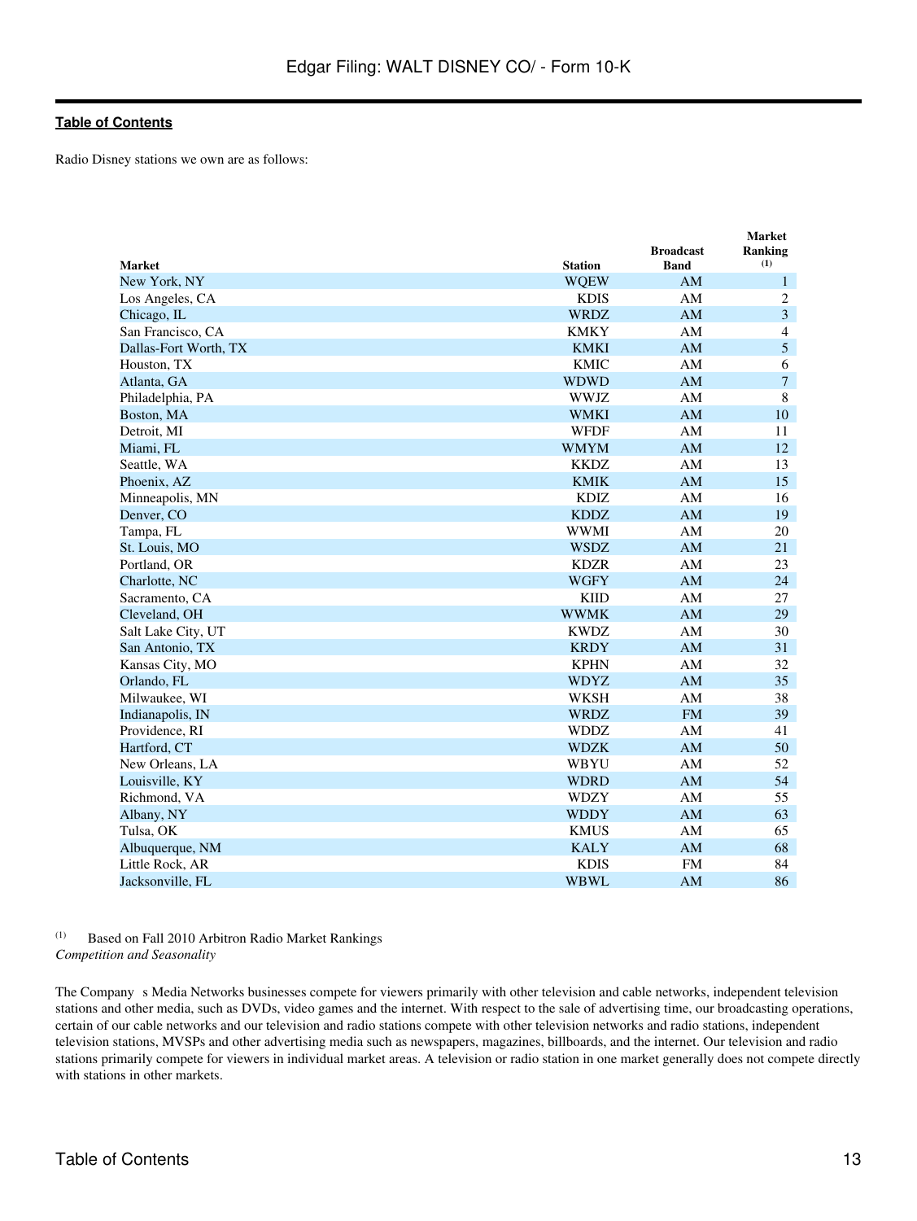Radio Disney stations we own are as follows:

| Market | Station | Broadcast Band | Market Ranking [(1)] |
|---|---|---|---|
| New York, NY | WQEW | AM | 1 |
| Los Angeles, CA | KDIS | AM | 2 |
| Chicago, IL | WRDZ | AM | 3 |
| San Francisco, CA | KMKY | AM | 4 |
| Dallas-Fort Worth, TX | KMKI | AM | 5 |
| Houston, TX | KMIC | AM | 6 |
| Atlanta, GA | WDWD | AM | 7 |
| Philadelphia, PA | WWJZ | AM | 8 |
| Boston, MA | WMKI | AM | 10 |
| Detroit, MI | WFDF | AM | 11 |
| Miami, FL | WMYM | AM | 12 |
| Seattle, WA | KKDZ | AM | 13 |
| Phoenix, AZ | KMIK | AM | 15 |
| Minneapolis, MN | KDIZ | AM | 16 |
| Denver, CO | KDDZ | AM | 19 |
| Tampa, FL | WWMI | AM | 20 |
| St. Louis, MO | WSDZ | AM | 21 |
| Portland, OR | KDZR | AM | 23 |
| Charlotte, NC | WGFY | AM | 24 |
| Sacramento, CA | KIID | AM | 27 |
| Cleveland, OH | WWMK | AM | 29 |
| Salt Lake City, UT | KWDZ | AM | 30 |
| San Antonio, TX | KRDY | AM | 31 |
| Kansas City, MO | KPHN | AM | 32 |
| Orlando, FL | WDYZ | AM | 35 |
| Milwaukee, WI | WKSH | AM | 38 |
| Indianapolis, IN | WRDZ | FM | 39 |
| Providence, RI | WDDZ | AM | 41 |
| Hartford, CT | WDZK | AM | 50 |
| New Orleans, LA | WBYU | AM | 52 |
| Louisville, KY | WDRD | AM | 54 |
| Richmond, VA | WDZY | AM | 55 |
| Albany, NY | WDDY | AM | 63 |
| Tulsa, OK | KMUS | AM | 65 |
| Albuquerque, NM | KALY | AM | 68 |
| Little Rock, AR | KDIS | FM | 84 |
| Jacksonville, FL | WBWL | AM | 86 |

(1) Based on Fall 2010 Arbitron Radio Market Rankings

*Competition and Seasonality*

The Company s Media Networks businesses compete for viewers primarily with other television and cable networks, independent television stations and other media, such as DVDs, video games and the internet. With respect to the sale of advertising time, our broadcasting operations, certain of our cable networks and our television and radio stations compete with other television networks and radio stations, independent television stations, MVSPs and other advertising media such as newspapers, magazines, billboards, and the internet. Our television and radio stations primarily compete for viewers in individual market areas. A television or radio station in one market generally does not compete directly with stations in other markets.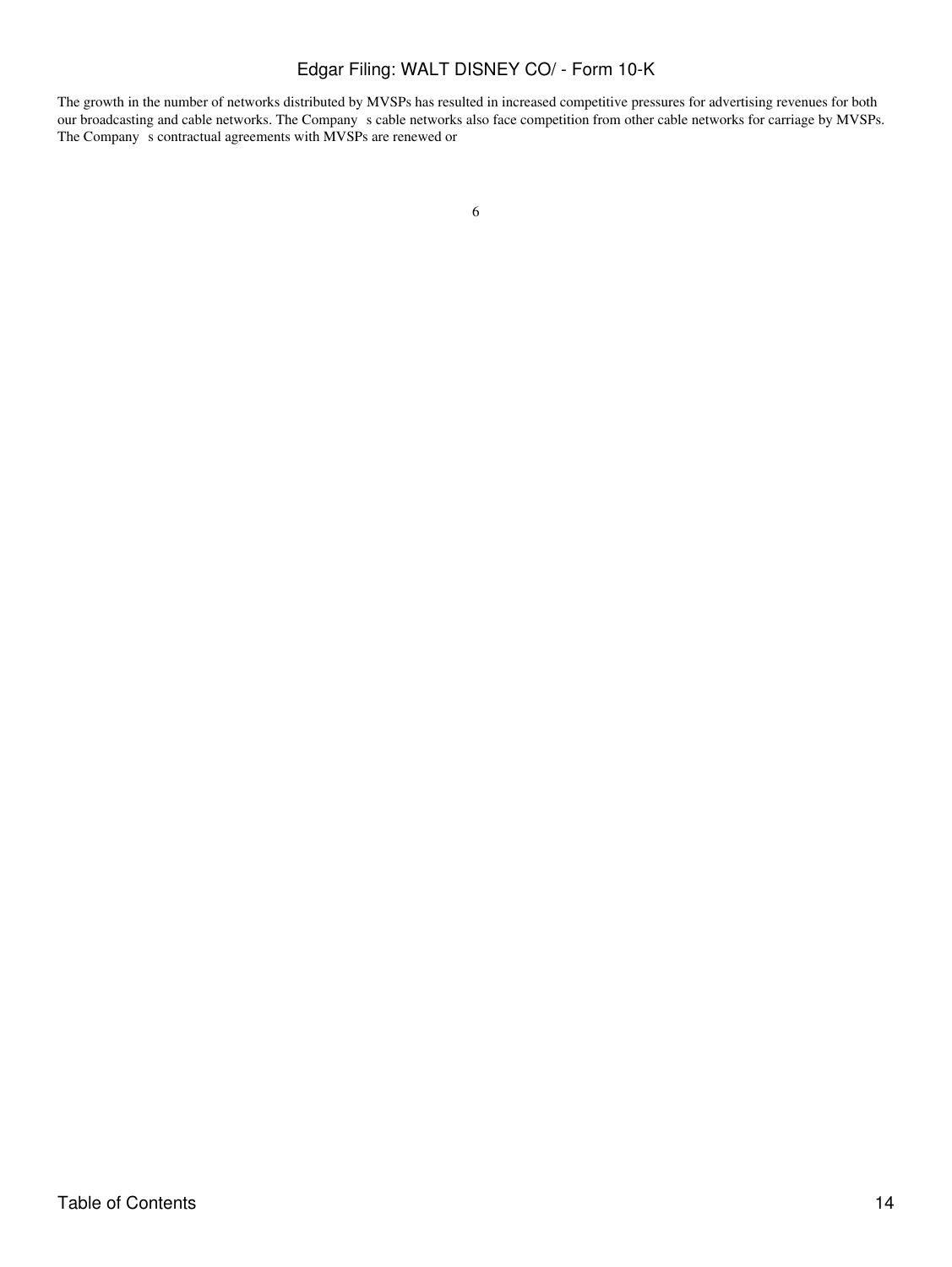The growth in the number of networks distributed by MVSPs has resulted in increased competitive pressures for advertising revenues for both our broadcasting and cable networks. The Company s cable networks also face competition from other cable networks for carriage by MVSPs. The Company s contractual agreements with MVSPs are renewed or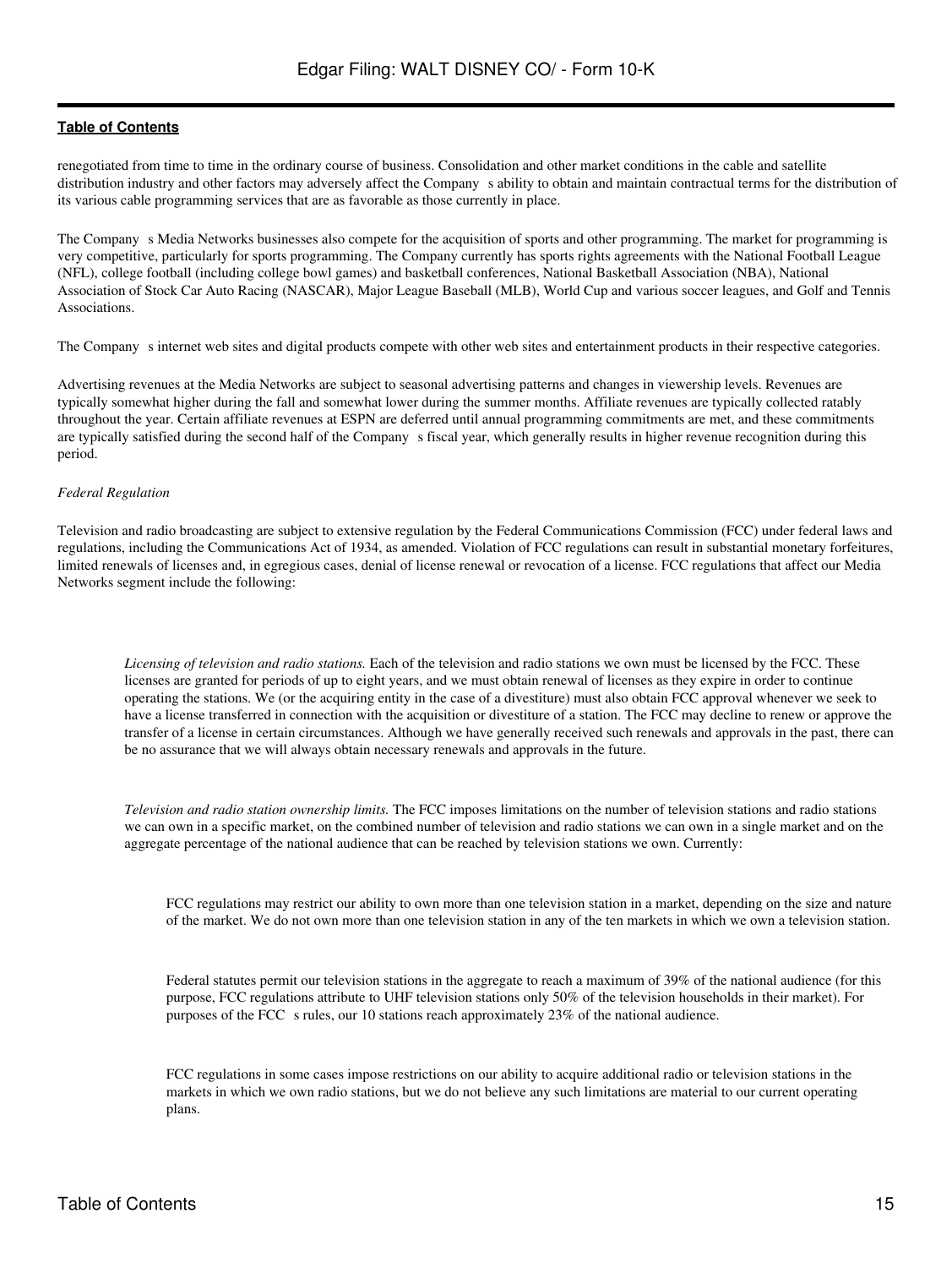renegotiated from time to time in the ordinary course of business. Consolidation and other market conditions in the cable and satellite distribution industry and other factors may adversely affect the Company s ability to obtain and maintain contractual terms for the distribution of its various cable programming services that are as favorable as those currently in place.

The Company s Media Networks businesses also compete for the acquisition of sports and other programming. The market for programming is very competitive, particularly for sports programming. The Company currently has sports rights agreements with the National Football League (NFL), college football (including college bowl games) and basketball conferences, National Basketball Association (NBA), National Association of Stock Car Auto Racing (NASCAR), Major League Baseball (MLB), World Cup and various soccer leagues, and Golf and Tennis Associations.

The Company s internet web sites and digital products compete with other web sites and entertainment products in their respective categories.

Advertising revenues at the Media Networks are subject to seasonal advertising patterns and changes in viewership levels. Revenues are typically somewhat higher during the fall and somewhat lower during the summer months. Affiliate revenues are typically collected ratably throughout the year. Certain affiliate revenues at ESPN are deferred until annual programming commitments are met, and these commitments are typically satisfied during the second half of the Company s fiscal year, which generally results in higher revenue recognition during this period.

*Federal Regulation*

Television and radio broadcasting are subject to extensive regulation by the Federal Communications Commission (FCC) under federal laws and regulations, including the Communications Act of 1934, as amended. Violation of FCC regulations can result in substantial monetary forfeitures, limited renewals of licenses and, in egregious cases, denial of license renewal or revocation of a license. FCC regulations that affect our Media Networks segment include the following:

- *Licensing of television and radio stations.* Each of the television and radio stations we own must be licensed by the FCC. These licenses are granted for periods of up to eight years, and we must obtain renewal of licenses as they expire in order to continue operating the stations. We (or the acquiring entity in the case of a divestiture) must also obtain FCC approval whenever we seek to have a license transferred in connection with the acquisition or divestiture of a station. The FCC may decline to renew or approve the transfer of a license in certain circumstances. Although we have generally received such renewals and approvals in the past, there can be no assurance that we will always obtain necessary renewals and approvals in the future.

- *Television and radio station ownership limits.* The FCC imposes limitations on the number of television stations and radio stations we can own in a specific market, on the combined number of television and radio stations we can own in a single market and on the aggregate percentage of the national audience that can be reached by television stations we own. Currently:

  - FCC regulations may restrict our ability to own more than one television station in a market, depending on the size and nature of the market. We do not own more than one television station in any of the ten markets in which we own a television station.

  - Federal statutes permit our television stations in the aggregate to reach a maximum of 39% of the national audience (for this purpose, FCC regulations attribute to UHF television stations only 50% of the television households in their market). For purposes of the FCC s rules, our 10 stations reach approximately 23% of the national audience.

  - FCC regulations in some cases impose restrictions on our ability to acquire additional radio or television stations in the markets in which we own radio stations, but we do not believe any such limitations are material to our current operating plans.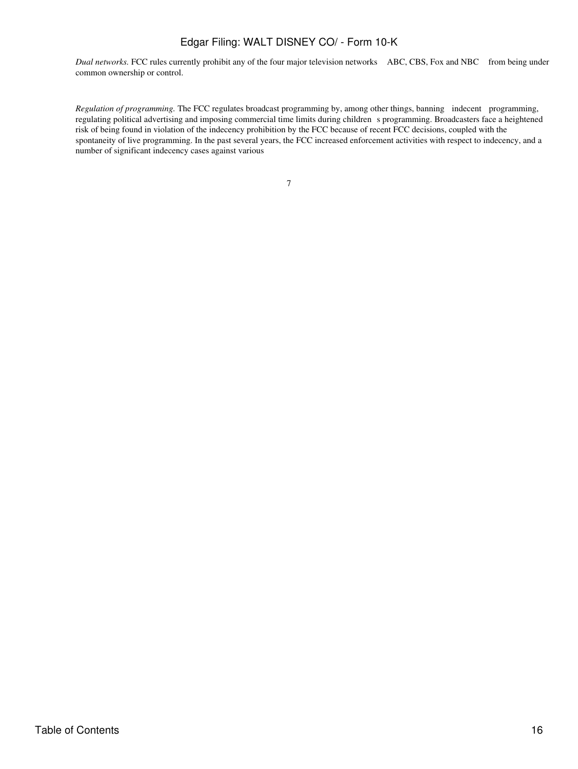*Dual networks.* FCC rules currently prohibit any of the four major television networks ABC, CBS, Fox and NBC from being under common ownership or control.

*Regulation of programming.* The FCC regulates broadcast programming by, among other things, banning indecent programming, regulating political advertising and imposing commercial time limits during children s programming. Broadcasters face a heightened risk of being found in violation of the indecency prohibition by the FCC because of recent FCC decisions, coupled with the spontaneity of live programming. In the past several years, the FCC increased enforcement activities with respect to indecency, and a number of significant indecency cases against various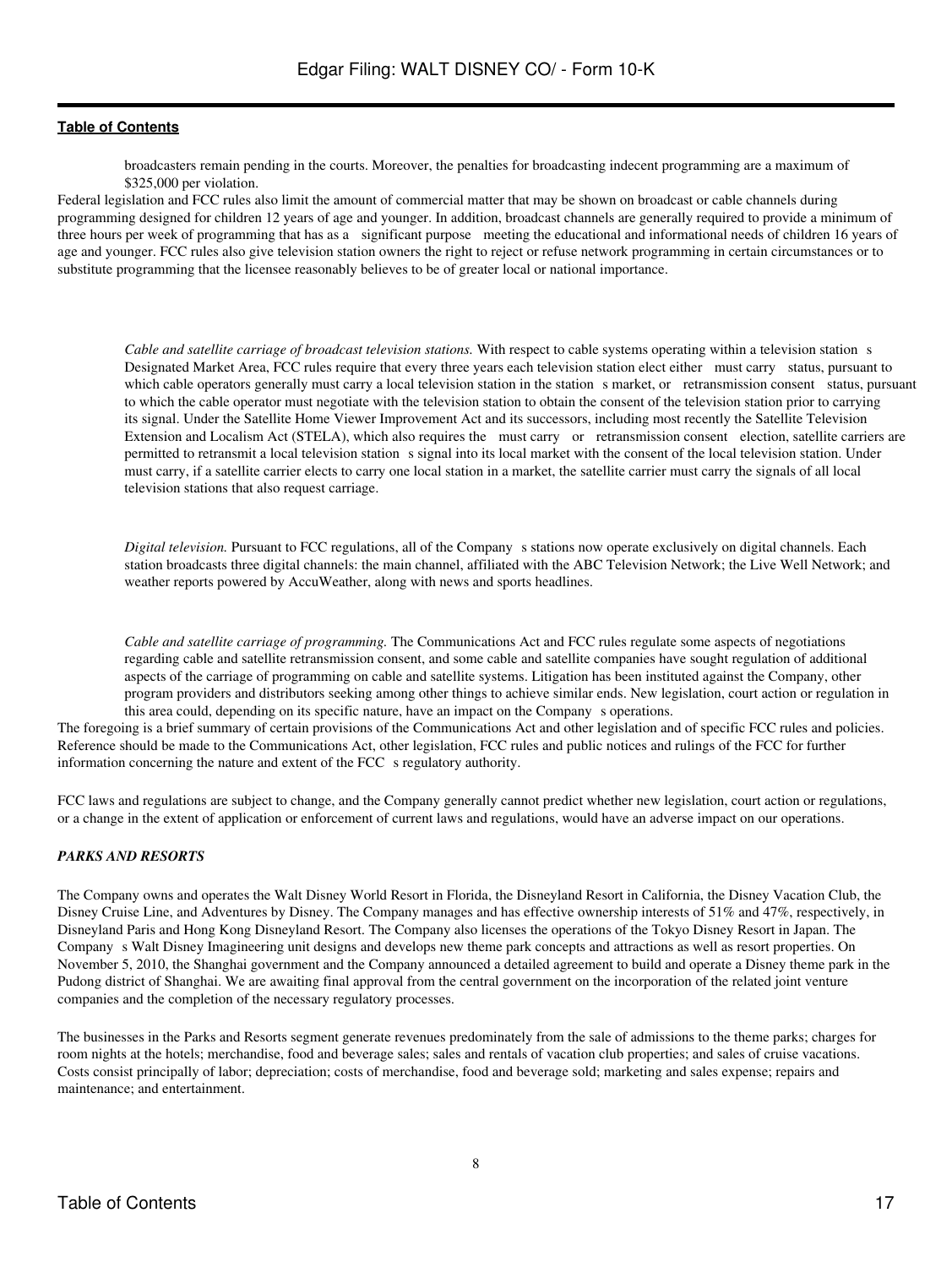broadcasters remain pending in the courts. Moreover, the penalties for broadcasting indecent programming are a maximum of $325,000 per violation.

Federal legislation and FCC rules also limit the amount of commercial matter that may be shown on broadcast or cable channels during programming designed for children 12 years of age and younger. In addition, broadcast channels are generally required to provide a minimum of three hours per week of programming that has as a significant purpose meeting the educational and informational needs of children 16 years of age and younger. FCC rules also give television station owners the right to reject or refuse network programming in certain circumstances or to substitute programming that the licensee reasonably believes to be of greater local or national importance.

*Cable and satellite carriage of broadcast television stations.* With respect to cable systems operating within a television station s Designated Market Area, FCC rules require that every three years each television station elect either must carry status, pursuant to which cable operators generally must carry a local television station in the station s market, or retransmission consent status, pursuant to which the cable operator must negotiate with the television station to obtain the consent of the television station prior to carrying its signal. Under the Satellite Home Viewer Improvement Act and its successors, including most recently the Satellite Television Extension and Localism Act (STELA), which also requires the must carry or retransmission consent election, satellite carriers are permitted to retransmit a local television station s signal into its local market with the consent of the local television station. Under must carry, if a satellite carrier elects to carry one local station in a market, the satellite carrier must carry the signals of all local television stations that also request carriage.

*Digital television.* Pursuant to FCC regulations, all of the Company s stations now operate exclusively on digital channels. Each station broadcasts three digital channels: the main channel, affiliated with the ABC Television Network; the Live Well Network; and weather reports powered by AccuWeather, along with news and sports headlines.

*Cable and satellite carriage of programming.* The Communications Act and FCC rules regulate some aspects of negotiations regarding cable and satellite retransmission consent, and some cable and satellite companies have sought regulation of additional aspects of the carriage of programming on cable and satellite systems. Litigation has been instituted against the Company, other program providers and distributors seeking among other things to achieve similar ends. New legislation, court action or regulation in this area could, depending on its specific nature, have an impact on the Company s operations.

The foregoing is a brief summary of certain provisions of the Communications Act and other legislation and of specific FCC rules and policies. Reference should be made to the Communications Act, other legislation, FCC rules and public notices and rulings of the FCC for further information concerning the nature and extent of the FCC s regulatory authority.

FCC laws and regulations are subject to change, and the Company generally cannot predict whether new legislation, court action or regulations, or a change in the extent of application or enforcement of current laws and regulations, would have an adverse impact on our operations.

***PARKS AND RESORTS***

The Company owns and operates the Walt Disney World Resort in Florida, the Disneyland Resort in California, the Disney Vacation Club, the Disney Cruise Line, and Adventures by Disney. The Company manages and has effective ownership interests of 51% and 47%, respectively, in Disneyland Paris and Hong Kong Disneyland Resort. The Company also licenses the operations of the Tokyo Disney Resort in Japan. The Company s Walt Disney Imagineering unit designs and develops new theme park concepts and attractions as well as resort properties. On November 5, 2010, the Shanghai government and the Company announced a detailed agreement to build and operate a Disney theme park in the Pudong district of Shanghai. We are awaiting final approval from the central government on the incorporation of the related joint venture companies and the completion of the necessary regulatory processes.

The businesses in the Parks and Resorts segment generate revenues predominately from the sale of admissions to the theme parks; charges for room nights at the hotels; merchandise, food and beverage sales; sales and rentals of vacation club properties; and sales of cruise vacations. Costs consist principally of labor; depreciation; costs of merchandise, food and beverage sold; marketing and sales expense; repairs and maintenance; and entertainment.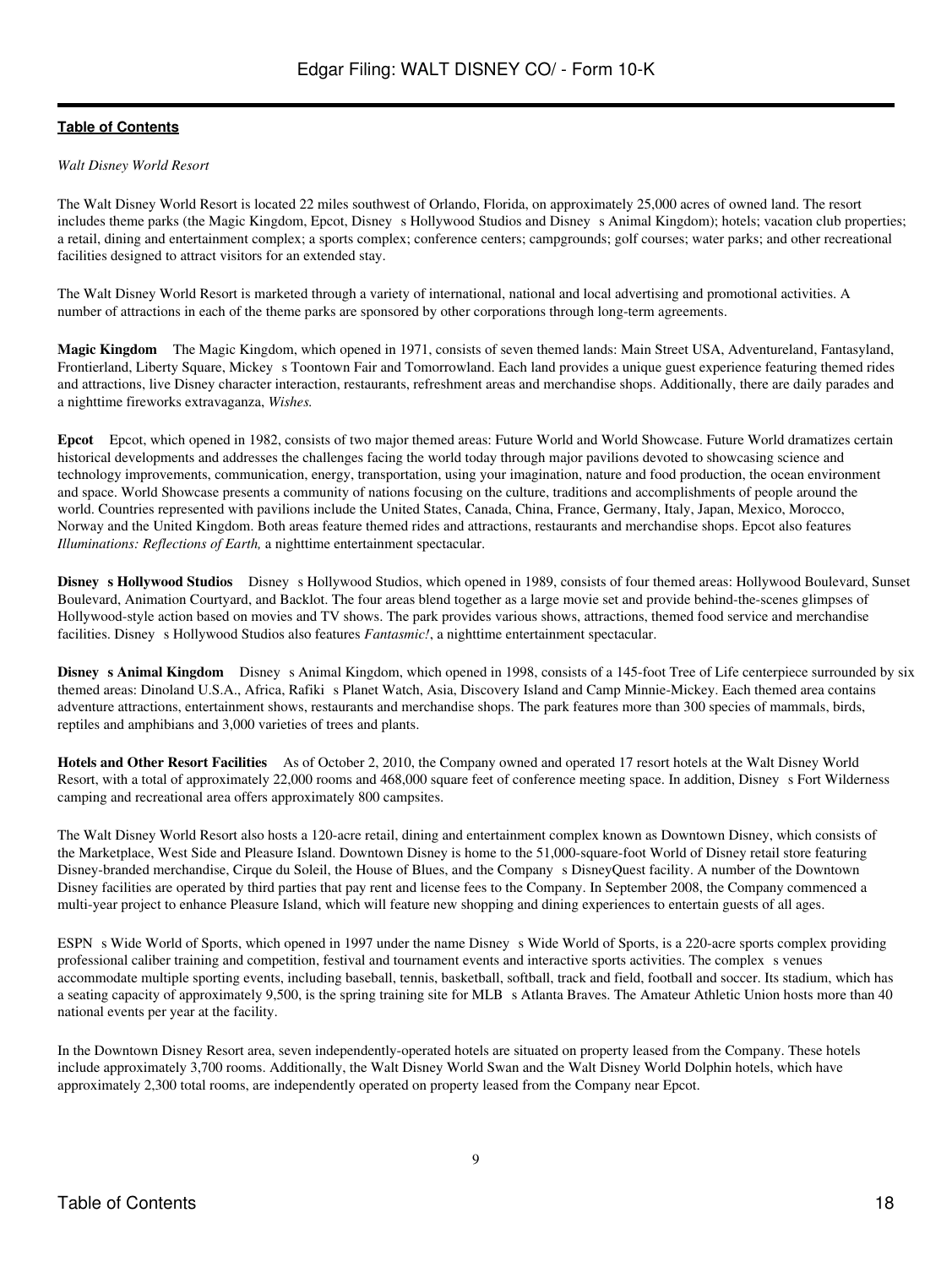*Walt Disney World Resort*

The Walt Disney World Resort is located 22 miles southwest of Orlando, Florida, on approximately 25,000 acres of owned land. The resort includes theme parks (the Magic Kingdom, Epcot, Disney s Hollywood Studios and Disney s Animal Kingdom); hotels; vacation club properties; a retail, dining and entertainment complex; a sports complex; conference centers; campgrounds; golf courses; water parks; and other recreational facilities designed to attract visitors for an extended stay.

The Walt Disney World Resort is marketed through a variety of international, national and local advertising and promotional activities. A number of attractions in each of the theme parks are sponsored by other corporations through long-term agreements.

**Magic Kingdom** The Magic Kingdom, which opened in 1971, consists of seven themed lands: Main Street USA, Adventureland, Fantasyland, Frontierland, Liberty Square, Mickey s Toontown Fair and Tomorrowland. Each land provides a unique guest experience featuring themed rides and attractions, live Disney character interaction, restaurants, refreshment areas and merchandise shops. Additionally, there are daily parades and a nighttime fireworks extravaganza, *Wishes.*

**Epcot** Epcot, which opened in 1982, consists of two major themed areas: Future World and World Showcase. Future World dramatizes certain historical developments and addresses the challenges facing the world today through major pavilions devoted to showcasing science and technology improvements, communication, energy, transportation, using your imagination, nature and food production, the ocean environment and space. World Showcase presents a community of nations focusing on the culture, traditions and accomplishments of people around the world. Countries represented with pavilions include the United States, Canada, China, France, Germany, Italy, Japan, Mexico, Morocco, Norway and the United Kingdom. Both areas feature themed rides and attractions, restaurants and merchandise shops. Epcot also features *Illuminations: Reflections of Earth,* a nighttime entertainment spectacular.

**Disney s Hollywood Studios** Disney s Hollywood Studios, which opened in 1989, consists of four themed areas: Hollywood Boulevard, Sunset Boulevard, Animation Courtyard, and Backlot. The four areas blend together as a large movie set and provide behind-the-scenes glimpses of Hollywood-style action based on movies and TV shows. The park provides various shows, attractions, themed food service and merchandise facilities. Disney s Hollywood Studios also features *Fantasmic!*, a nighttime entertainment spectacular.

**Disney s Animal Kingdom** Disney s Animal Kingdom, which opened in 1998, consists of a 145-foot Tree of Life centerpiece surrounded by six themed areas: Dinoland U.S.A., Africa, Rafiki s Planet Watch, Asia, Discovery Island and Camp Minnie-Mickey. Each themed area contains adventure attractions, entertainment shows, restaurants and merchandise shops. The park features more than 300 species of mammals, birds, reptiles and amphibians and 3,000 varieties of trees and plants.

**Hotels and Other Resort Facilities** As of October 2, 2010, the Company owned and operated 17 resort hotels at the Walt Disney World Resort, with a total of approximately 22,000 rooms and 468,000 square feet of conference meeting space. In addition, Disney s Fort Wilderness camping and recreational area offers approximately 800 campsites.

The Walt Disney World Resort also hosts a 120-acre retail, dining and entertainment complex known as Downtown Disney, which consists of the Marketplace, West Side and Pleasure Island. Downtown Disney is home to the 51,000-square-foot World of Disney retail store featuring Disney-branded merchandise, Cirque du Soleil, the House of Blues, and the Company s DisneyQuest facility. A number of the Downtown Disney facilities are operated by third parties that pay rent and license fees to the Company. In September 2008, the Company commenced a multi-year project to enhance Pleasure Island, which will feature new shopping and dining experiences to entertain guests of all ages.

ESPN s Wide World of Sports, which opened in 1997 under the name Disney s Wide World of Sports, is a 220-acre sports complex providing professional caliber training and competition, festival and tournament events and interactive sports activities. The complex s venues accommodate multiple sporting events, including baseball, tennis, basketball, softball, track and field, football and soccer. Its stadium, which has a seating capacity of approximately 9,500, is the spring training site for MLB s Atlanta Braves. The Amateur Athletic Union hosts more than 40 national events per year at the facility.

In the Downtown Disney Resort area, seven independently-operated hotels are situated on property leased from the Company. These hotels include approximately 3,700 rooms. Additionally, the Walt Disney World Swan and the Walt Disney World Dolphin hotels, which have approximately 2,300 total rooms, are independently operated on property leased from the Company near Epcot.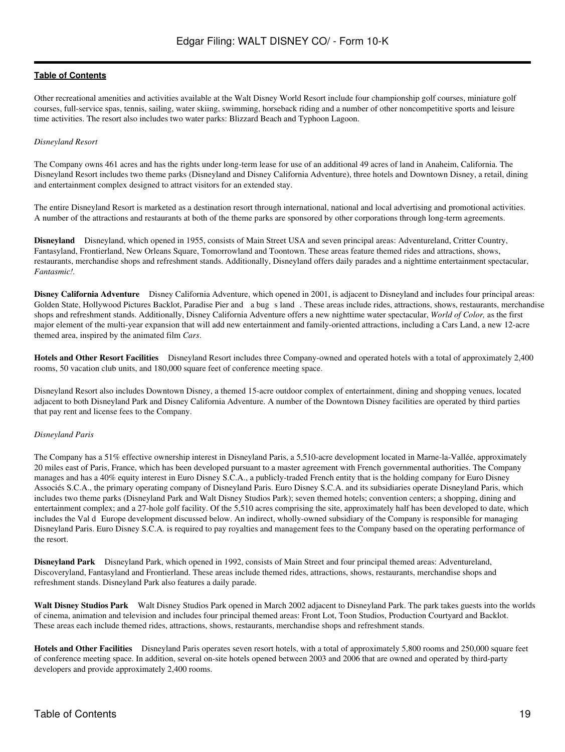Other recreational amenities and activities available at the Walt Disney World Resort include four championship golf courses, miniature golf courses, full-service spas, tennis, sailing, water skiing, swimming, horseback riding and a number of other noncompetitive sports and leisure time activities. The resort also includes two water parks: Blizzard Beach and Typhoon Lagoon.

*Disneyland Resort*

The Company owns 461 acres and has the rights under long-term lease for use of an additional 49 acres of land in Anaheim, California. The Disneyland Resort includes two theme parks (Disneyland and Disney California Adventure), three hotels and Downtown Disney, a retail, dining and entertainment complex designed to attract visitors for an extended stay.

The entire Disneyland Resort is marketed as a destination resort through international, national and local advertising and promotional activities. A number of the attractions and restaurants at both of the theme parks are sponsored by other corporations through long-term agreements.

**Disneyland** Disneyland, which opened in 1955, consists of Main Street USA and seven principal areas: Adventureland, Critter Country, Fantasyland, Frontierland, New Orleans Square, Tomorrowland and Toontown. These areas feature themed rides and attractions, shows, restaurants, merchandise shops and refreshment stands. Additionally, Disneyland offers daily parades and a nighttime entertainment spectacular, *Fantasmic!*.

**Disney California Adventure** Disney California Adventure, which opened in 2001, is adjacent to Disneyland and includes four principal areas: Golden State, Hollywood Pictures Backlot, Paradise Pier and a bug s land . These areas include rides, attractions, shows, restaurants, merchandise shops and refreshment stands. Additionally, Disney California Adventure offers a new nighttime water spectacular, *World of Color,* as the first major element of the multi-year expansion that will add new entertainment and family-oriented attractions, including a Cars Land, a new 12-acre themed area, inspired by the animated film *Cars*.

**Hotels and Other Resort Facilities** Disneyland Resort includes three Company-owned and operated hotels with a total of approximately 2,400 rooms, 50 vacation club units, and 180,000 square feet of conference meeting space.

Disneyland Resort also includes Downtown Disney, a themed 15-acre outdoor complex of entertainment, dining and shopping venues, located adjacent to both Disneyland Park and Disney California Adventure. A number of the Downtown Disney facilities are operated by third parties that pay rent and license fees to the Company.

*Disneyland Paris*

The Company has a 51% effective ownership interest in Disneyland Paris, a 5,510-acre development located in Marne-la-Vallée, approximately 20 miles east of Paris, France, which has been developed pursuant to a master agreement with French governmental authorities. The Company manages and has a 40% equity interest in Euro Disney S.C.A., a publicly-traded French entity that is the holding company for Euro Disney Associés S.C.A., the primary operating company of Disneyland Paris. Euro Disney S.C.A. and its subsidiaries operate Disneyland Paris, which includes two theme parks (Disneyland Park and Walt Disney Studios Park); seven themed hotels; convention centers; a shopping, dining and entertainment complex; and a 27-hole golf facility. Of the 5,510 acres comprising the site, approximately half has been developed to date, which includes the Val d Europe development discussed below. An indirect, wholly-owned subsidiary of the Company is responsible for managing Disneyland Paris. Euro Disney S.C.A. is required to pay royalties and management fees to the Company based on the operating performance of the resort.

**Disneyland Park** Disneyland Park, which opened in 1992, consists of Main Street and four principal themed areas: Adventureland, Discoveryland, Fantasyland and Frontierland. These areas include themed rides, attractions, shows, restaurants, merchandise shops and refreshment stands. Disneyland Park also features a daily parade.

**Walt Disney Studios Park** Walt Disney Studios Park opened in March 2002 adjacent to Disneyland Park. The park takes guests into the worlds of cinema, animation and television and includes four principal themed areas: Front Lot, Toon Studios, Production Courtyard and Backlot. These areas each include themed rides, attractions, shows, restaurants, merchandise shops and refreshment stands.

**Hotels and Other Facilities** Disneyland Paris operates seven resort hotels, with a total of approximately 5,800 rooms and 250,000 square feet of conference meeting space. In addition, several on-site hotels opened between 2003 and 2006 that are owned and operated by third-party developers and provide approximately 2,400 rooms.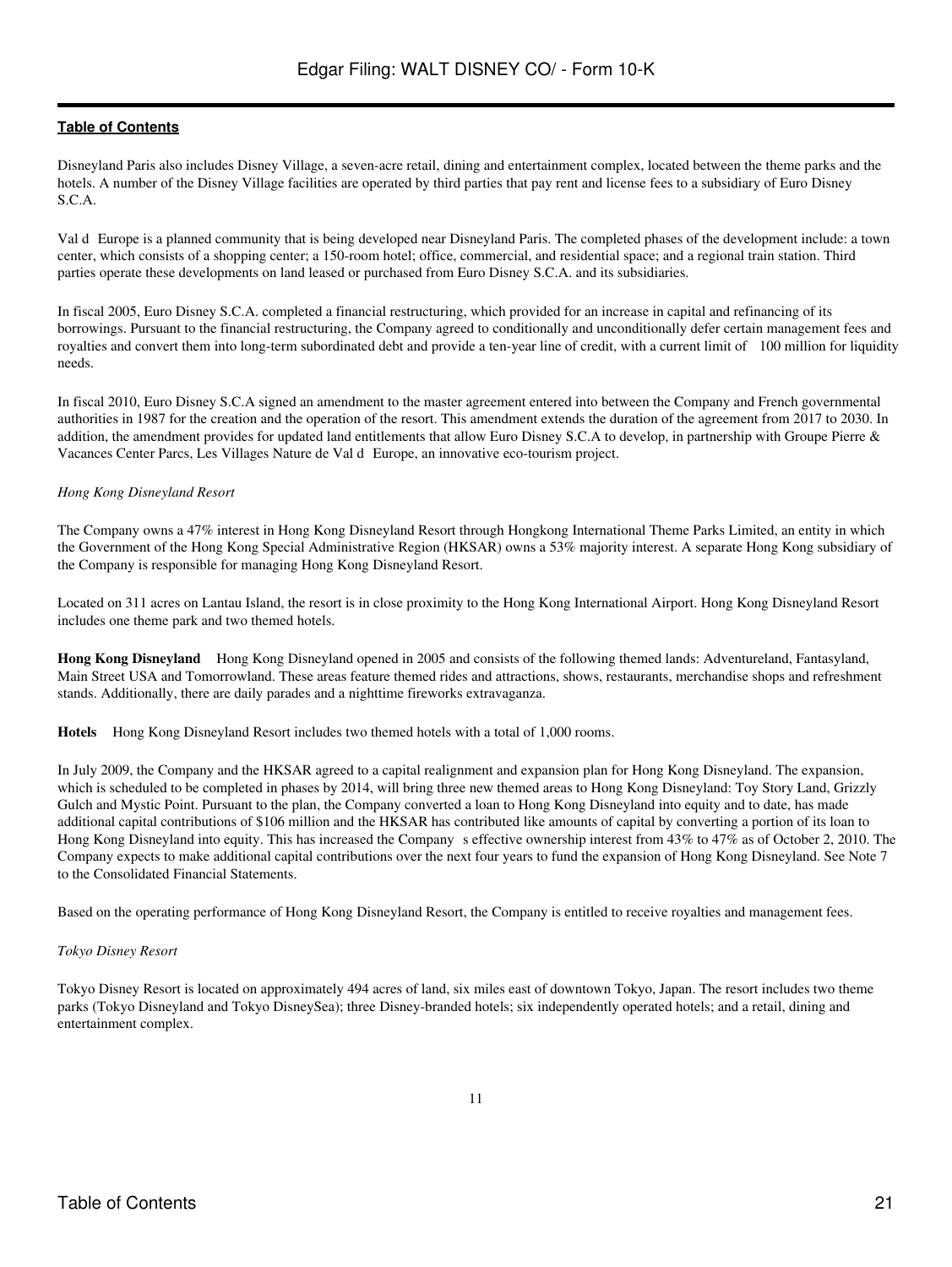Disneyland Paris also includes Disney Village, a seven-acre retail, dining and entertainment complex, located between the theme parks and the hotels. A number of the Disney Village facilities are operated by third parties that pay rent and license fees to a subsidiary of Euro Disney S.C.A.

Val d Europe is a planned community that is being developed near Disneyland Paris. The completed phases of the development include: a town center, which consists of a shopping center; a 150-room hotel; office, commercial, and residential space; and a regional train station. Third parties operate these developments on land leased or purchased from Euro Disney S.C.A. and its subsidiaries.

In fiscal 2005, Euro Disney S.C.A. completed a financial restructuring, which provided for an increase in capital and refinancing of its borrowings. Pursuant to the financial restructuring, the Company agreed to conditionally and unconditionally defer certain management fees and royalties and convert them into long-term subordinated debt and provide a ten-year line of credit, with a current limit of 100 million for liquidity needs.

In fiscal 2010, Euro Disney S.C.A signed an amendment to the master agreement entered into between the Company and French governmental authorities in 1987 for the creation and the operation of the resort. This amendment extends the duration of the agreement from 2017 to 2030. In addition, the amendment provides for updated land entitlements that allow Euro Disney S.C.A to develop, in partnership with Groupe Pierre & Vacances Center Parcs, Les Villages Nature de Val d Europe, an innovative eco-tourism project.

*Hong Kong Disneyland Resort*

The Company owns a 47% interest in Hong Kong Disneyland Resort through Hongkong International Theme Parks Limited, an entity in which the Government of the Hong Kong Special Administrative Region (HKSAR) owns a 53% majority interest. A separate Hong Kong subsidiary of the Company is responsible for managing Hong Kong Disneyland Resort.

Located on 311 acres on Lantau Island, the resort is in close proximity to the Hong Kong International Airport. Hong Kong Disneyland Resort includes one theme park and two themed hotels.

**Hong Kong Disneyland** Hong Kong Disneyland opened in 2005 and consists of the following themed lands: Adventureland, Fantasyland, Main Street USA and Tomorrowland. These areas feature themed rides and attractions, shows, restaurants, merchandise shops and refreshment stands. Additionally, there are daily parades and a nighttime fireworks extravaganza.

**Hotels** Hong Kong Disneyland Resort includes two themed hotels with a total of 1,000 rooms.

In July 2009, the Company and the HKSAR agreed to a capital realignment and expansion plan for Hong Kong Disneyland. The expansion, which is scheduled to be completed in phases by 2014, will bring three new themed areas to Hong Kong Disneyland: Toy Story Land, Grizzly Gulch and Mystic Point. Pursuant to the plan, the Company converted a loan to Hong Kong Disneyland into equity and to date, has made additional capital contributions of $106 million and the HKSAR has contributed like amounts of capital by converting a portion of its loan to Hong Kong Disneyland into equity. This has increased the Company s effective ownership interest from 43% to 47% as of October 2, 2010. The Company expects to make additional capital contributions over the next four years to fund the expansion of Hong Kong Disneyland. See Note 7 to the Consolidated Financial Statements.

Based on the operating performance of Hong Kong Disneyland Resort, the Company is entitled to receive royalties and management fees.

*Tokyo Disney Resort*

Tokyo Disney Resort is located on approximately 494 acres of land, six miles east of downtown Tokyo, Japan. The resort includes two theme parks (Tokyo Disneyland and Tokyo DisneySea); three Disney-branded hotels; six independently operated hotels; and a retail, dining and entertainment complex.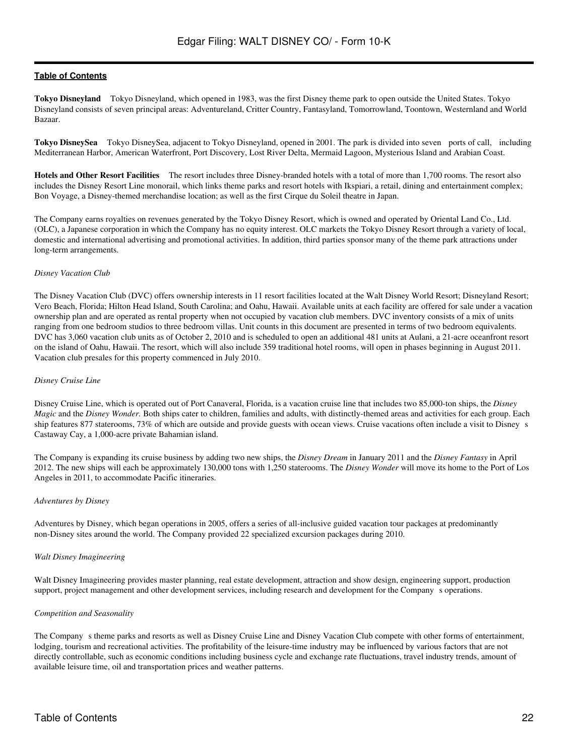**Tokyo Disneyland** Tokyo Disneyland, which opened in 1983, was the first Disney theme park to open outside the United States. Tokyo Disneyland consists of seven principal areas: Adventureland, Critter Country, Fantasyland, Tomorrowland, Toontown, Westernland and World Bazaar.

**Tokyo DisneySea** Tokyo DisneySea, adjacent to Tokyo Disneyland, opened in 2001. The park is divided into seven ports of call, including Mediterranean Harbor, American Waterfront, Port Discovery, Lost River Delta, Mermaid Lagoon, Mysterious Island and Arabian Coast.

**Hotels and Other Resort Facilities** The resort includes three Disney-branded hotels with a total of more than 1,700 rooms. The resort also includes the Disney Resort Line monorail, which links theme parks and resort hotels with Ikspiari, a retail, dining and entertainment complex; Bon Voyage, a Disney-themed merchandise location; as well as the first Cirque du Soleil theatre in Japan.

The Company earns royalties on revenues generated by the Tokyo Disney Resort, which is owned and operated by Oriental Land Co., Ltd. (OLC), a Japanese corporation in which the Company has no equity interest. OLC markets the Tokyo Disney Resort through a variety of local, domestic and international advertising and promotional activities. In addition, third parties sponsor many of the theme park attractions under long-term arrangements.

*Disney Vacation Club*

The Disney Vacation Club (DVC) offers ownership interests in 11 resort facilities located at the Walt Disney World Resort; Disneyland Resort; Vero Beach, Florida; Hilton Head Island, South Carolina; and Oahu, Hawaii. Available units at each facility are offered for sale under a vacation ownership plan and are operated as rental property when not occupied by vacation club members. DVC inventory consists of a mix of units ranging from one bedroom studios to three bedroom villas. Unit counts in this document are presented in terms of two bedroom equivalents. DVC has 3,060 vacation club units as of October 2, 2010 and is scheduled to open an additional 481 units at Aulani, a 21-acre oceanfront resort on the island of Oahu, Hawaii. The resort, which will also include 359 traditional hotel rooms, will open in phases beginning in August 2011. Vacation club presales for this property commenced in July 2010.

*Disney Cruise Line*

Disney Cruise Line, which is operated out of Port Canaveral, Florida, is a vacation cruise line that includes two 85,000-ton ships, the *Disney Magic* and the *Disney Wonder.* Both ships cater to children, families and adults, with distinctly-themed areas and activities for each group. Each ship features 877 staterooms, 73% of which are outside and provide guests with ocean views. Cruise vacations often include a visit to Disney's Castaway Cay, a 1,000-acre private Bahamian island.

The Company is expanding its cruise business by adding two new ships, the *Disney Dream* in January 2011 and the *Disney Fantasy* in April 2012. The new ships will each be approximately 130,000 tons with 1,250 staterooms. The *Disney Wonder* will move its home to the Port of Los Angeles in 2011, to accommodate Pacific itineraries.

*Adventures by Disney*

Adventures by Disney, which began operations in 2005, offers a series of all-inclusive guided vacation tour packages at predominantly non-Disney sites around the world. The Company provided 22 specialized excursion packages during 2010.

*Walt Disney Imagineering*

Walt Disney Imagineering provides master planning, real estate development, attraction and show design, engineering support, production support, project management and other development services, including research and development for the Company's operations.

*Competition and Seasonality*

The Company's theme parks and resorts as well as Disney Cruise Line and Disney Vacation Club compete with other forms of entertainment, lodging, tourism and recreational activities. The profitability of the leisure-time industry may be influenced by various factors that are not directly controllable, such as economic conditions including business cycle and exchange rate fluctuations, travel industry trends, amount of available leisure time, oil and transportation prices and weather patterns.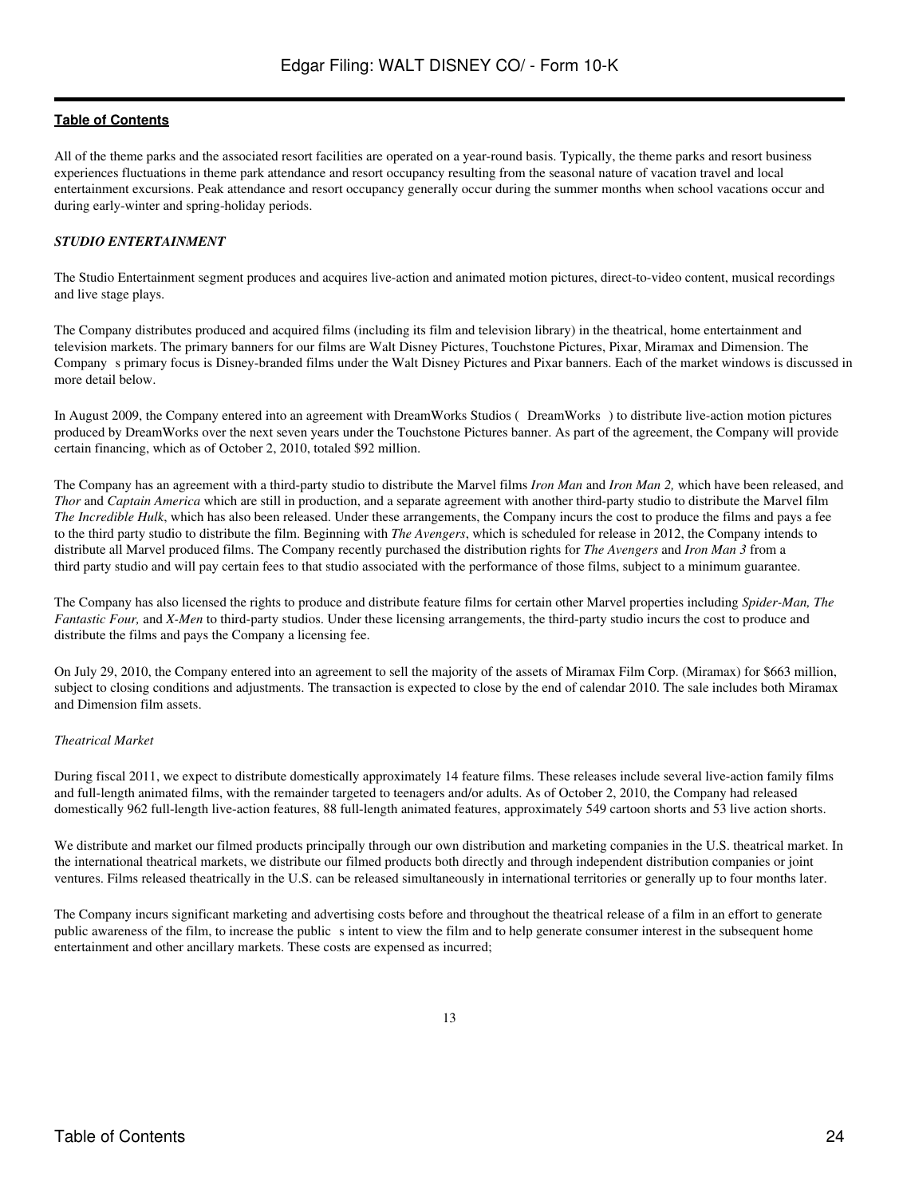All of the theme parks and the associated resort facilities are operated on a year-round basis. Typically, the theme parks and resort business experiences fluctuations in theme park attendance and resort occupancy resulting from the seasonal nature of vacation travel and local entertainment excursions. Peak attendance and resort occupancy generally occur during the summer months when school vacations occur and during early-winter and spring-holiday periods.

***STUDIO ENTERTAINMENT***

The Studio Entertainment segment produces and acquires live-action and animated motion pictures, direct-to-video content, musical recordings and live stage plays.

The Company distributes produced and acquired films (including its film and television library) in the theatrical, home entertainment and television markets. The primary banners for our films are Walt Disney Pictures, Touchstone Pictures, Pixar, Miramax and Dimension. The Company s primary focus is Disney-branded films under the Walt Disney Pictures and Pixar banners. Each of the market windows is discussed in more detail below.

In August 2009, the Company entered into an agreement with DreamWorks Studios ( DreamWorks ) to distribute live-action motion pictures produced by DreamWorks over the next seven years under the Touchstone Pictures banner. As part of the agreement, the Company will provide certain financing, which as of October 2, 2010, totaled $92 million.

The Company has an agreement with a third-party studio to distribute the Marvel films *Iron Man* and *Iron Man 2,* which have been released, and *Thor* and *Captain America* which are still in production, and a separate agreement with another third-party studio to distribute the Marvel film *The Incredible Hulk*, which has also been released. Under these arrangements, the Company incurs the cost to produce the films and pays a fee to the third party studio to distribute the film. Beginning with *The Avengers*, which is scheduled for release in 2012, the Company intends to distribute all Marvel produced films. The Company recently purchased the distribution rights for *The Avengers* and *Iron Man 3* from a third party studio and will pay certain fees to that studio associated with the performance of those films, subject to a minimum guarantee.

The Company has also licensed the rights to produce and distribute feature films for certain other Marvel properties including *Spider-Man, The Fantastic Four,* and *X-Men* to third-party studios. Under these licensing arrangements, the third-party studio incurs the cost to produce and distribute the films and pays the Company a licensing fee.

On July 29, 2010, the Company entered into an agreement to sell the majority of the assets of Miramax Film Corp. (Miramax) for $663 million, subject to closing conditions and adjustments. The transaction is expected to close by the end of calendar 2010. The sale includes both Miramax and Dimension film assets.

*Theatrical Market*

During fiscal 2011, we expect to distribute domestically approximately 14 feature films. These releases include several live-action family films and full-length animated films, with the remainder targeted to teenagers and/or adults. As of October 2, 2010, the Company had released domestically 962 full-length live-action features, 88 full-length animated features, approximately 549 cartoon shorts and 53 live action shorts.

We distribute and market our filmed products principally through our own distribution and marketing companies in the U.S. theatrical market. In the international theatrical markets, we distribute our filmed products both directly and through independent distribution companies or joint ventures. Films released theatrically in the U.S. can be released simultaneously in international territories or generally up to four months later.

The Company incurs significant marketing and advertising costs before and throughout the theatrical release of a film in an effort to generate public awareness of the film, to increase the public s intent to view the film and to help generate consumer interest in the subsequent home entertainment and other ancillary markets. These costs are expensed as incurred;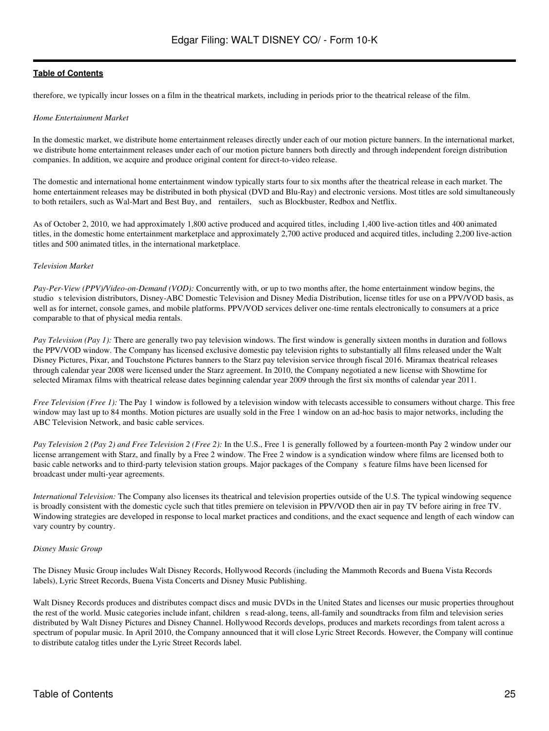therefore, we typically incur losses on a film in the theatrical markets, including in periods prior to the theatrical release of the film.

*Home Entertainment Market*

In the domestic market, we distribute home entertainment releases directly under each of our motion picture banners. In the international market, we distribute home entertainment releases under each of our motion picture banners both directly and through independent foreign distribution companies. In addition, we acquire and produce original content for direct-to-video release.

The domestic and international home entertainment window typically starts four to six months after the theatrical release in each market. The home entertainment releases may be distributed in both physical (DVD and Blu-Ray) and electronic versions. Most titles are sold simultaneously to both retailers, such as Wal-Mart and Best Buy, and rentailers, such as Blockbuster, Redbox and Netflix.

As of October 2, 2010, we had approximately 1,800 active produced and acquired titles, including 1,400 live-action titles and 400 animated titles, in the domestic home entertainment marketplace and approximately 2,700 active produced and acquired titles, including 2,200 live-action titles and 500 animated titles, in the international marketplace.

*Television Market*

*Pay-Per-View (PPV)/Video-on-Demand (VOD):* Concurrently with, or up to two months after, the home entertainment window begins, the studio s television distributors, Disney-ABC Domestic Television and Disney Media Distribution, license titles for use on a PPV/VOD basis, as well as for internet, console games, and mobile platforms. PPV/VOD services deliver one-time rentals electronically to consumers at a price comparable to that of physical media rentals.

*Pay Television (Pay 1):* There are generally two pay television windows. The first window is generally sixteen months in duration and follows the PPV/VOD window. The Company has licensed exclusive domestic pay television rights to substantially all films released under the Walt Disney Pictures, Pixar, and Touchstone Pictures banners to the Starz pay television service through fiscal 2016. Miramax theatrical releases through calendar year 2008 were licensed under the Starz agreement. In 2010, the Company negotiated a new license with Showtime for selected Miramax films with theatrical release dates beginning calendar year 2009 through the first six months of calendar year 2011.

*Free Television (Free 1):* The Pay 1 window is followed by a television window with telecasts accessible to consumers without charge. This free window may last up to 84 months. Motion pictures are usually sold in the Free 1 window on an ad-hoc basis to major networks, including the ABC Television Network, and basic cable services.

*Pay Television 2 (Pay 2) and Free Television 2 (Free 2):* In the U.S., Free 1 is generally followed by a fourteen-month Pay 2 window under our license arrangement with Starz, and finally by a Free 2 window. The Free 2 window is a syndication window where films are licensed both to basic cable networks and to third-party television station groups. Major packages of the Company s feature films have been licensed for broadcast under multi-year agreements.

*International Television:* The Company also licenses its theatrical and television properties outside of the U.S. The typical windowing sequence is broadly consistent with the domestic cycle such that titles premiere on television in PPV/VOD then air in pay TV before airing in free TV. Windowing strategies are developed in response to local market practices and conditions, and the exact sequence and length of each window can vary country by country.

*Disney Music Group*

The Disney Music Group includes Walt Disney Records, Hollywood Records (including the Mammoth Records and Buena Vista Records labels), Lyric Street Records, Buena Vista Concerts and Disney Music Publishing.

Walt Disney Records produces and distributes compact discs and music DVDs in the United States and licenses our music properties throughout the rest of the world. Music categories include infant, children s read-along, teens, all-family and soundtracks from film and television series distributed by Walt Disney Pictures and Disney Channel. Hollywood Records develops, produces and markets recordings from talent across a spectrum of popular music. In April 2010, the Company announced that it will close Lyric Street Records. However, the Company will continue to distribute catalog titles under the Lyric Street Records label.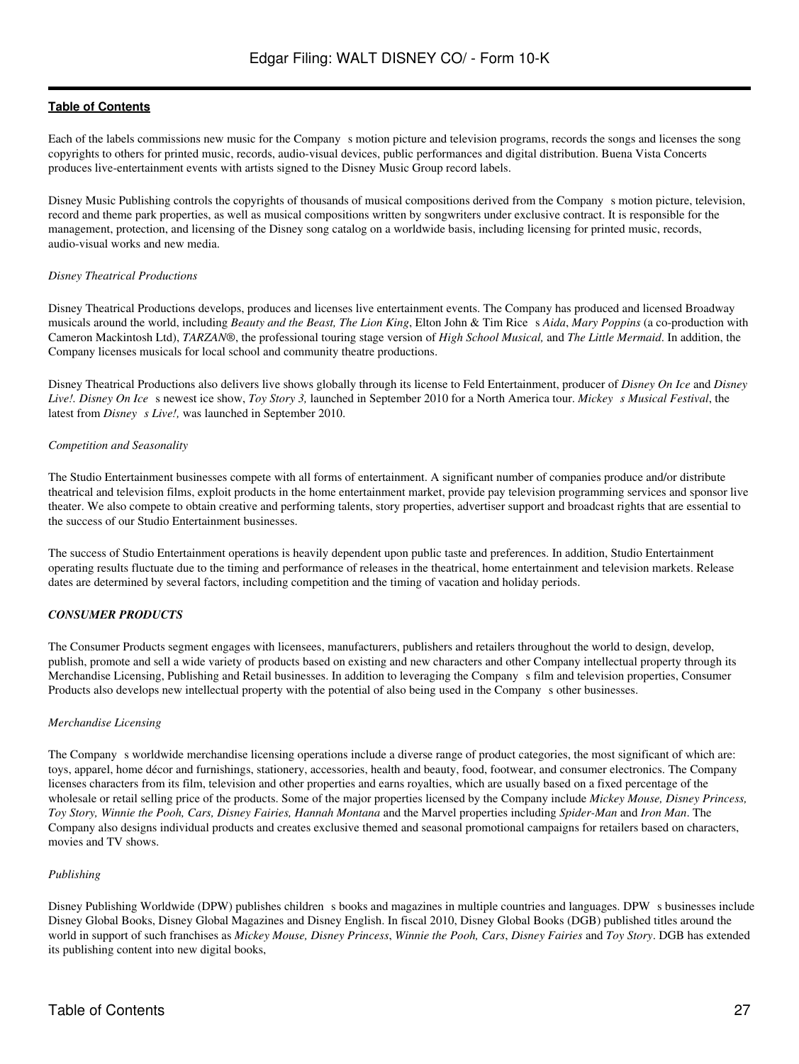Each of the labels commissions new music for the Company s motion picture and television programs, records the songs and licenses the song copyrights to others for printed music, records, audio-visual devices, public performances and digital distribution. Buena Vista Concerts produces live-entertainment events with artists signed to the Disney Music Group record labels.

Disney Music Publishing controls the copyrights of thousands of musical compositions derived from the Company s motion picture, television, record and theme park properties, as well as musical compositions written by songwriters under exclusive contract. It is responsible for the management, protection, and licensing of the Disney song catalog on a worldwide basis, including licensing for printed music, records, audio-visual works and new media.

*Disney Theatrical Productions*

Disney Theatrical Productions develops, produces and licenses live entertainment events. The Company has produced and licensed Broadway musicals around the world, including *Beauty and the Beast, The Lion King*, Elton John & Tim Rice s *Aida*, *Mary Poppins* (a co-production with Cameron Mackintosh Ltd), *TARZAN*®, the professional touring stage version of *High School Musical,* and *The Little Mermaid*. In addition, the Company licenses musicals for local school and community theatre productions.

Disney Theatrical Productions also delivers live shows globally through its license to Feld Entertainment, producer of *Disney On Ice* and *Disney Live!*. *Disney On Ice* s newest ice show, *Toy Story 3,* launched in September 2010 for a North America tour. *Mickey s Musical Festival*, the latest from *Disney s Live!,* was launched in September 2010.

*Competition and Seasonality*

The Studio Entertainment businesses compete with all forms of entertainment. A significant number of companies produce and/or distribute theatrical and television films, exploit products in the home entertainment market, provide pay television programming services and sponsor live theater. We also compete to obtain creative and performing talents, story properties, advertiser support and broadcast rights that are essential to the success of our Studio Entertainment businesses.

The success of Studio Entertainment operations is heavily dependent upon public taste and preferences. In addition, Studio Entertainment operating results fluctuate due to the timing and performance of releases in the theatrical, home entertainment and television markets. Release dates are determined by several factors, including competition and the timing of vacation and holiday periods.

***CONSUMER PRODUCTS***

The Consumer Products segment engages with licensees, manufacturers, publishers and retailers throughout the world to design, develop, publish, promote and sell a wide variety of products based on existing and new characters and other Company intellectual property through its Merchandise Licensing, Publishing and Retail businesses. In addition to leveraging the Company s film and television properties, Consumer Products also develops new intellectual property with the potential of also being used in the Company s other businesses.

*Merchandise Licensing*

The Company s worldwide merchandise licensing operations include a diverse range of product categories, the most significant of which are: toys, apparel, home décor and furnishings, stationery, accessories, health and beauty, food, footwear, and consumer electronics. The Company licenses characters from its film, television and other properties and earns royalties, which are usually based on a fixed percentage of the wholesale or retail selling price of the products. Some of the major properties licensed by the Company include *Mickey Mouse, Disney Princess, Toy Story, Winnie the Pooh, Cars, Disney Fairies, Hannah Montana* and the Marvel properties including *Spider-Man* and *Iron Man*. The Company also designs individual products and creates exclusive themed and seasonal promotional campaigns for retailers based on characters, movies and TV shows.

*Publishing*

Disney Publishing Worldwide (DPW) publishes children s books and magazines in multiple countries and languages. DPW s businesses include Disney Global Books, Disney Global Magazines and Disney English. In fiscal 2010, Disney Global Books (DGB) published titles around the world in support of such franchises as *Mickey Mouse, Disney Princess*, *Winnie the Pooh, Cars*, *Disney Fairies* and *Toy Story*. DGB has extended its publishing content into new digital books,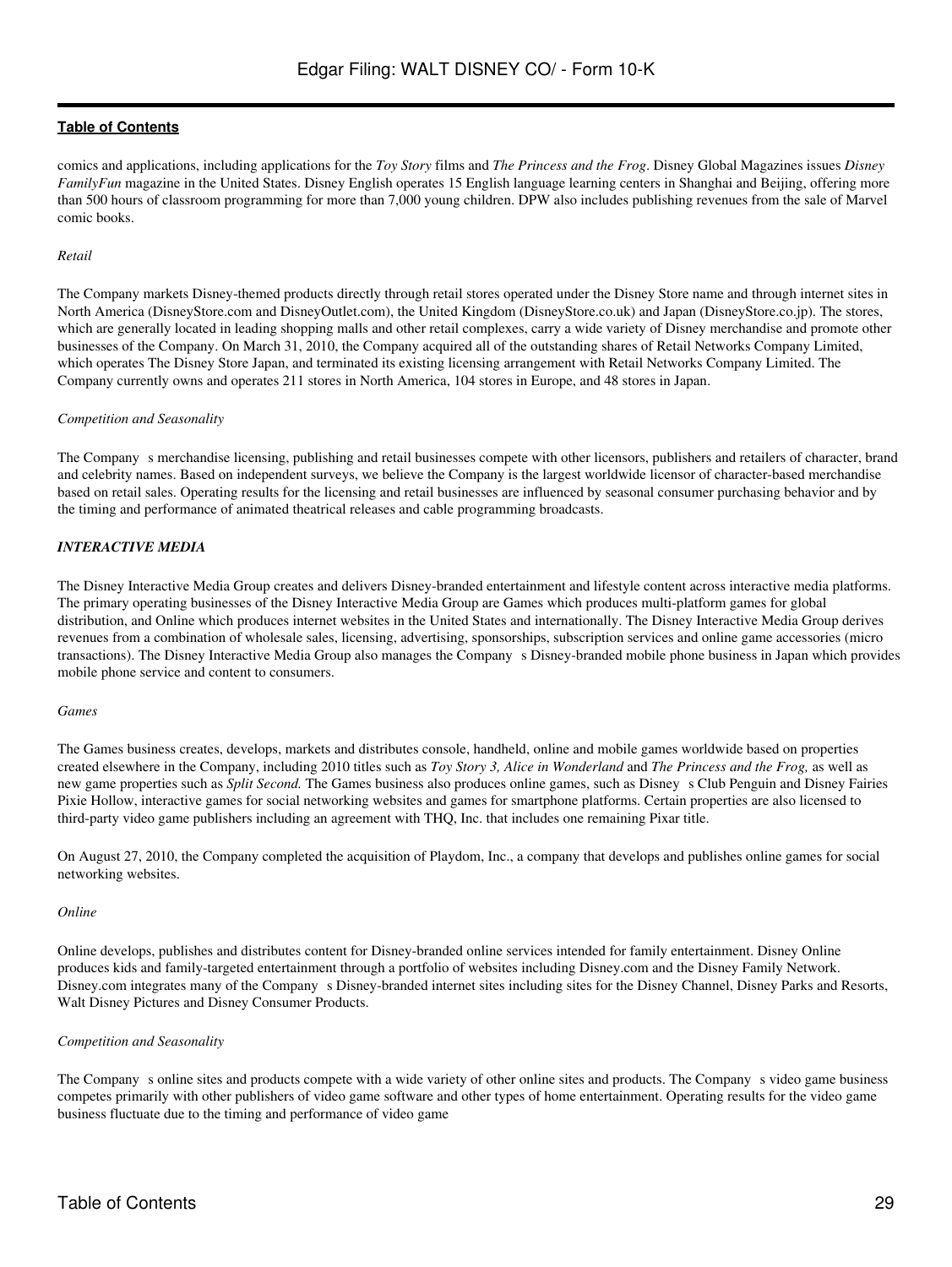comics and applications, including applications for the *Toy Story* films and *The Princess and the Frog*. Disney Global Magazines issues *Disney FamilyFun* magazine in the United States. Disney English operates 15 English language learning centers in Shanghai and Beijing, offering more than 500 hours of classroom programming for more than 7,000 young children. DPW also includes publishing revenues from the sale of Marvel comic books.

*Retail*

The Company markets Disney-themed products directly through retail stores operated under the Disney Store name and through internet sites in North America (DisneyStore.com and DisneyOutlet.com), the United Kingdom (DisneyStore.co.uk) and Japan (DisneyStore.co.jp). The stores, which are generally located in leading shopping malls and other retail complexes, carry a wide variety of Disney merchandise and promote other businesses of the Company. On March 31, 2010, the Company acquired all of the outstanding shares of Retail Networks Company Limited, which operates The Disney Store Japan, and terminated its existing licensing arrangement with Retail Networks Company Limited. The Company currently owns and operates 211 stores in North America, 104 stores in Europe, and 48 stores in Japan.

*Competition and Seasonality*

The Company s merchandise licensing, publishing and retail businesses compete with other licensors, publishers and retailers of character, brand and celebrity names. Based on independent surveys, we believe the Company is the largest worldwide licensor of character-based merchandise based on retail sales. Operating results for the licensing and retail businesses are influenced by seasonal consumer purchasing behavior and by the timing and performance of animated theatrical releases and cable programming broadcasts.

***INTERACTIVE MEDIA***

The Disney Interactive Media Group creates and delivers Disney-branded entertainment and lifestyle content across interactive media platforms. The primary operating businesses of the Disney Interactive Media Group are Games which produces multi-platform games for global distribution, and Online which produces internet websites in the United States and internationally. The Disney Interactive Media Group derives revenues from a combination of wholesale sales, licensing, advertising, sponsorships, subscription services and online game accessories (micro transactions). The Disney Interactive Media Group also manages the Company s Disney-branded mobile phone business in Japan which provides mobile phone service and content to consumers.

*Games*

The Games business creates, develops, markets and distributes console, handheld, online and mobile games worldwide based on properties created elsewhere in the Company, including 2010 titles such as *Toy Story 3, Alice in Wonderland* and *The Princess and the Frog,* as well as new game properties such as *Split Second.* The Games business also produces online games, such as Disney s Club Penguin and Disney Fairies Pixie Hollow, interactive games for social networking websites and games for smartphone platforms. Certain properties are also licensed to third-party video game publishers including an agreement with THQ, Inc. that includes one remaining Pixar title.

On August 27, 2010, the Company completed the acquisition of Playdom, Inc., a company that develops and publishes online games for social networking websites.

*Online*

Online develops, publishes and distributes content for Disney-branded online services intended for family entertainment. Disney Online produces kids and family-targeted entertainment through a portfolio of websites including Disney.com and the Disney Family Network. Disney.com integrates many of the Company s Disney-branded internet sites including sites for the Disney Channel, Disney Parks and Resorts, Walt Disney Pictures and Disney Consumer Products.

*Competition and Seasonality*

The Company s online sites and products compete with a wide variety of other online sites and products. The Company s video game business competes primarily with other publishers of video game software and other types of home entertainment. Operating results for the video game business fluctuate due to the timing and performance of video game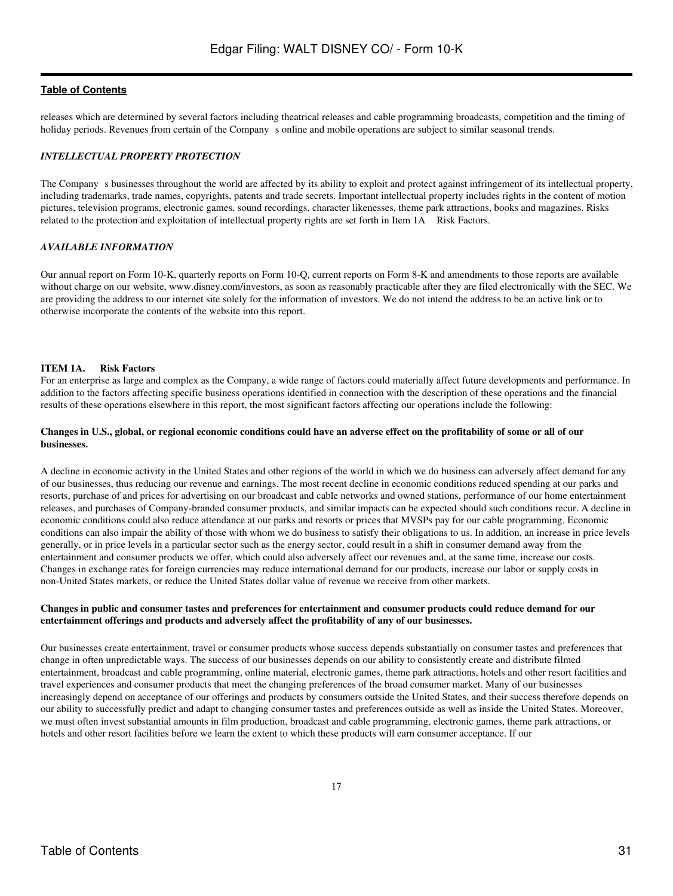releases which are determined by several factors including theatrical releases and cable programming broadcasts, competition and the timing of holiday periods. Revenues from certain of the Company s online and mobile operations are subject to similar seasonal trends.

### *INTELLECTUAL PROPERTY PROTECTION*

The Company s businesses throughout the world are affected by its ability to exploit and protect against infringement of its intellectual property, including trademarks, trade names, copyrights, patents and trade secrets. Important intellectual property includes rights in the content of motion pictures, television programs, electronic games, sound recordings, character likenesses, theme park attractions, books and magazines. Risks related to the protection and exploitation of intellectual property rights are set forth in Item 1A Risk Factors.

### *AVAILABLE INFORMATION*

Our annual report on Form 10-K, quarterly reports on Form 10-Q, current reports on Form 8-K and amendments to those reports are available without charge on our website, www.disney.com/investors, as soon as reasonably practicable after they are filed electronically with the SEC. We are providing the address to our internet site solely for the information of investors. We do not intend the address to be an active link or to otherwise incorporate the contents of the website into this report.

## ITEM 1A. Risk Factors

For an enterprise as large and complex as the Company, a wide range of factors could materially affect future developments and performance. In addition to the factors affecting specific business operations identified in connection with the description of these operations and the financial results of these operations elsewhere in this report, the most significant factors affecting our operations include the following:

**Changes in U.S., global, or regional economic conditions could have an adverse effect on the profitability of some or all of our businesses.**

A decline in economic activity in the United States and other regions of the world in which we do business can adversely affect demand for any of our businesses, thus reducing our revenue and earnings. The most recent decline in economic conditions reduced spending at our parks and resorts, purchase of and prices for advertising on our broadcast and cable networks and owned stations, performance of our home entertainment releases, and purchases of Company-branded consumer products, and similar impacts can be expected should such conditions recur. A decline in economic conditions could also reduce attendance at our parks and resorts or prices that MVSPs pay for our cable programming. Economic conditions can also impair the ability of those with whom we do business to satisfy their obligations to us. In addition, an increase in price levels generally, or in price levels in a particular sector such as the energy sector, could result in a shift in consumer demand away from the entertainment and consumer products we offer, which could also adversely affect our revenues and, at the same time, increase our costs. Changes in exchange rates for foreign currencies may reduce international demand for our products, increase our labor or supply costs in non-United States markets, or reduce the United States dollar value of revenue we receive from other markets.

**Changes in public and consumer tastes and preferences for entertainment and consumer products could reduce demand for our entertainment offerings and products and adversely affect the profitability of any of our businesses.**

Our businesses create entertainment, travel or consumer products whose success depends substantially on consumer tastes and preferences that change in often unpredictable ways. The success of our businesses depends on our ability to consistently create and distribute filmed entertainment, broadcast and cable programming, online material, electronic games, theme park attractions, hotels and other resort facilities and travel experiences and consumer products that meet the changing preferences of the broad consumer market. Many of our businesses increasingly depend on acceptance of our offerings and products by consumers outside the United States, and their success therefore depends on our ability to successfully predict and adapt to changing consumer tastes and preferences outside as well as inside the United States. Moreover, we must often invest substantial amounts in film production, broadcast and cable programming, electronic games, theme park attractions, or hotels and other resort facilities before we learn the extent to which these products will earn consumer acceptance. If our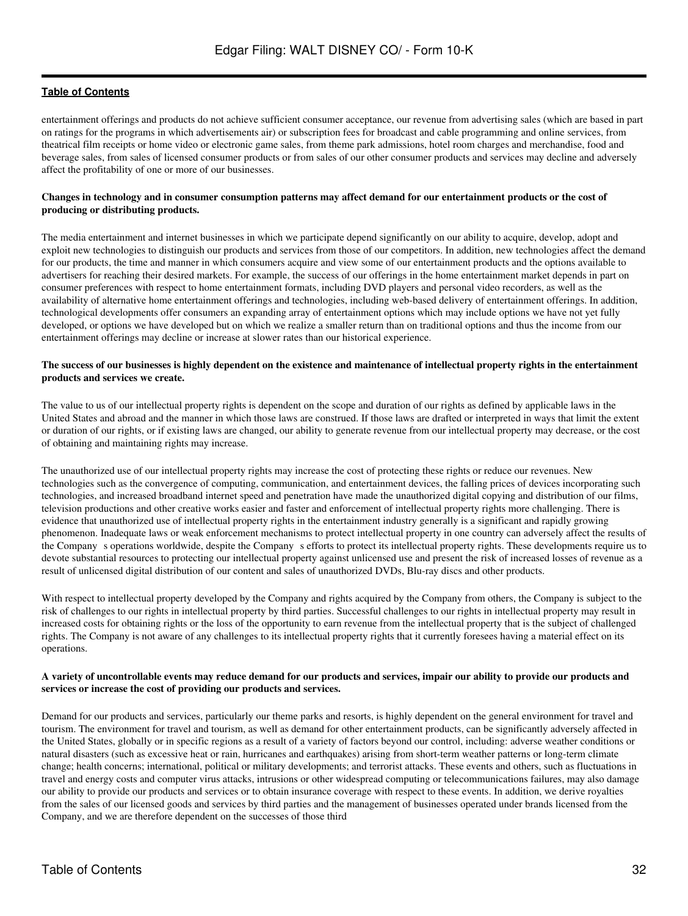entertainment offerings and products do not achieve sufficient consumer acceptance, our revenue from advertising sales (which are based in part on ratings for the programs in which advertisements air) or subscription fees for broadcast and cable programming and online services, from theatrical film receipts or home video or electronic game sales, from theme park admissions, hotel room charges and merchandise, food and beverage sales, from sales of licensed consumer products or from sales of our other consumer products and services may decline and adversely affect the profitability of one or more of our businesses.

**Changes in technology and in consumer consumption patterns may affect demand for our entertainment products or the cost of producing or distributing products.**

The media entertainment and internet businesses in which we participate depend significantly on our ability to acquire, develop, adopt and exploit new technologies to distinguish our products and services from those of our competitors. In addition, new technologies affect the demand for our products, the time and manner in which consumers acquire and view some of our entertainment products and the options available to advertisers for reaching their desired markets. For example, the success of our offerings in the home entertainment market depends in part on consumer preferences with respect to home entertainment formats, including DVD players and personal video recorders, as well as the availability of alternative home entertainment offerings and technologies, including web-based delivery of entertainment offerings. In addition, technological developments offer consumers an expanding array of entertainment options which may include options we have not yet fully developed, or options we have developed but on which we realize a smaller return than on traditional options and thus the income from our entertainment offerings may decline or increase at slower rates than our historical experience.

**The success of our businesses is highly dependent on the existence and maintenance of intellectual property rights in the entertainment products and services we create.**

The value to us of our intellectual property rights is dependent on the scope and duration of our rights as defined by applicable laws in the United States and abroad and the manner in which those laws are construed. If those laws are drafted or interpreted in ways that limit the extent or duration of our rights, or if existing laws are changed, our ability to generate revenue from our intellectual property may decrease, or the cost of obtaining and maintaining rights may increase.

The unauthorized use of our intellectual property rights may increase the cost of protecting these rights or reduce our revenues. New technologies such as the convergence of computing, communication, and entertainment devices, the falling prices of devices incorporating such technologies, and increased broadband internet speed and penetration have made the unauthorized digital copying and distribution of our films, television productions and other creative works easier and faster and enforcement of intellectual property rights more challenging. There is evidence that unauthorized use of intellectual property rights in the entertainment industry generally is a significant and rapidly growing phenomenon. Inadequate laws or weak enforcement mechanisms to protect intellectual property in one country can adversely affect the results of the Company s operations worldwide, despite the Company s efforts to protect its intellectual property rights. These developments require us to devote substantial resources to protecting our intellectual property against unlicensed use and present the risk of increased losses of revenue as a result of unlicensed digital distribution of our content and sales of unauthorized DVDs, Blu-ray discs and other products.

With respect to intellectual property developed by the Company and rights acquired by the Company from others, the Company is subject to the risk of challenges to our rights in intellectual property by third parties. Successful challenges to our rights in intellectual property may result in increased costs for obtaining rights or the loss of the opportunity to earn revenue from the intellectual property that is the subject of challenged rights. The Company is not aware of any challenges to its intellectual property rights that it currently foresees having a material effect on its operations.

**A variety of uncontrollable events may reduce demand for our products and services, impair our ability to provide our products and services or increase the cost of providing our products and services.**

Demand for our products and services, particularly our theme parks and resorts, is highly dependent on the general environment for travel and tourism. The environment for travel and tourism, as well as demand for other entertainment products, can be significantly adversely affected in the United States, globally or in specific regions as a result of a variety of factors beyond our control, including: adverse weather conditions or natural disasters (such as excessive heat or rain, hurricanes and earthquakes) arising from short-term weather patterns or long-term climate change; health concerns; international, political or military developments; and terrorist attacks. These events and others, such as fluctuations in travel and energy costs and computer virus attacks, intrusions or other widespread computing or telecommunications failures, may also damage our ability to provide our products and services or to obtain insurance coverage with respect to these events. In addition, we derive royalties from the sales of our licensed goods and services by third parties and the management of businesses operated under brands licensed from the Company, and we are therefore dependent on the successes of those third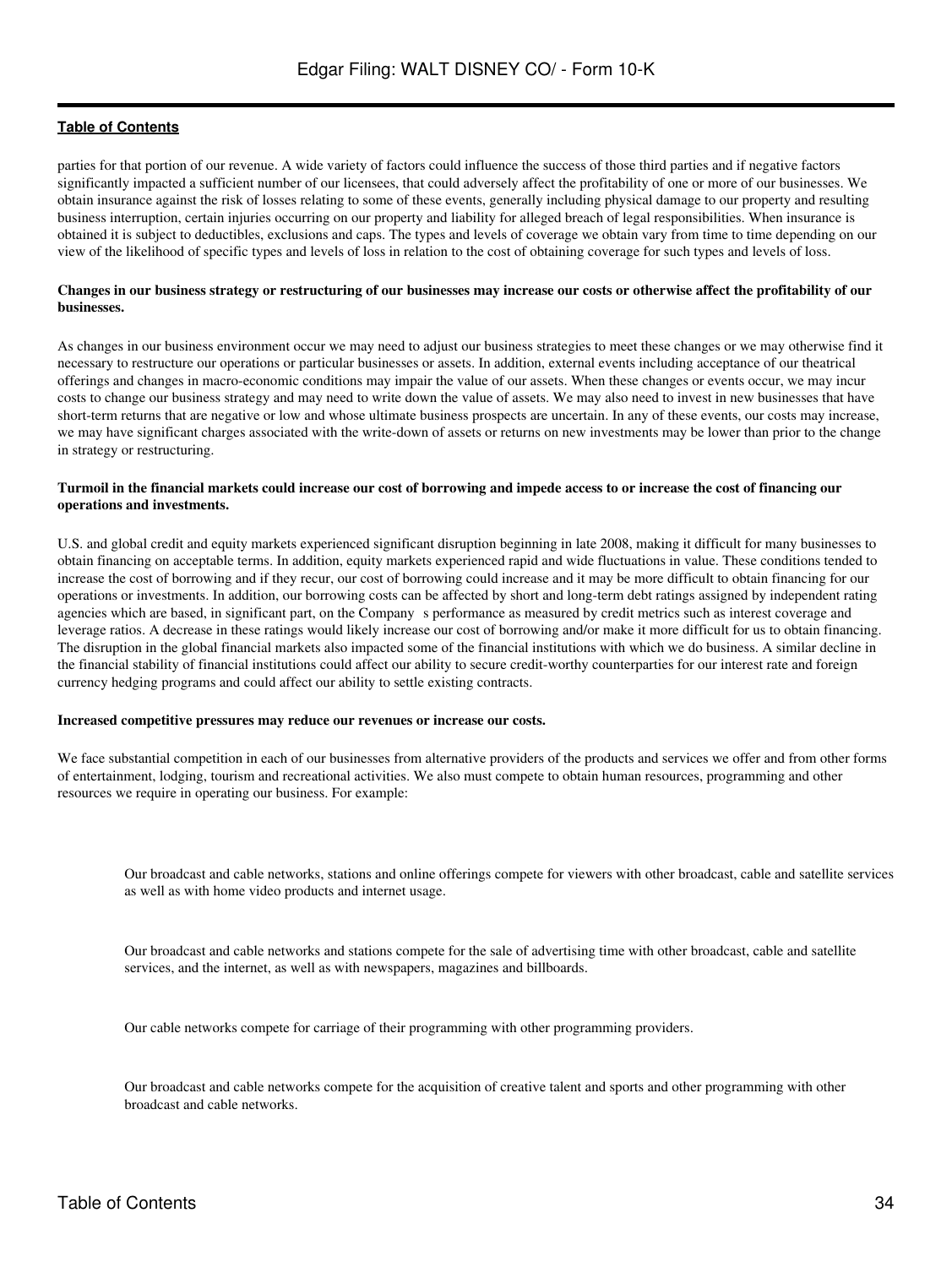parties for that portion of our revenue. A wide variety of factors could influence the success of those third parties and if negative factors significantly impacted a sufficient number of our licensees, that could adversely affect the profitability of one or more of our businesses. We obtain insurance against the risk of losses relating to some of these events, generally including physical damage to our property and resulting business interruption, certain injuries occurring on our property and liability for alleged breach of legal responsibilities. When insurance is obtained it is subject to deductibles, exclusions and caps. The types and levels of coverage we obtain vary from time to time depending on our view of the likelihood of specific types and levels of loss in relation to the cost of obtaining coverage for such types and levels of loss.

**Changes in our business strategy or restructuring of our businesses may increase our costs or otherwise affect the profitability of our businesses.**

As changes in our business environment occur we may need to adjust our business strategies to meet these changes or we may otherwise find it necessary to restructure our operations or particular businesses or assets. In addition, external events including acceptance of our theatrical offerings and changes in macro-economic conditions may impair the value of our assets. When these changes or events occur, we may incur costs to change our business strategy and may need to write down the value of assets. We may also need to invest in new businesses that have short-term returns that are negative or low and whose ultimate business prospects are uncertain. In any of these events, our costs may increase, we may have significant charges associated with the write-down of assets or returns on new investments may be lower than prior to the change in strategy or restructuring.

**Turmoil in the financial markets could increase our cost of borrowing and impede access to or increase the cost of financing our operations and investments.**

U.S. and global credit and equity markets experienced significant disruption beginning in late 2008, making it difficult for many businesses to obtain financing on acceptable terms. In addition, equity markets experienced rapid and wide fluctuations in value. These conditions tended to increase the cost of borrowing and if they recur, our cost of borrowing could increase and it may be more difficult to obtain financing for our operations or investments. In addition, our borrowing costs can be affected by short and long-term debt ratings assigned by independent rating agencies which are based, in significant part, on the Company s performance as measured by credit metrics such as interest coverage and leverage ratios. A decrease in these ratings would likely increase our cost of borrowing and/or make it more difficult for us to obtain financing. The disruption in the global financial markets also impacted some of the financial institutions with which we do business. A similar decline in the financial stability of financial institutions could affect our ability to secure credit-worthy counterparties for our interest rate and foreign currency hedging programs and could affect our ability to settle existing contracts.

**Increased competitive pressures may reduce our revenues or increase our costs.**

We face substantial competition in each of our businesses from alternative providers of the products and services we offer and from other forms of entertainment, lodging, tourism and recreational activities. We also must compete to obtain human resources, programming and other resources we require in operating our business. For example:

- Our broadcast and cable networks, stations and online offerings compete for viewers with other broadcast, cable and satellite services as well as with home video products and internet usage.

- Our broadcast and cable networks and stations compete for the sale of advertising time with other broadcast, cable and satellite services, and the internet, as well as with newspapers, magazines and billboards.

- Our cable networks compete for carriage of their programming with other programming providers.

- Our broadcast and cable networks compete for the acquisition of creative talent and sports and other programming with other broadcast and cable networks.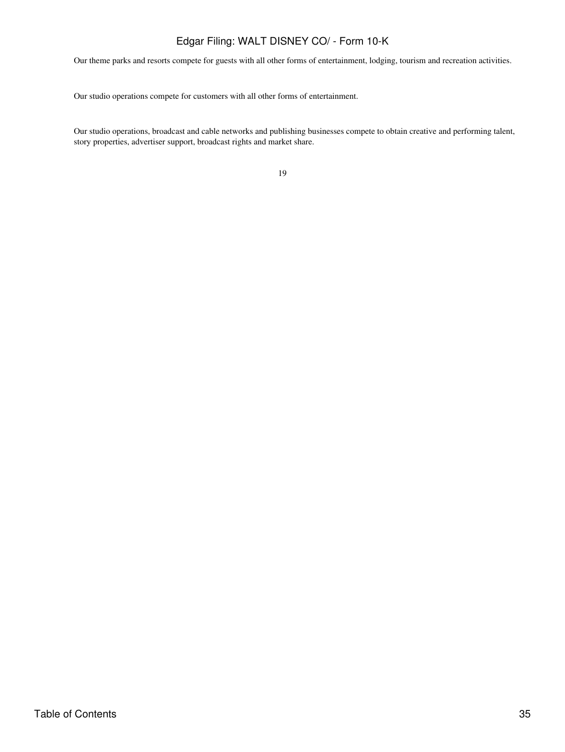Our theme parks and resorts compete for guests with all other forms of entertainment, lodging, tourism and recreation activities.

Our studio operations compete for customers with all other forms of entertainment.

Our studio operations, broadcast and cable networks and publishing businesses compete to obtain creative and performing talent, story properties, advertiser support, broadcast rights and market share.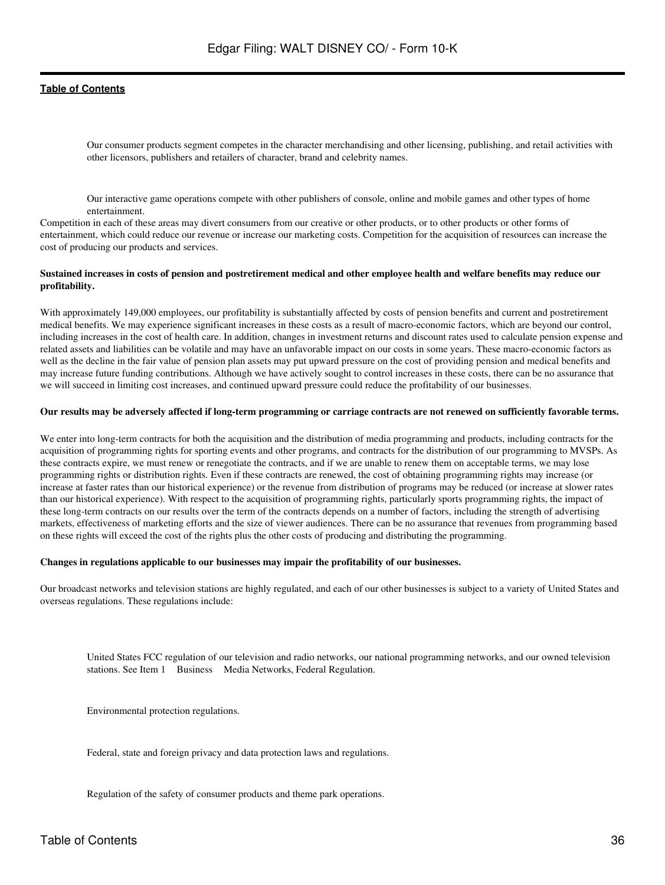- Our consumer products segment competes in the character merchandising and other licensing, publishing, and retail activities with other licensors, publishers and retailers of character, brand and celebrity names.

- Our interactive game operations compete with other publishers of console, online and mobile games and other types of home entertainment.

Competition in each of these areas may divert consumers from our creative or other products, or to other products or other forms of entertainment, which could reduce our revenue or increase our marketing costs. Competition for the acquisition of resources can increase the cost of producing our products and services.

**Sustained increases in costs of pension and postretirement medical and other employee health and welfare benefits may reduce our profitability.**

With approximately 149,000 employees, our profitability is substantially affected by costs of pension benefits and current and postretirement medical benefits. We may experience significant increases in these costs as a result of macro-economic factors, which are beyond our control, including increases in the cost of health care. In addition, changes in investment returns and discount rates used to calculate pension expense and related assets and liabilities can be volatile and may have an unfavorable impact on our costs in some years. These macro-economic factors as well as the decline in the fair value of pension plan assets may put upward pressure on the cost of providing pension and medical benefits and may increase future funding contributions. Although we have actively sought to control increases in these costs, there can be no assurance that we will succeed in limiting cost increases, and continued upward pressure could reduce the profitability of our businesses.

**Our results may be adversely affected if long-term programming or carriage contracts are not renewed on sufficiently favorable terms.**

We enter into long-term contracts for both the acquisition and the distribution of media programming and products, including contracts for the acquisition of programming rights for sporting events and other programs, and contracts for the distribution of our programming to MVSPs. As these contracts expire, we must renew or renegotiate the contracts, and if we are unable to renew them on acceptable terms, we may lose programming rights or distribution rights. Even if these contracts are renewed, the cost of obtaining programming rights may increase (or increase at faster rates than our historical experience) or the revenue from distribution of programs may be reduced (or increase at slower rates than our historical experience). With respect to the acquisition of programming rights, particularly sports programming rights, the impact of these long-term contracts on our results over the term of the contracts depends on a number of factors, including the strength of advertising markets, effectiveness of marketing efforts and the size of viewer audiences. There can be no assurance that revenues from programming based on these rights will exceed the cost of the rights plus the other costs of producing and distributing the programming.

**Changes in regulations applicable to our businesses may impair the profitability of our businesses.**

Our broadcast networks and television stations are highly regulated, and each of our other businesses is subject to a variety of United States and overseas regulations. These regulations include:

- United States FCC regulation of our television and radio networks, our national programming networks, and our owned television stations. See Item 1 Business Media Networks, Federal Regulation.

- Environmental protection regulations.

- Federal, state and foreign privacy and data protection laws and regulations.

- Regulation of the safety of consumer products and theme park operations.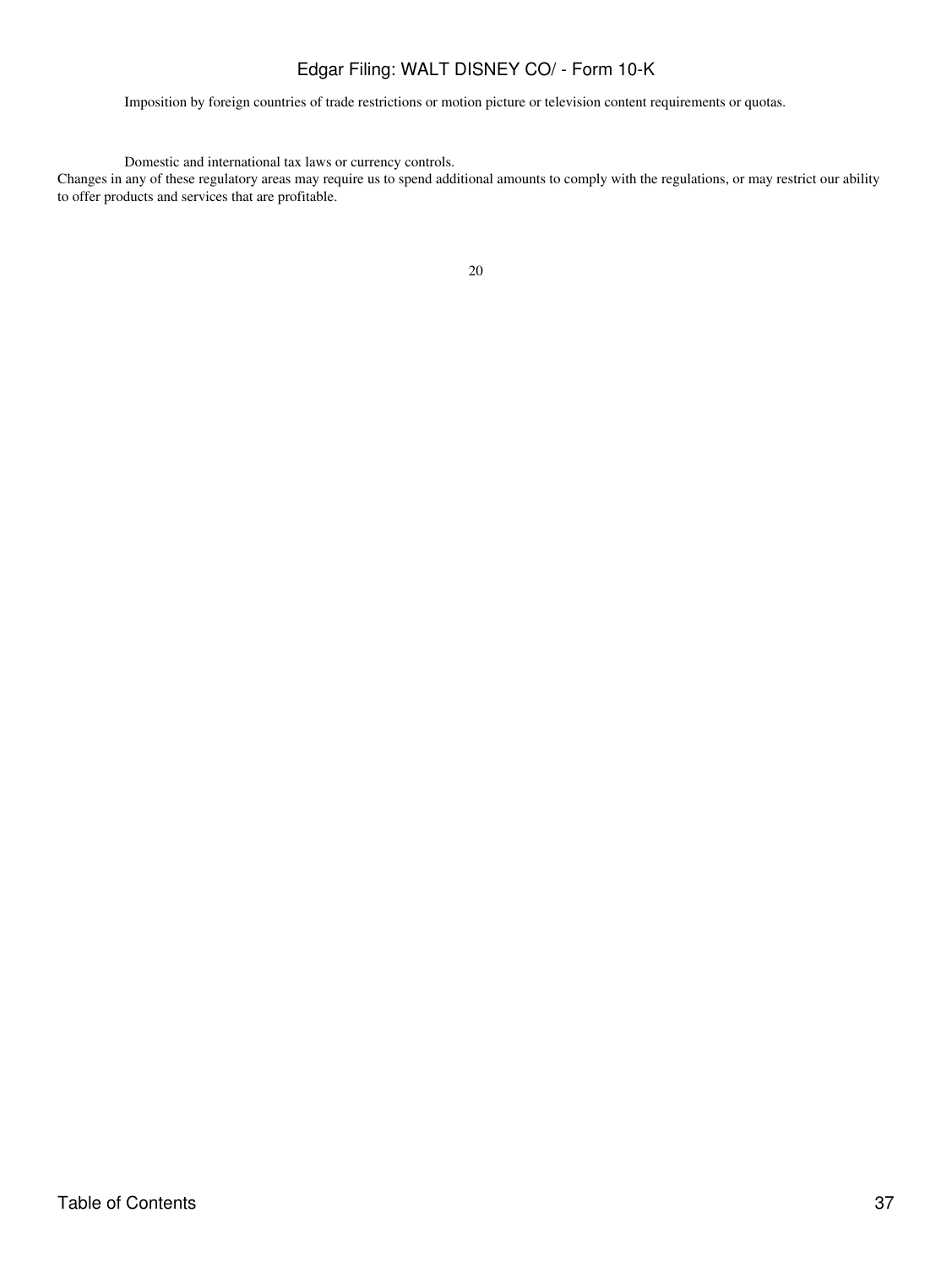- Imposition by foreign countries of trade restrictions or motion picture or television content requirements or quotas.

- Domestic and international tax laws or currency controls.

Changes in any of these regulatory areas may require us to spend additional amounts to comply with the regulations, or may restrict our ability to offer products and services that are profitable.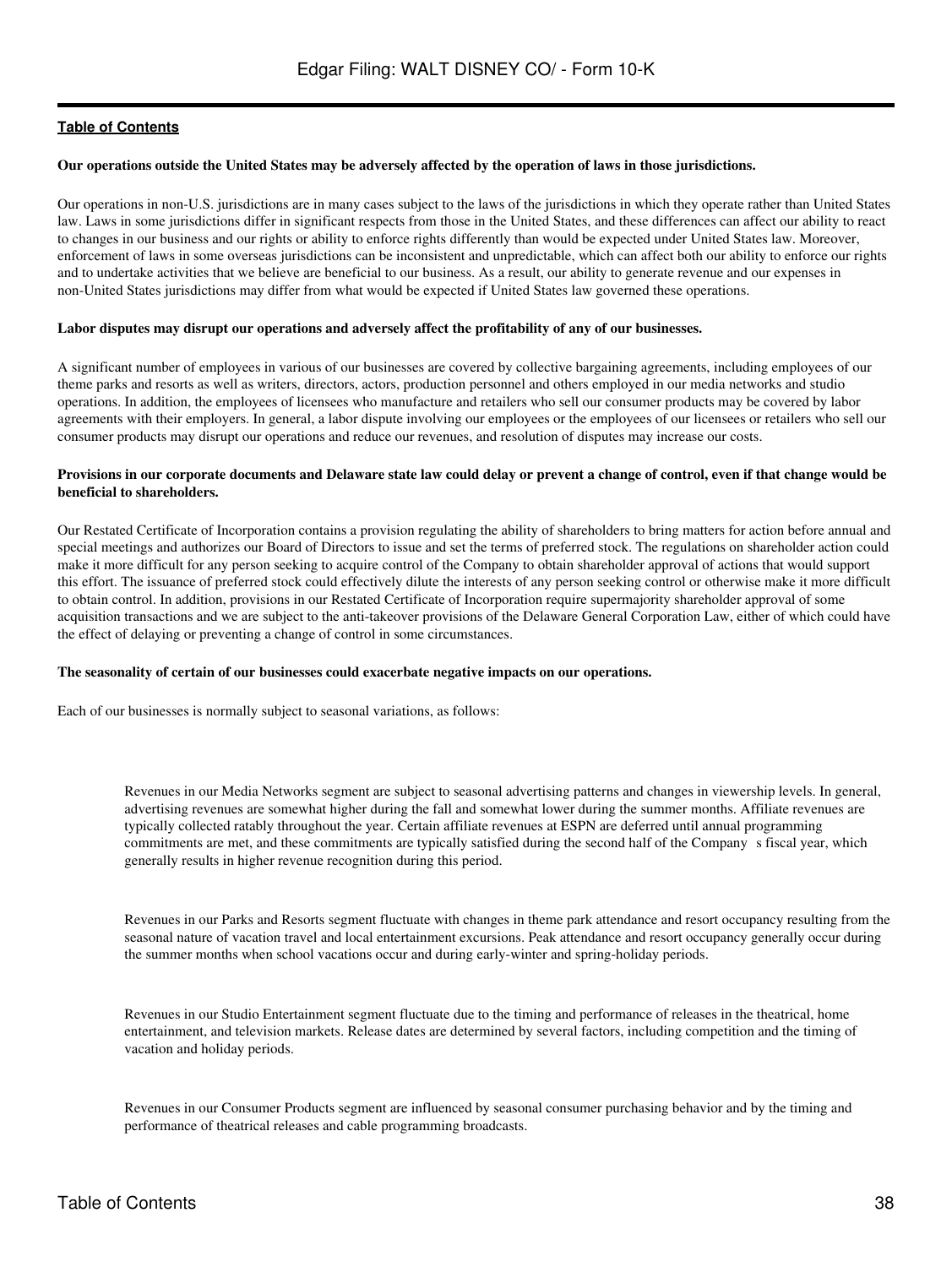**Our operations outside the United States may be adversely affected by the operation of laws in those jurisdictions.**

Our operations in non-U.S. jurisdictions are in many cases subject to the laws of the jurisdictions in which they operate rather than United States law. Laws in some jurisdictions differ in significant respects from those in the United States, and these differences can affect our ability to react to changes in our business and our rights or ability to enforce rights differently than would be expected under United States law. Moreover, enforcement of laws in some overseas jurisdictions can be inconsistent and unpredictable, which can affect both our ability to enforce our rights and to undertake activities that we believe are beneficial to our business. As a result, our ability to generate revenue and our expenses in non-United States jurisdictions may differ from what would be expected if United States law governed these operations.

**Labor disputes may disrupt our operations and adversely affect the profitability of any of our businesses.**

A significant number of employees in various of our businesses are covered by collective bargaining agreements, including employees of our theme parks and resorts as well as writers, directors, actors, production personnel and others employed in our media networks and studio operations. In addition, the employees of licensees who manufacture and retailers who sell our consumer products may be covered by labor agreements with their employers. In general, a labor dispute involving our employees or the employees of our licensees or retailers who sell our consumer products may disrupt our operations and reduce our revenues, and resolution of disputes may increase our costs.

**Provisions in our corporate documents and Delaware state law could delay or prevent a change of control, even if that change would be beneficial to shareholders.**

Our Restated Certificate of Incorporation contains a provision regulating the ability of shareholders to bring matters for action before annual and special meetings and authorizes our Board of Directors to issue and set the terms of preferred stock. The regulations on shareholder action could make it more difficult for any person seeking to acquire control of the Company to obtain shareholder approval of actions that would support this effort. The issuance of preferred stock could effectively dilute the interests of any person seeking control or otherwise make it more difficult to obtain control. In addition, provisions in our Restated Certificate of Incorporation require supermajority shareholder approval of some acquisition transactions and we are subject to the anti-takeover provisions of the Delaware General Corporation Law, either of which could have the effect of delaying or preventing a change of control in some circumstances.

**The seasonality of certain of our businesses could exacerbate negative impacts on our operations.**

Each of our businesses is normally subject to seasonal variations, as follows:

- Revenues in our Media Networks segment are subject to seasonal advertising patterns and changes in viewership levels. In general, advertising revenues are somewhat higher during the fall and somewhat lower during the summer months. Affiliate revenues are typically collected ratably throughout the year. Certain affiliate revenues at ESPN are deferred until annual programming commitments are met, and these commitments are typically satisfied during the second half of the Company's fiscal year, which generally results in higher revenue recognition during this period.

- Revenues in our Parks and Resorts segment fluctuate with changes in theme park attendance and resort occupancy resulting from the seasonal nature of vacation travel and local entertainment excursions. Peak attendance and resort occupancy generally occur during the summer months when school vacations occur and during early-winter and spring-holiday periods.

- Revenues in our Studio Entertainment segment fluctuate due to the timing and performance of releases in the theatrical, home entertainment, and television markets. Release dates are determined by several factors, including competition and the timing of vacation and holiday periods.

- Revenues in our Consumer Products segment are influenced by seasonal consumer purchasing behavior and by the timing and performance of theatrical releases and cable programming broadcasts.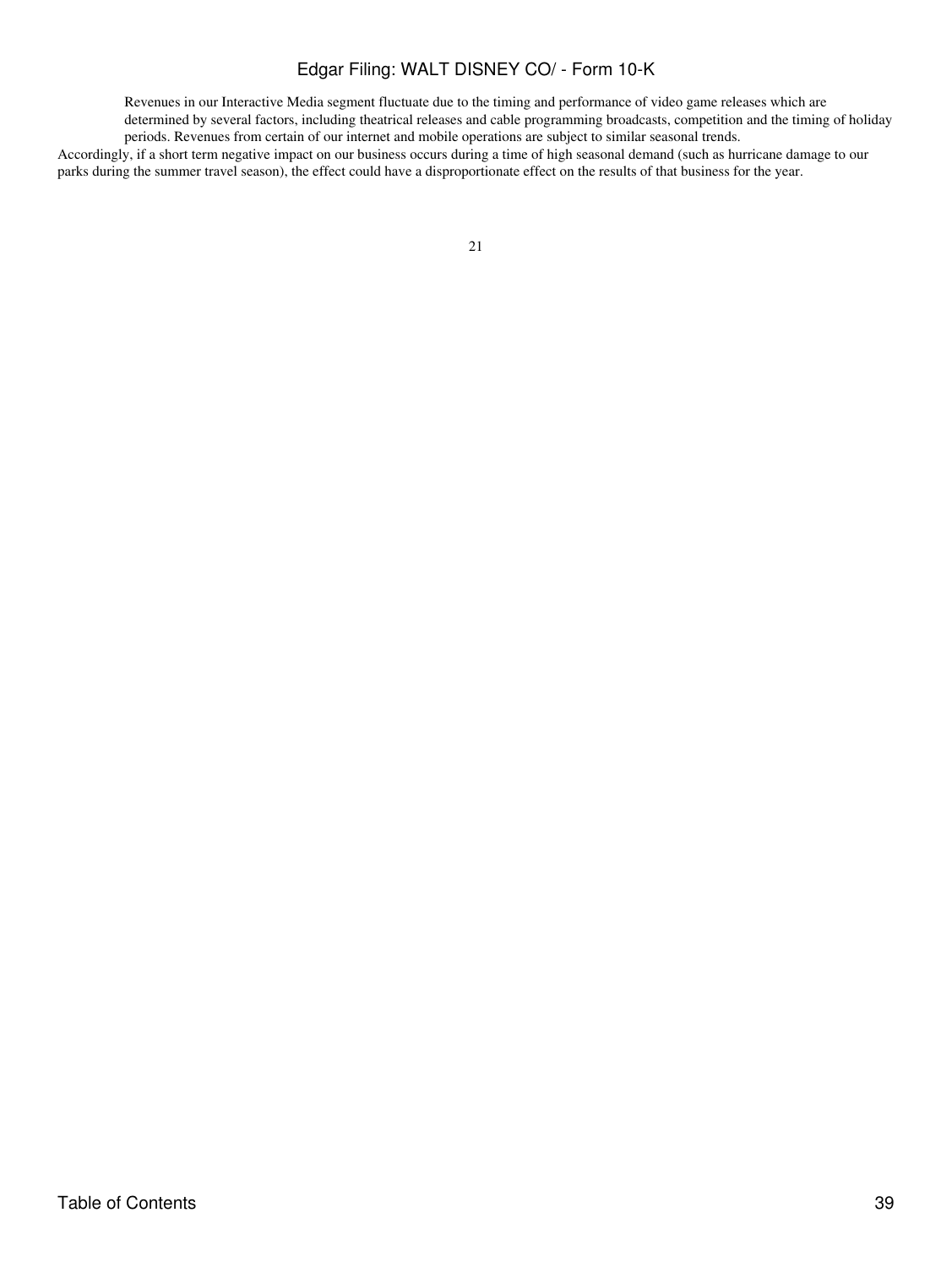- Revenues in our Interactive Media segment fluctuate due to the timing and performance of video game releases which are determined by several factors, including theatrical releases and cable programming broadcasts, competition and the timing of holiday periods. Revenues from certain of our internet and mobile operations are subject to similar seasonal trends.

Accordingly, if a short term negative impact on our business occurs during a time of high seasonal demand (such as hurricane damage to our parks during the summer travel season), the effect could have a disproportionate effect on the results of that business for the year.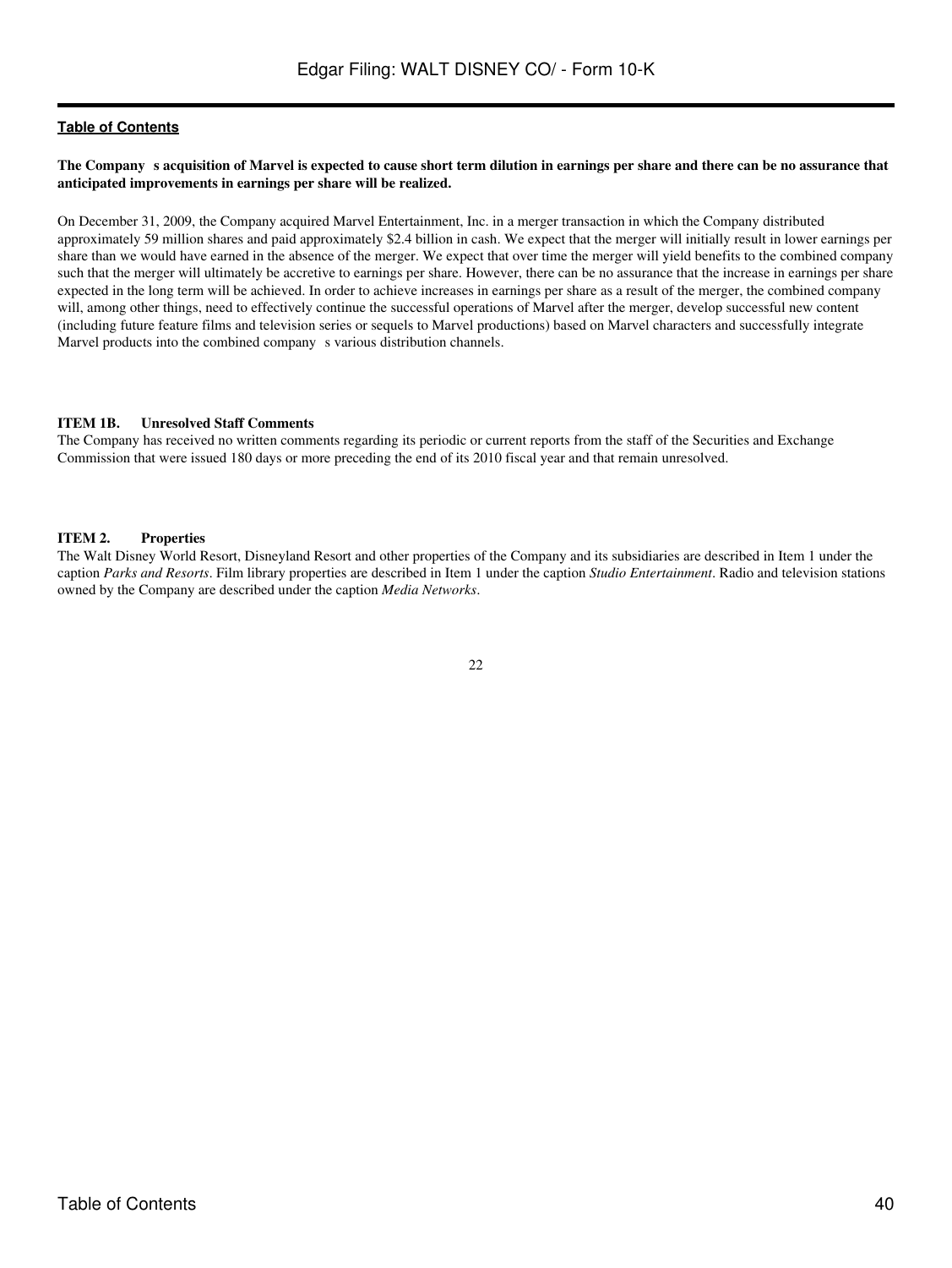**The Company s acquisition of Marvel is expected to cause short term dilution in earnings per share and there can be no assurance that anticipated improvements in earnings per share will be realized.**

On December 31, 2009, the Company acquired Marvel Entertainment, Inc. in a merger transaction in which the Company distributed approximately 59 million shares and paid approximately $2.4 billion in cash. We expect that the merger will initially result in lower earnings per share than we would have earned in the absence of the merger. We expect that over time the merger will yield benefits to the combined company such that the merger will ultimately be accretive to earnings per share. However, there can be no assurance that the increase in earnings per share expected in the long term will be achieved. In order to achieve increases in earnings per share as a result of the merger, the combined company will, among other things, need to effectively continue the successful operations of Marvel after the merger, develop successful new content (including future feature films and television series or sequels to Marvel productions) based on Marvel characters and successfully integrate Marvel products into the combined company s various distribution channels.

**ITEM 1B. Unresolved Staff Comments**

The Company has received no written comments regarding its periodic or current reports from the staff of the Securities and Exchange Commission that were issued 180 days or more preceding the end of its 2010 fiscal year and that remain unresolved.

**ITEM 2. Properties**

The Walt Disney World Resort, Disneyland Resort and other properties of the Company and its subsidiaries are described in Item 1 under the caption *Parks and Resorts*. Film library properties are described in Item 1 under the caption *Studio Entertainment*. Radio and television stations owned by the Company are described under the caption *Media Networks*.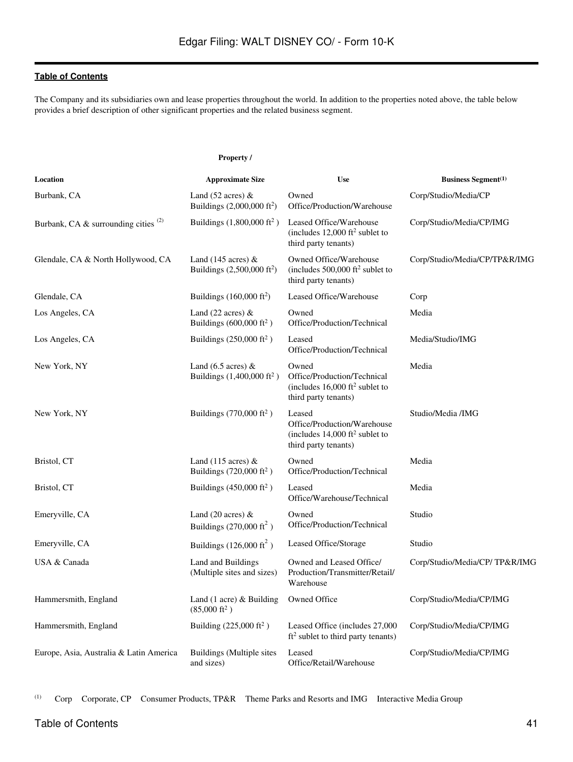**Table of Contents**

The Company and its subsidiaries own and lease properties throughout the world. In addition to the properties noted above, the table below provides a brief description of other significant properties and the related business segment.

| Location | Property / Approximate Size | Use | Business Segment[(1)] |
|---|---|---|---|
| Burbank, CA | Land (52 acres) & Buildings (2,000,000 $ft^2$) | Owned Office/Production/Warehouse | Corp/Studio/Media/CP |
| Burbank, CA & surrounding cities [(2)] | Buildings (1,800,000 $ft^2$ ) | Leased Office/Warehouse (includes 12,000 $ft^2$ sublet to third party tenants) | Corp/Studio/Media/CP/IMG |
| Glendale, CA & North Hollywood, CA | Land (145 acres) & Buildings (2,500,000 $ft^2$) | Owned Office/Warehouse (includes 500,000 $ft^2$ sublet to third party tenants) | Corp/Studio/Media/CP/TP&R/IMG |
| Glendale, CA | Buildings (160,000 $ft^2$) | Leased Office/Warehouse | Corp |
| Los Angeles, CA | Land (22 acres) & Buildings (600,000 $ft^2$ ) | Owned Office/Production/Technical | Media |
| Los Angeles, CA | Buildings (250,000 $ft^2$ ) | Leased Office/Production/Technical | Media/Studio/IMG |
| New York, NY | Land (6.5 acres) & Buildings (1,400,000 $ft^2$ ) | Owned Office/Production/Technical (includes 16,000 $ft^2$ sublet to third party tenants) | Media |
| New York, NY | Buildings (770,000 $ft^2$ ) | Leased Office/Production/Warehouse (includes 14,000 $ft^2$ sublet to third party tenants) | Studio/Media /IMG |
| Bristol, CT | Land (115 acres) & Buildings (720,000 $ft^2$ ) | Owned Office/Production/Technical | Media |
| Bristol, CT | Buildings (450,000 $ft^2$ ) | Leased Office/Warehouse/Technical | Media |
| Emeryville, CA | Land (20 acres) & Buildings (270,000 $ft^2$ ) | Owned Office/Production/Technical | Studio |
| Emeryville, CA | Buildings (126,000 $ft^2$ ) | Leased Office/Storage | Studio |
| USA & Canada | Land and Buildings (Multiple sites and sizes) | Owned and Leased Office/ Production/Transmitter/Retail/ Warehouse | Corp/Studio/Media/CP/ TP&R/IMG |
| Hammersmith, England | Land (1 acre) & Building (85,000 $ft^2$ ) | Owned Office | Corp/Studio/Media/CP/IMG |
| Hammersmith, England | Building (225,000 $ft^2$ ) | Leased Office (includes 27,000 $ft^2$ sublet to third party tenants) | Corp/Studio/Media/CP/IMG |
| Europe, Asia, Australia & Latin America | Buildings (Multiple sites and sizes) | Leased Office/Retail/Warehouse | Corp/Studio/Media/CP/IMG |

(1) Corp Corporate, CP Consumer Products, TP&R Theme Parks and Resorts and IMG Interactive Media Group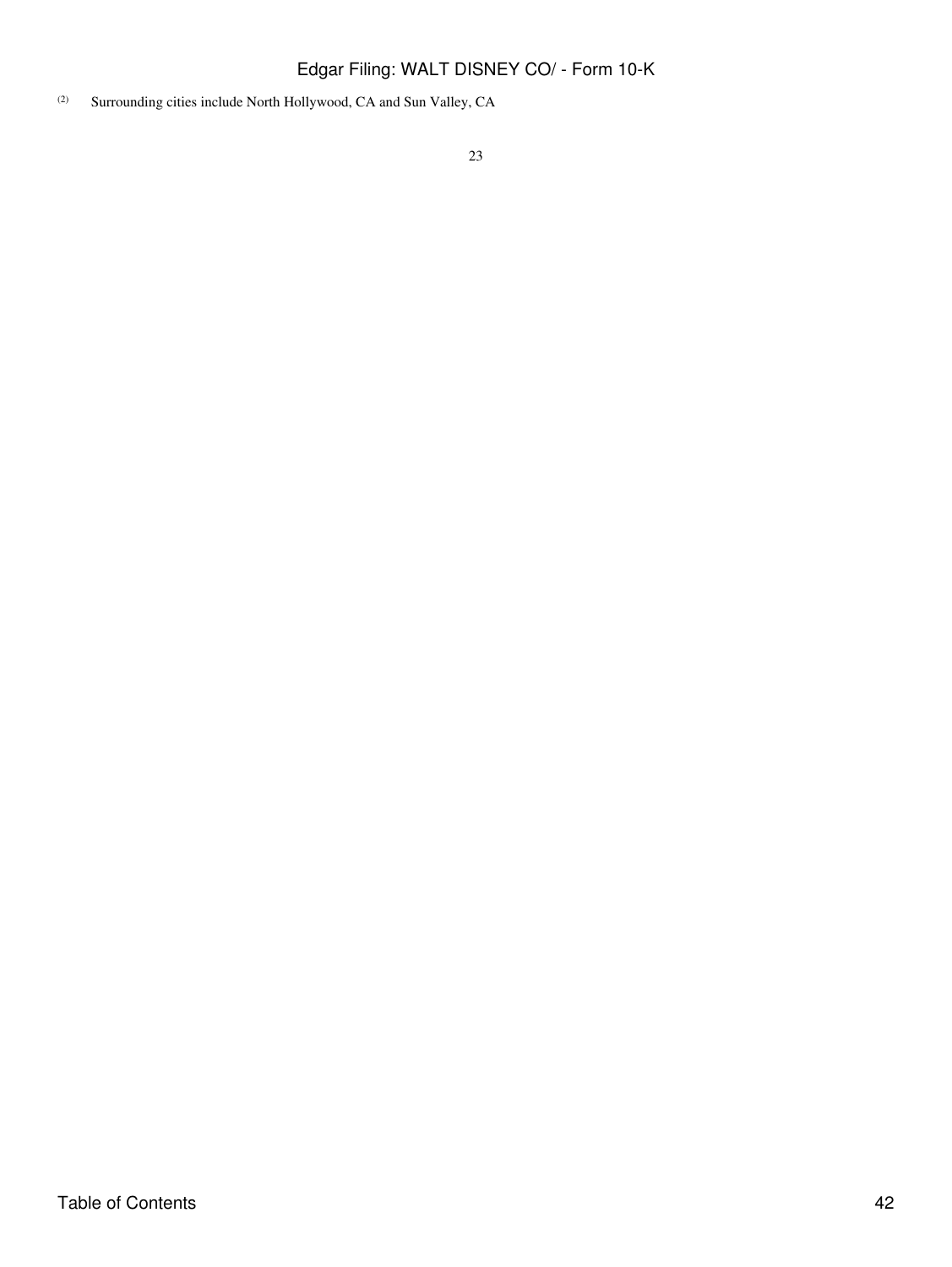(2) Surrounding cities include North Hollywood, CA and Sun Valley, CA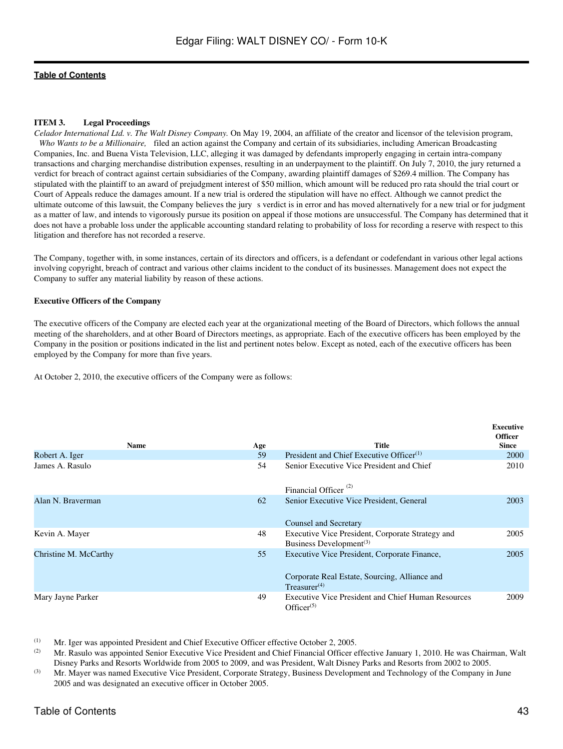**ITEM 3. Legal Proceedings**

*Celador International Ltd. v. The Walt Disney Company.* On May 19, 2004, an affiliate of the creator and licensor of the television program, *Who Wants to be a Millionaire,* filed an action against the Company and certain of its subsidiaries, including American Broadcasting Companies, Inc. and Buena Vista Television, LLC, alleging it was damaged by defendants improperly engaging in certain intra-company transactions and charging merchandise distribution expenses, resulting in an underpayment to the plaintiff. On July 7, 2010, the jury returned a verdict for breach of contract against certain subsidiaries of the Company, awarding plaintiff damages of $269.4 million. The Company has stipulated with the plaintiff to an award of prejudgment interest of $50 million, which amount will be reduced pro rata should the trial court or Court of Appeals reduce the damages amount. If a new trial is ordered the stipulation will have no effect. Although we cannot predict the ultimate outcome of this lawsuit, the Company believes the jury s verdict is in error and has moved alternatively for a new trial or for judgment as a matter of law, and intends to vigorously pursue its position on appeal if those motions are unsuccessful. The Company has determined that it does not have a probable loss under the applicable accounting standard relating to probability of loss for recording a reserve with respect to this litigation and therefore has not recorded a reserve.

The Company, together with, in some instances, certain of its directors and officers, is a defendant or codefendant in various other legal actions involving copyright, breach of contract and various other claims incident to the conduct of its businesses. Management does not expect the Company to suffer any material liability by reason of these actions.

**Executive Officers of the Company**

The executive officers of the Company are elected each year at the organizational meeting of the Board of Directors, which follows the annual meeting of the shareholders, and at other Board of Directors meetings, as appropriate. Each of the executive officers has been employed by the Company in the position or positions indicated in the list and pertinent notes below. Except as noted, each of the executive officers has been employed by the Company for more than five years.

At October 2, 2010, the executive officers of the Company were as follows:

| Name | Age | Title | Executive Officer Since |
|---|---|---|---|
| Robert A. Iger | 59 | President and Chief Executive Officer(1) | 2000 |
| James A. Rasulo | 54 | Senior Executive Vice President and Chief Financial Officer (2) | 2010 |
| Alan N. Braverman | 62 | Senior Executive Vice President, General Counsel and Secretary | 2003 |
| Kevin A. Mayer | 48 | Executive Vice President, Corporate Strategy and Business Development(3) | 2005 |
| Christine M. McCarthy | 55 | Executive Vice President, Corporate Finance, Corporate Real Estate, Sourcing, Alliance and Treasurer(4) | 2005 |
| Mary Jayne Parker | 49 | Executive Vice President and Chief Human Resources Officer(5) | 2009 |

(1) Mr. Iger was appointed President and Chief Executive Officer effective October 2, 2005.

(2) Mr. Rasulo was appointed Senior Executive Vice President and Chief Financial Officer effective January 1, 2010. He was Chairman, Walt Disney Parks and Resorts Worldwide from 2005 to 2009, and was President, Walt Disney Parks and Resorts from 2002 to 2005.

(3) Mr. Mayer was named Executive Vice President, Corporate Strategy, Business Development and Technology of the Company in June 2005 and was designated an executive officer in October 2005.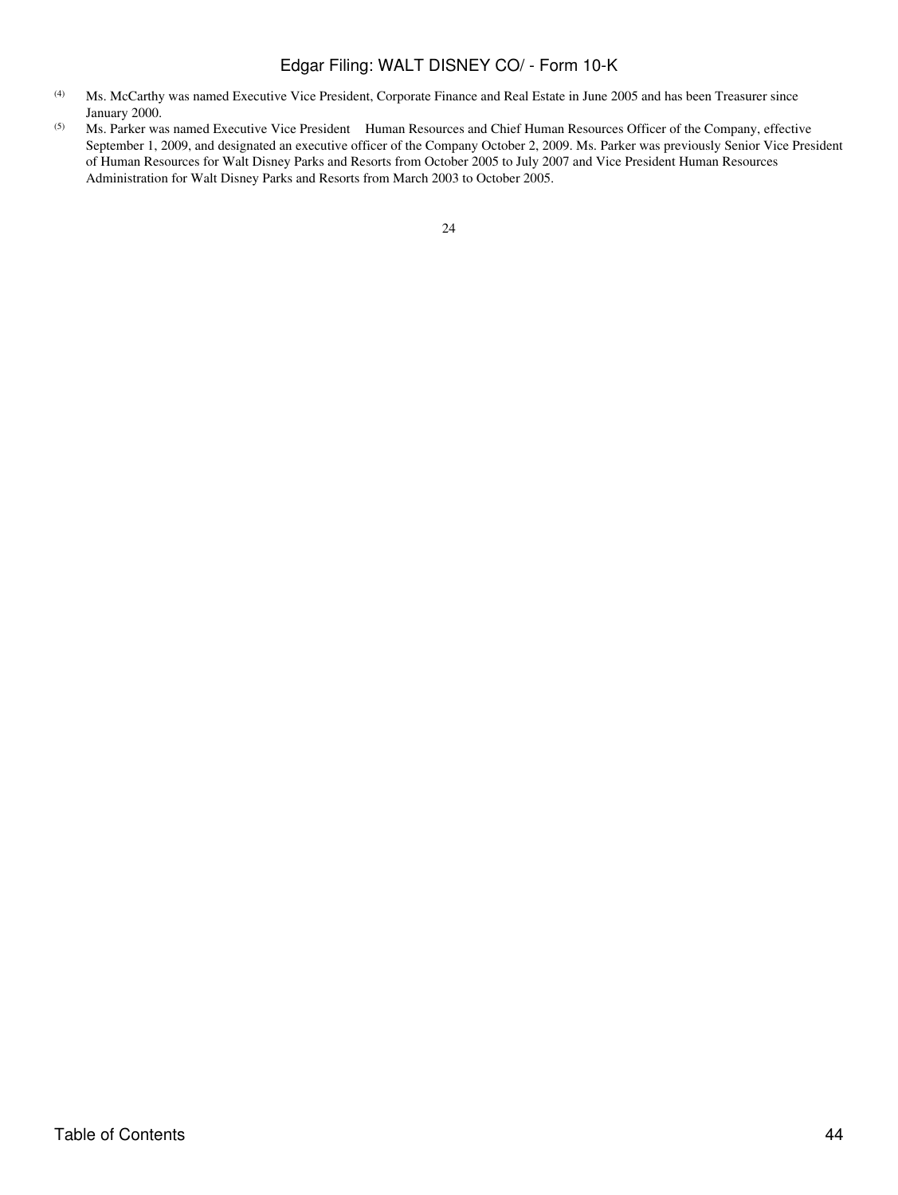(4) Ms. McCarthy was named Executive Vice President, Corporate Finance and Real Estate in June 2005 and has been Treasurer since January 2000.

(5) Ms. Parker was named Executive Vice President Human Resources and Chief Human Resources Officer of the Company, effective September 1, 2009, and designated an executive officer of the Company October 2, 2009. Ms. Parker was previously Senior Vice President of Human Resources for Walt Disney Parks and Resorts from October 2005 to July 2007 and Vice President Human Resources Administration for Walt Disney Parks and Resorts from March 2003 to October 2005.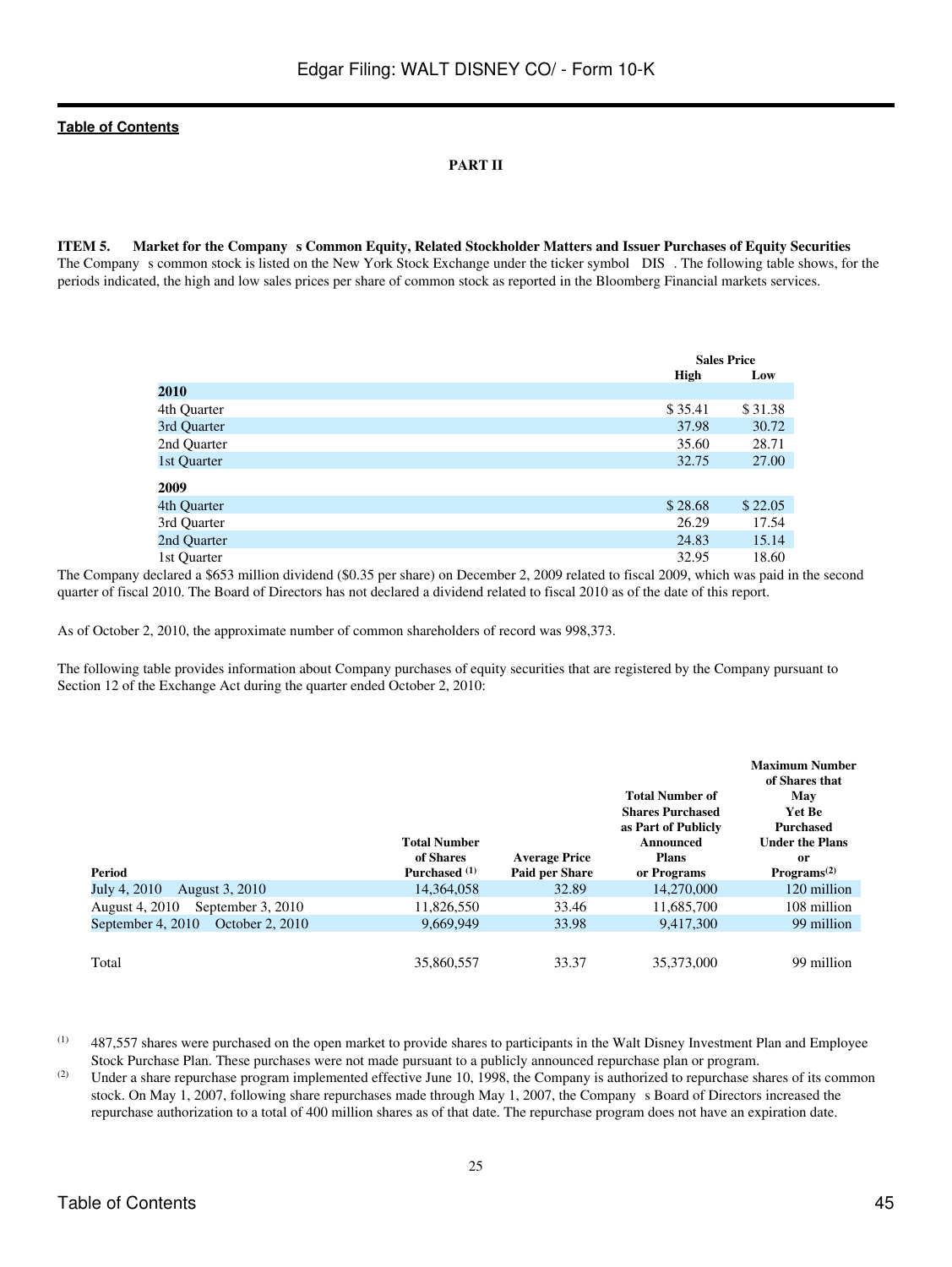[Table of Contents](#)

**PART II**

**ITEM 5. Market for the Company s Common Equity, Related Stockholder Matters and Issuer Purchases of Equity Securities**

The Company s common stock is listed on the New York Stock Exchange under the ticker symbol DIS . The following table shows, for the periods indicated, the high and low sales prices per share of common stock as reported in the Bloomberg Financial markets services.

| | Sales Price | |
|---|---|---|
| | High | Low |
| **2010** | | |
| 4th Quarter | $ 35.41 | $ 31.38 |
| 3rd Quarter | 37.98 | 30.72 |
| 2nd Quarter | 35.60 | 28.71 |
| 1st Quarter | 32.75 | 27.00 |
| **2009** | | |
| 4th Quarter | $ 28.68 | $ 22.05 |
| 3rd Quarter | 26.29 | 17.54 |
| 2nd Quarter | 24.83 | 15.14 |
| 1st Quarter | 32.95 | 18.60 |

The Company declared a $653 million dividend ($0.35 per share) on December 2, 2009 related to fiscal 2009, which was paid in the second quarter of fiscal 2010. The Board of Directors has not declared a dividend related to fiscal 2010 as of the date of this report.

As of October 2, 2010, the approximate number of common shareholders of record was 998,373.

The following table provides information about Company purchases of equity securities that are registered by the Company pursuant to Section 12 of the Exchange Act during the quarter ended October 2, 2010:

| Period | Total Number of Shares Purchased [1] | Average Price Paid per Share | Total Number of Shares Purchased as Part of Publicly Announced Plans or Programs | Maximum Number of Shares that May Yet Be Purchased Under the Plans or Programs[2] |
|---|---|---|---|---|
| July 4, 2010 August 3, 2010 | 14,364,058 | 32.89 | 14,270,000 | 120 million |
| August 4, 2010 September 3, 2010 | 11,826,550 | 33.46 | 11,685,700 | 108 million |
| September 4, 2010 October 2, 2010 | 9,669,949 | 33.98 | 9,417,300 | 99 million |
| Total | 35,860,557 | 33.37 | 35,373,000 | 99 million |

(1) 487,557 shares were purchased on the open market to provide shares to participants in the Walt Disney Investment Plan and Employee Stock Purchase Plan. These purchases were not made pursuant to a publicly announced repurchase plan or program.

(2) Under a share repurchase program implemented effective June 10, 1998, the Company is authorized to repurchase shares of its common stock. On May 1, 2007, following share repurchases made through May 1, 2007, the Company s Board of Directors increased the repurchase authorization to a total of 400 million shares as of that date. The repurchase program does not have an expiration date.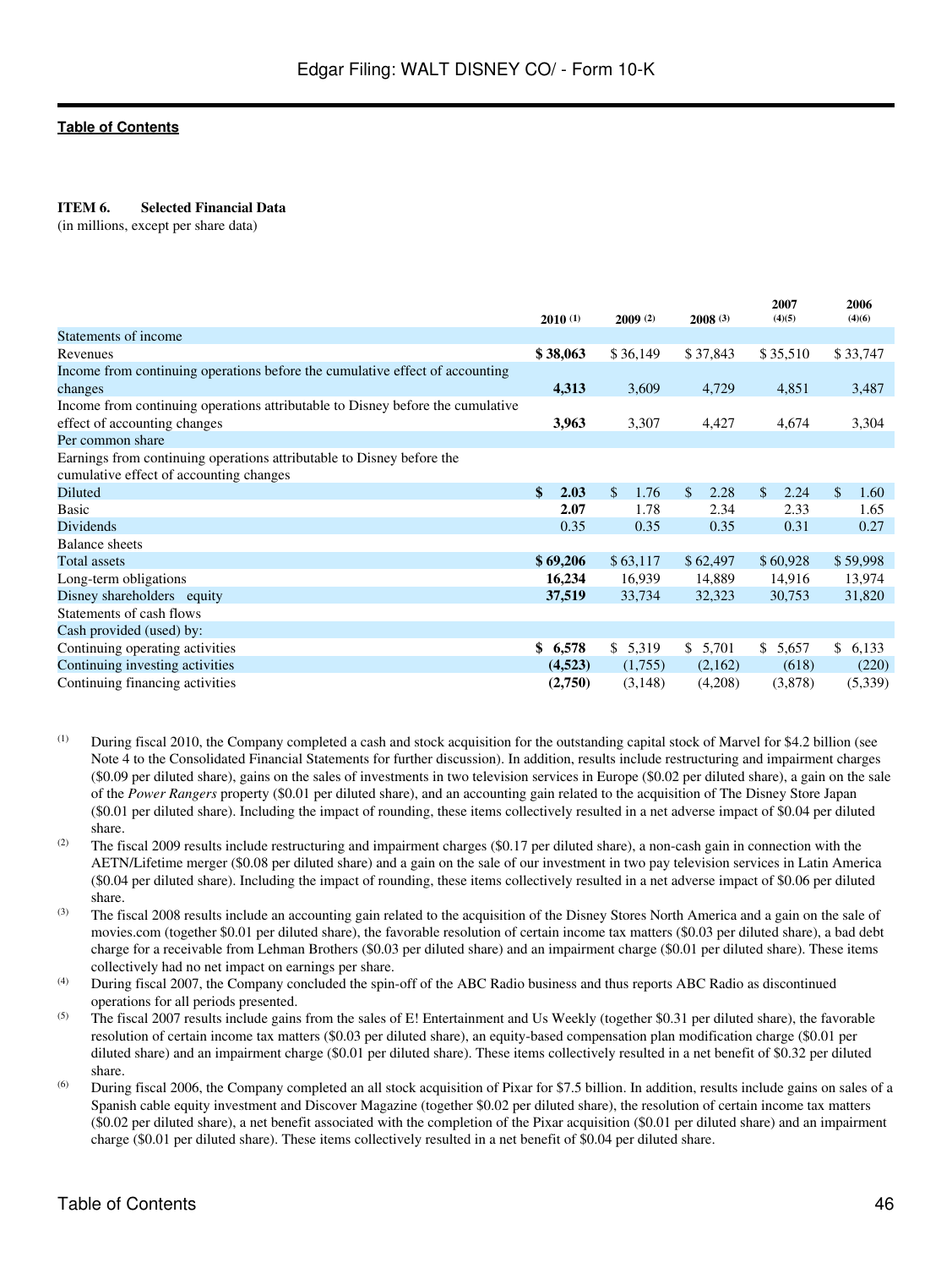**ITEM 6. Selected Financial Data**

(in millions, except per share data)

| | 2010 (1) | 2009 (2) | 2008 (3) | 2007 (4)(5) | 2006 (4)(6) |
|---|---|---|---|---|---|
| Statements of income | | | | | |
| Revenues | **$ 38,063** | $ 36,149 | $ 37,843 | $ 35,510 | $ 33,747 |
| Income from continuing operations before the cumulative effect of accounting changes | **4,313** | 3,609 | 4,729 | 4,851 | 3,487 |
| Income from continuing operations attributable to Disney before the cumulative effect of accounting changes | **3,963** | 3,307 | 4,427 | 4,674 | 3,304 |
| Per common share | | | | | |
| Earnings from continuing operations attributable to Disney before the cumulative effect of accounting changes | | | | | |
| Diluted | **$ 2.03** | $ 1.76 | $ 2.28 | $ 2.24 | $ 1.60 |
| Basic | **2.07** | 1.78 | 2.34 | 2.33 | 1.65 |
| Dividends | 0.35 | 0.35 | 0.35 | 0.31 | 0.27 |
| Balance sheets | | | | | |
| Total assets | **$ 69,206** | $ 63,117 | $ 62,497 | $ 60,928 | $ 59,998 |
| Long-term obligations | **16,234** | 16,939 | 14,889 | 14,916 | 13,974 |
| Disney shareholders equity | **37,519** | 33,734 | 32,323 | 30,753 | 31,820 |
| Statements of cash flows | | | | | |
| Cash provided (used) by: | | | | | |
| Continuing operating activities | **$ 6,578** | $ 5,319 | $ 5,701 | $ 5,657 | $ 6,133 |
| Continuing investing activities | **(4,523)** | (1,755) | (2,162) | (618) | (220) |
| Continuing financing activities | **(2,750)** | (3,148) | (4,208) | (3,878) | (5,339) |

(1) During fiscal 2010, the Company completed a cash and stock acquisition for the outstanding capital stock of Marvel for $4.2 billion (see Note 4 to the Consolidated Financial Statements for further discussion). In addition, results include restructuring and impairment charges ($0.09 per diluted share), gains on the sales of investments in two television services in Europe ($0.02 per diluted share), a gain on the sale of the *Power Rangers* property ($0.01 per diluted share), and an accounting gain related to the acquisition of The Disney Store Japan ($0.01 per diluted share). Including the impact of rounding, these items collectively resulted in a net adverse impact of $0.04 per diluted share.

(2) The fiscal 2009 results include restructuring and impairment charges ($0.17 per diluted share), a non-cash gain in connection with the AETN/Lifetime merger ($0.08 per diluted share) and a gain on the sale of our investment in two pay television services in Latin America ($0.04 per diluted share). Including the impact of rounding, these items collectively resulted in a net adverse impact of $0.06 per diluted share.

(3) The fiscal 2008 results include an accounting gain related to the acquisition of the Disney Stores North America and a gain on the sale of movies.com (together $0.01 per diluted share), the favorable resolution of certain income tax matters ($0.03 per diluted share), a bad debt charge for a receivable from Lehman Brothers ($0.03 per diluted share) and an impairment charge ($0.01 per diluted share). These items collectively had no net impact on earnings per share.

(4) During fiscal 2007, the Company concluded the spin-off of the ABC Radio business and thus reports ABC Radio as discontinued operations for all periods presented.

(5) The fiscal 2007 results include gains from the sales of E! Entertainment and Us Weekly (together $0.31 per diluted share), the favorable resolution of certain income tax matters ($0.03 per diluted share), an equity-based compensation plan modification charge ($0.01 per diluted share) and an impairment charge ($0.01 per diluted share). These items collectively resulted in a net benefit of $0.32 per diluted share.

(6) During fiscal 2006, the Company completed an all stock acquisition of Pixar for $7.5 billion. In addition, results include gains on sales of a Spanish cable equity investment and Discover Magazine (together $0.02 per diluted share), the resolution of certain income tax matters ($0.02 per diluted share), a net benefit associated with the completion of the Pixar acquisition ($0.01 per diluted share) and an impairment charge ($0.01 per diluted share). These items collectively resulted in a net benefit of $0.04 per diluted share.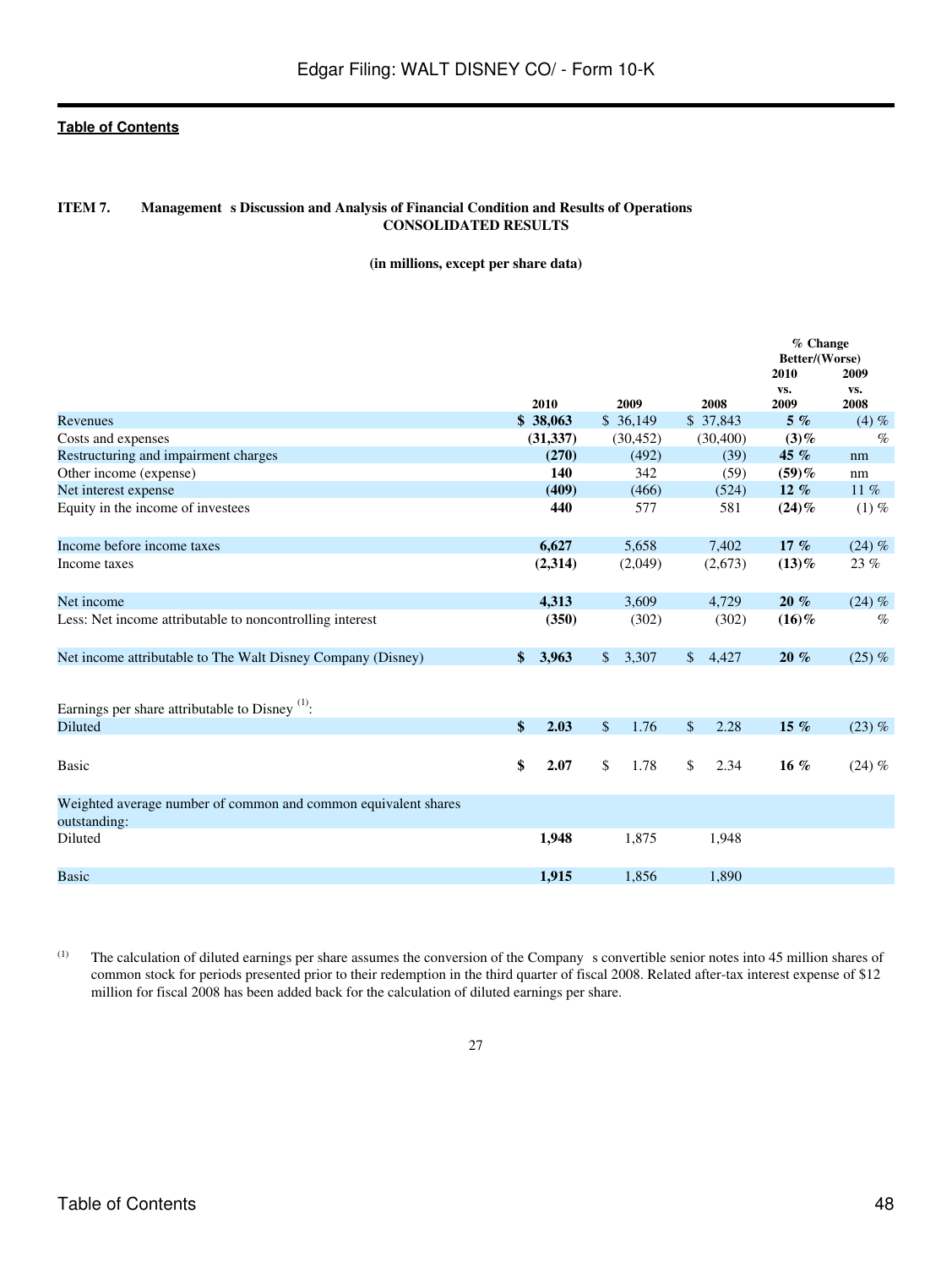**Table of Contents**

**ITEM 7. Management s Discussion and Analysis of Financial Condition and Results of Operations**

**CONSOLIDATED RESULTS**

**(in millions, except per share data)**

| | 2010 | 2009 | 2008 | % Change Better/(Worse) 2010 vs. 2009 | 2009 vs. 2008 |
|---|---|---|---|---|---|
| Revenues | **$ 38,063** | $ 36,149 | $ 37,843 | **5 %** | (4) % |
| Costs and expenses | **(31,337)** | (30,452) | (30,400) | **(3)%** | % |
| Restructuring and impairment charges | **(270)** | (492) | (39) | **45 %** | nm |
| Other income (expense) | **140** | 342 | (59) | **(59)%** | nm |
| Net interest expense | **(409)** | (466) | (524) | **12 %** | 11 % |
| Equity in the income of investees | **440** | 577 | 581 | **(24)%** | (1) % |
| Income before income taxes | **6,627** | 5,658 | 7,402 | **17 %** | (24) % |
| Income taxes | **(2,314)** | (2,049) | (2,673) | **(13)%** | 23 % |
| Net income | **4,313** | 3,609 | 4,729 | **20 %** | (24) % |
| Less: Net income attributable to noncontrolling interest | **(350)** | (302) | (302) | **(16)%** | % |
| Net income attributable to The Walt Disney Company (Disney) | **$ 3,963** | $ 3,307 | $ 4,427 | **20 %** | (25) % |
| Earnings per share attributable to Disney [(1)]: | | | | | |
| Diluted | **$ 2.03** | $ 1.76 | $ 2.28 | **15 %** | (23) % |
| Basic | **$ 2.07** | $ 1.78 | $ 2.34 | **16 %** | (24) % |
| Weighted average number of common and common equivalent shares outstanding: | | | | | |
| Diluted | **1,948** | 1,875 | 1,948 | | |
| Basic | **1,915** | 1,856 | 1,890 | | |

(1) The calculation of diluted earnings per share assumes the conversion of the Company s convertible senior notes into 45 million shares of common stock for periods presented prior to their redemption in the third quarter of fiscal 2008. Related after-tax interest expense of $12 million for fiscal 2008 has been added back for the calculation of diluted earnings per share.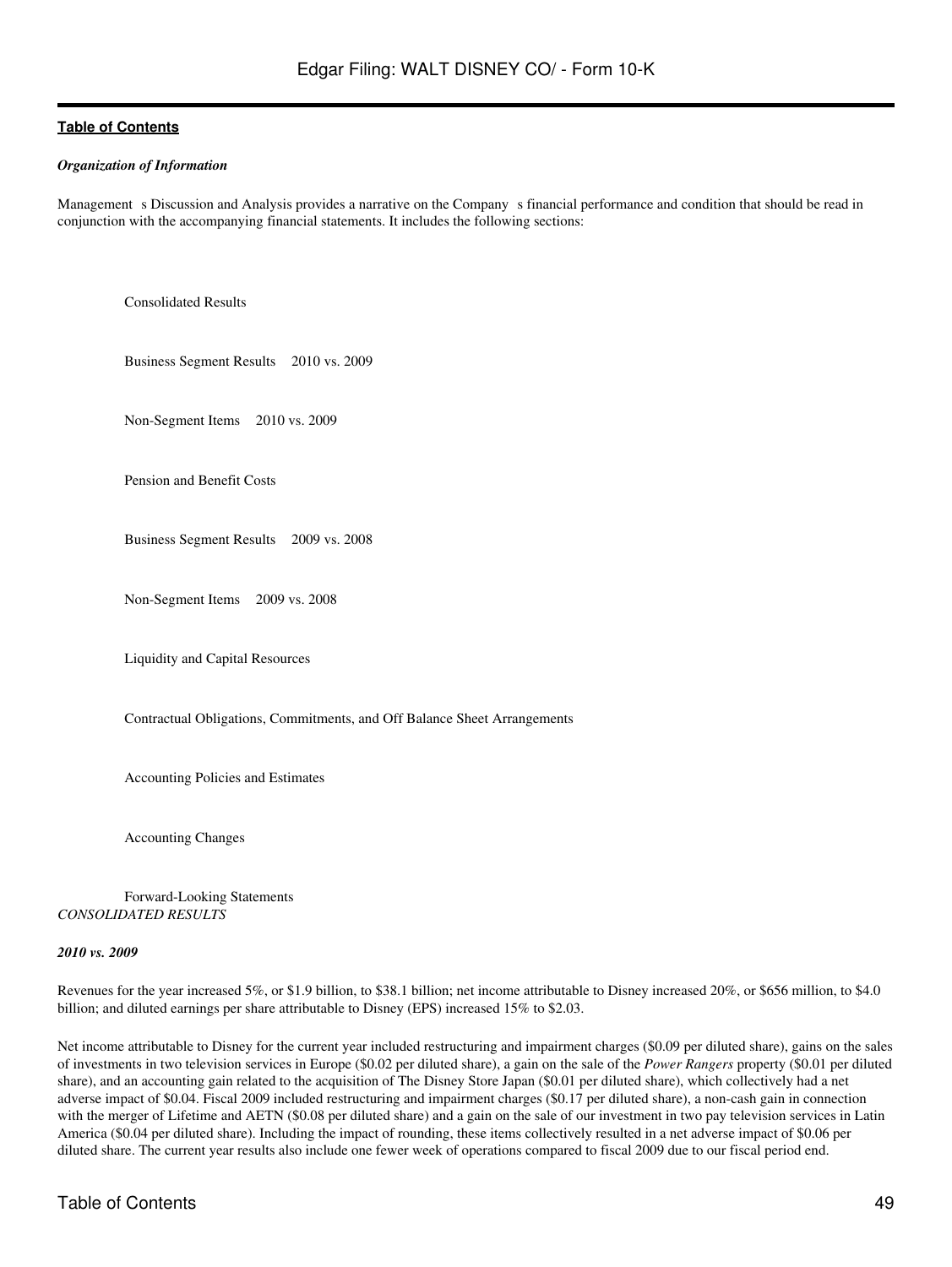*Organization of Information*

Management s Discussion and Analysis provides a narrative on the Company s financial performance and condition that should be read in conjunction with the accompanying financial statements. It includes the following sections:

- Consolidated Results
- Business Segment Results 2010 vs. 2009
- Non-Segment Items 2010 vs. 2009
- Pension and Benefit Costs
- Business Segment Results 2009 vs. 2008
- Non-Segment Items 2009 vs. 2008
- Liquidity and Capital Resources
- Contractual Obligations, Commitments, and Off Balance Sheet Arrangements
- Accounting Policies and Estimates
- Accounting Changes
- Forward-Looking Statements

*CONSOLIDATED RESULTS*

***2010 vs. 2009***

Revenues for the year increased 5%, or $1.9 billion, to $38.1 billion; net income attributable to Disney increased 20%, or $656 million, to $4.0 billion; and diluted earnings per share attributable to Disney (EPS) increased 15% to $2.03.

Net income attributable to Disney for the current year included restructuring and impairment charges ($0.09 per diluted share), gains on the sales of investments in two television services in Europe ($0.02 per diluted share), a gain on the sale of the *Power Rangers* property ($0.01 per diluted share), and an accounting gain related to the acquisition of The Disney Store Japan ($0.01 per diluted share), which collectively had a net adverse impact of $0.04. Fiscal 2009 included restructuring and impairment charges ($0.17 per diluted share), a non-cash gain in connection with the merger of Lifetime and AETN ($0.08 per diluted share) and a gain on the sale of our investment in two pay television services in Latin America ($0.04 per diluted share). Including the impact of rounding, these items collectively resulted in a net adverse impact of $0.06 per diluted share. The current year results also include one fewer week of operations compared to fiscal 2009 due to our fiscal period end.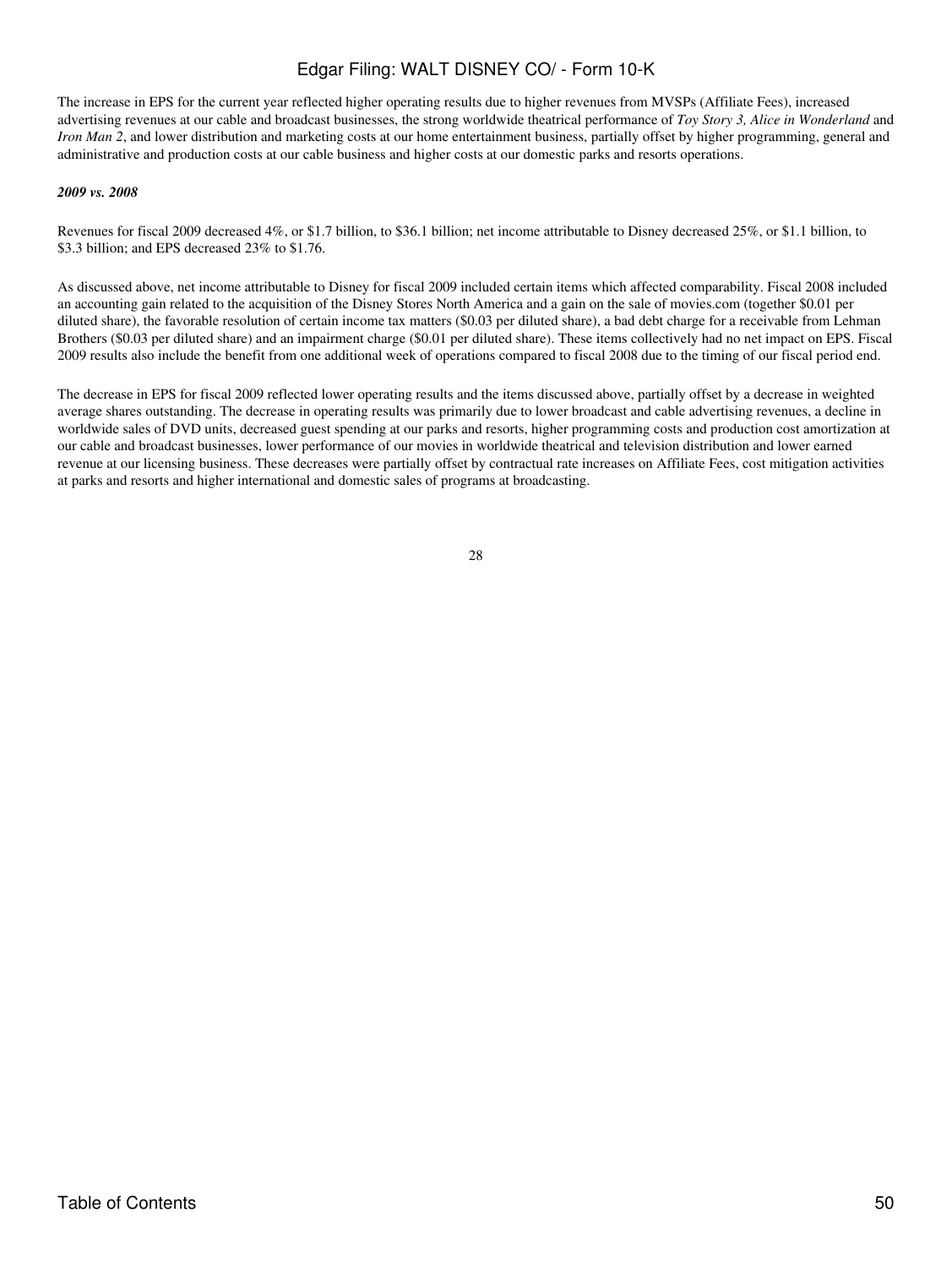The increase in EPS for the current year reflected higher operating results due to higher revenues from MVSPs (Affiliate Fees), increased advertising revenues at our cable and broadcast businesses, the strong worldwide theatrical performance of *Toy Story 3, Alice in Wonderland* and *Iron Man 2*, and lower distribution and marketing costs at our home entertainment business, partially offset by higher programming, general and administrative and production costs at our cable business and higher costs at our domestic parks and resorts operations.

***2009 vs. 2008***

Revenues for fiscal 2009 decreased 4%, or $1.7 billion, to $36.1 billion; net income attributable to Disney decreased 25%, or $1.1 billion, to $3.3 billion; and EPS decreased 23% to $1.76.

As discussed above, net income attributable to Disney for fiscal 2009 included certain items which affected comparability. Fiscal 2008 included an accounting gain related to the acquisition of the Disney Stores North America and a gain on the sale of movies.com (together $0.01 per diluted share), the favorable resolution of certain income tax matters ($0.03 per diluted share), a bad debt charge for a receivable from Lehman Brothers ($0.03 per diluted share) and an impairment charge ($0.01 per diluted share). These items collectively had no net impact on EPS. Fiscal 2009 results also include the benefit from one additional week of operations compared to fiscal 2008 due to the timing of our fiscal period end.

The decrease in EPS for fiscal 2009 reflected lower operating results and the items discussed above, partially offset by a decrease in weighted average shares outstanding. The decrease in operating results was primarily due to lower broadcast and cable advertising revenues, a decline in worldwide sales of DVD units, decreased guest spending at our parks and resorts, higher programming costs and production cost amortization at our cable and broadcast businesses, lower performance of our movies in worldwide theatrical and television distribution and lower earned revenue at our licensing business. These decreases were partially offset by contractual rate increases on Affiliate Fees, cost mitigation activities at parks and resorts and higher international and domestic sales of programs at broadcasting.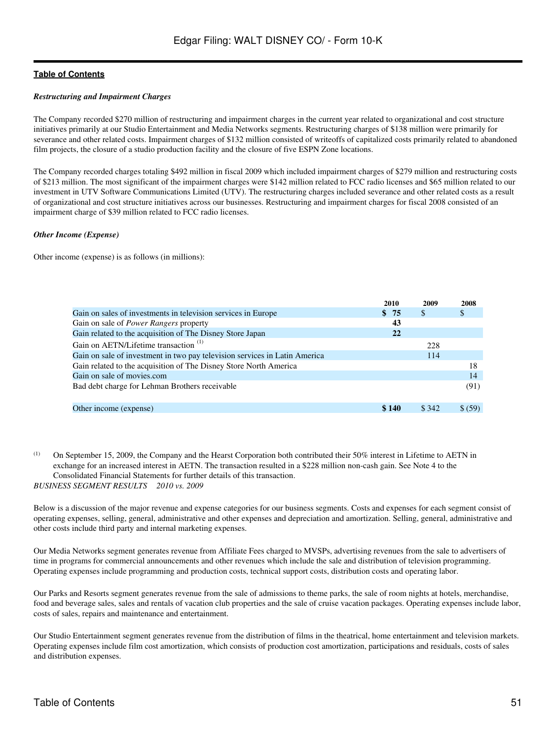*Restructuring and Impairment Charges*

The Company recorded $270 million of restructuring and impairment charges in the current year related to organizational and cost structure initiatives primarily at our Studio Entertainment and Media Networks segments. Restructuring charges of $138 million were primarily for severance and other related costs. Impairment charges of $132 million consisted of writeoffs of capitalized costs primarily related to abandoned film projects, the closure of a studio production facility and the closure of five ESPN Zone locations.

The Company recorded charges totaling $492 million in fiscal 2009 which included impairment charges of $279 million and restructuring costs of $213 million. The most significant of the impairment charges were $142 million related to FCC radio licenses and $65 million related to our investment in UTV Software Communications Limited (UTV). The restructuring charges included severance and other related costs as a result of organizational and cost structure initiatives across our businesses. Restructuring and impairment charges for fiscal 2008 consisted of an impairment charge of $39 million related to FCC radio licenses.

*Other Income (Expense)*

Other income (expense) is as follows (in millions):

| | 2010 | 2009 | 2008 |
|---|---|---|---|
| Gain on sales of investments in television services in Europe | **$ 75** | $ | $ |
| Gain on sale of *Power Rangers* property | **43** | | |
| Gain related to the acquisition of The Disney Store Japan | **22** | | |
| Gain on AETN/Lifetime transaction [(1)] | | 228 | |
| Gain on sale of investment in two pay television services in Latin America | | 114 | |
| Gain related to the acquisition of The Disney Store North America | | | 18 |
| Gain on sale of movies.com | | | 14 |
| Bad debt charge for Lehman Brothers receivable | | | (91) |
| Other income (expense) | **$ 140** | $ 342 | $ (59) |

(1) On September 15, 2009, the Company and the Hearst Corporation both contributed their 50% interest in Lifetime to AETN in exchange for an increased interest in AETN. The transaction resulted in a $228 million non-cash gain. See Note 4 to the Consolidated Financial Statements for further details of this transaction.

*BUSINESS SEGMENT RESULTS 2010 vs. 2009*

Below is a discussion of the major revenue and expense categories for our business segments. Costs and expenses for each segment consist of operating expenses, selling, general, administrative and other expenses and depreciation and amortization. Selling, general, administrative and other costs include third party and internal marketing expenses.

Our Media Networks segment generates revenue from Affiliate Fees charged to MVSPs, advertising revenues from the sale to advertisers of time in programs for commercial announcements and other revenues which include the sale and distribution of television programming. Operating expenses include programming and production costs, technical support costs, distribution costs and operating labor.

Our Parks and Resorts segment generates revenue from the sale of admissions to theme parks, the sale of room nights at hotels, merchandise, food and beverage sales, sales and rentals of vacation club properties and the sale of cruise vacation packages. Operating expenses include labor, costs of sales, repairs and maintenance and entertainment.

Our Studio Entertainment segment generates revenue from the distribution of films in the theatrical, home entertainment and television markets. Operating expenses include film cost amortization, which consists of production cost amortization, participations and residuals, costs of sales and distribution expenses.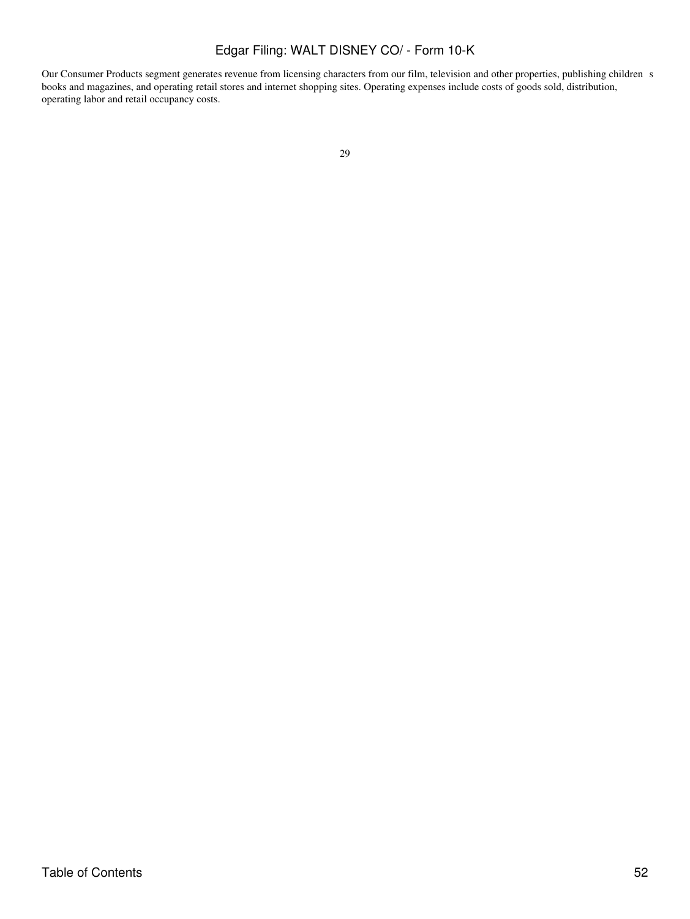Our Consumer Products segment generates revenue from licensing characters from our film, television and other properties, publishing children s books and magazines, and operating retail stores and internet shopping sites. Operating expenses include costs of goods sold, distribution, operating labor and retail occupancy costs.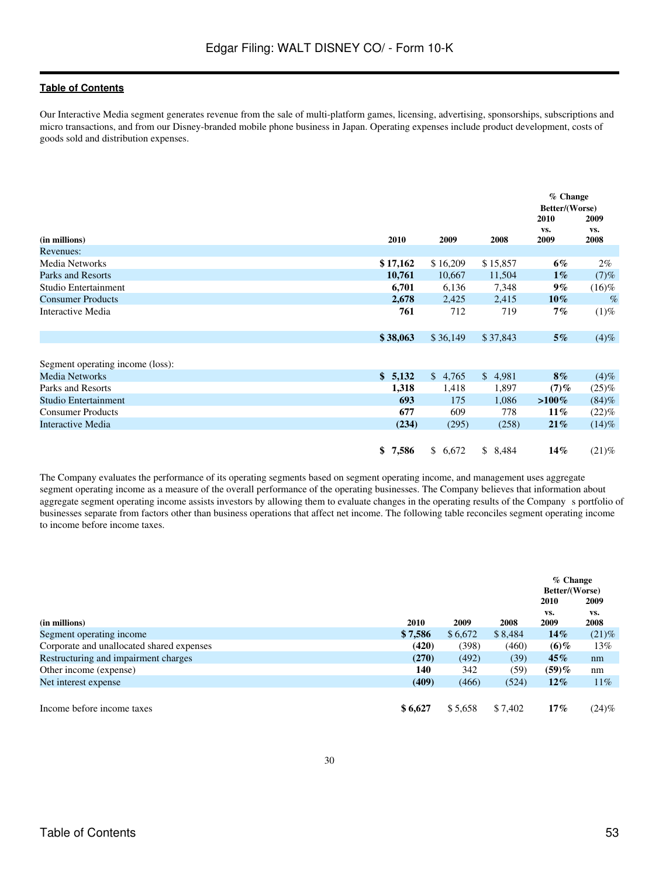Our Interactive Media segment generates revenue from the sale of multi-platform games, licensing, advertising, sponsorships, subscriptions and micro transactions, and from our Disney-branded mobile phone business in Japan. Operating expenses include product development, costs of goods sold and distribution expenses.

| (in millions) | 2010 | 2009 | 2008 | % Change Better/(Worse) 2010 vs. 2009 | 2009 vs. 2008 |
|---|---|---|---|---|---|
| Revenues: | | | | | |
| Media Networks | **$ 17,162** | $ 16,209 | $ 15,857 | **6%** | 2% |
| Parks and Resorts | **10,761** | 10,667 | 11,504 | **1%** | (7)% |
| Studio Entertainment | **6,701** | 6,136 | 7,348 | **9%** | (16)% |
| Consumer Products | **2,678** | 2,425 | 2,415 | **10%** | % |
| Interactive Media | **761** | 712 | 719 | **7%** | (1)% |
| | **$ 38,063** | $ 36,149 | $ 37,843 | **5%** | (4)% |
| Segment operating income (loss): | | | | | |
| Media Networks | **$ 5,132** | $ 4,765 | $ 4,981 | **8%** | (4)% |
| Parks and Resorts | **1,318** | 1,418 | 1,897 | **(7)%** | (25)% |
| Studio Entertainment | **693** | 175 | 1,086 | **>100%** | (84)% |
| Consumer Products | **677** | 609 | 778 | **11%** | (22)% |
| Interactive Media | **(234)** | (295) | (258) | **21%** | (14)% |
| | **$ 7,586** | $ 6,672 | $ 8,484 | **14%** | (21)% |

The Company evaluates the performance of its operating segments based on segment operating income, and management uses aggregate segment operating income as a measure of the overall performance of the operating businesses. The Company believes that information about aggregate segment operating income assists investors by allowing them to evaluate changes in the operating results of the Company s portfolio of businesses separate from factors other than business operations that affect net income. The following table reconciles segment operating income to income before income taxes.

| (in millions) | 2010 | 2009 | 2008 | % Change Better/(Worse) 2010 vs. 2009 | 2009 vs. 2008 |
|---|---|---|---|---|---|
| Segment operating income | **$ 7,586** | $ 6,672 | $ 8,484 | **14%** | (21)% |
| Corporate and unallocated shared expenses | **(420)** | (398) | (460) | **(6)%** | 13% |
| Restructuring and impairment charges | **(270)** | (492) | (39) | **45%** | nm |
| Other income (expense) | **140** | 342 | (59) | **(59)%** | nm |
| Net interest expense | **(409)** | (466) | (524) | **12%** | 11% |
| Income before income taxes | **$ 6,627** | $ 5,658 | $ 7,402 | **17%** | (24)% |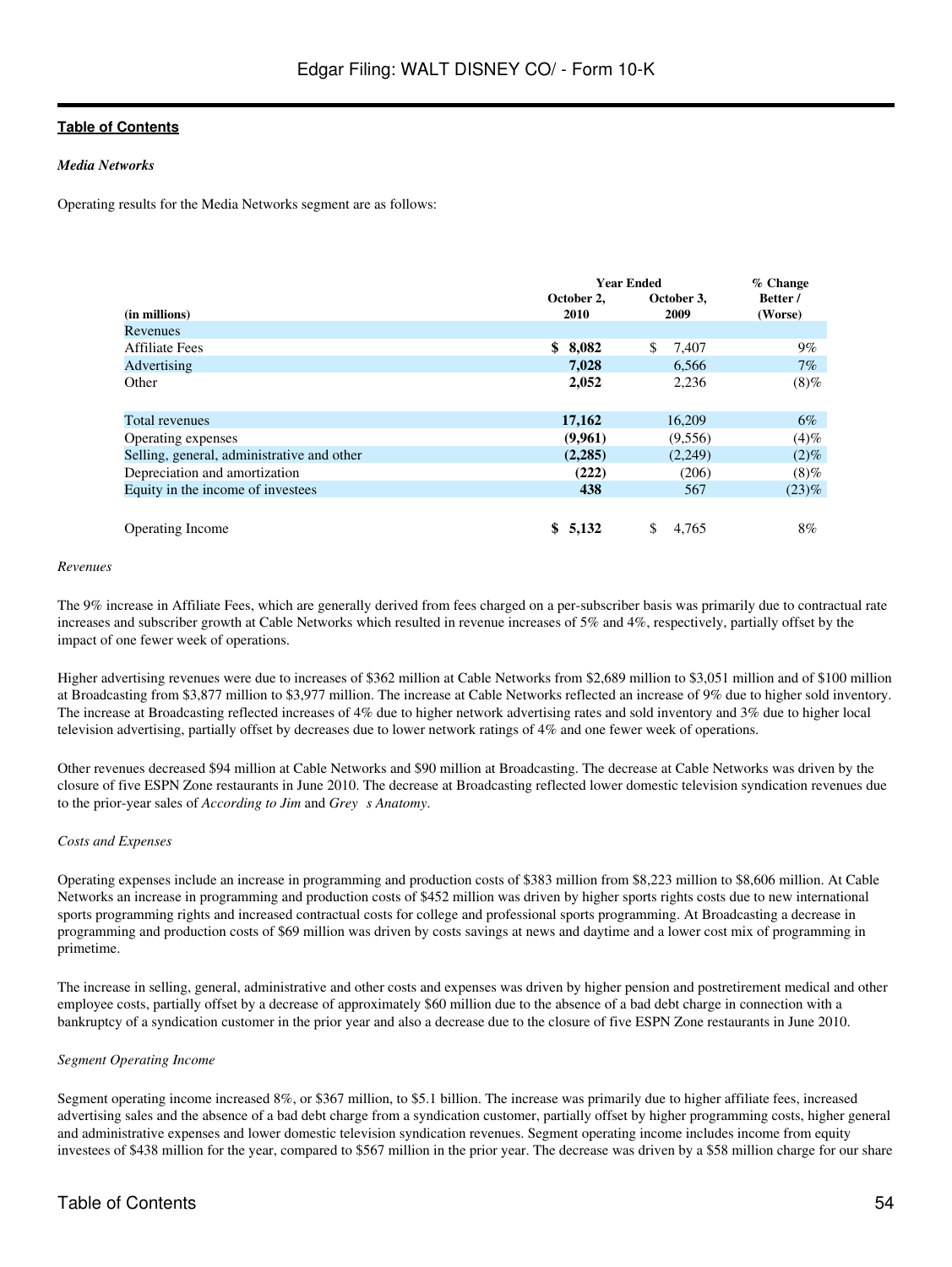*Media Networks*

Operating results for the Media Networks segment are as follows:

| (in millions) | Year Ended October 2, 2010 | Year Ended October 3, 2009 | % Change Better / (Worse) |
|---|---|---|---|
| Revenues | | | |
| Affiliate Fees | **$ 8,082** | $ 7,407 | 9% |
| Advertising | **7,028** | 6,566 | 7% |
| Other | **2,052** | 2,236 | (8)% |
| Total revenues | **17,162** | 16,209 | 6% |
| Operating expenses | **(9,961)** | (9,556) | (4)% |
| Selling, general, administrative and other | **(2,285)** | (2,249) | (2)% |
| Depreciation and amortization | **(222)** | (206) | (8)% |
| Equity in the income of investees | **438** | 567 | (23)% |
| Operating Income | **$ 5,132** | $ 4,765 | 8% |

*Revenues*

The 9% increase in Affiliate Fees, which are generally derived from fees charged on a per-subscriber basis was primarily due to contractual rate increases and subscriber growth at Cable Networks which resulted in revenue increases of 5% and 4%, respectively, partially offset by the impact of one fewer week of operations.

Higher advertising revenues were due to increases of $362 million at Cable Networks from $2,689 million to $3,051 million and of $100 million at Broadcasting from $3,877 million to $3,977 million. The increase at Cable Networks reflected an increase of 9% due to higher sold inventory. The increase at Broadcasting reflected increases of 4% due to higher network advertising rates and sold inventory and 3% due to higher local television advertising, partially offset by decreases due to lower network ratings of 4% and one fewer week of operations.

Other revenues decreased $94 million at Cable Networks and $90 million at Broadcasting. The decrease at Cable Networks was driven by the closure of five ESPN Zone restaurants in June 2010. The decrease at Broadcasting reflected lower domestic television syndication revenues due to the prior-year sales of *According to Jim* and *Grey s Anatomy*.

*Costs and Expenses*

Operating expenses include an increase in programming and production costs of $383 million from $8,223 million to $8,606 million. At Cable Networks an increase in programming and production costs of $452 million was driven by higher sports rights costs due to new international sports programming rights and increased contractual costs for college and professional sports programming. At Broadcasting a decrease in programming and production costs of $69 million was driven by costs savings at news and daytime and a lower cost mix of programming in primetime.

The increase in selling, general, administrative and other costs and expenses was driven by higher pension and postretirement medical and other employee costs, partially offset by a decrease of approximately $60 million due to the absence of a bad debt charge in connection with a bankruptcy of a syndication customer in the prior year and also a decrease due to the closure of five ESPN Zone restaurants in June 2010.

*Segment Operating Income*

Segment operating income increased 8%, or $367 million, to $5.1 billion. The increase was primarily due to higher affiliate fees, increased advertising sales and the absence of a bad debt charge from a syndication customer, partially offset by higher programming costs, higher general and administrative expenses and lower domestic television syndication revenues. Segment operating income includes income from equity investees of $438 million for the year, compared to $567 million in the prior year. The decrease was driven by a $58 million charge for our share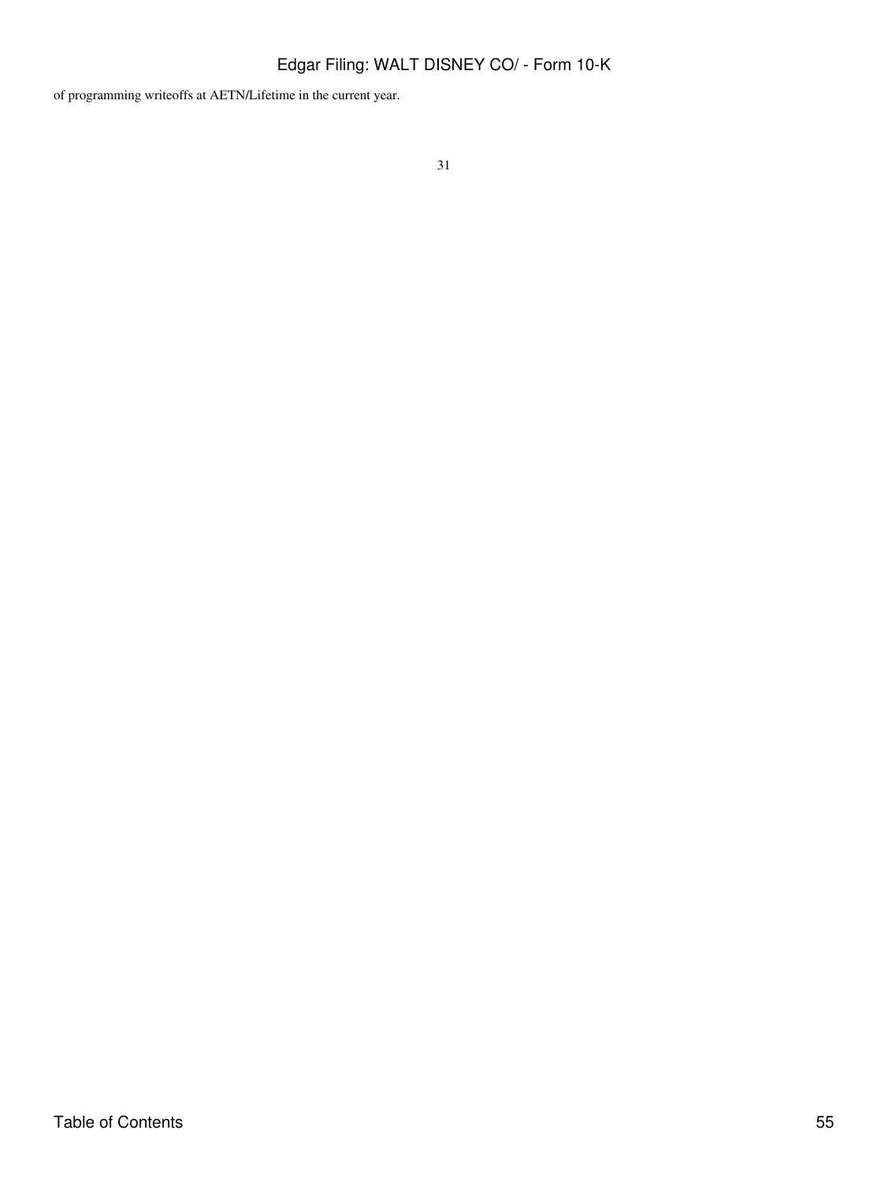of programming writeoffs at AETN/Lifetime in the current year.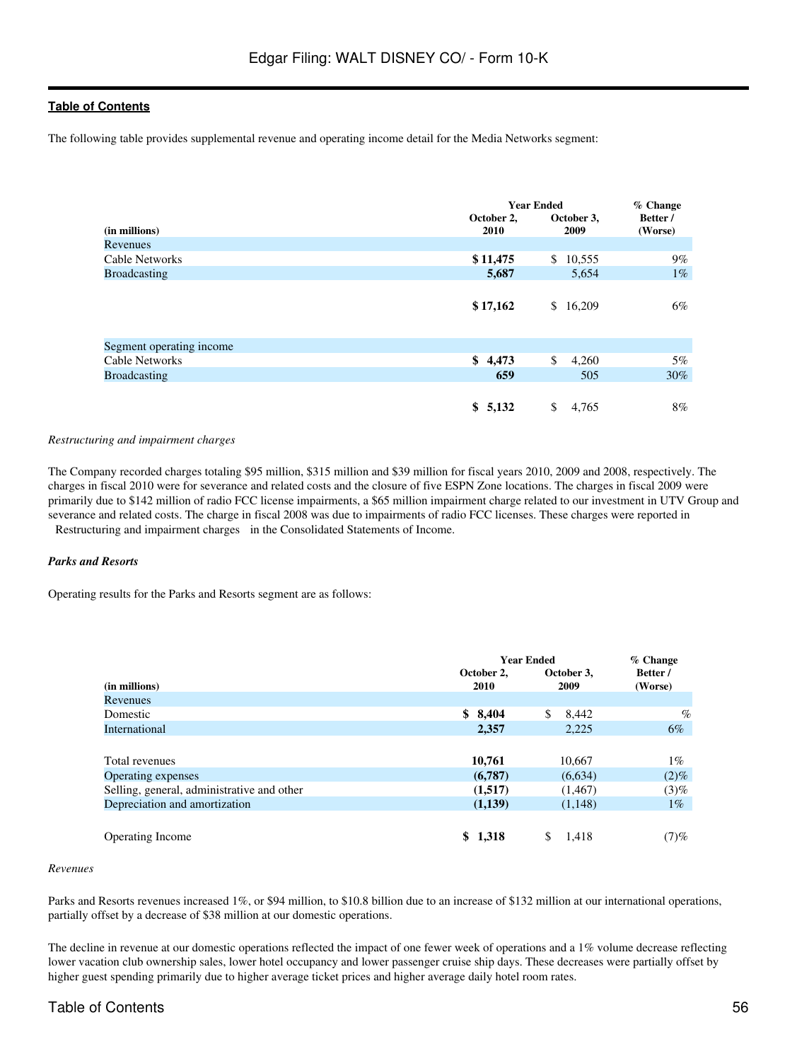The following table provides supplemental revenue and operating income detail for the Media Networks segment:

| (in millions) | Year Ended October 2, 2010 | Year Ended October 3, 2009 | % Change Better / (Worse) |
|---|---|---|---|
| Revenues | | | |
| Cable Networks | **$ 11,475** | $ 10,555 | 9% |
| Broadcasting | **5,687** | 5,654 | 1% |
| | **$ 17,162** | $ 16,209 | 6% |
| Segment operating income | | | |
| Cable Networks | **$ 4,473** | $ 4,260 | 5% |
| Broadcasting | **659** | 505 | 30% |
| | **$ 5,132** | $ 4,765 | 8% |

*Restructuring and impairment charges*

The Company recorded charges totaling $95 million, $315 million and $39 million for fiscal years 2010, 2009 and 2008, respectively. The charges in fiscal 2010 were for severance and related costs and the closure of five ESPN Zone locations. The charges in fiscal 2009 were primarily due to $142 million of radio FCC license impairments, a $65 million impairment charge related to our investment in UTV Group and severance and related costs. The charge in fiscal 2008 was due to impairments of radio FCC licenses. These charges were reported in "Restructuring and impairment charges" in the Consolidated Statements of Income.

***Parks and Resorts***

Operating results for the Parks and Resorts segment are as follows:

| (in millions) | Year Ended October 2, 2010 | Year Ended October 3, 2009 | % Change Better / (Worse) |
|---|---|---|---|
| Revenues | | | |
| Domestic | **$ 8,404** | $ 8,442 | % |
| International | **2,357** | 2,225 | 6% |
| Total revenues | **10,761** | 10,667 | 1% |
| Operating expenses | **(6,787)** | (6,634) | (2)% |
| Selling, general, administrative and other | **(1,517)** | (1,467) | (3)% |
| Depreciation and amortization | **(1,139)** | (1,148) | 1% |
| Operating Income | **$ 1,318** | $ 1,418 | (7)% |

*Revenues*

Parks and Resorts revenues increased 1%, or $94 million, to $10.8 billion due to an increase of $132 million at our international operations, partially offset by a decrease of $38 million at our domestic operations.

The decline in revenue at our domestic operations reflected the impact of one fewer week of operations and a 1% volume decrease reflecting lower vacation club ownership sales, lower hotel occupancy and lower passenger cruise ship days. These decreases were partially offset by higher guest spending primarily due to higher average ticket prices and higher average daily hotel room rates.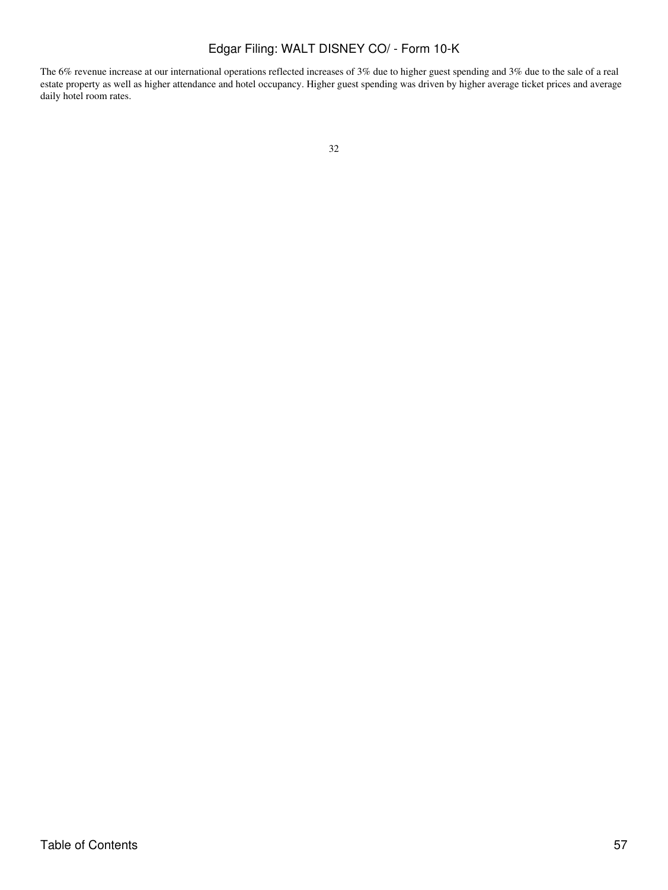The 6% revenue increase at our international operations reflected increases of 3% due to higher guest spending and 3% due to the sale of a real estate property as well as higher attendance and hotel occupancy. Higher guest spending was driven by higher average ticket prices and average daily hotel room rates.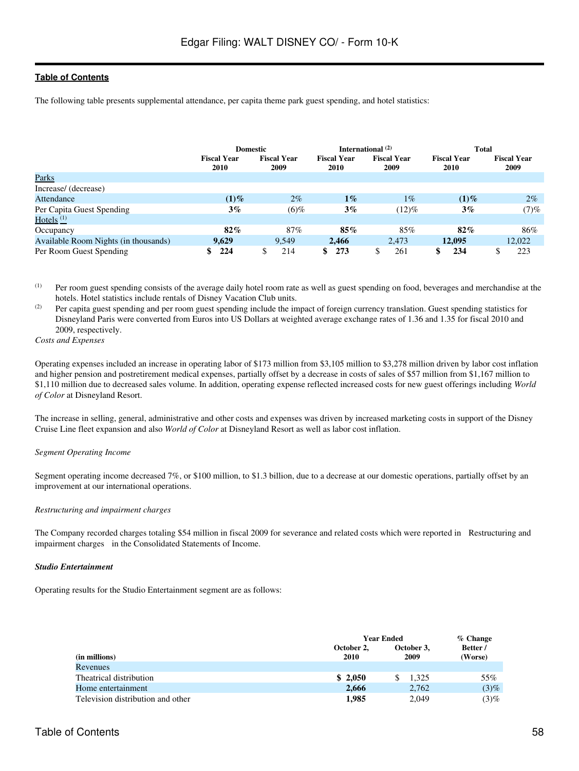The following table presents supplemental attendance, per capita theme park guest spending, and hotel statistics:

| | Domestic | | International [(2)] | | Total | |
|---|---|---|---|---|---|---|
| | Fiscal Year 2010 | Fiscal Year 2009 | Fiscal Year 2010 | Fiscal Year 2009 | Fiscal Year 2010 | Fiscal Year 2009 |
| Parks | | | | | | |
| Increase/ (decrease) | | | | | | |
| Attendance | **(1)%** | 2% | **1%** | 1% | **(1)%** | 2% |
| Per Capita Guest Spending | **3%** | (6)% | **3%** | (12)% | **3%** | (7)% |
| Hotels [(1)] | | | | | | |
| Occupancy | **82%** | 87% | **85%** | 85% | **82%** | 86% |
| Available Room Nights (in thousands) | **9,629** | 9,549 | **2,466** | 2,473 | **12,095** | 12,022 |
| Per Room Guest Spending | **$ 224** | $ 214 | **$ 273** | $ 261 | **$ 234** | $ 223 |

(1) Per room guest spending consists of the average daily hotel room rate as well as guest spending on food, beverages and merchandise at the hotels. Hotel statistics include rentals of Disney Vacation Club units.

(2) Per capita guest spending and per room guest spending include the impact of foreign currency translation. Guest spending statistics for Disneyland Paris were converted from Euros into US Dollars at weighted average exchange rates of 1.36 and 1.35 for fiscal 2010 and 2009, respectively.

*Costs and Expenses*

Operating expenses included an increase in operating labor of $173 million from $3,105 million to $3,278 million driven by labor cost inflation and higher pension and postretirement medical expenses, partially offset by a decrease in costs of sales of $57 million from $1,167 million to $1,110 million due to decreased sales volume. In addition, operating expense reflected increased costs for new guest offerings including *World of Color* at Disneyland Resort.

The increase in selling, general, administrative and other costs and expenses was driven by increased marketing costs in support of the Disney Cruise Line fleet expansion and also *World of Color* at Disneyland Resort as well as labor cost inflation.

*Segment Operating Income*

Segment operating income decreased 7%, or $100 million, to $1.3 billion, due to a decrease at our domestic operations, partially offset by an improvement at our international operations.

*Restructuring and impairment charges*

The Company recorded charges totaling $54 million in fiscal 2009 for severance and related costs which were reported in Restructuring and impairment charges in the Consolidated Statements of Income.

***Studio Entertainment***

Operating results for the Studio Entertainment segment are as follows:

| (in millions) | Year Ended October 2, 2010 | Year Ended October 3, 2009 | % Change Better / (Worse) |
|---|---|---|---|
| Revenues | | | |
| Theatrical distribution | **$ 2,050** | $ 1,325 | 55% |
| Home entertainment | **2,666** | 2,762 | (3)% |
| Television distribution and other | **1,985** | 2,049 | (3)% |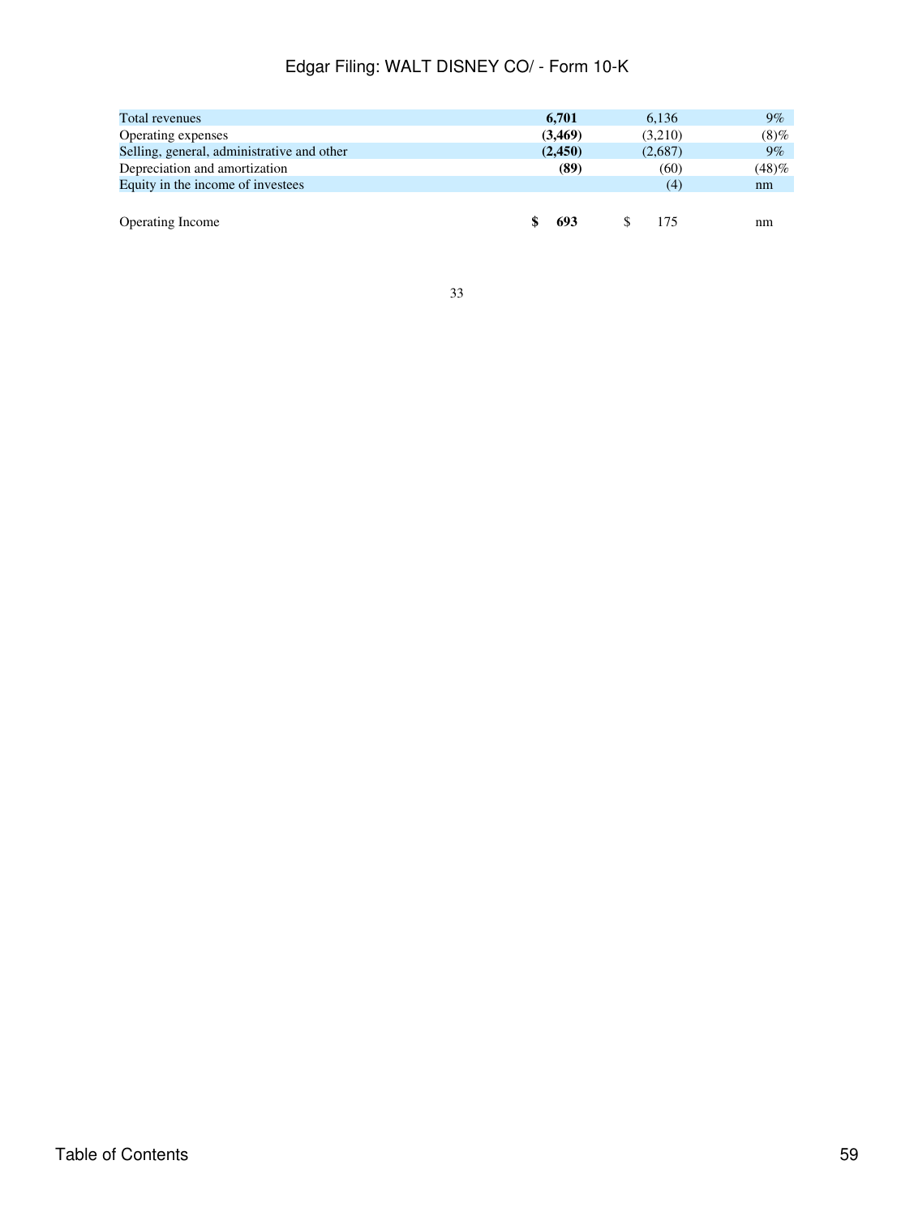| | | | |
|---|---|---|---|
| Total revenues | **6,701** | 6,136 | 9% |
| Operating expenses | **(3,469)** | (3,210) | (8)% |
| Selling, general, administrative and other | **(2,450)** | (2,687) | 9% |
| Depreciation and amortization | **(89)** | (60) | (48)% |
| Equity in the income of investees | | (4) | nm |
| Operating Income | **$ 693** | $ 175 | nm |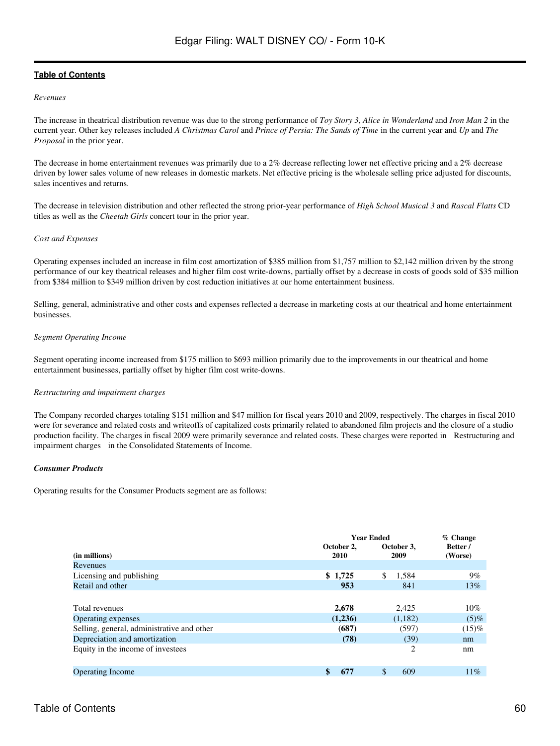*Revenues*

The increase in theatrical distribution revenue was due to the strong performance of *Toy Story 3*, *Alice in Wonderland* and *Iron Man 2* in the current year. Other key releases included *A Christmas Carol* and *Prince of Persia: The Sands of Time* in the current year and *Up* and *The Proposal* in the prior year.

The decrease in home entertainment revenues was primarily due to a 2% decrease reflecting lower net effective pricing and a 2% decrease driven by lower sales volume of new releases in domestic markets. Net effective pricing is the wholesale selling price adjusted for discounts, sales incentives and returns.

The decrease in television distribution and other reflected the strong prior-year performance of *High School Musical 3* and *Rascal Flatts* CD titles as well as the *Cheetah Girls* concert tour in the prior year.

*Cost and Expenses*

Operating expenses included an increase in film cost amortization of $385 million from $1,757 million to $2,142 million driven by the strong performance of our key theatrical releases and higher film cost write-downs, partially offset by a decrease in costs of goods sold of $35 million from $384 million to $349 million driven by cost reduction initiatives at our home entertainment business.

Selling, general, administrative and other costs and expenses reflected a decrease in marketing costs at our theatrical and home entertainment businesses.

*Segment Operating Income*

Segment operating income increased from $175 million to $693 million primarily due to the improvements in our theatrical and home entertainment businesses, partially offset by higher film cost write-downs.

*Restructuring and impairment charges*

The Company recorded charges totaling $151 million and $47 million for fiscal years 2010 and 2009, respectively. The charges in fiscal 2010 were for severance and related costs and writeoffs of capitalized costs primarily related to abandoned film projects and the closure of a studio production facility. The charges in fiscal 2009 were primarily severance and related costs. These charges were reported in "Restructuring and impairment charges" in the Consolidated Statements of Income.

***Consumer Products***

Operating results for the Consumer Products segment are as follows:

| (in millions) | Year Ended October 2, 2010 | Year Ended October 3, 2009 | % Change Better / (Worse) |
|---|---|---|---|
| Revenues | | | |
| Licensing and publishing | **$ 1,725** | $ 1,584 | 9% |
| Retail and other | **953** | 841 | 13% |
| Total revenues | **2,678** | 2,425 | 10% |
| Operating expenses | **(1,236)** | (1,182) | (5)% |
| Selling, general, administrative and other | **(687)** | (597) | (15)% |
| Depreciation and amortization | **(78)** | (39) | nm |
| Equity in the income of investees | | 2 | nm |
| Operating Income | **$ 677** | $ 609 | 11% |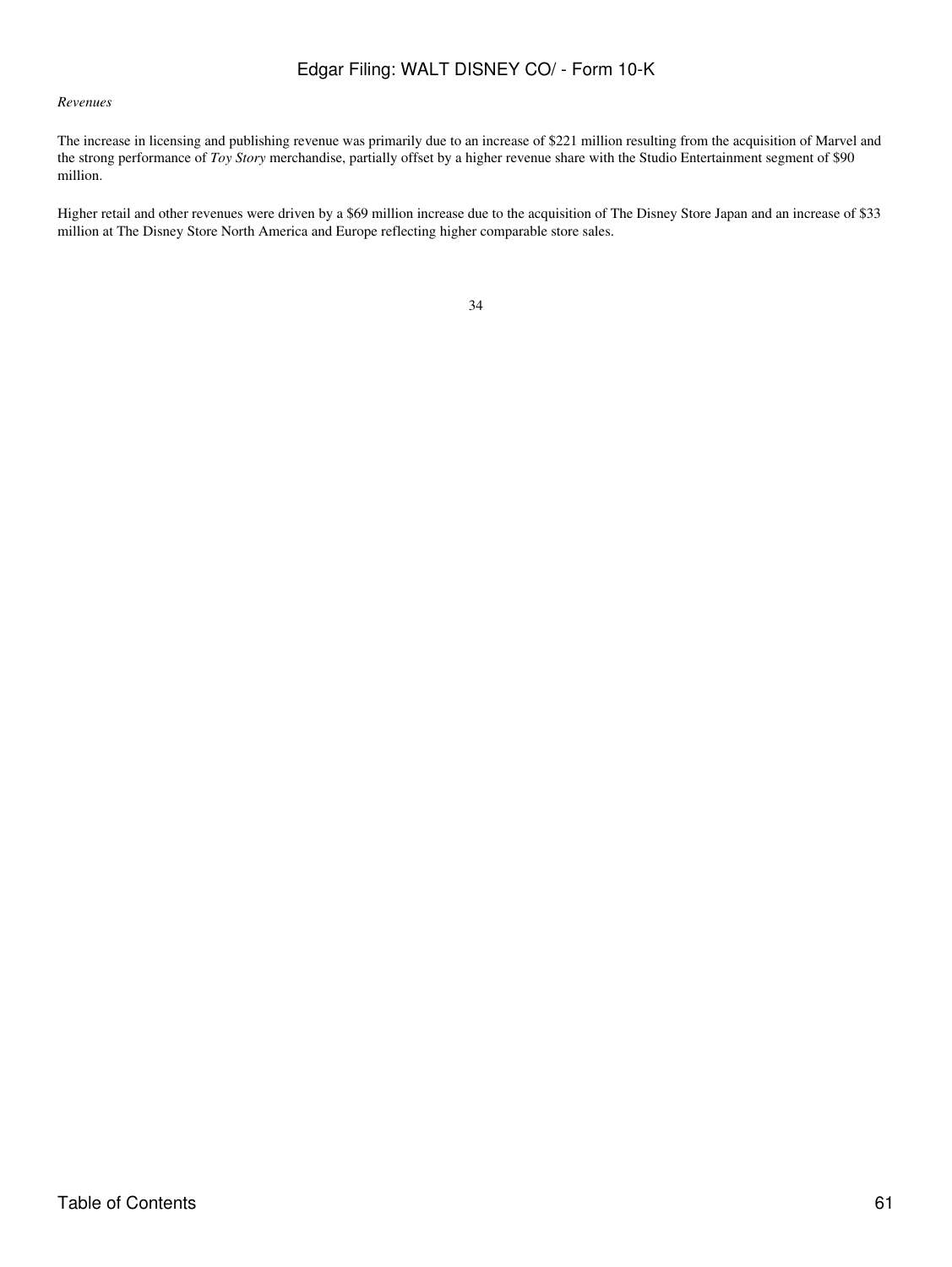*Revenues*

The increase in licensing and publishing revenue was primarily due to an increase of $221 million resulting from the acquisition of Marvel and the strong performance of *Toy Story* merchandise, partially offset by a higher revenue share with the Studio Entertainment segment of $90 million.

Higher retail and other revenues were driven by a $69 million increase due to the acquisition of The Disney Store Japan and an increase of $33 million at The Disney Store North America and Europe reflecting higher comparable store sales.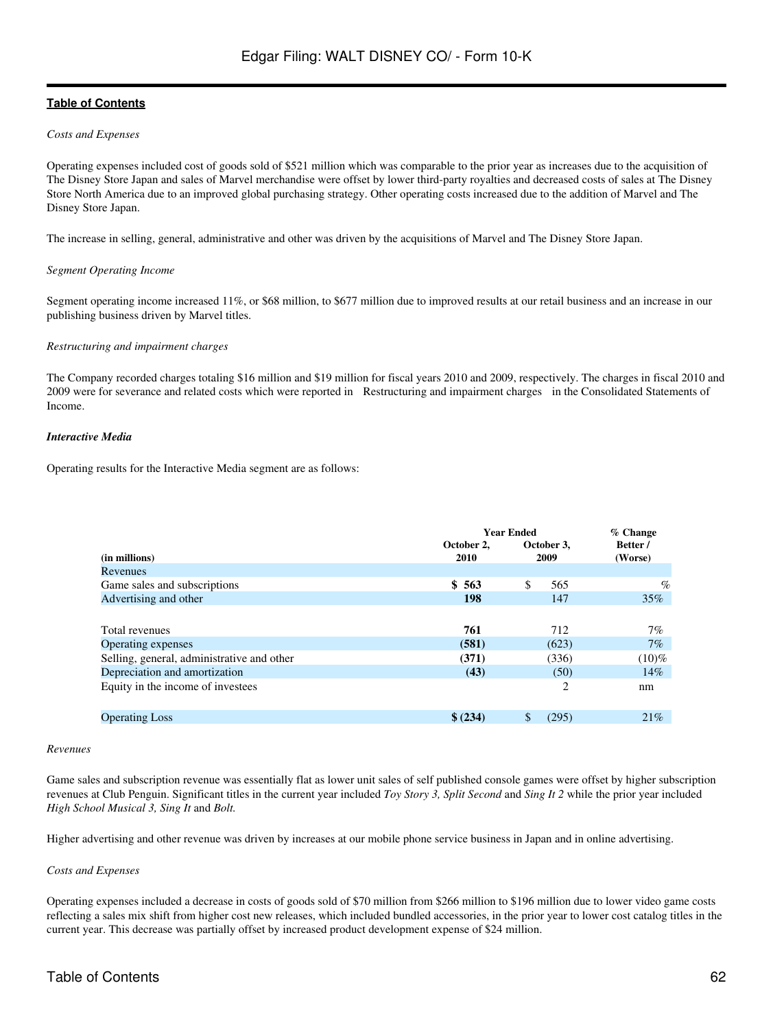*Costs and Expenses*

Operating expenses included cost of goods sold of $521 million which was comparable to the prior year as increases due to the acquisition of The Disney Store Japan and sales of Marvel merchandise were offset by lower third-party royalties and decreased costs of sales at The Disney Store North America due to an improved global purchasing strategy. Other operating costs increased due to the addition of Marvel and The Disney Store Japan.

The increase in selling, general, administrative and other was driven by the acquisitions of Marvel and The Disney Store Japan.

*Segment Operating Income*

Segment operating income increased 11%, or $68 million, to $677 million due to improved results at our retail business and an increase in our publishing business driven by Marvel titles.

*Restructuring and impairment charges*

The Company recorded charges totaling $16 million and $19 million for fiscal years 2010 and 2009, respectively. The charges in fiscal 2010 and 2009 were for severance and related costs which were reported in Restructuring and impairment charges in the Consolidated Statements of Income.

***Interactive Media***

Operating results for the Interactive Media segment are as follows:

| | Year Ended | | % Change |
|---|---|---|---|
| **(in millions)** | **October 2, 2010** | **October 3, 2009** | **Better / (Worse)** |
| Revenues | | | |
| Game sales and subscriptions | **$ 563** | $ 565 | % |
| Advertising and other | **198** | 147 | 35% |
| Total revenues | **761** | 712 | 7% |
| Operating expenses | **(581)** | (623) | 7% |
| Selling, general, administrative and other | **(371)** | (336) | (10)% |
| Depreciation and amortization | **(43)** | (50) | 14% |
| Equity in the income of investees | | 2 | nm |
| Operating Loss | **$ (234)** | $ (295) | 21% |

*Revenues*

Game sales and subscription revenue was essentially flat as lower unit sales of self published console games were offset by higher subscription revenues at Club Penguin. Significant titles in the current year included *Toy Story 3, Split Second* and *Sing It 2* while the prior year included *High School Musical 3, Sing It* and *Bolt.*

Higher advertising and other revenue was driven by increases at our mobile phone service business in Japan and in online advertising.

*Costs and Expenses*

Operating expenses included a decrease in costs of goods sold of $70 million from $266 million to $196 million due to lower video game costs reflecting a sales mix shift from higher cost new releases, which included bundled accessories, in the prior year to lower cost catalog titles in the current year. This decrease was partially offset by increased product development expense of $24 million.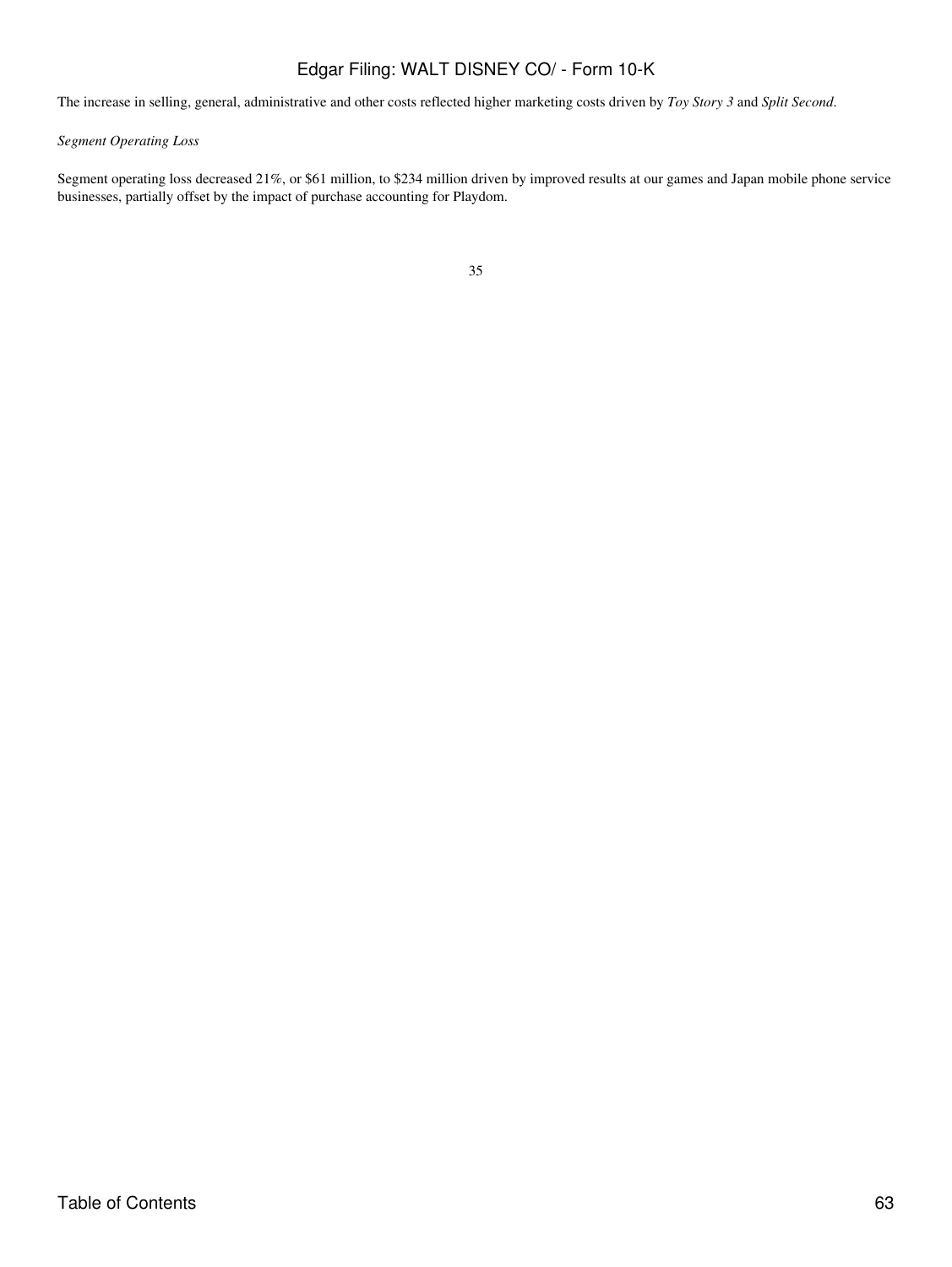The increase in selling, general, administrative and other costs reflected higher marketing costs driven by *Toy Story 3* and *Split Second*.

*Segment Operating Loss*

Segment operating loss decreased 21%, or $61 million, to $234 million driven by improved results at our games and Japan mobile phone service businesses, partially offset by the impact of purchase accounting for Playdom.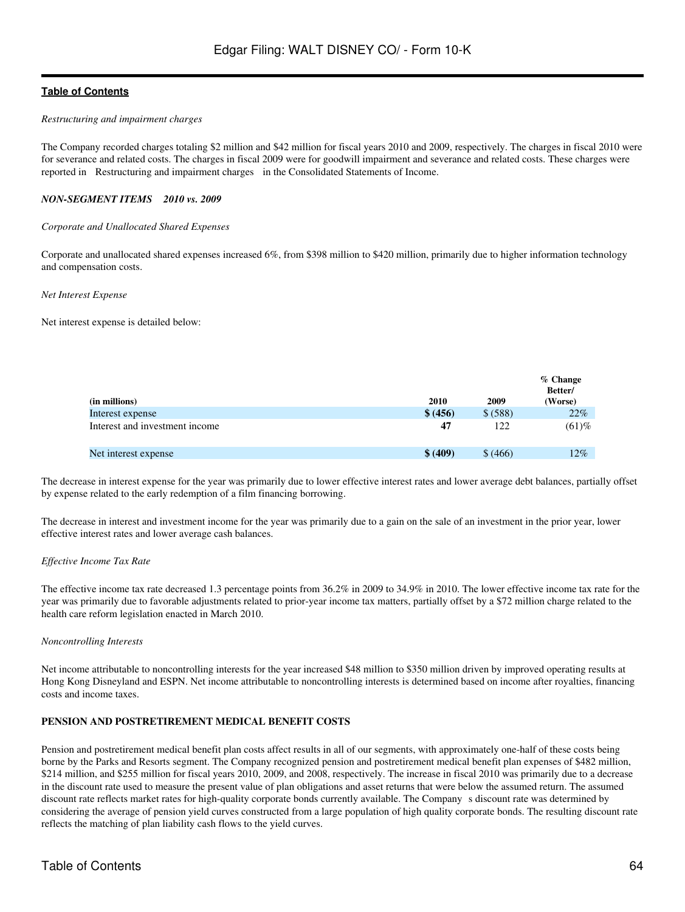*Restructuring and impairment charges*

The Company recorded charges totaling $2 million and $42 million for fiscal years 2010 and 2009, respectively. The charges in fiscal 2010 were for severance and related costs. The charges in fiscal 2009 were for goodwill impairment and severance and related costs. These charges were reported in Restructuring and impairment charges in the Consolidated Statements of Income.

***NON-SEGMENT ITEMS 2010 vs. 2009***

*Corporate and Unallocated Shared Expenses*

Corporate and unallocated shared expenses increased 6%, from $398 million to $420 million, primarily due to higher information technology and compensation costs.

*Net Interest Expense*

Net interest expense is detailed below:

| (in millions) | 2010 | 2009 | % Change Better/ (Worse) |
|---|---|---|---|
| Interest expense | **$ (456)** | $ (588) | 22% |
| Interest and investment income | **47** | 122 | (61)% |
| Net interest expense | **$ (409)** | $ (466) | 12% |

The decrease in interest expense for the year was primarily due to lower effective interest rates and lower average debt balances, partially offset by expense related to the early redemption of a film financing borrowing.

The decrease in interest and investment income for the year was primarily due to a gain on the sale of an investment in the prior year, lower effective interest rates and lower average cash balances.

*Effective Income Tax Rate*

The effective income tax rate decreased 1.3 percentage points from 36.2% in 2009 to 34.9% in 2010. The lower effective income tax rate for the year was primarily due to favorable adjustments related to prior-year income tax matters, partially offset by a $72 million charge related to the health care reform legislation enacted in March 2010.

*Noncontrolling Interests*

Net income attributable to noncontrolling interests for the year increased $48 million to $350 million driven by improved operating results at Hong Kong Disneyland and ESPN. Net income attributable to noncontrolling interests is determined based on income after royalties, financing costs and income taxes.

**PENSION AND POSTRETIREMENT MEDICAL BENEFIT COSTS**

Pension and postretirement medical benefit plan costs affect results in all of our segments, with approximately one-half of these costs being borne by the Parks and Resorts segment. The Company recognized pension and postretirement medical benefit plan expenses of $482 million, $214 million, and $255 million for fiscal years 2010, 2009, and 2008, respectively. The increase in fiscal 2010 was primarily due to a decrease in the discount rate used to measure the present value of plan obligations and asset returns that were below the assumed return. The assumed discount rate reflects market rates for high-quality corporate bonds currently available. The Company s discount rate was determined by considering the average of pension yield curves constructed from a large population of high quality corporate bonds. The resulting discount rate reflects the matching of plan liability cash flows to the yield curves.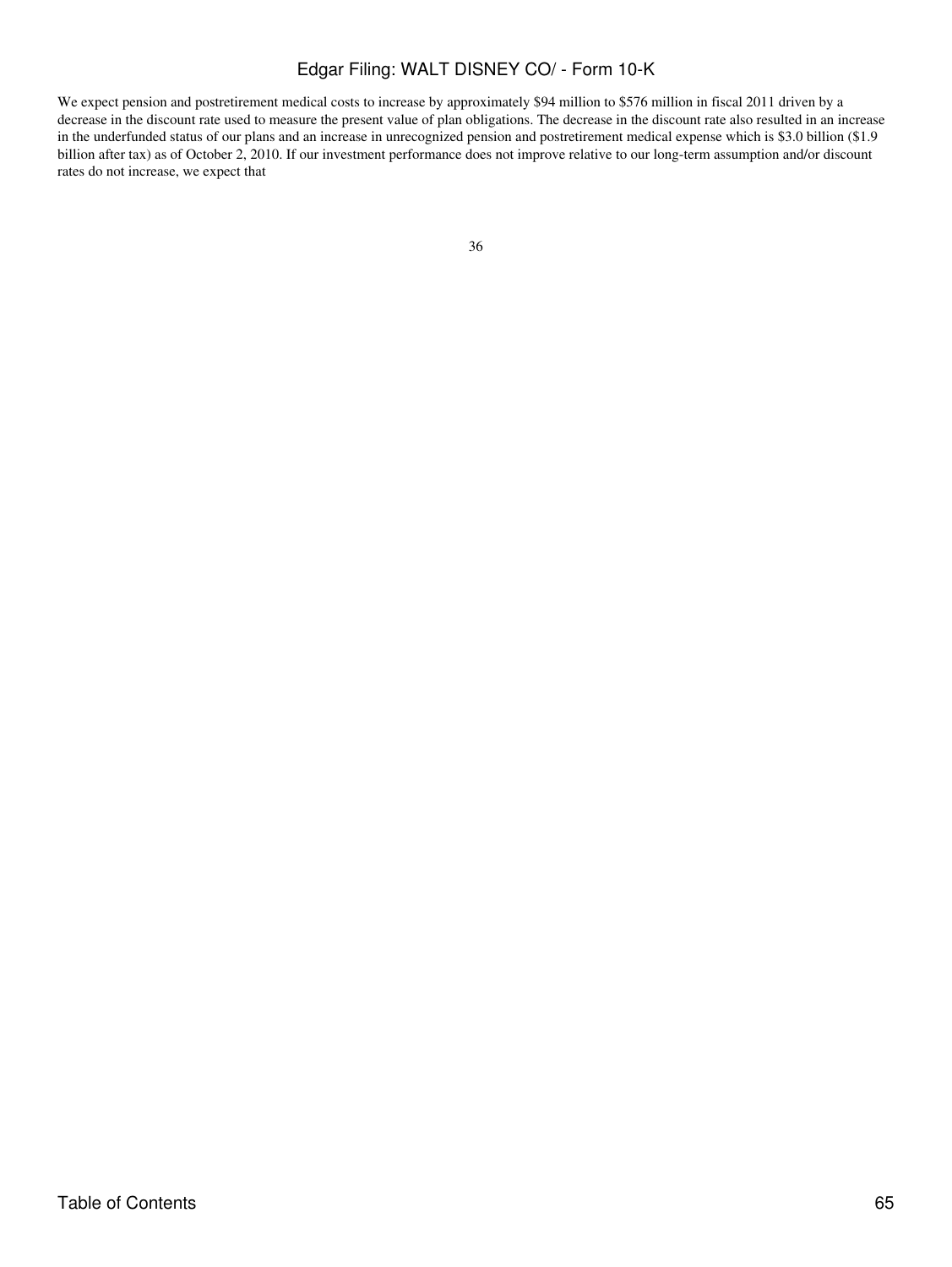We expect pension and postretirement medical costs to increase by approximately $94 million to $576 million in fiscal 2011 driven by a decrease in the discount rate used to measure the present value of plan obligations. The decrease in the discount rate also resulted in an increase in the underfunded status of our plans and an increase in unrecognized pension and postretirement medical expense which is $3.0 billion ($1.9 billion after tax) as of October 2, 2010. If our investment performance does not improve relative to our long-term assumption and/or discount rates do not increase, we expect that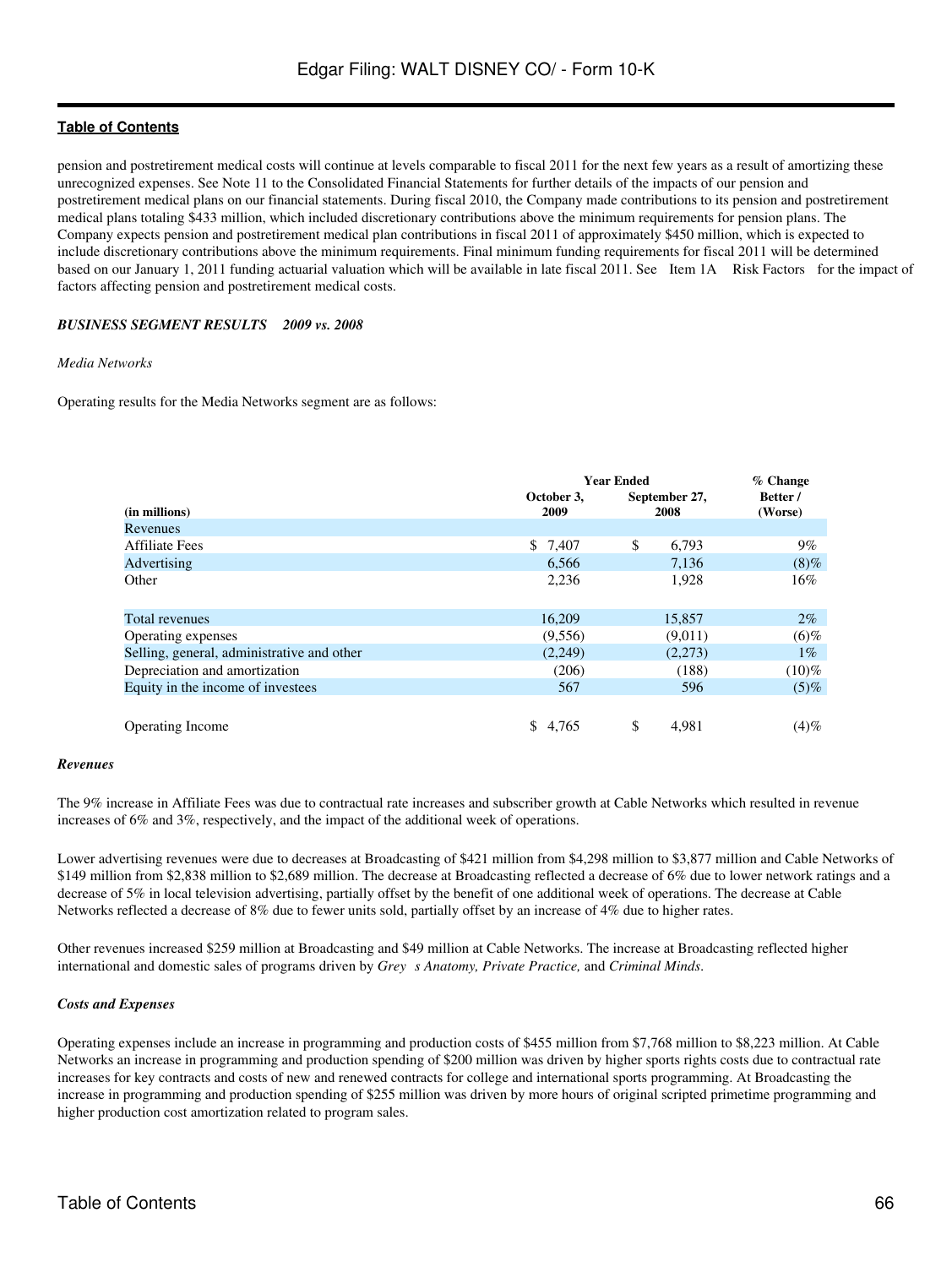pension and postretirement medical costs will continue at levels comparable to fiscal 2011 for the next few years as a result of amortizing these unrecognized expenses. See Note 11 to the Consolidated Financial Statements for further details of the impacts of our pension and postretirement medical plans on our financial statements. During fiscal 2010, the Company made contributions to its pension and postretirement medical plans totaling $433 million, which included discretionary contributions above the minimum requirements for pension plans. The Company expects pension and postretirement medical plan contributions in fiscal 2011 of approximately $450 million, which is expected to include discretionary contributions above the minimum requirements. Final minimum funding requirements for fiscal 2011 will be determined based on our January 1, 2011 funding actuarial valuation which will be available in late fiscal 2011. See Item 1A Risk Factors for the impact of factors affecting pension and postretirement medical costs.

***BUSINESS SEGMENT RESULTS 2009 vs. 2008***

*Media Networks*

Operating results for the Media Networks segment are as follows:

| (in millions) | Year Ended October 3, 2009 | Year Ended September 27, 2008 | % Change Better / (Worse) |
|---|---|---|---|
| Revenues | | | |
| Affiliate Fees | $ 7,407 | $ 6,793 | 9% |
| Advertising | 6,566 | 7,136 | (8)% |
| Other | 2,236 | 1,928 | 16% |
| Total revenues | 16,209 | 15,857 | 2% |
| Operating expenses | (9,556) | (9,011) | (6)% |
| Selling, general, administrative and other | (2,249) | (2,273) | 1% |
| Depreciation and amortization | (206) | (188) | (10)% |
| Equity in the income of investees | 567 | 596 | (5)% |
| Operating Income | $ 4,765 | $ 4,981 | (4)% |

***Revenues***

The 9% increase in Affiliate Fees was due to contractual rate increases and subscriber growth at Cable Networks which resulted in revenue increases of 6% and 3%, respectively, and the impact of the additional week of operations.

Lower advertising revenues were due to decreases at Broadcasting of $421 million from $4,298 million to $3,877 million and Cable Networks of $149 million from $2,838 million to $2,689 million. The decrease at Broadcasting reflected a decrease of 6% due to lower network ratings and a decrease of 5% in local television advertising, partially offset by the benefit of one additional week of operations. The decrease at Cable Networks reflected a decrease of 8% due to fewer units sold, partially offset by an increase of 4% due to higher rates.

Other revenues increased $259 million at Broadcasting and $49 million at Cable Networks. The increase at Broadcasting reflected higher international and domestic sales of programs driven by *Grey s Anatomy, Private Practice,* and *Criminal Minds*.

***Costs and Expenses***

Operating expenses include an increase in programming and production costs of $455 million from $7,768 million to $8,223 million. At Cable Networks an increase in programming and production spending of $200 million was driven by higher sports rights costs due to contractual rate increases for key contracts and costs of new and renewed contracts for college and international sports programming. At Broadcasting the increase in programming and production spending of $255 million was driven by more hours of original scripted primetime programming and higher production cost amortization related to program sales.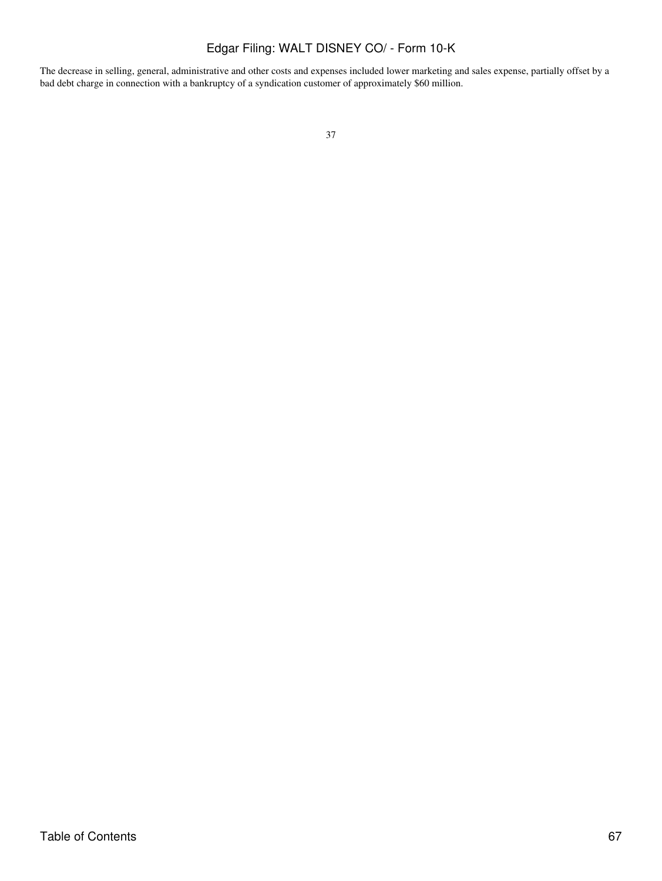The decrease in selling, general, administrative and other costs and expenses included lower marketing and sales expense, partially offset by a bad debt charge in connection with a bankruptcy of a syndication customer of approximately $60 million.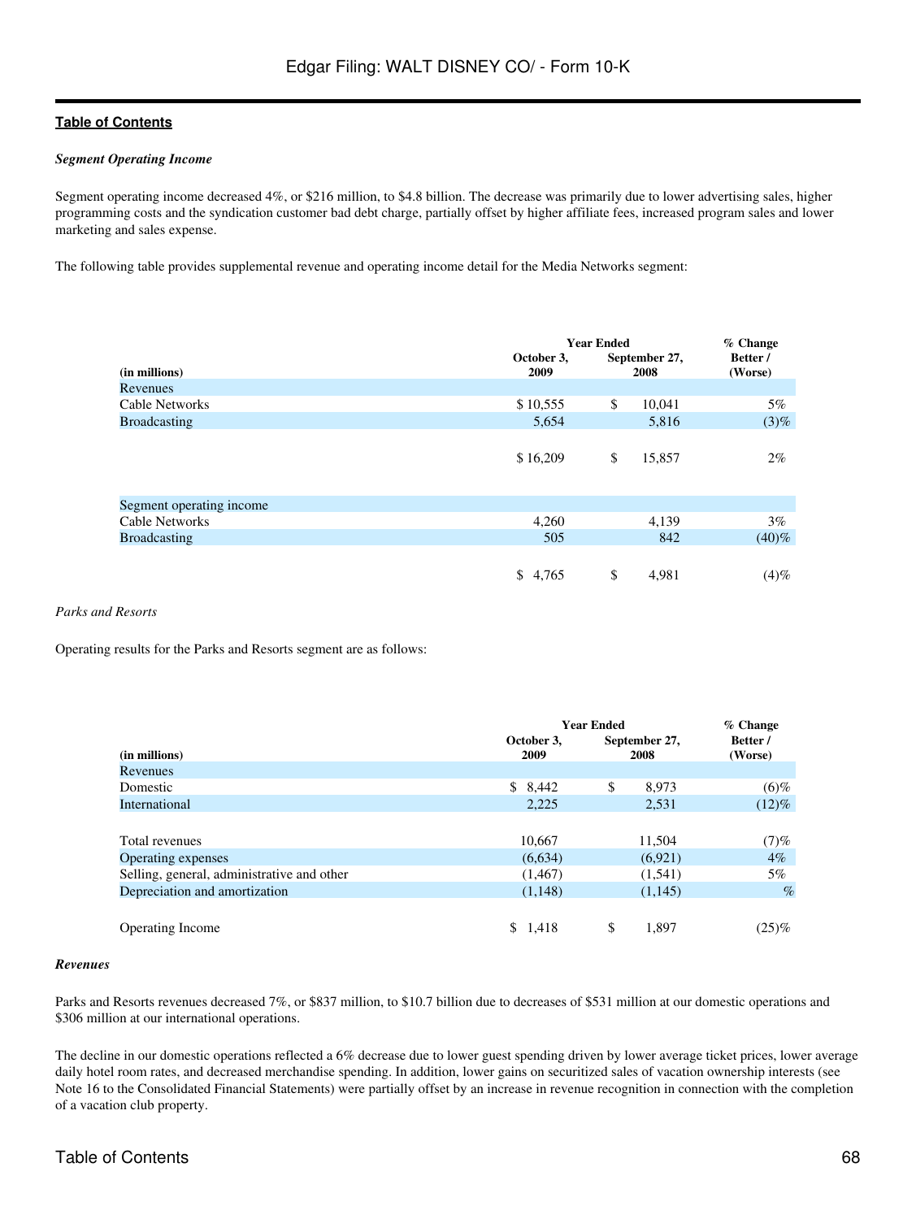***Segment Operating Income***

Segment operating income decreased 4%, or $216 million, to $4.8 billion. The decrease was primarily due to lower advertising sales, higher programming costs and the syndication customer bad debt charge, partially offset by higher affiliate fees, increased program sales and lower marketing and sales expense.

The following table provides supplemental revenue and operating income detail for the Media Networks segment:

| (in millions) | Year Ended October 3, 2009 | Year Ended September 27, 2008 | % Change Better / (Worse) |
|---|---|---|---|
| Revenues | | | |
| Cable Networks | $ 10,555 | $ 10,041 | 5% |
| Broadcasting | 5,654 | 5,816 | (3)% |
| | $ 16,209 | $ 15,857 | 2% |
| Segment operating income | | | |
| Cable Networks | 4,260 | 4,139 | 3% |
| Broadcasting | 505 | 842 | (40)% |
| | $ 4,765 | $ 4,981 | (4)% |

*Parks and Resorts*

Operating results for the Parks and Resorts segment are as follows:

| (in millions) | Year Ended October 3, 2009 | Year Ended September 27, 2008 | % Change Better / (Worse) |
|---|---|---|---|
| Revenues | | | |
| Domestic | $ 8,442 | $ 8,973 | (6)% |
| International | 2,225 | 2,531 | (12)% |
| Total revenues | 10,667 | 11,504 | (7)% |
| Operating expenses | (6,634) | (6,921) | 4% |
| Selling, general, administrative and other | (1,467) | (1,541) | 5% |
| Depreciation and amortization | (1,148) | (1,145) | % |
| Operating Income | $ 1,418 | $ 1,897 | (25)% |

***Revenues***

Parks and Resorts revenues decreased 7%, or $837 million, to $10.7 billion due to decreases of $531 million at our domestic operations and $306 million at our international operations.

The decline in our domestic operations reflected a 6% decrease due to lower guest spending driven by lower average ticket prices, lower average daily hotel room rates, and decreased merchandise spending. In addition, lower gains on securitized sales of vacation ownership interests (see Note 16 to the Consolidated Financial Statements) were partially offset by an increase in revenue recognition in connection with the completion of a vacation club property.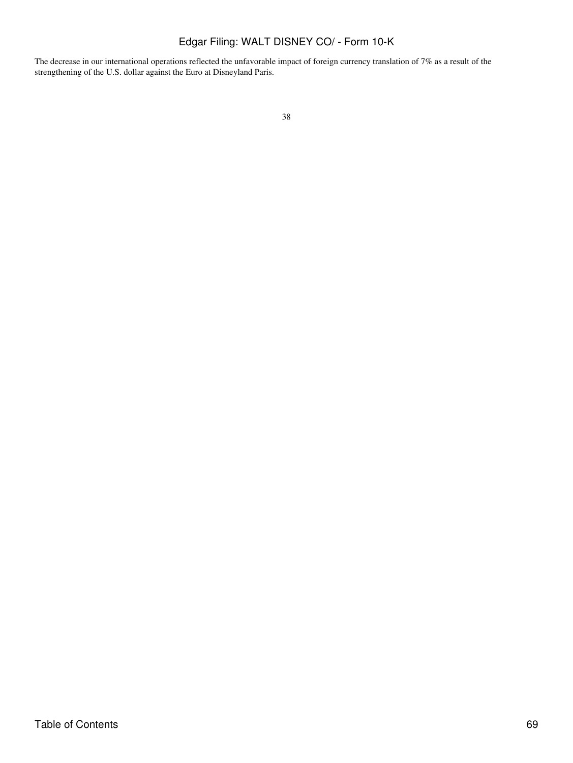The decrease in our international operations reflected the unfavorable impact of foreign currency translation of 7% as a result of the strengthening of the U.S. dollar against the Euro at Disneyland Paris.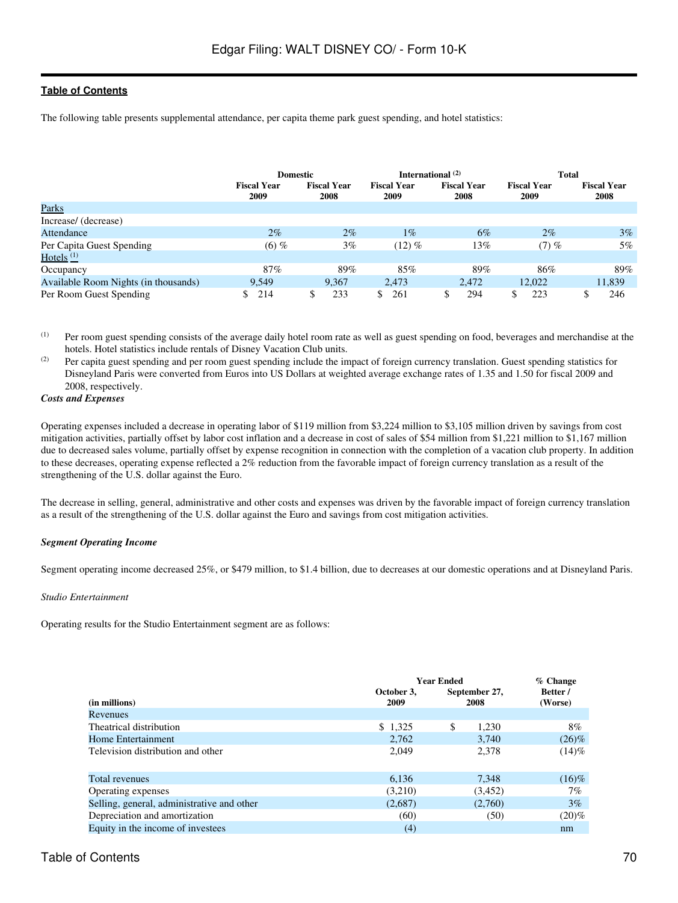The following table presents supplemental attendance, per capita theme park guest spending, and hotel statistics:

| | Domestic | | International (2) | | Total | |
|---|---|---|---|---|---|---|
| | Fiscal Year 2009 | Fiscal Year 2008 | Fiscal Year 2009 | Fiscal Year 2008 | Fiscal Year 2009 | Fiscal Year 2008 |
| Parks | | | | | | |
| Increase/ (decrease) | | | | | | |
| Attendance | 2% | 2% | 1% | 6% | 2% | 3% |
| Per Capita Guest Spending | (6) % | 3% | (12) % | 13% | (7) % | 5% |
| Hotels (1) | | | | | | |
| Occupancy | 87% | 89% | 85% | 89% | 86% | 89% |
| Available Room Nights (in thousands) | 9,549 | 9,367 | 2,473 | 2,472 | 12,022 | 11,839 |
| Per Room Guest Spending | $ 214 | $ 233 | $ 261 | $ 294 | $ 223 | $ 246 |

(1) Per room guest spending consists of the average daily hotel room rate as well as guest spending on food, beverages and merchandise at the hotels. Hotel statistics include rentals of Disney Vacation Club units.

(2) Per capita guest spending and per room guest spending include the impact of foreign currency translation. Guest spending statistics for Disneyland Paris were converted from Euros into US Dollars at weighted average exchange rates of 1.35 and 1.50 for fiscal 2009 and 2008, respectively.

***Costs and Expenses***

Operating expenses included a decrease in operating labor of $119 million from $3,224 million to $3,105 million driven by savings from cost mitigation activities, partially offset by labor cost inflation and a decrease in cost of sales of $54 million from $1,221 million to $1,167 million due to decreased sales volume, partially offset by expense recognition in connection with the completion of a vacation club property. In addition to these decreases, operating expense reflected a 2% reduction from the favorable impact of foreign currency translation as a result of the strengthening of the U.S. dollar against the Euro.

The decrease in selling, general, administrative and other costs and expenses was driven by the favorable impact of foreign currency translation as a result of the strengthening of the U.S. dollar against the Euro and savings from cost mitigation activities.

***Segment Operating Income***

Segment operating income decreased 25%, or $479 million, to $1.4 billion, due to decreases at our domestic operations and at Disneyland Paris.

*Studio Entertainment*

Operating results for the Studio Entertainment segment are as follows:

| (in millions) | Year Ended October 3, 2009 | Year Ended September 27, 2008 | % Change Better / (Worse) |
|---|---|---|---|
| Revenues | | | |
| Theatrical distribution | $ 1,325 | $ 1,230 | 8% |
| Home Entertainment | 2,762 | 3,740 | (26)% |
| Television distribution and other | 2,049 | 2,378 | (14)% |
| Total revenues | 6,136 | 7,348 | (16)% |
| Operating expenses | (3,210) | (3,452) | 7% |
| Selling, general, administrative and other | (2,687) | (2,760) | 3% |
| Depreciation and amortization | (60) | (50) | (20)% |
| Equity in the income of investees | (4) | | nm |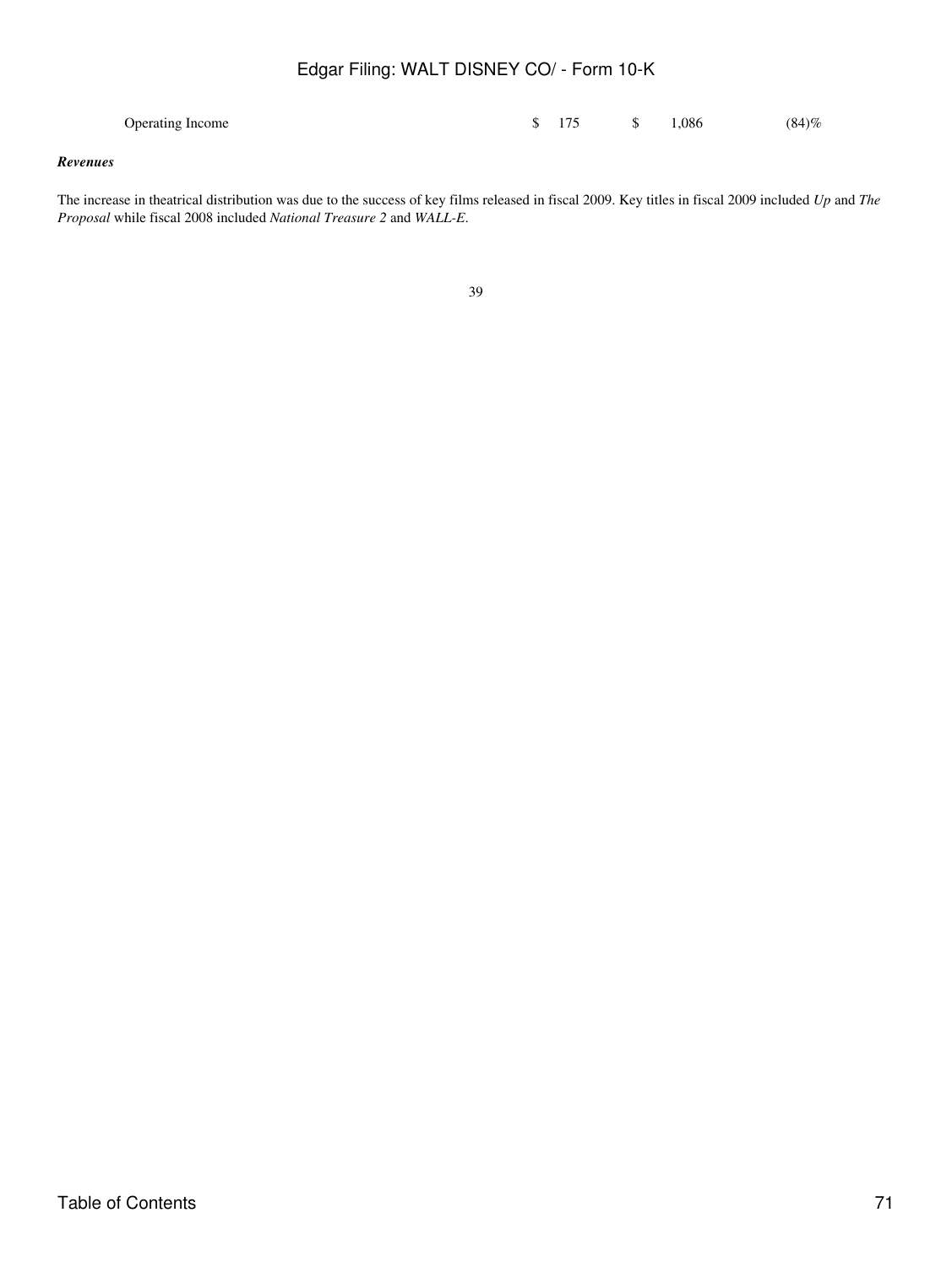| Operating Income | $ 175 | $ 1,086 | (84)% |
|---|---|---|---|

***Revenues***

The increase in theatrical distribution was due to the success of key films released in fiscal 2009. Key titles in fiscal 2009 included *Up* and *The Proposal* while fiscal 2008 included *National Treasure 2* and *WALL-E*.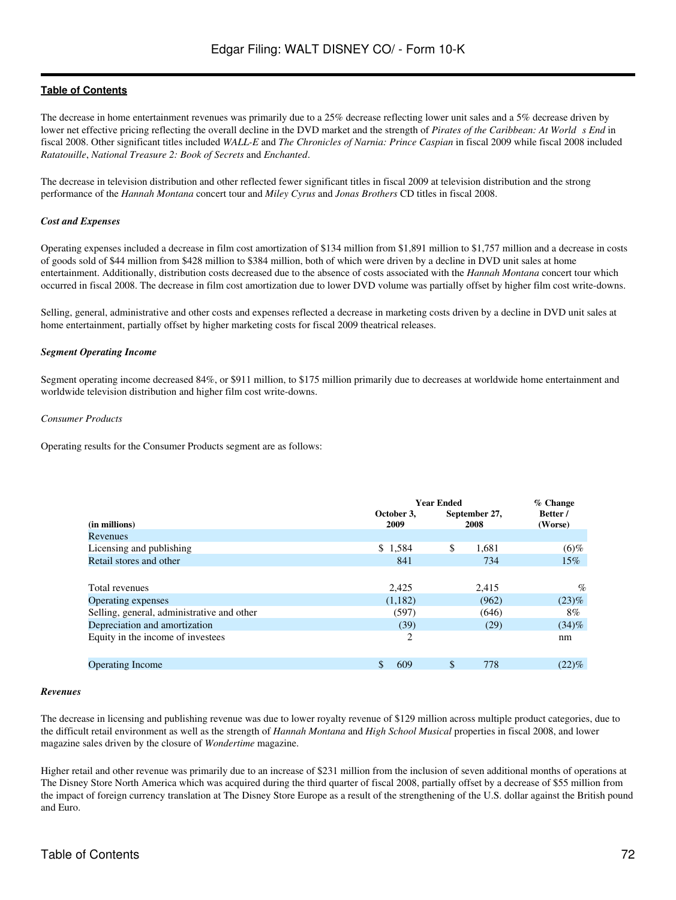The decrease in home entertainment revenues was primarily due to a 25% decrease reflecting lower unit sales and a 5% decrease driven by lower net effective pricing reflecting the overall decline in the DVD market and the strength of *Pirates of the Caribbean: At World s End* in fiscal 2008. Other significant titles included *WALL-E* and *The Chronicles of Narnia: Prince Caspian* in fiscal 2009 while fiscal 2008 included *Ratatouille*, *National Treasure 2: Book of Secrets* and *Enchanted*.

The decrease in television distribution and other reflected fewer significant titles in fiscal 2009 at television distribution and the strong performance of the *Hannah Montana* concert tour and *Miley Cyrus* and *Jonas Brothers* CD titles in fiscal 2008.

***Cost and Expenses***

Operating expenses included a decrease in film cost amortization of $134 million from $1,891 million to $1,757 million and a decrease in costs of goods sold of $44 million from $428 million to $384 million, both of which were driven by a decline in DVD unit sales at home entertainment. Additionally, distribution costs decreased due to the absence of costs associated with the *Hannah Montana* concert tour which occurred in fiscal 2008. The decrease in film cost amortization due to lower DVD volume was partially offset by higher film cost write-downs.

Selling, general, administrative and other costs and expenses reflected a decrease in marketing costs driven by a decline in DVD unit sales at home entertainment, partially offset by higher marketing costs for fiscal 2009 theatrical releases.

***Segment Operating Income***

Segment operating income decreased 84%, or $911 million, to $175 million primarily due to decreases at worldwide home entertainment and worldwide television distribution and higher film cost write-downs.

*Consumer Products*

Operating results for the Consumer Products segment are as follows:

| (in millions) | Year Ended October 3, 2009 | Year Ended September 27, 2008 | % Change Better / (Worse) |
|---|---|---|---|
| Revenues | | | |
| Licensing and publishing | $ 1,584 | $ 1,681 | (6)% |
| Retail stores and other | 841 | 734 | 15% |
| Total revenues | 2,425 | 2,415 | % |
| Operating expenses | (1,182) | (962) | (23)% |
| Selling, general, administrative and other | (597) | (646) | 8% |
| Depreciation and amortization | (39) | (29) | (34)% |
| Equity in the income of investees | 2 | | nm |
| Operating Income | $ 609 | $ 778 | (22)% |

***Revenues***

The decrease in licensing and publishing revenue was due to lower royalty revenue of $129 million across multiple product categories, due to the difficult retail environment as well as the strength of *Hannah Montana* and *High School Musical* properties in fiscal 2008, and lower magazine sales driven by the closure of *Wondertime* magazine.

Higher retail and other revenue was primarily due to an increase of $231 million from the inclusion of seven additional months of operations at The Disney Store North America which was acquired during the third quarter of fiscal 2008, partially offset by a decrease of $55 million from the impact of foreign currency translation at The Disney Store Europe as a result of the strengthening of the U.S. dollar against the British pound and Euro.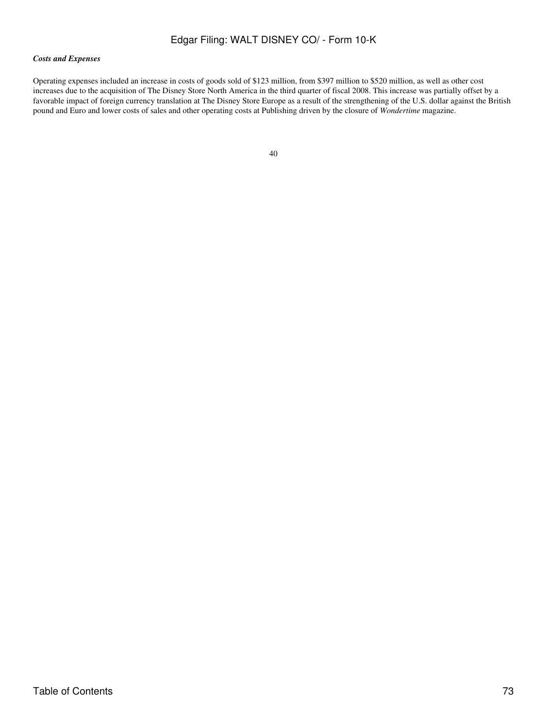***Costs and Expenses***

Operating expenses included an increase in costs of goods sold of $123 million, from $397 million to $520 million, as well as other cost increases due to the acquisition of The Disney Store North America in the third quarter of fiscal 2008. This increase was partially offset by a favorable impact of foreign currency translation at The Disney Store Europe as a result of the strengthening of the U.S. dollar against the British pound and Euro and lower costs of sales and other operating costs at Publishing driven by the closure of *Wondertime* magazine.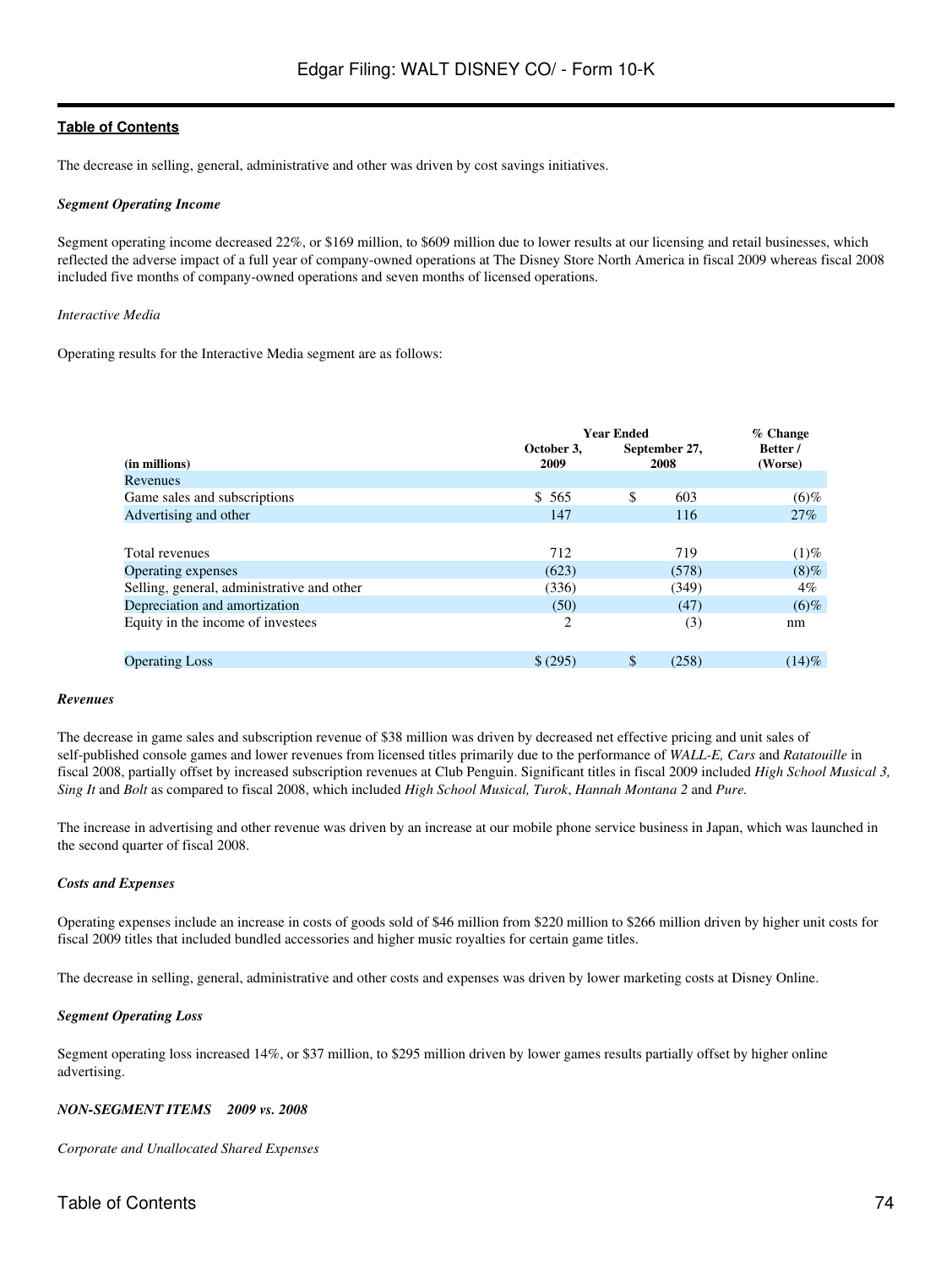The decrease in selling, general, administrative and other was driven by cost savings initiatives.

***Segment Operating Income***

Segment operating income decreased 22%, or $169 million, to $609 million due to lower results at our licensing and retail businesses, which reflected the adverse impact of a full year of company-owned operations at The Disney Store North America in fiscal 2009 whereas fiscal 2008 included five months of company-owned operations and seven months of licensed operations.

*Interactive Media*

Operating results for the Interactive Media segment are as follows:

| | Year Ended | | % Change |
|---|---|---|---|
| **(in millions)** | **October 3, 2009** | **September 27, 2008** | **Better / (Worse)** |
| Revenues | | | |
| Game sales and subscriptions | $ 565 | $ 603 | (6)% |
| Advertising and other | 147 | 116 | 27% |
| Total revenues | 712 | 719 | (1)% |
| Operating expenses | (623) | (578) | (8)% |
| Selling, general, administrative and other | (336) | (349) | 4% |
| Depreciation and amortization | (50) | (47) | (6)% |
| Equity in the income of investees | 2 | (3) | nm |
| Operating Loss | $ (295) | $ (258) | (14)% |

***Revenues***

The decrease in game sales and subscription revenue of $38 million was driven by decreased net effective pricing and unit sales of self-published console games and lower revenues from licensed titles primarily due to the performance of *WALL-E, Cars* and *Ratatouille* in fiscal 2008, partially offset by increased subscription revenues at Club Penguin. Significant titles in fiscal 2009 included *High School Musical 3, Sing It* and *Bolt* as compared to fiscal 2008, which included *High School Musical, Turok*, *Hannah Montana 2* and *Pure.*

The increase in advertising and other revenue was driven by an increase at our mobile phone service business in Japan, which was launched in the second quarter of fiscal 2008.

***Costs and Expenses***

Operating expenses include an increase in costs of goods sold of $46 million from $220 million to $266 million driven by higher unit costs for fiscal 2009 titles that included bundled accessories and higher music royalties for certain game titles.

The decrease in selling, general, administrative and other costs and expenses was driven by lower marketing costs at Disney Online.

***Segment Operating Loss***

Segment operating loss increased 14%, or $37 million, to $295 million driven by lower games results partially offset by higher online advertising.

***NON-SEGMENT ITEMS 2009 vs. 2008***

*Corporate and Unallocated Shared Expenses*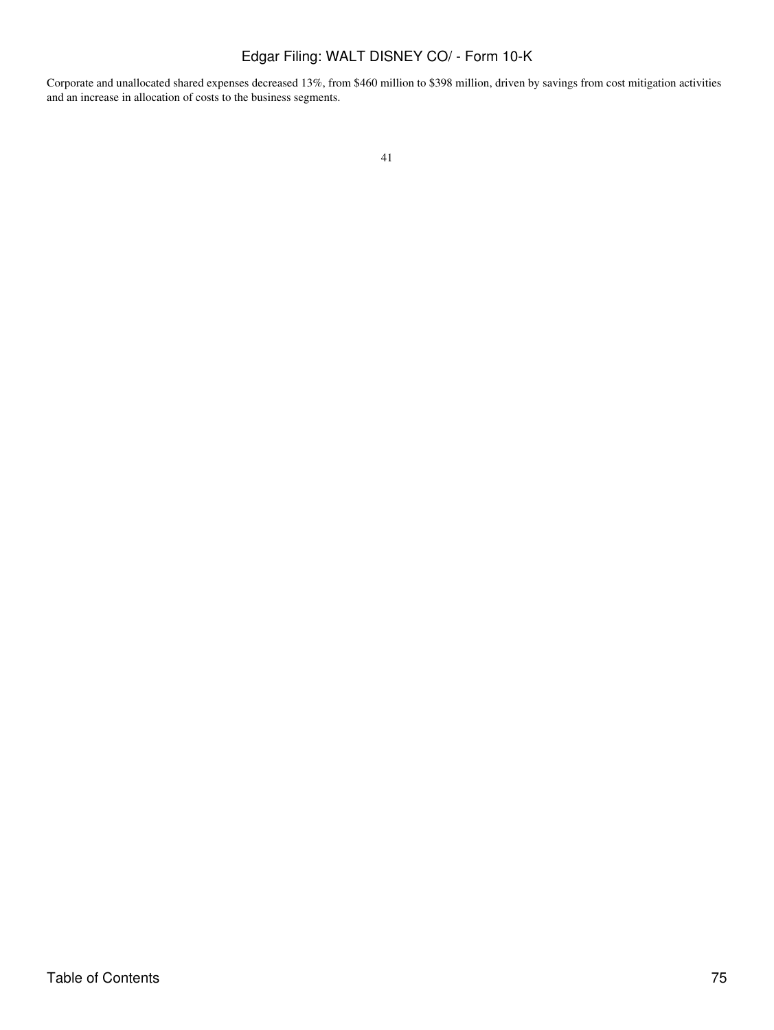Corporate and unallocated shared expenses decreased 13%, from $460 million to $398 million, driven by savings from cost mitigation activities and an increase in allocation of costs to the business segments.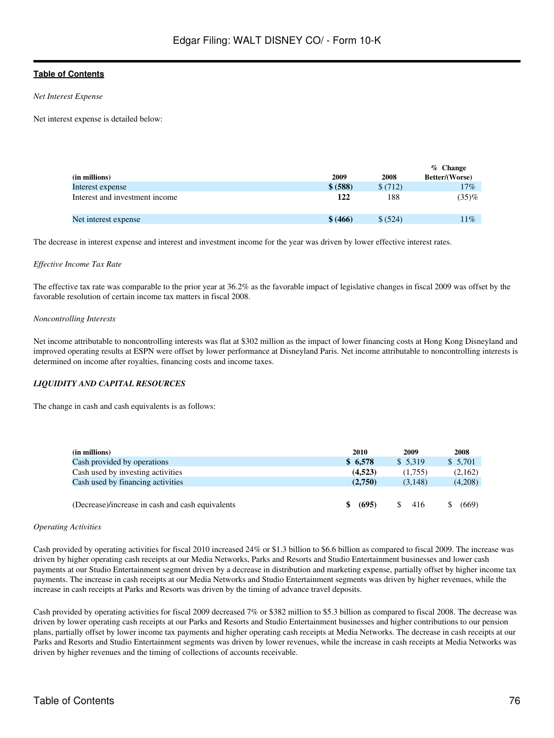*Net Interest Expense*

Net interest expense is detailed below:

| (in millions) | 2009 | 2008 | % Change Better/(Worse) |
|---|---|---|---|
| Interest expense | **$ (588)** | $ (712) | 17% |
| Interest and investment income | **122** | 188 | (35)% |
| Net interest expense | **$ (466)** | $ (524) | 11% |

The decrease in interest expense and interest and investment income for the year was driven by lower effective interest rates.

*Effective Income Tax Rate*

The effective tax rate was comparable to the prior year at 36.2% as the favorable impact of legislative changes in fiscal 2009 was offset by the favorable resolution of certain income tax matters in fiscal 2008.

*Noncontrolling Interests*

Net income attributable to noncontrolling interests was flat at $302 million as the impact of lower financing costs at Hong Kong Disneyland and improved operating results at ESPN were offset by lower performance at Disneyland Paris. Net income attributable to noncontrolling interests is determined on income after royalties, financing costs and income taxes.

***LIQUIDITY AND CAPITAL RESOURCES***

The change in cash and cash equivalents is as follows:

| (in millions) | 2010 | 2009 | 2008 |
|---|---|---|---|
| Cash provided by operations | **$ 6,578** | $ 5,319 | $ 5,701 |
| Cash used by investing activities | **(4,523)** | (1,755) | (2,162) |
| Cash used by financing activities | **(2,750)** | (3,148) | (4,208) |
| (Decrease)/increase in cash and cash equivalents | **$ (695)** | $ 416 | $ (669) |

*Operating Activities*

Cash provided by operating activities for fiscal 2010 increased 24% or $1.3 billion to $6.6 billion as compared to fiscal 2009. The increase was driven by higher operating cash receipts at our Media Networks, Parks and Resorts and Studio Entertainment businesses and lower cash payments at our Studio Entertainment segment driven by a decrease in distribution and marketing expense, partially offset by higher income tax payments. The increase in cash receipts at our Media Networks and Studio Entertainment segments was driven by higher revenues, while the increase in cash receipts at Parks and Resorts was driven by the timing of advance travel deposits.

Cash provided by operating activities for fiscal 2009 decreased 7% or $382 million to $5.3 billion as compared to fiscal 2008. The decrease was driven by lower operating cash receipts at our Parks and Resorts and Studio Entertainment businesses and higher contributions to our pension plans, partially offset by lower income tax payments and higher operating cash receipts at Media Networks. The decrease in cash receipts at our Parks and Resorts and Studio Entertainment segments was driven by lower revenues, while the increase in cash receipts at Media Networks was driven by higher revenues and the timing of collections of accounts receivable.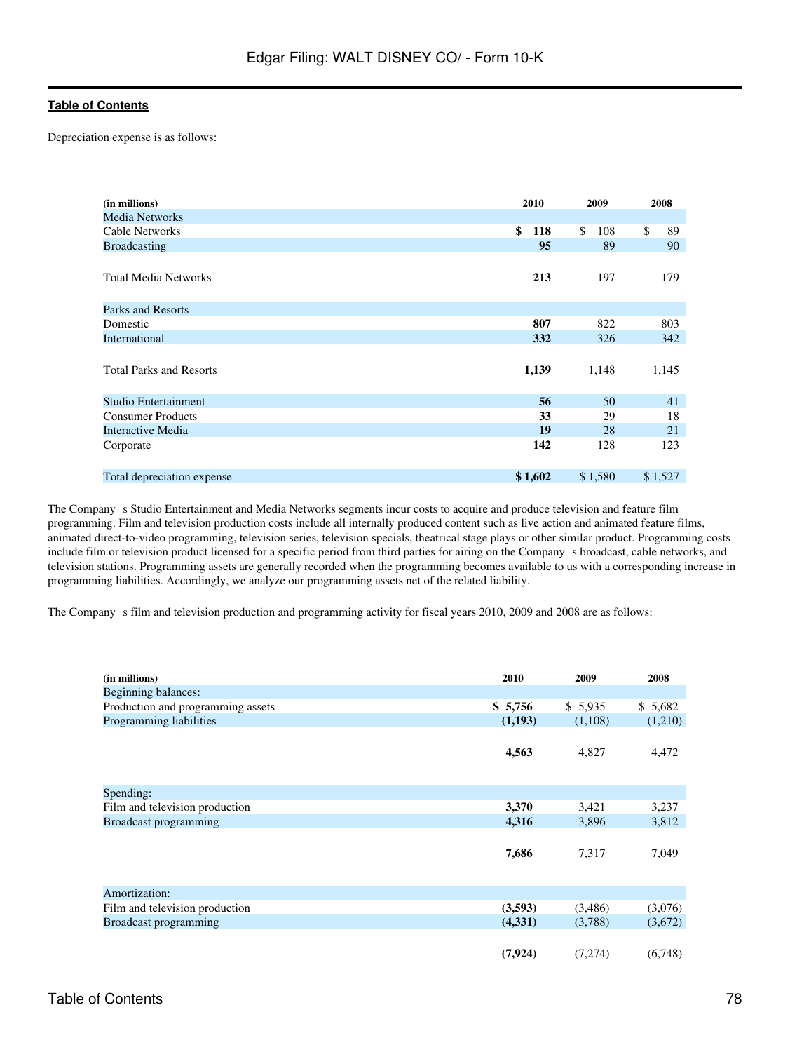Depreciation expense is as follows:

| (in millions) | 2010 | 2009 | 2008 |
|---|---|---|---|
| Media Networks | | | |
| Cable Networks | **$ 118** | $ 108 | $ 89 |
| Broadcasting | **95** | 89 | 90 |
| Total Media Networks | **213** | 197 | 179 |
| Parks and Resorts | | | |
| Domestic | **807** | 822 | 803 |
| International | **332** | 326 | 342 |
| Total Parks and Resorts | **1,139** | 1,148 | 1,145 |
| Studio Entertainment | **56** | 50 | 41 |
| Consumer Products | **33** | 29 | 18 |
| Interactive Media | **19** | 28 | 21 |
| Corporate | **142** | 128 | 123 |
| Total depreciation expense | **$ 1,602** | $ 1,580 | $ 1,527 |

The Company s Studio Entertainment and Media Networks segments incur costs to acquire and produce television and feature film programming. Film and television production costs include all internally produced content such as live action and animated feature films, animated direct-to-video programming, television series, television specials, theatrical stage plays or other similar product. Programming costs include film or television product licensed for a specific period from third parties for airing on the Company s broadcast, cable networks, and television stations. Programming assets are generally recorded when the programming becomes available to us with a corresponding increase in programming liabilities. Accordingly, we analyze our programming assets net of the related liability.

The Company s film and television production and programming activity for fiscal years 2010, 2009 and 2008 are as follows:

| (in millions) | 2010 | 2009 | 2008 |
|---|---|---|---|
| Beginning balances: | | | |
| Production and programming assets | **$ 5,756** | $ 5,935 | $ 5,682 |
| Programming liabilities | **(1,193)** | (1,108) | (1,210) |
| | **4,563** | 4,827 | 4,472 |
| Spending: | | | |
| Film and television production | **3,370** | 3,421 | 3,237 |
| Broadcast programming | **4,316** | 3,896 | 3,812 |
| | **7,686** | 7,317 | 7,049 |
| Amortization: | | | |
| Film and television production | **(3,593)** | (3,486) | (3,076) |
| Broadcast programming | **(4,331)** | (3,788) | (3,672) |
| | **(7,924)** | (7,274) | (6,748) |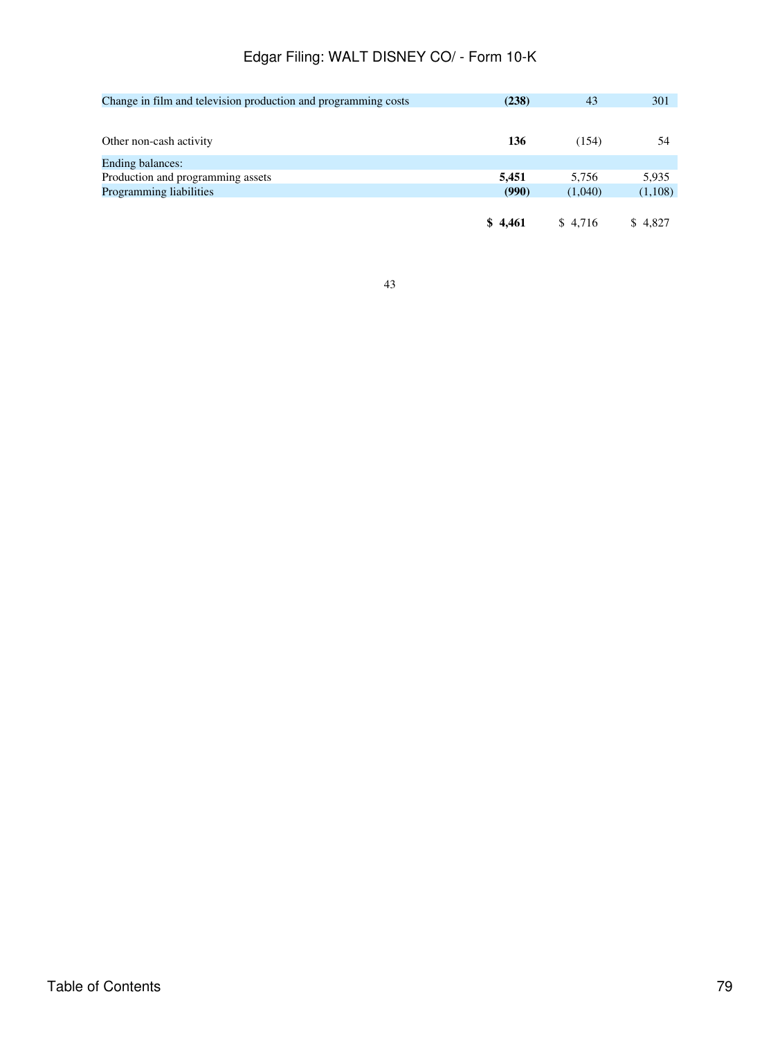| | | | |
|---|---|---|---|
| Change in film and television production and programming costs | **(238)** | 43 | 301 |
| Other non-cash activity | **136** | (154) | 54 |
| Ending balances: | | | |
| Production and programming assets | **5,451** | 5,756 | 5,935 |
| Programming liabilities | **(990)** | (1,040) | (1,108) |
| | **$ 4,461** | $ 4,716 | $ 4,827 |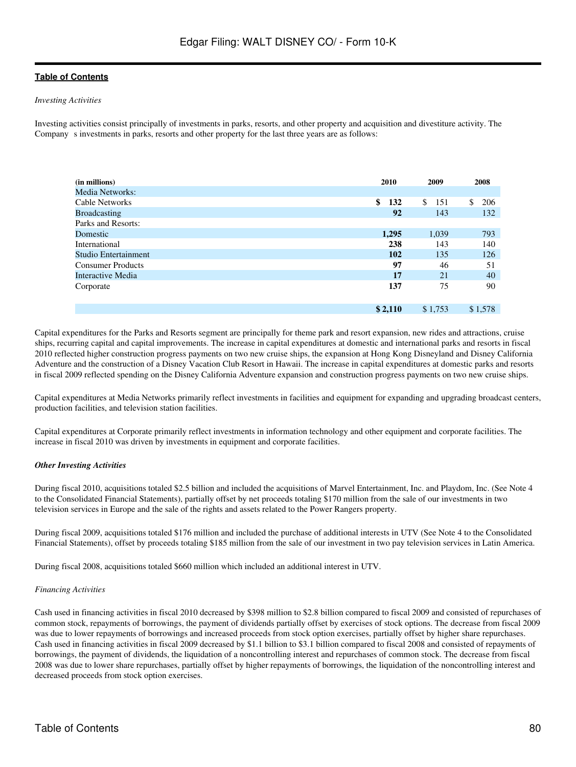*Investing Activities*

Investing activities consist principally of investments in parks, resorts, and other property and acquisition and divestiture activity. The Company s investments in parks, resorts and other property for the last three years are as follows:

| (in millions) | 2010 | 2009 | 2008 |
|---|---|---|---|
| Media Networks: | | | |
| Cable Networks | **$ 132** | $ 151 | $ 206 |
| Broadcasting | **92** | 143 | 132 |
| Parks and Resorts: | | | |
| Domestic | **1,295** | 1,039 | 793 |
| International | **238** | 143 | 140 |
| Studio Entertainment | **102** | 135 | 126 |
| Consumer Products | **97** | 46 | 51 |
| Interactive Media | **17** | 21 | 40 |
| Corporate | **137** | 75 | 90 |
| | **$ 2,110** | $ 1,753 | $ 1,578 |

Capital expenditures for the Parks and Resorts segment are principally for theme park and resort expansion, new rides and attractions, cruise ships, recurring capital and capital improvements. The increase in capital expenditures at domestic and international parks and resorts in fiscal 2010 reflected higher construction progress payments on two new cruise ships, the expansion at Hong Kong Disneyland and Disney California Adventure and the construction of a Disney Vacation Club Resort in Hawaii. The increase in capital expenditures at domestic parks and resorts in fiscal 2009 reflected spending on the Disney California Adventure expansion and construction progress payments on two new cruise ships.

Capital expenditures at Media Networks primarily reflect investments in facilities and equipment for expanding and upgrading broadcast centers, production facilities, and television station facilities.

Capital expenditures at Corporate primarily reflect investments in information technology and other equipment and corporate facilities. The increase in fiscal 2010 was driven by investments in equipment and corporate facilities.

***Other Investing Activities***

During fiscal 2010, acquisitions totaled $2.5 billion and included the acquisitions of Marvel Entertainment, Inc. and Playdom, Inc. (See Note 4 to the Consolidated Financial Statements), partially offset by net proceeds totaling $170 million from the sale of our investments in two television services in Europe and the sale of the rights and assets related to the Power Rangers property.

During fiscal 2009, acquisitions totaled $176 million and included the purchase of additional interests in UTV (See Note 4 to the Consolidated Financial Statements), offset by proceeds totaling $185 million from the sale of our investment in two pay television services in Latin America.

During fiscal 2008, acquisitions totaled $660 million which included an additional interest in UTV.

*Financing Activities*

Cash used in financing activities in fiscal 2010 decreased by $398 million to $2.8 billion compared to fiscal 2009 and consisted of repurchases of common stock, repayments of borrowings, the payment of dividends partially offset by exercises of stock options. The decrease from fiscal 2009 was due to lower repayments of borrowings and increased proceeds from stock option exercises, partially offset by higher share repurchases. Cash used in financing activities in fiscal 2009 decreased by $1.1 billion to $3.1 billion compared to fiscal 2008 and consisted of repayments of borrowings, the payment of dividends, the liquidation of a noncontrolling interest and repurchases of common stock. The decrease from fiscal 2008 was due to lower share repurchases, partially offset by higher repayments of borrowings, the liquidation of the noncontrolling interest and decreased proceeds from stock option exercises.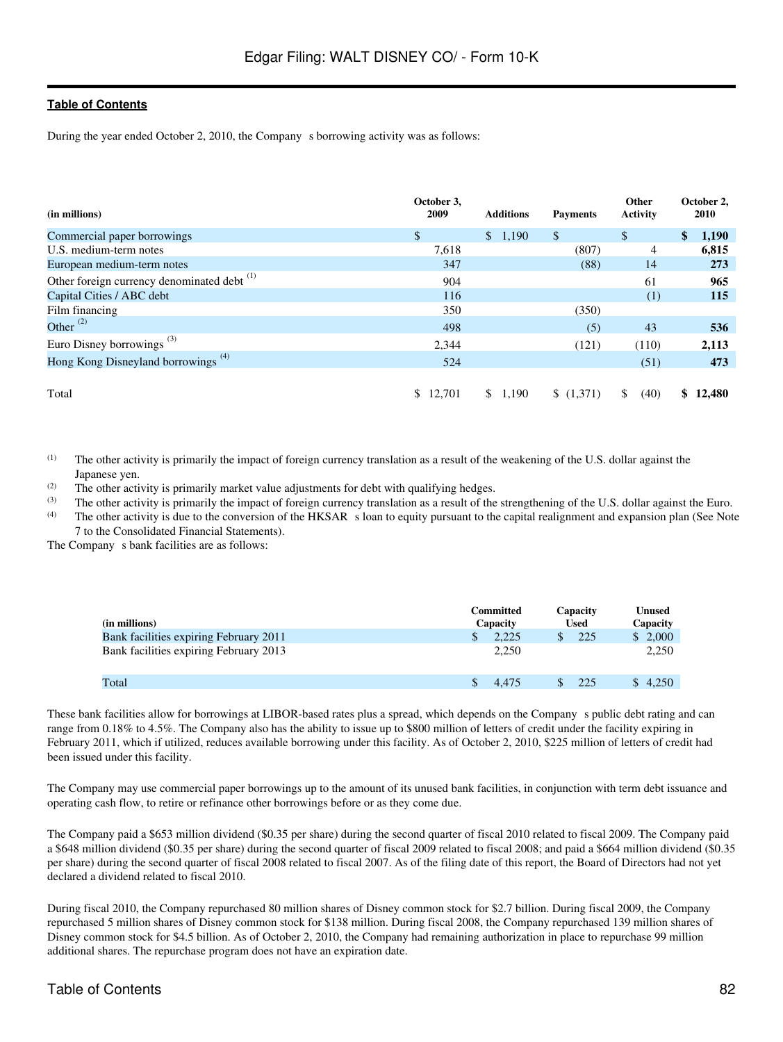During the year ended October 2, 2010, the Company s borrowing activity was as follows:

| (in millions) | October 3, 2009 | Additions | Payments | Other Activity | October 2, 2010 |
|---|---|---|---|---|---|
| Commercial paper borrowings | $ | $ 1,190 | $ | $ | **$ 1,190** |
| U.S. medium-term notes | 7,618 | | (807) | 4 | **6,815** |
| European medium-term notes | 347 | | (88) | 14 | **273** |
| Other foreign currency denominated debt [(1)] | 904 | | | 61 | **965** |
| Capital Cities / ABC debt | 116 | | | (1) | **115** |
| Film financing | 350 | | (350) | | |
| Other [(2)] | 498 | | (5) | 43 | **536** |
| Euro Disney borrowings [(3)] | 2,344 | | (121) | (110) | **2,113** |
| Hong Kong Disneyland borrowings [(4)] | 524 | | | (51) | **473** |
| Total | $ 12,701 | $ 1,190 | $ (1,371) | $ (40) | **$ 12,480** |

(1) The other activity is primarily the impact of foreign currency translation as a result of the weakening of the U.S. dollar against the Japanese yen.

(2) The other activity is primarily market value adjustments for debt with qualifying hedges.

(3) The other activity is primarily the impact of foreign currency translation as a result of the strengthening of the U.S. dollar against the Euro.

(4) The other activity is due to the conversion of the HKSAR s loan to equity pursuant to the capital realignment and expansion plan (See Note 7 to the Consolidated Financial Statements).

The Company s bank facilities are as follows:

| (in millions) | Committed Capacity | Capacity Used | Unused Capacity |
|---|---|---|---|
| Bank facilities expiring February 2011 | $ 2,225 | $ 225 | $ 2,000 |
| Bank facilities expiring February 2013 | 2,250 | | 2,250 |
| Total | $ 4,475 | $ 225 | $ 4,250 |

These bank facilities allow for borrowings at LIBOR-based rates plus a spread, which depends on the Company s public debt rating and can range from 0.18% to 4.5%. The Company also has the ability to issue up to $800 million of letters of credit under the facility expiring in February 2011, which if utilized, reduces available borrowing under this facility. As of October 2, 2010, $225 million of letters of credit had been issued under this facility.

The Company may use commercial paper borrowings up to the amount of its unused bank facilities, in conjunction with term debt issuance and operating cash flow, to retire or refinance other borrowings before or as they come due.

The Company paid a $653 million dividend ($0.35 per share) during the second quarter of fiscal 2010 related to fiscal 2009. The Company paid a $648 million dividend ($0.35 per share) during the second quarter of fiscal 2009 related to fiscal 2008; and paid a $664 million dividend ($0.35 per share) during the second quarter of fiscal 2008 related to fiscal 2007. As of the filing date of this report, the Board of Directors had not yet declared a dividend related to fiscal 2010.

During fiscal 2010, the Company repurchased 80 million shares of Disney common stock for $2.7 billion. During fiscal 2009, the Company repurchased 5 million shares of Disney common stock for $138 million. During fiscal 2008, the Company repurchased 139 million shares of Disney common stock for $4.5 billion. As of October 2, 2010, the Company had remaining authorization in place to repurchase 99 million additional shares. The repurchase program does not have an expiration date.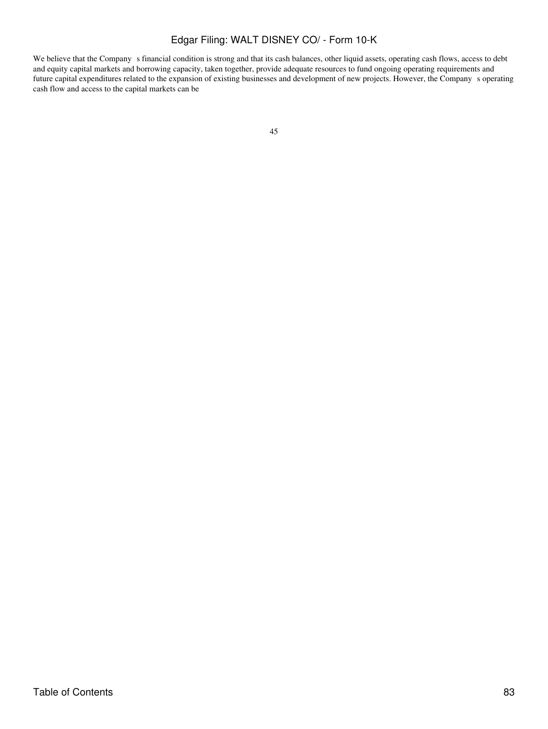We believe that the Company s financial condition is strong and that its cash balances, other liquid assets, operating cash flows, access to debt and equity capital markets and borrowing capacity, taken together, provide adequate resources to fund ongoing operating requirements and future capital expenditures related to the expansion of existing businesses and development of new projects. However, the Company s operating cash flow and access to the capital markets can be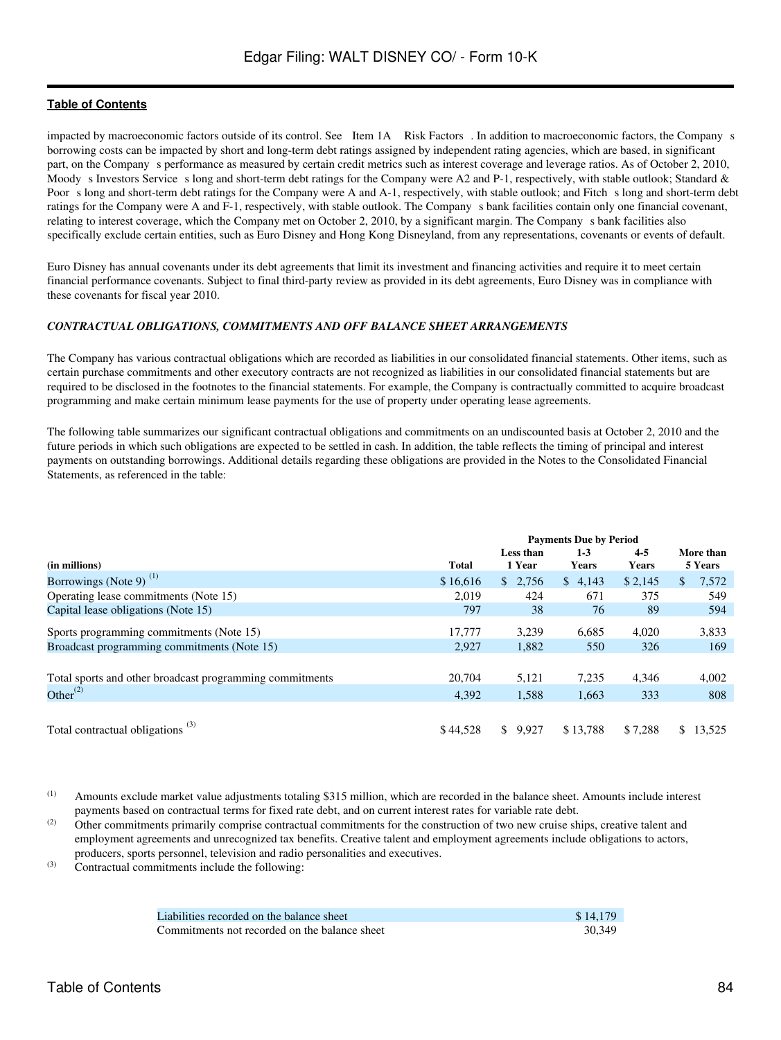impacted by macroeconomic factors outside of its control. See Item 1A Risk Factors . In addition to macroeconomic factors, the Company s borrowing costs can be impacted by short and long-term debt ratings assigned by independent rating agencies, which are based, in significant part, on the Company s performance as measured by certain credit metrics such as interest coverage and leverage ratios. As of October 2, 2010, Moody s Investors Service s long and short-term debt ratings for the Company were A2 and P-1, respectively, with stable outlook; Standard & Poor s long and short-term debt ratings for the Company were A and A-1, respectively, with stable outlook; and Fitch s long and short-term debt ratings for the Company were A and F-1, respectively, with stable outlook. The Company s bank facilities contain only one financial covenant, relating to interest coverage, which the Company met on October 2, 2010, by a significant margin. The Company s bank facilities also specifically exclude certain entities, such as Euro Disney and Hong Kong Disneyland, from any representations, covenants or events of default.

Euro Disney has annual covenants under its debt agreements that limit its investment and financing activities and require it to meet certain financial performance covenants. Subject to final third-party review as provided in its debt agreements, Euro Disney was in compliance with these covenants for fiscal year 2010.

***CONTRACTUAL OBLIGATIONS, COMMITMENTS AND OFF BALANCE SHEET ARRANGEMENTS***

The Company has various contractual obligations which are recorded as liabilities in our consolidated financial statements. Other items, such as certain purchase commitments and other executory contracts are not recognized as liabilities in our consolidated financial statements but are required to be disclosed in the footnotes to the financial statements. For example, the Company is contractually committed to acquire broadcast programming and make certain minimum lease payments for the use of property under operating lease agreements.

The following table summarizes our significant contractual obligations and commitments on an undiscounted basis at October 2, 2010 and the future periods in which such obligations are expected to be settled in cash. In addition, the table reflects the timing of principal and interest payments on outstanding borrowings. Additional details regarding these obligations are provided in the Notes to the Consolidated Financial Statements, as referenced in the table:

| | | Payments Due by Period | | | |
|---|---|---|---|---|---|
| (in millions) | Total | Less than 1 Year | 1-3 Years | 4-5 Years | More than 5 Years |
| Borrowings (Note 9) [1] | $ 16,616 | $ 2,756 | $ 4,143 | $ 2,145 | $ 7,572 |
| Operating lease commitments (Note 15) | 2,019 | 424 | 671 | 375 | 549 |
| Capital lease obligations (Note 15) | 797 | 38 | 76 | 89 | 594 |
| Sports programming commitments (Note 15) | 17,777 | 3,239 | 6,685 | 4,020 | 3,833 |
| Broadcast programming commitments (Note 15) | 2,927 | 1,882 | 550 | 326 | 169 |
| Total sports and other broadcast programming commitments | 20,704 | 5,121 | 7,235 | 4,346 | 4,002 |
| Other [2] | 4,392 | 1,588 | 1,663 | 333 | 808 |
| Total contractual obligations [3] | $ 44,528 | $ 9,927 | $ 13,788 | $ 7,288 | $ 13,525 |

(1) Amounts exclude market value adjustments totaling $315 million, which are recorded in the balance sheet. Amounts include interest payments based on contractual terms for fixed rate debt, and on current interest rates for variable rate debt.

(2) Other commitments primarily comprise contractual commitments for the construction of two new cruise ships, creative talent and employment agreements and unrecognized tax benefits. Creative talent and employment agreements include obligations to actors, producers, sports personnel, television and radio personalities and executives.

(3) Contractual commitments include the following:

| | |
|---|---|
| Liabilities recorded on the balance sheet | $ 14,179 |
| Commitments not recorded on the balance sheet | 30,349 |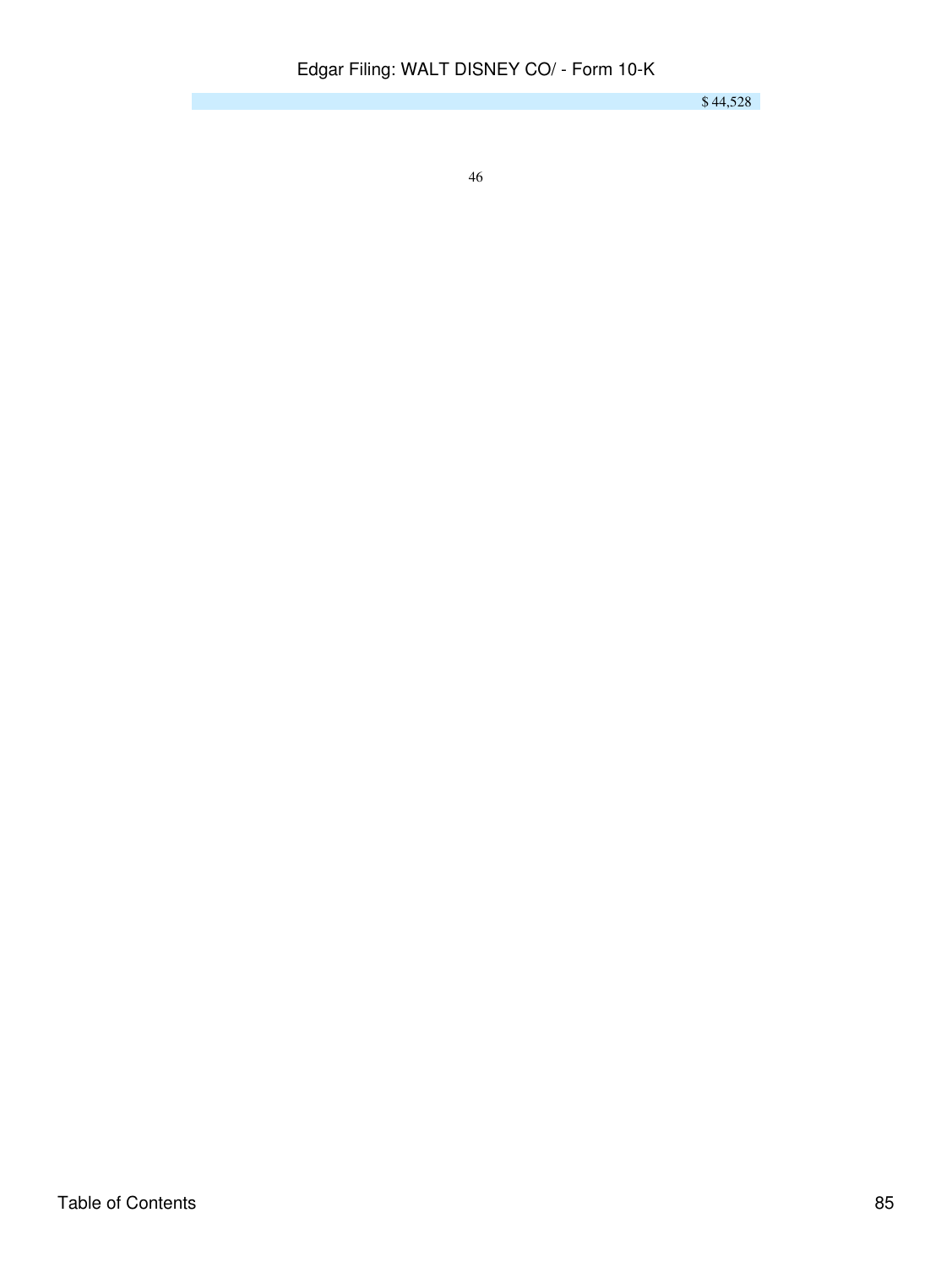| | |
|---|---|
| | $ 44,528 |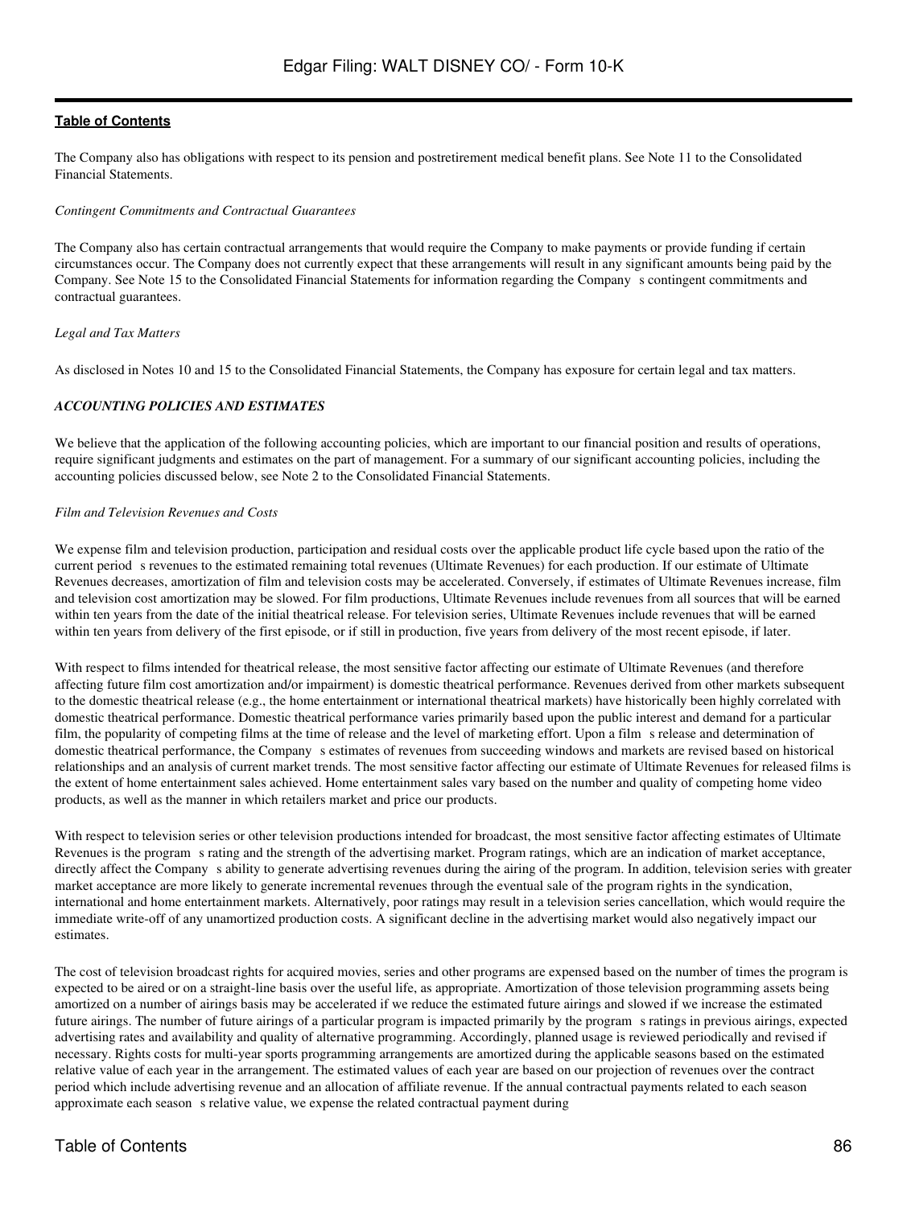The Company also has obligations with respect to its pension and postretirement medical benefit plans. See Note 11 to the Consolidated Financial Statements.

*Contingent Commitments and Contractual Guarantees*

The Company also has certain contractual arrangements that would require the Company to make payments or provide funding if certain circumstances occur. The Company does not currently expect that these arrangements will result in any significant amounts being paid by the Company. See Note 15 to the Consolidated Financial Statements for information regarding the Company s contingent commitments and contractual guarantees.

*Legal and Tax Matters*

As disclosed in Notes 10 and 15 to the Consolidated Financial Statements, the Company has exposure for certain legal and tax matters.

***ACCOUNTING POLICIES AND ESTIMATES***

We believe that the application of the following accounting policies, which are important to our financial position and results of operations, require significant judgments and estimates on the part of management. For a summary of our significant accounting policies, including the accounting policies discussed below, see Note 2 to the Consolidated Financial Statements.

*Film and Television Revenues and Costs*

We expense film and television production, participation and residual costs over the applicable product life cycle based upon the ratio of the current period s revenues to the estimated remaining total revenues (Ultimate Revenues) for each production. If our estimate of Ultimate Revenues decreases, amortization of film and television costs may be accelerated. Conversely, if estimates of Ultimate Revenues increase, film and television cost amortization may be slowed. For film productions, Ultimate Revenues include revenues from all sources that will be earned within ten years from the date of the initial theatrical release. For television series, Ultimate Revenues include revenues that will be earned within ten years from delivery of the first episode, or if still in production, five years from delivery of the most recent episode, if later.

With respect to films intended for theatrical release, the most sensitive factor affecting our estimate of Ultimate Revenues (and therefore affecting future film cost amortization and/or impairment) is domestic theatrical performance. Revenues derived from other markets subsequent to the domestic theatrical release (e.g., the home entertainment or international theatrical markets) have historically been highly correlated with domestic theatrical performance. Domestic theatrical performance varies primarily based upon the public interest and demand for a particular film, the popularity of competing films at the time of release and the level of marketing effort. Upon a film s release and determination of domestic theatrical performance, the Company s estimates of revenues from succeeding windows and markets are revised based on historical relationships and an analysis of current market trends. The most sensitive factor affecting our estimate of Ultimate Revenues for released films is the extent of home entertainment sales achieved. Home entertainment sales vary based on the number and quality of competing home video products, as well as the manner in which retailers market and price our products.

With respect to television series or other television productions intended for broadcast, the most sensitive factor affecting estimates of Ultimate Revenues is the program s rating and the strength of the advertising market. Program ratings, which are an indication of market acceptance, directly affect the Company s ability to generate advertising revenues during the airing of the program. In addition, television series with greater market acceptance are more likely to generate incremental revenues through the eventual sale of the program rights in the syndication, international and home entertainment markets. Alternatively, poor ratings may result in a television series cancellation, which would require the immediate write-off of any unamortized production costs. A significant decline in the advertising market would also negatively impact our estimates.

The cost of television broadcast rights for acquired movies, series and other programs are expensed based on the number of times the program is expected to be aired or on a straight-line basis over the useful life, as appropriate. Amortization of those television programming assets being amortized on a number of airings basis may be accelerated if we reduce the estimated future airings and slowed if we increase the estimated future airings. The number of future airings of a particular program is impacted primarily by the program s ratings in previous airings, expected advertising rates and availability and quality of alternative programming. Accordingly, planned usage is reviewed periodically and revised if necessary. Rights costs for multi-year sports programming arrangements are amortized during the applicable seasons based on the estimated relative value of each year in the arrangement. The estimated values of each year are based on our projection of revenues over the contract period which include advertising revenue and an allocation of affiliate revenue. If the annual contractual payments related to each season approximate each season s relative value, we expense the related contractual payment during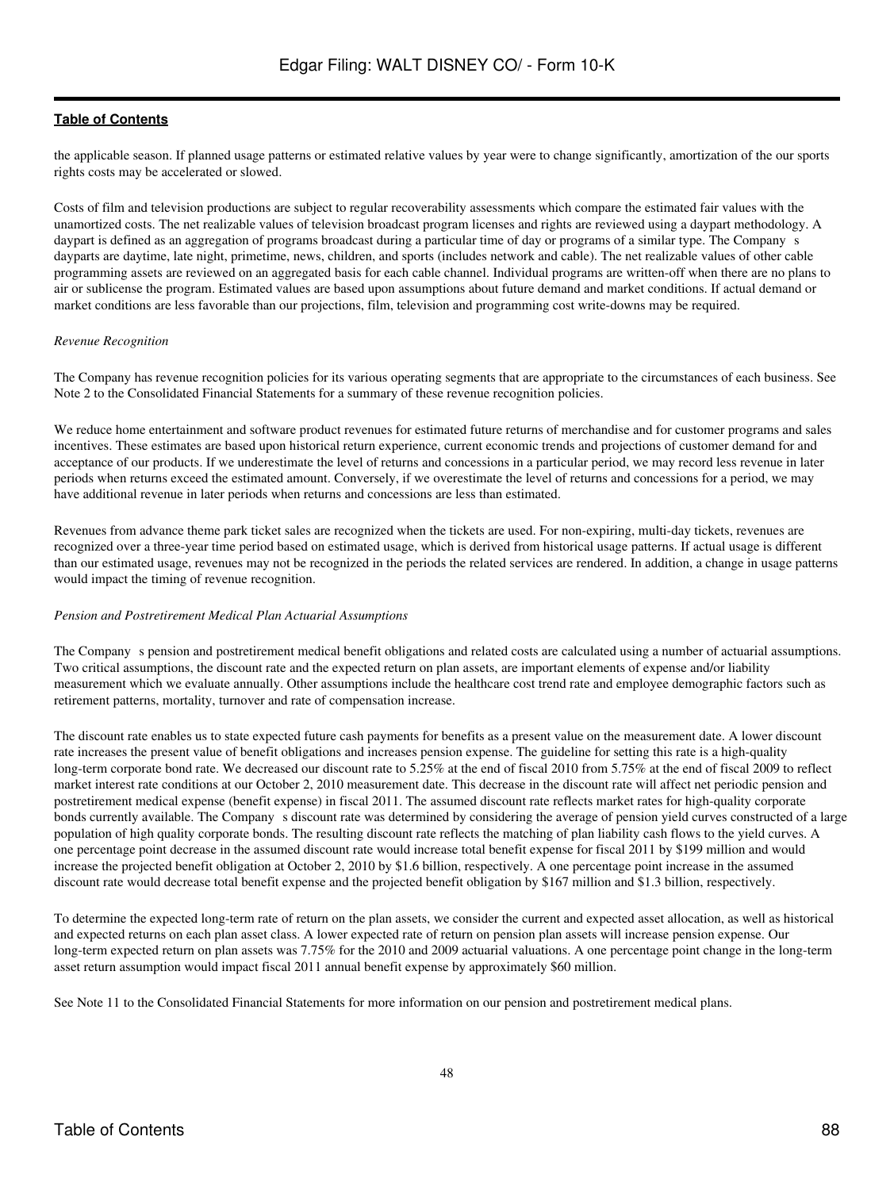the applicable season. If planned usage patterns or estimated relative values by year were to change significantly, amortization of the our sports rights costs may be accelerated or slowed.

Costs of film and television productions are subject to regular recoverability assessments which compare the estimated fair values with the unamortized costs. The net realizable values of television broadcast program licenses and rights are reviewed using a daypart methodology. A daypart is defined as an aggregation of programs broadcast during a particular time of day or programs of a similar type. The Company s dayparts are daytime, late night, primetime, news, children, and sports (includes network and cable). The net realizable values of other cable programming assets are reviewed on an aggregated basis for each cable channel. Individual programs are written-off when there are no plans to air or sublicense the program. Estimated values are based upon assumptions about future demand and market conditions. If actual demand or market conditions are less favorable than our projections, film, television and programming cost write-downs may be required.

*Revenue Recognition*

The Company has revenue recognition policies for its various operating segments that are appropriate to the circumstances of each business. See Note 2 to the Consolidated Financial Statements for a summary of these revenue recognition policies.

We reduce home entertainment and software product revenues for estimated future returns of merchandise and for customer programs and sales incentives. These estimates are based upon historical return experience, current economic trends and projections of customer demand for and acceptance of our products. If we underestimate the level of returns and concessions in a particular period, we may record less revenue in later periods when returns exceed the estimated amount. Conversely, if we overestimate the level of returns and concessions for a period, we may have additional revenue in later periods when returns and concessions are less than estimated.

Revenues from advance theme park ticket sales are recognized when the tickets are used. For non-expiring, multi-day tickets, revenues are recognized over a three-year time period based on estimated usage, which is derived from historical usage patterns. If actual usage is different than our estimated usage, revenues may not be recognized in the periods the related services are rendered. In addition, a change in usage patterns would impact the timing of revenue recognition.

*Pension and Postretirement Medical Plan Actuarial Assumptions*

The Company s pension and postretirement medical benefit obligations and related costs are calculated using a number of actuarial assumptions. Two critical assumptions, the discount rate and the expected return on plan assets, are important elements of expense and/or liability measurement which we evaluate annually. Other assumptions include the healthcare cost trend rate and employee demographic factors such as retirement patterns, mortality, turnover and rate of compensation increase.

The discount rate enables us to state expected future cash payments for benefits as a present value on the measurement date. A lower discount rate increases the present value of benefit obligations and increases pension expense. The guideline for setting this rate is a high-quality long-term corporate bond rate. We decreased our discount rate to 5.25% at the end of fiscal 2010 from 5.75% at the end of fiscal 2009 to reflect market interest rate conditions at our October 2, 2010 measurement date. This decrease in the discount rate will affect net periodic pension and postretirement medical expense (benefit expense) in fiscal 2011. The assumed discount rate reflects market rates for high-quality corporate bonds currently available. The Company s discount rate was determined by considering the average of pension yield curves constructed of a large population of high quality corporate bonds. The resulting discount rate reflects the matching of plan liability cash flows to the yield curves. A one percentage point decrease in the assumed discount rate would increase total benefit expense for fiscal 2011 by $199 million and would increase the projected benefit obligation at October 2, 2010 by $1.6 billion, respectively. A one percentage point increase in the assumed discount rate would decrease total benefit expense and the projected benefit obligation by $167 million and $1.3 billion, respectively.

To determine the expected long-term rate of return on the plan assets, we consider the current and expected asset allocation, as well as historical and expected returns on each plan asset class. A lower expected rate of return on pension plan assets will increase pension expense. Our long-term expected return on plan assets was 7.75% for the 2010 and 2009 actuarial valuations. A one percentage point change in the long-term asset return assumption would impact fiscal 2011 annual benefit expense by approximately $60 million.

See Note 11 to the Consolidated Financial Statements for more information on our pension and postretirement medical plans.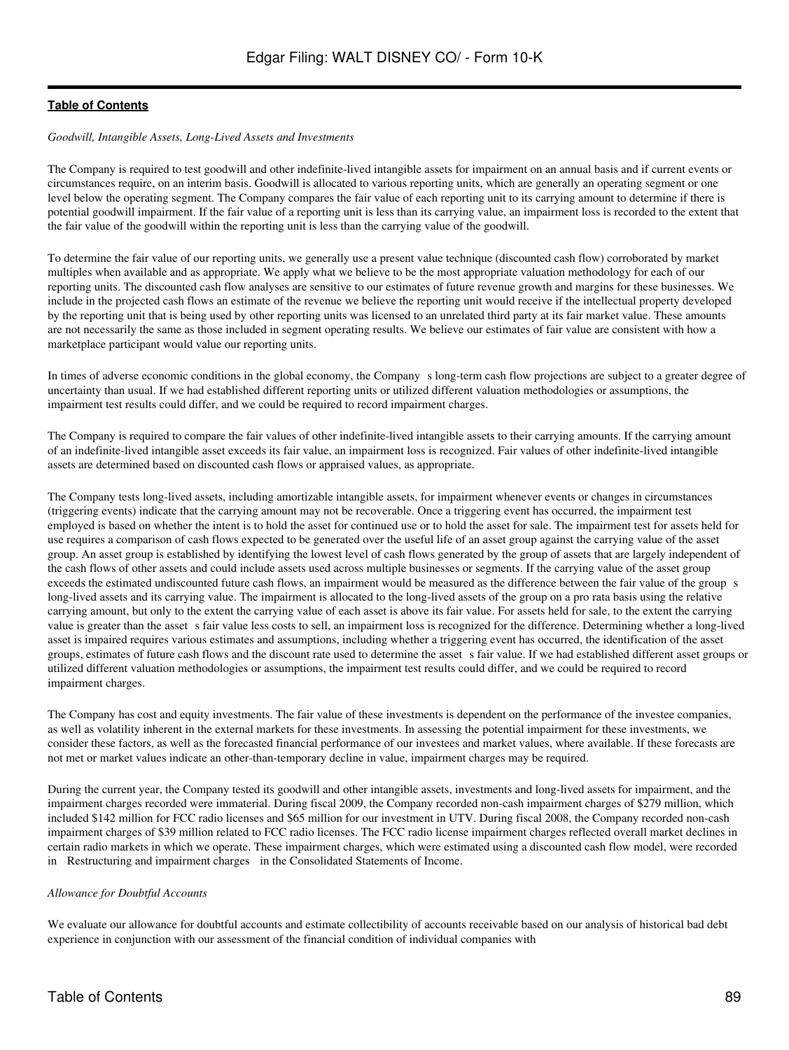*Goodwill, Intangible Assets, Long-Lived Assets and Investments*

The Company is required to test goodwill and other indefinite-lived intangible assets for impairment on an annual basis and if current events or circumstances require, on an interim basis. Goodwill is allocated to various reporting units, which are generally an operating segment or one level below the operating segment. The Company compares the fair value of each reporting unit to its carrying amount to determine if there is potential goodwill impairment. If the fair value of a reporting unit is less than its carrying value, an impairment loss is recorded to the extent that the fair value of the goodwill within the reporting unit is less than the carrying value of the goodwill.

To determine the fair value of our reporting units, we generally use a present value technique (discounted cash flow) corroborated by market multiples when available and as appropriate. We apply what we believe to be the most appropriate valuation methodology for each of our reporting units. The discounted cash flow analyses are sensitive to our estimates of future revenue growth and margins for these businesses. We include in the projected cash flows an estimate of the revenue we believe the reporting unit would receive if the intellectual property developed by the reporting unit that is being used by other reporting units was licensed to an unrelated third party at its fair market value. These amounts are not necessarily the same as those included in segment operating results. We believe our estimates of fair value are consistent with how a marketplace participant would value our reporting units.

In times of adverse economic conditions in the global economy, the Company s long-term cash flow projections are subject to a greater degree of uncertainty than usual. If we had established different reporting units or utilized different valuation methodologies or assumptions, the impairment test results could differ, and we could be required to record impairment charges.

The Company is required to compare the fair values of other indefinite-lived intangible assets to their carrying amounts. If the carrying amount of an indefinite-lived intangible asset exceeds its fair value, an impairment loss is recognized. Fair values of other indefinite-lived intangible assets are determined based on discounted cash flows or appraised values, as appropriate.

The Company tests long-lived assets, including amortizable intangible assets, for impairment whenever events or changes in circumstances (triggering events) indicate that the carrying amount may not be recoverable. Once a triggering event has occurred, the impairment test employed is based on whether the intent is to hold the asset for continued use or to hold the asset for sale. The impairment test for assets held for use requires a comparison of cash flows expected to be generated over the useful life of an asset group against the carrying value of the asset group. An asset group is established by identifying the lowest level of cash flows generated by the group of assets that are largely independent of the cash flows of other assets and could include assets used across multiple businesses or segments. If the carrying value of the asset group exceeds the estimated undiscounted future cash flows, an impairment would be measured as the difference between the fair value of the group s long-lived assets and its carrying value. The impairment is allocated to the long-lived assets of the group on a pro rata basis using the relative carrying amount, but only to the extent the carrying value of each asset is above its fair value. For assets held for sale, to the extent the carrying value is greater than the asset s fair value less costs to sell, an impairment loss is recognized for the difference. Determining whether a long-lived asset is impaired requires various estimates and assumptions, including whether a triggering event has occurred, the identification of the asset groups, estimates of future cash flows and the discount rate used to determine the asset s fair value. If we had established different asset groups or utilized different valuation methodologies or assumptions, the impairment test results could differ, and we could be required to record impairment charges.

The Company has cost and equity investments. The fair value of these investments is dependent on the performance of the investee companies, as well as volatility inherent in the external markets for these investments. In assessing the potential impairment for these investments, we consider these factors, as well as the forecasted financial performance of our investees and market values, where available. If these forecasts are not met or market values indicate an other-than-temporary decline in value, impairment charges may be required.

During the current year, the Company tested its goodwill and other intangible assets, investments and long-lived assets for impairment, and the impairment charges recorded were immaterial. During fiscal 2009, the Company recorded non-cash impairment charges of $279 million, which included $142 million for FCC radio licenses and $65 million for our investment in UTV. During fiscal 2008, the Company recorded non-cash impairment charges of $39 million related to FCC radio licenses. The FCC radio license impairment charges reflected overall market declines in certain radio markets in which we operate. These impairment charges, which were estimated using a discounted cash flow model, were recorded in Restructuring and impairment charges in the Consolidated Statements of Income.

*Allowance for Doubtful Accounts*

We evaluate our allowance for doubtful accounts and estimate collectibility of accounts receivable based on our analysis of historical bad debt experience in conjunction with our assessment of the financial condition of individual companies with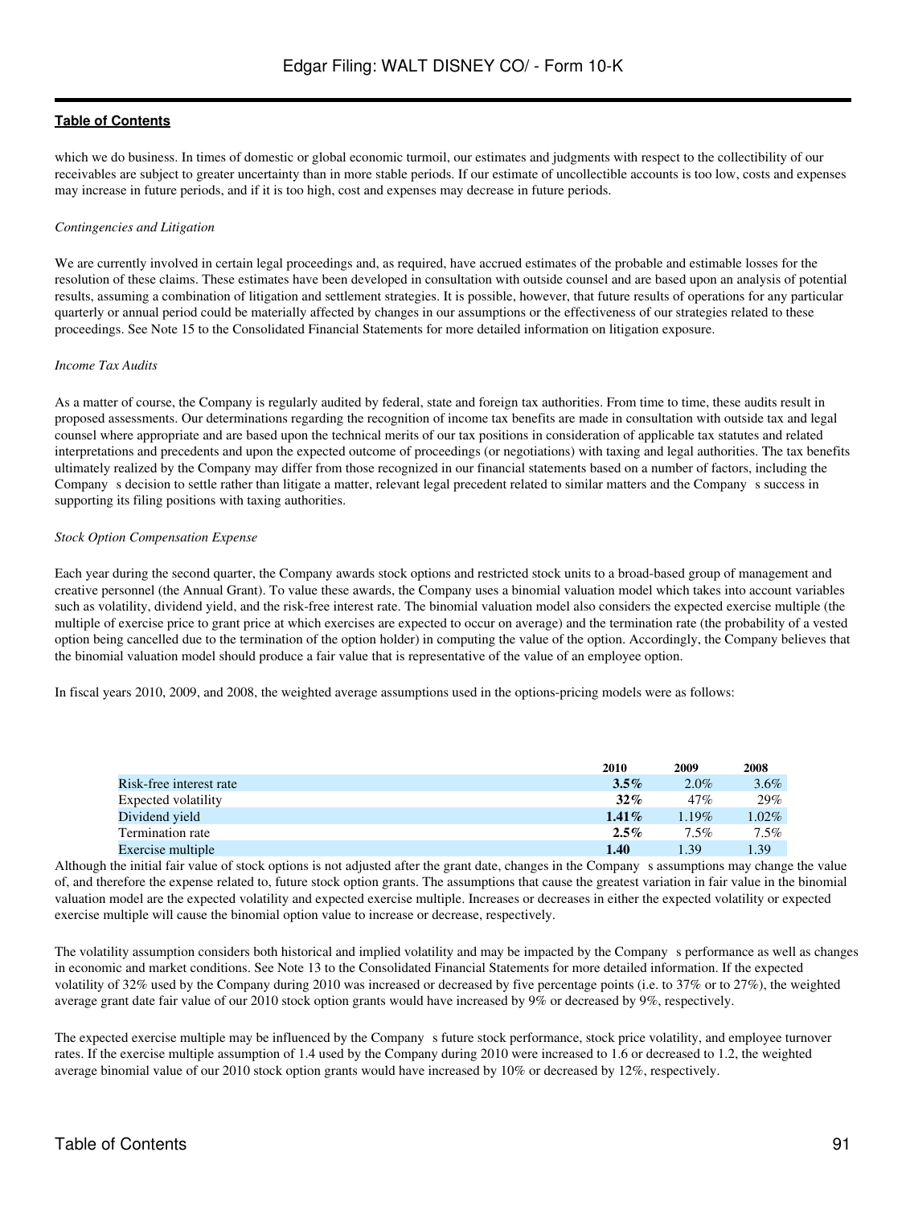which we do business. In times of domestic or global economic turmoil, our estimates and judgments with respect to the collectibility of our receivables are subject to greater uncertainty than in more stable periods. If our estimate of uncollectible accounts is too low, costs and expenses may increase in future periods, and if it is too high, cost and expenses may decrease in future periods.

*Contingencies and Litigation*

We are currently involved in certain legal proceedings and, as required, have accrued estimates of the probable and estimable losses for the resolution of these claims. These estimates have been developed in consultation with outside counsel and are based upon an analysis of potential results, assuming a combination of litigation and settlement strategies. It is possible, however, that future results of operations for any particular quarterly or annual period could be materially affected by changes in our assumptions or the effectiveness of our strategies related to these proceedings. See Note 15 to the Consolidated Financial Statements for more detailed information on litigation exposure.

*Income Tax Audits*

As a matter of course, the Company is regularly audited by federal, state and foreign tax authorities. From time to time, these audits result in proposed assessments. Our determinations regarding the recognition of income tax benefits are made in consultation with outside tax and legal counsel where appropriate and are based upon the technical merits of our tax positions in consideration of applicable tax statutes and related interpretations and precedents and upon the expected outcome of proceedings (or negotiations) with taxing and legal authorities. The tax benefits ultimately realized by the Company may differ from those recognized in our financial statements based on a number of factors, including the Company s decision to settle rather than litigate a matter, relevant legal precedent related to similar matters and the Company s success in supporting its filing positions with taxing authorities.

*Stock Option Compensation Expense*

Each year during the second quarter, the Company awards stock options and restricted stock units to a broad-based group of management and creative personnel (the Annual Grant). To value these awards, the Company uses a binomial valuation model which takes into account variables such as volatility, dividend yield, and the risk-free interest rate. The binomial valuation model also considers the expected exercise multiple (the multiple of exercise price to grant price at which exercises are expected to occur on average) and the termination rate (the probability of a vested option being cancelled due to the termination of the option holder) in computing the value of the option. Accordingly, the Company believes that the binomial valuation model should produce a fair value that is representative of the value of an employee option.

In fiscal years 2010, 2009, and 2008, the weighted average assumptions used in the options-pricing models were as follows:

| | 2010 | 2009 | 2008 |
|---|---|---|---|
| Risk-free interest rate | **3.5%** | 2.0% | 3.6% |
| Expected volatility | **32%** | 47% | 29% |
| Dividend yield | **1.41%** | 1.19% | 1.02% |
| Termination rate | **2.5%** | 7.5% | 7.5% |
| Exercise multiple | **1.40** | 1.39 | 1.39 |

Although the initial fair value of stock options is not adjusted after the grant date, changes in the Company s assumptions may change the value of, and therefore the expense related to, future stock option grants. The assumptions that cause the greatest variation in fair value in the binomial valuation model are the expected volatility and expected exercise multiple. Increases or decreases in either the expected volatility or expected exercise multiple will cause the binomial option value to increase or decrease, respectively.

The volatility assumption considers both historical and implied volatility and may be impacted by the Company s performance as well as changes in economic and market conditions. See Note 13 to the Consolidated Financial Statements for more detailed information. If the expected volatility of 32% used by the Company during 2010 was increased or decreased by five percentage points (i.e. to 37% or to 27%), the weighted average grant date fair value of our 2010 stock option grants would have increased by 9% or decreased by 9%, respectively.

The expected exercise multiple may be influenced by the Company s future stock performance, stock price volatility, and employee turnover rates. If the exercise multiple assumption of 1.4 used by the Company during 2010 were increased to 1.6 or decreased to 1.2, the weighted average binomial value of our 2010 stock option grants would have increased by 10% or decreased by 12%, respectively.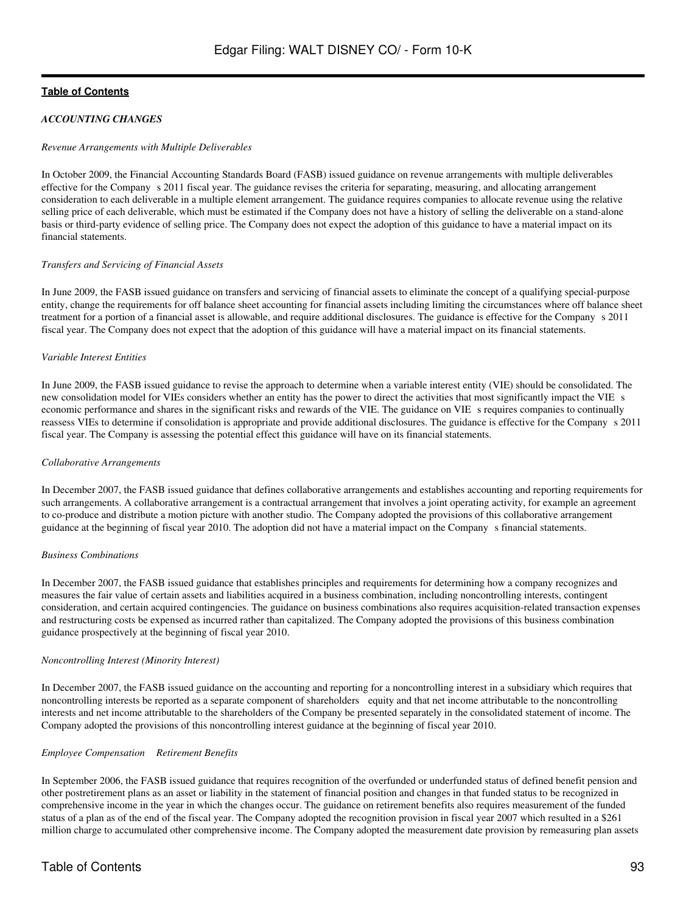**Table of Contents**

*ACCOUNTING CHANGES*

*Revenue Arrangements with Multiple Deliverables*

In October 2009, the Financial Accounting Standards Board (FASB) issued guidance on revenue arrangements with multiple deliverables effective for the Company s 2011 fiscal year. The guidance revises the criteria for separating, measuring, and allocating arrangement consideration to each deliverable in a multiple element arrangement. The guidance requires companies to allocate revenue using the relative selling price of each deliverable, which must be estimated if the Company does not have a history of selling the deliverable on a stand-alone basis or third-party evidence of selling price. The Company does not expect the adoption of this guidance to have a material impact on its financial statements.

*Transfers and Servicing of Financial Assets*

In June 2009, the FASB issued guidance on transfers and servicing of financial assets to eliminate the concept of a qualifying special-purpose entity, change the requirements for off balance sheet accounting for financial assets including limiting the circumstances where off balance sheet treatment for a portion of a financial asset is allowable, and require additional disclosures. The guidance is effective for the Company s 2011 fiscal year. The Company does not expect that the adoption of this guidance will have a material impact on its financial statements.

*Variable Interest Entities*

In June 2009, the FASB issued guidance to revise the approach to determine when a variable interest entity (VIE) should be consolidated. The new consolidation model for VIEs considers whether an entity has the power to direct the activities that most significantly impact the VIE s economic performance and shares in the significant risks and rewards of the VIE. The guidance on VIE s requires companies to continually reassess VIEs to determine if consolidation is appropriate and provide additional disclosures. The guidance is effective for the Company s 2011 fiscal year. The Company is assessing the potential effect this guidance will have on its financial statements.

*Collaborative Arrangements*

In December 2007, the FASB issued guidance that defines collaborative arrangements and establishes accounting and reporting requirements for such arrangements. A collaborative arrangement is a contractual arrangement that involves a joint operating activity, for example an agreement to co-produce and distribute a motion picture with another studio. The Company adopted the provisions of this collaborative arrangement guidance at the beginning of fiscal year 2010. The adoption did not have a material impact on the Company s financial statements.

*Business Combinations*

In December 2007, the FASB issued guidance that establishes principles and requirements for determining how a company recognizes and measures the fair value of certain assets and liabilities acquired in a business combination, including noncontrolling interests, contingent consideration, and certain acquired contingencies. The guidance on business combinations also requires acquisition-related transaction expenses and restructuring costs be expensed as incurred rather than capitalized. The Company adopted the provisions of this business combination guidance prospectively at the beginning of fiscal year 2010.

*Noncontrolling Interest (Minority Interest)*

In December 2007, the FASB issued guidance on the accounting and reporting for a noncontrolling interest in a subsidiary which requires that noncontrolling interests be reported as a separate component of shareholders equity and that net income attributable to the noncontrolling interests and net income attributable to the shareholders of the Company be presented separately in the consolidated statement of income. The Company adopted the provisions of this noncontrolling interest guidance at the beginning of fiscal year 2010.

*Employee Compensation Retirement Benefits*

In September 2006, the FASB issued guidance that requires recognition of the overfunded or underfunded status of defined benefit pension and other postretirement plans as an asset or liability in the statement of financial position and changes in that funded status to be recognized in comprehensive income in the year in which the changes occur. The guidance on retirement benefits also requires measurement of the funded status of a plan as of the end of the fiscal year. The Company adopted the recognition provision in fiscal year 2007 which resulted in a $261 million charge to accumulated other comprehensive income. The Company adopted the measurement date provision by remeasuring plan assets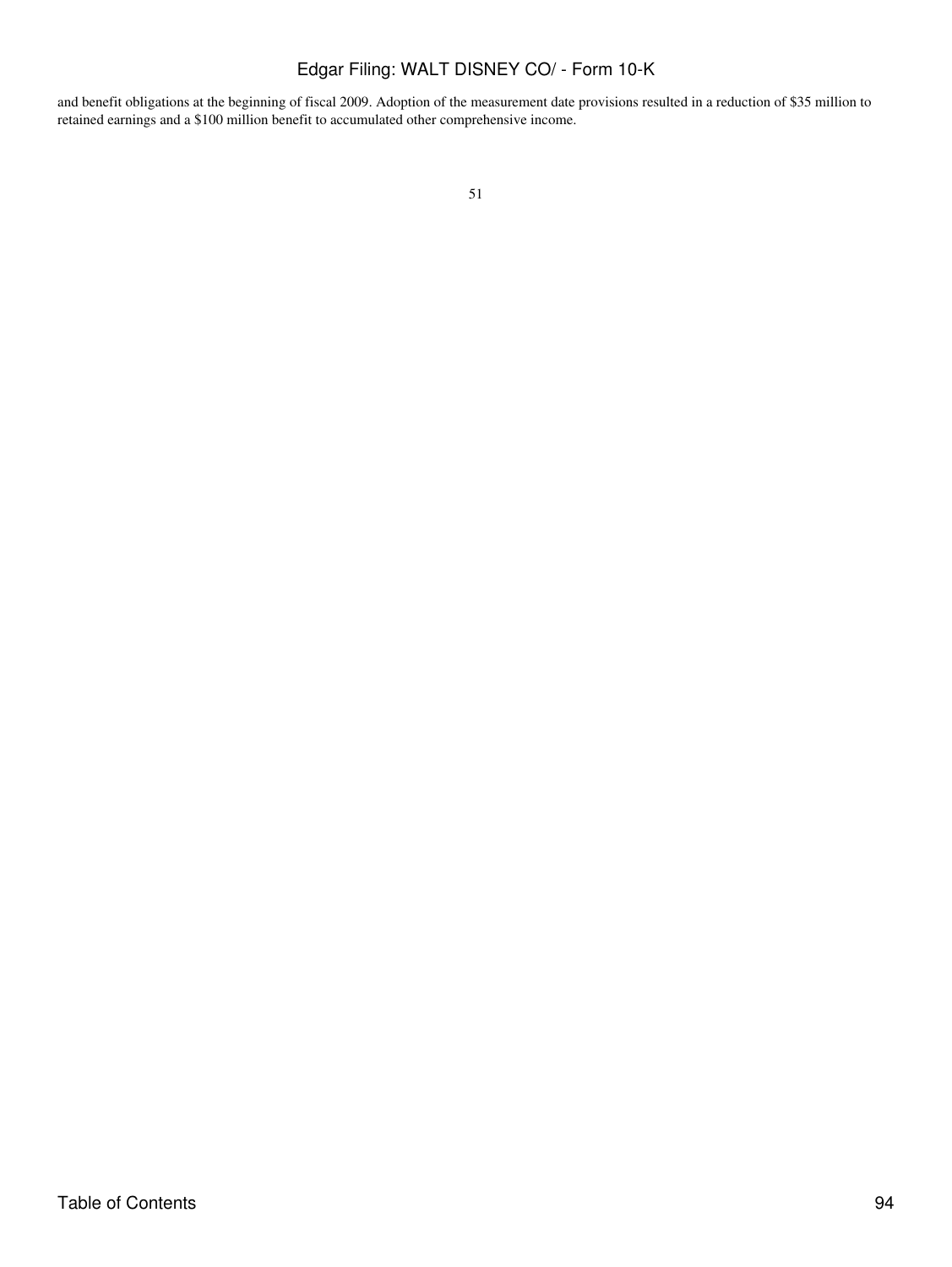and benefit obligations at the beginning of fiscal 2009. Adoption of the measurement date provisions resulted in a reduction of $35 million to retained earnings and a $100 million benefit to accumulated other comprehensive income.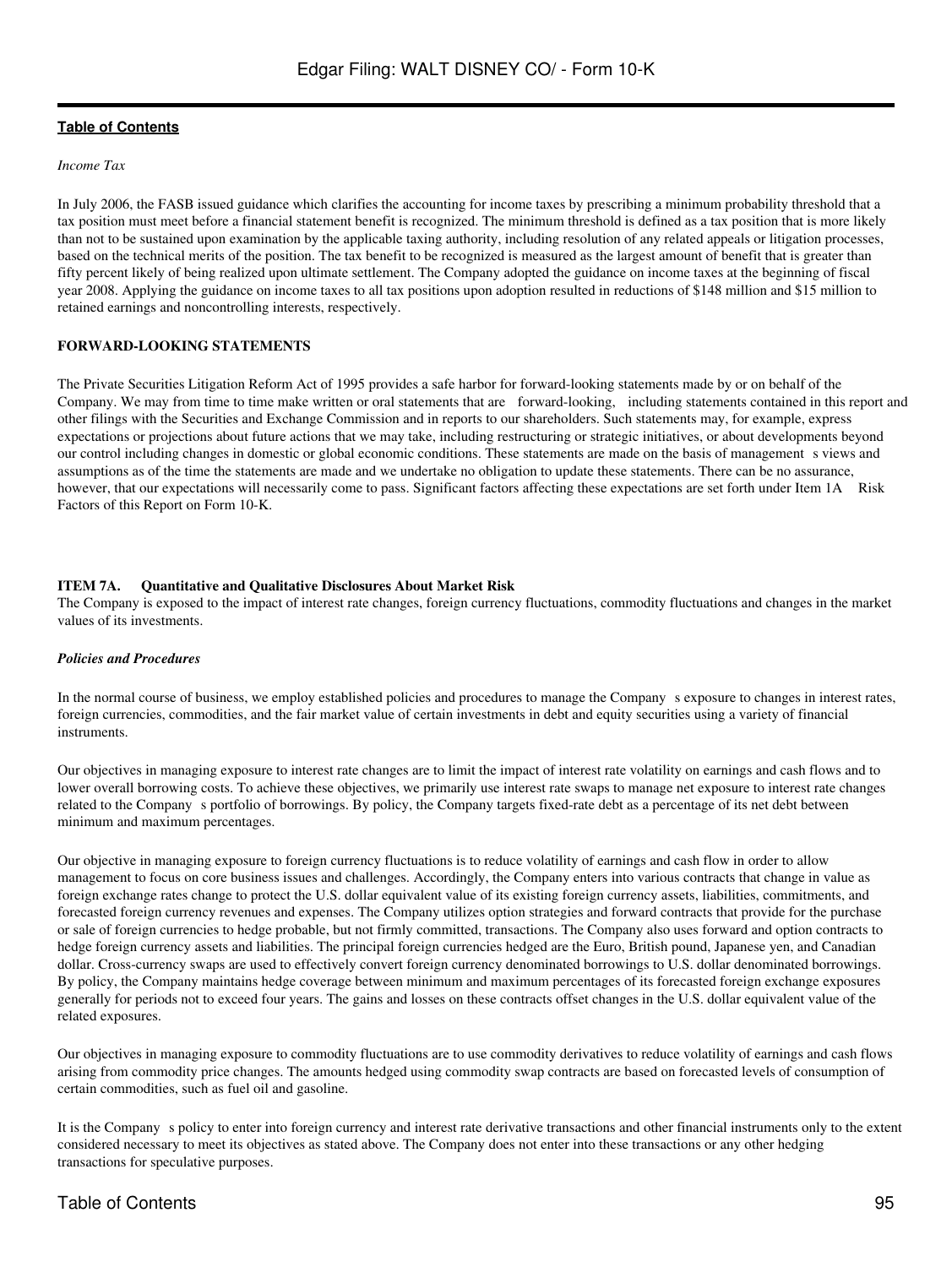*Income Tax*

In July 2006, the FASB issued guidance which clarifies the accounting for income taxes by prescribing a minimum probability threshold that a tax position must meet before a financial statement benefit is recognized. The minimum threshold is defined as a tax position that is more likely than not to be sustained upon examination by the applicable taxing authority, including resolution of any related appeals or litigation processes, based on the technical merits of the position. The tax benefit to be recognized is measured as the largest amount of benefit that is greater than fifty percent likely of being realized upon ultimate settlement. The Company adopted the guidance on income taxes at the beginning of fiscal year 2008. Applying the guidance on income taxes to all tax positions upon adoption resulted in reductions of $148 million and $15 million to retained earnings and noncontrolling interests, respectively.

**FORWARD-LOOKING STATEMENTS**

The Private Securities Litigation Reform Act of 1995 provides a safe harbor for forward-looking statements made by or on behalf of the Company. We may from time to time make written or oral statements that are forward-looking, including statements contained in this report and other filings with the Securities and Exchange Commission and in reports to our shareholders. Such statements may, for example, express expectations or projections about future actions that we may take, including restructuring or strategic initiatives, or about developments beyond our control including changes in domestic or global economic conditions. These statements are made on the basis of management s views and assumptions as of the time the statements are made and we undertake no obligation to update these statements. There can be no assurance, however, that our expectations will necessarily come to pass. Significant factors affecting these expectations are set forth under Item 1A Risk Factors of this Report on Form 10-K.

**ITEM 7A. Quantitative and Qualitative Disclosures About Market Risk**

The Company is exposed to the impact of interest rate changes, foreign currency fluctuations, commodity fluctuations and changes in the market values of its investments.

***Policies and Procedures***

In the normal course of business, we employ established policies and procedures to manage the Company s exposure to changes in interest rates, foreign currencies, commodities, and the fair market value of certain investments in debt and equity securities using a variety of financial instruments.

Our objectives in managing exposure to interest rate changes are to limit the impact of interest rate volatility on earnings and cash flows and to lower overall borrowing costs. To achieve these objectives, we primarily use interest rate swaps to manage net exposure to interest rate changes related to the Company s portfolio of borrowings. By policy, the Company targets fixed-rate debt as a percentage of its net debt between minimum and maximum percentages.

Our objective in managing exposure to foreign currency fluctuations is to reduce volatility of earnings and cash flow in order to allow management to focus on core business issues and challenges. Accordingly, the Company enters into various contracts that change in value as foreign exchange rates change to protect the U.S. dollar equivalent value of its existing foreign currency assets, liabilities, commitments, and forecasted foreign currency revenues and expenses. The Company utilizes option strategies and forward contracts that provide for the purchase or sale of foreign currencies to hedge probable, but not firmly committed, transactions. The Company also uses forward and option contracts to hedge foreign currency assets and liabilities. The principal foreign currencies hedged are the Euro, British pound, Japanese yen, and Canadian dollar. Cross-currency swaps are used to effectively convert foreign currency denominated borrowings to U.S. dollar denominated borrowings. By policy, the Company maintains hedge coverage between minimum and maximum percentages of its forecasted foreign exchange exposures generally for periods not to exceed four years. The gains and losses on these contracts offset changes in the U.S. dollar equivalent value of the related exposures.

Our objectives in managing exposure to commodity fluctuations are to use commodity derivatives to reduce volatility of earnings and cash flows arising from commodity price changes. The amounts hedged using commodity swap contracts are based on forecasted levels of consumption of certain commodities, such as fuel oil and gasoline.

It is the Company s policy to enter into foreign currency and interest rate derivative transactions and other financial instruments only to the extent considered necessary to meet its objectives as stated above. The Company does not enter into these transactions or any other hedging transactions for speculative purposes.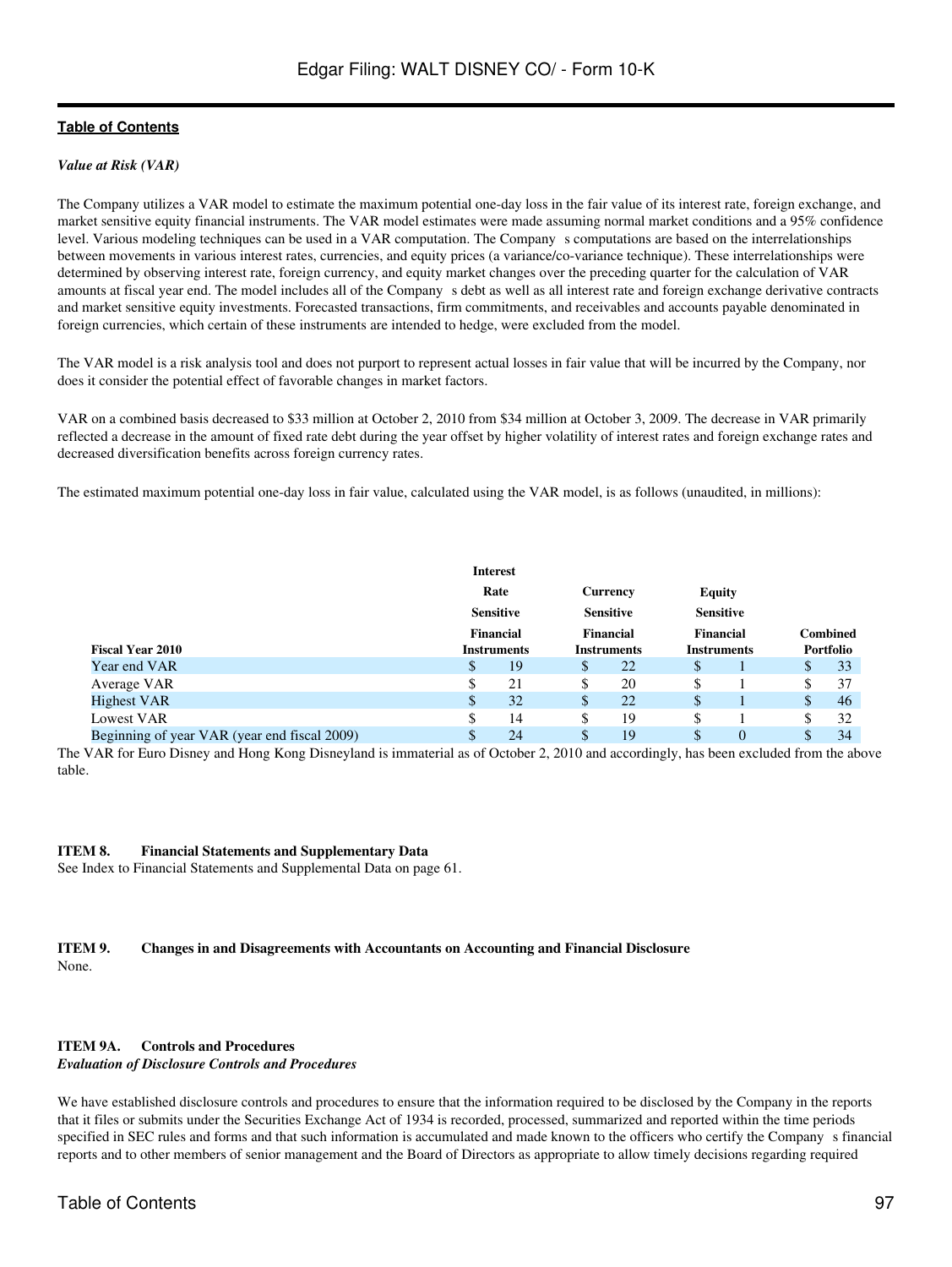*Value at Risk (VAR)*

The Company utilizes a VAR model to estimate the maximum potential one-day loss in the fair value of its interest rate, foreign exchange, and market sensitive equity financial instruments. The VAR model estimates were made assuming normal market conditions and a 95% confidence level. Various modeling techniques can be used in a VAR computation. The Company s computations are based on the interrelationships between movements in various interest rates, currencies, and equity prices (a variance/co-variance technique). These interrelationships were determined by observing interest rate, foreign currency, and equity market changes over the preceding quarter for the calculation of VAR amounts at fiscal year end. The model includes all of the Company s debt as well as all interest rate and foreign exchange derivative contracts and market sensitive equity investments. Forecasted transactions, firm commitments, and receivables and accounts payable denominated in foreign currencies, which certain of these instruments are intended to hedge, were excluded from the model.

The VAR model is a risk analysis tool and does not purport to represent actual losses in fair value that will be incurred by the Company, nor does it consider the potential effect of favorable changes in market factors.

VAR on a combined basis decreased to $33 million at October 2, 2010 from $34 million at October 3, 2009. The decrease in VAR primarily reflected a decrease in the amount of fixed rate debt during the year offset by higher volatility of interest rates and foreign exchange rates and decreased diversification benefits across foreign currency rates.

The estimated maximum potential one-day loss in fair value, calculated using the VAR model, is as follows (unaudited, in millions):

| Fiscal Year 2010 | Interest Rate Sensitive Financial Instruments | Currency Sensitive Financial Instruments | Equity Sensitive Financial Instruments | Combined Portfolio |
|---|---|---|---|---|
| Year end VAR | $ 19 | $ 22 | $ 1 | $ 33 |
| Average VAR | $ 21 | $ 20 | $ 1 | $ 37 |
| Highest VAR | $ 32 | $ 22 | $ 1 | $ 46 |
| Lowest VAR | $ 14 | $ 19 | $ 1 | $ 32 |
| Beginning of year VAR (year end fiscal 2009) | $ 24 | $ 19 | $ 0 | $ 34 |

The VAR for Euro Disney and Hong Kong Disneyland is immaterial as of October 2, 2010 and accordingly, has been excluded from the above table.

**ITEM 8. Financial Statements and Supplementary Data**

See Index to Financial Statements and Supplemental Data on page 61.

**ITEM 9. Changes in and Disagreements with Accountants on Accounting and Financial Disclosure**

None.

**ITEM 9A. Controls and Procedures**

*Evaluation of Disclosure Controls and Procedures*

We have established disclosure controls and procedures to ensure that the information required to be disclosed by the Company in the reports that it files or submits under the Securities Exchange Act of 1934 is recorded, processed, summarized and reported within the time periods specified in SEC rules and forms and that such information is accumulated and made known to the officers who certify the Company s financial reports and to other members of senior management and the Board of Directors as appropriate to allow timely decisions regarding required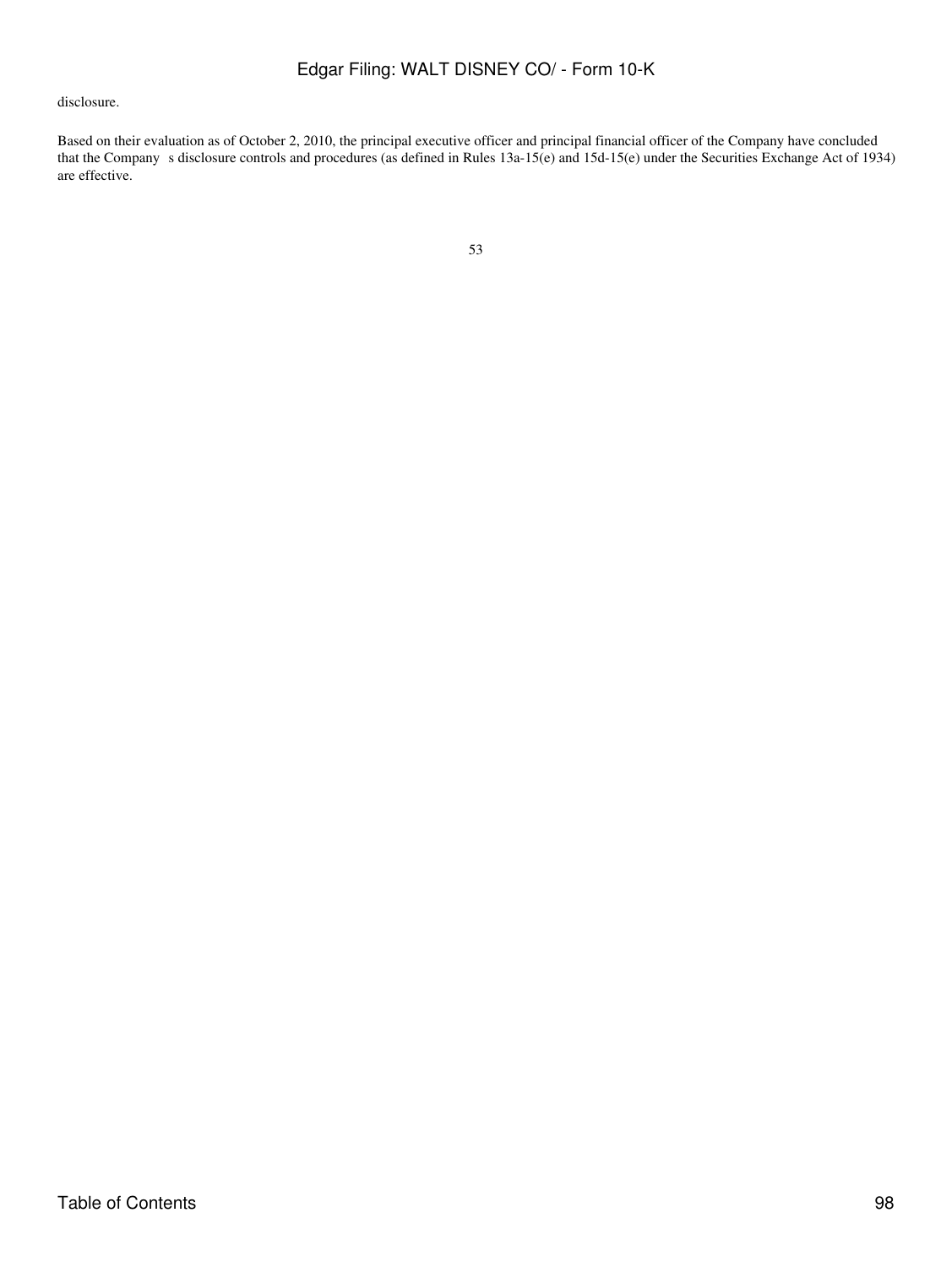disclosure.

Based on their evaluation as of October 2, 2010, the principal executive officer and principal financial officer of the Company have concluded that the Company s disclosure controls and procedures (as defined in Rules 13a-15(e) and 15d-15(e) under the Securities Exchange Act of 1934) are effective.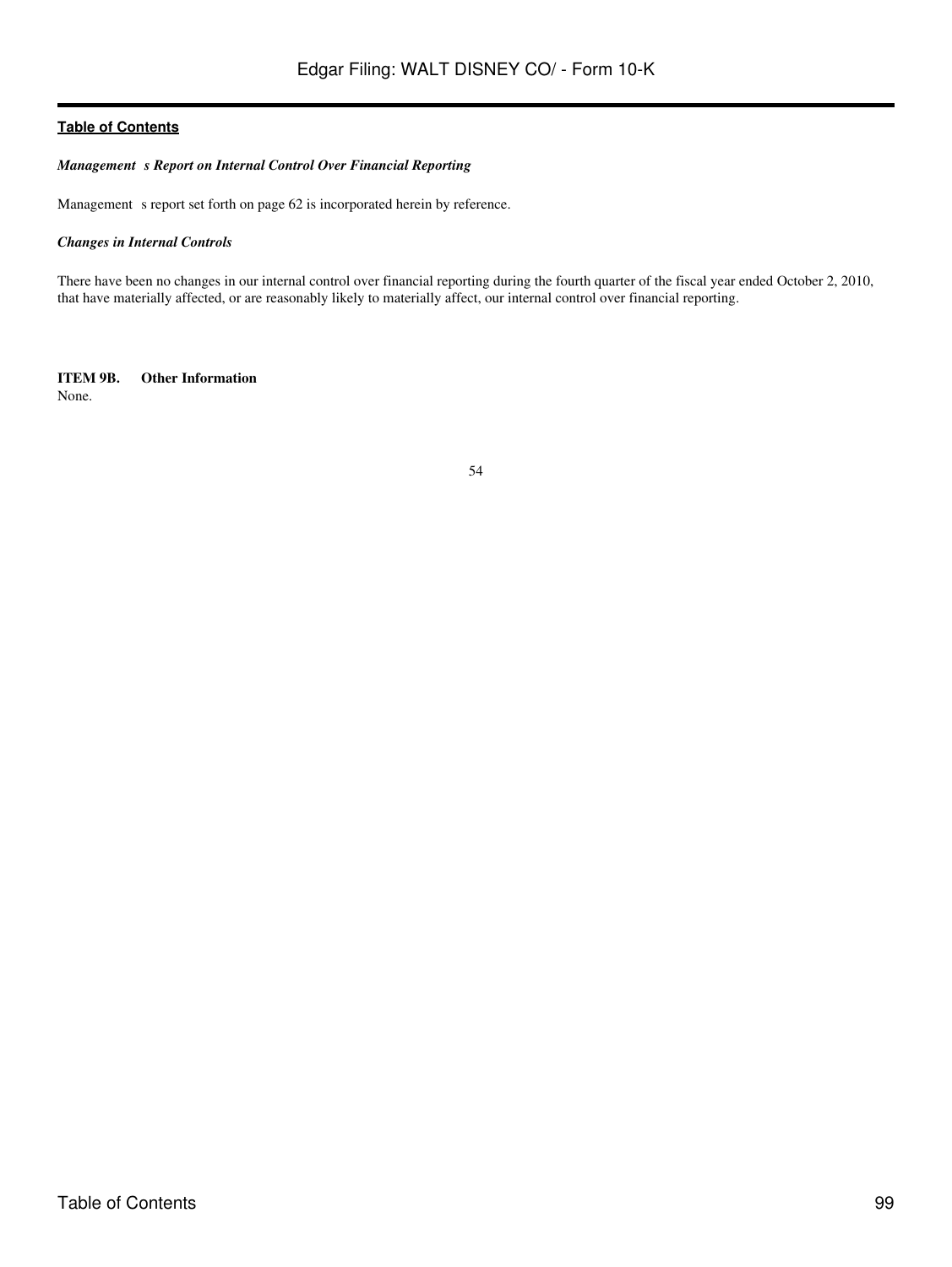*Management s Report on Internal Control Over Financial Reporting*

Management s report set forth on page 62 is incorporated herein by reference.

*Changes in Internal Controls*

There have been no changes in our internal control over financial reporting during the fourth quarter of the fiscal year ended October 2, 2010, that have materially affected, or are reasonably likely to materially affect, our internal control over financial reporting.

**ITEM 9B. Other Information**

None.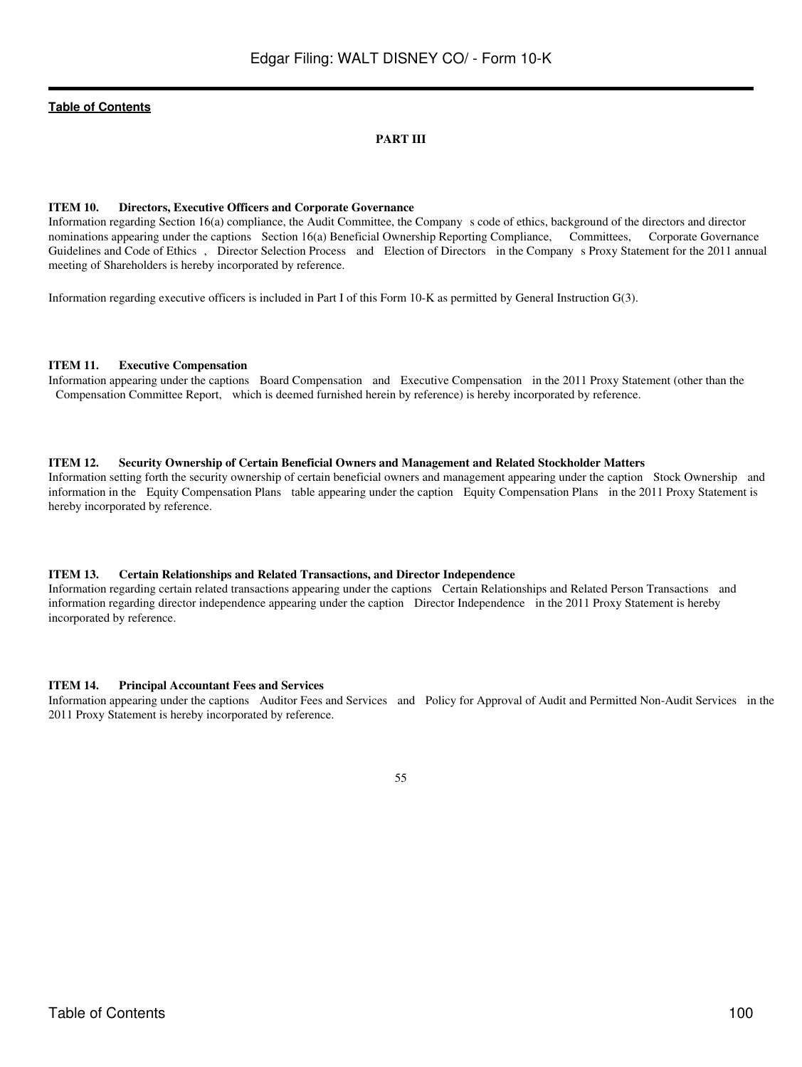**Table of Contents**

## PART III

### ITEM 10. Directors, Executive Officers and Corporate Governance

Information regarding Section 16(a) compliance, the Audit Committee, the Company s code of ethics, background of the directors and director nominations appearing under the captions Section 16(a) Beneficial Ownership Reporting Compliance, Committees, Corporate Governance Guidelines and Code of Ethics , Director Selection Process and Election of Directors in the Company s Proxy Statement for the 2011 annual meeting of Shareholders is hereby incorporated by reference.

Information regarding executive officers is included in Part I of this Form 10-K as permitted by General Instruction G(3).

### ITEM 11. Executive Compensation

Information appearing under the captions Board Compensation and Executive Compensation in the 2011 Proxy Statement (other than the Compensation Committee Report, which is deemed furnished herein by reference) is hereby incorporated by reference.

### ITEM 12. Security Ownership of Certain Beneficial Owners and Management and Related Stockholder Matters

Information setting forth the security ownership of certain beneficial owners and management appearing under the caption Stock Ownership and information in the Equity Compensation Plans table appearing under the caption Equity Compensation Plans in the 2011 Proxy Statement is hereby incorporated by reference.

### ITEM 13. Certain Relationships and Related Transactions, and Director Independence

Information regarding certain related transactions appearing under the captions Certain Relationships and Related Person Transactions and information regarding director independence appearing under the caption Director Independence in the 2011 Proxy Statement is hereby incorporated by reference.

### ITEM 14. Principal Accountant Fees and Services

Information appearing under the captions Auditor Fees and Services and Policy for Approval of Audit and Permitted Non-Audit Services in the 2011 Proxy Statement is hereby incorporated by reference.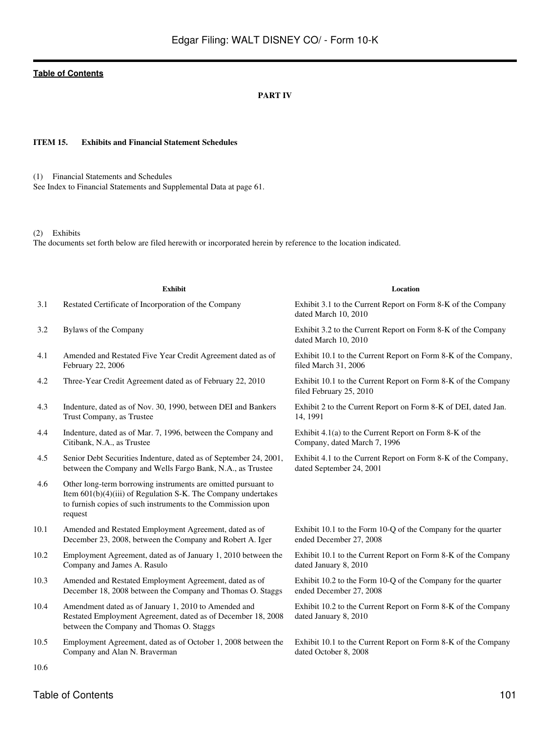# PART IV

## ITEM 15. Exhibits and Financial Statement Schedules

(1) Financial Statements and Schedules
See Index to Financial Statements and Supplemental Data at page 61.

(2) Exhibits
The documents set forth below are filed herewith or incorporated herein by reference to the location indicated.

| | Exhibit | Location |
|---|---|---|
| 3.1 | Restated Certificate of Incorporation of the Company | Exhibit 3.1 to the Current Report on Form 8-K of the Company dated March 10, 2010 |
| 3.2 | Bylaws of the Company | Exhibit 3.2 to the Current Report on Form 8-K of the Company dated March 10, 2010 |
| 4.1 | Amended and Restated Five Year Credit Agreement dated as of February 22, 2006 | Exhibit 10.1 to the Current Report on Form 8-K of the Company, filed March 31, 2006 |
| 4.2 | Three-Year Credit Agreement dated as of February 22, 2010 | Exhibit 10.1 to the Current Report on Form 8-K of the Company filed February 25, 2010 |
| 4.3 | Indenture, dated as of Nov. 30, 1990, between DEI and Bankers Trust Company, as Trustee | Exhibit 2 to the Current Report on Form 8-K of DEI, dated Jan. 14, 1991 |
| 4.4 | Indenture, dated as of Mar. 7, 1996, between the Company and Citibank, N.A., as Trustee | Exhibit 4.1(a) to the Current Report on Form 8-K of the Company, dated March 7, 1996 |
| 4.5 | Senior Debt Securities Indenture, dated as of September 24, 2001, between the Company and Wells Fargo Bank, N.A., as Trustee | Exhibit 4.1 to the Current Report on Form 8-K of the Company, dated September 24, 2001 |
| 4.6 | Other long-term borrowing instruments are omitted pursuant to Item 601(b)(4)(iii) of Regulation S-K. The Company undertakes to furnish copies of such instruments to the Commission upon request | |
| 10.1 | Amended and Restated Employment Agreement, dated as of December 23, 2008, between the Company and Robert A. Iger | Exhibit 10.1 to the Form 10-Q of the Company for the quarter ended December 27, 2008 |
| 10.2 | Employment Agreement, dated as of January 1, 2010 between the Company and James A. Rasulo | Exhibit 10.1 to the Current Report on Form 8-K of the Company dated January 8, 2010 |
| 10.3 | Amended and Restated Employment Agreement, dated as of December 18, 2008 between the Company and Thomas O. Staggs | Exhibit 10.2 to the Form 10-Q of the Company for the quarter ended December 27, 2008 |
| 10.4 | Amendment dated as of January 1, 2010 to Amended and Restated Employment Agreement, dated as of December 18, 2008 between the Company and Thomas O. Staggs | Exhibit 10.2 to the Current Report on Form 8-K of the Company dated January 8, 2010 |
| 10.5 | Employment Agreement, dated as of October 1, 2008 between the Company and Alan N. Braverman | Exhibit 10.1 to the Current Report on Form 8-K of the Company dated October 8, 2008 |
| 10.6 | | |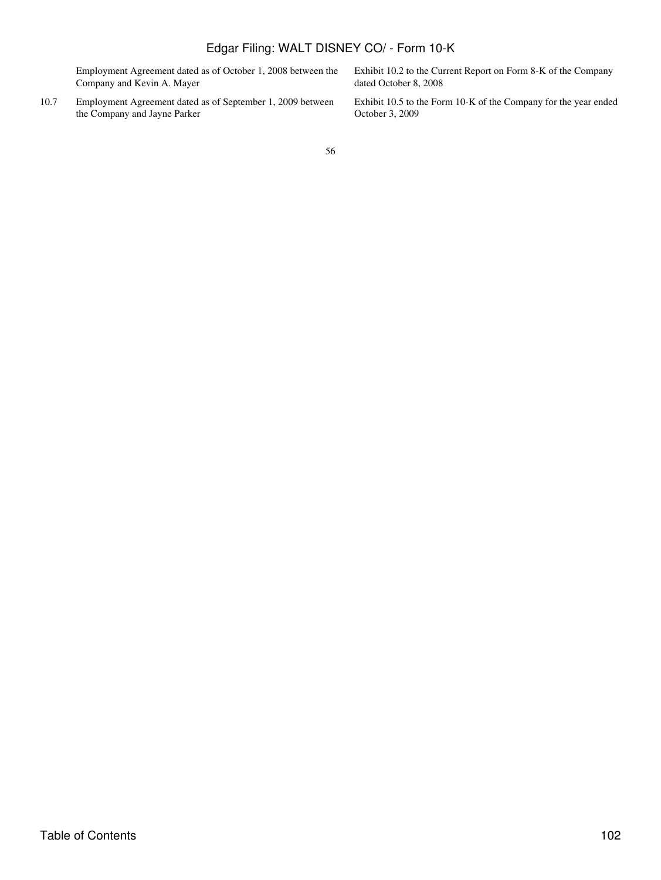|  | Employment Agreement dated as of October 1, 2008 between the Company and Kevin A. Mayer | Exhibit 10.2 to the Current Report on Form 8-K of the Company dated October 8, 2008 |
|---|---|---|
| 10.7 | Employment Agreement dated as of September 1, 2009 between the Company and Jayne Parker | Exhibit 10.5 to the Form 10-K of the Company for the year ended October 3, 2009 |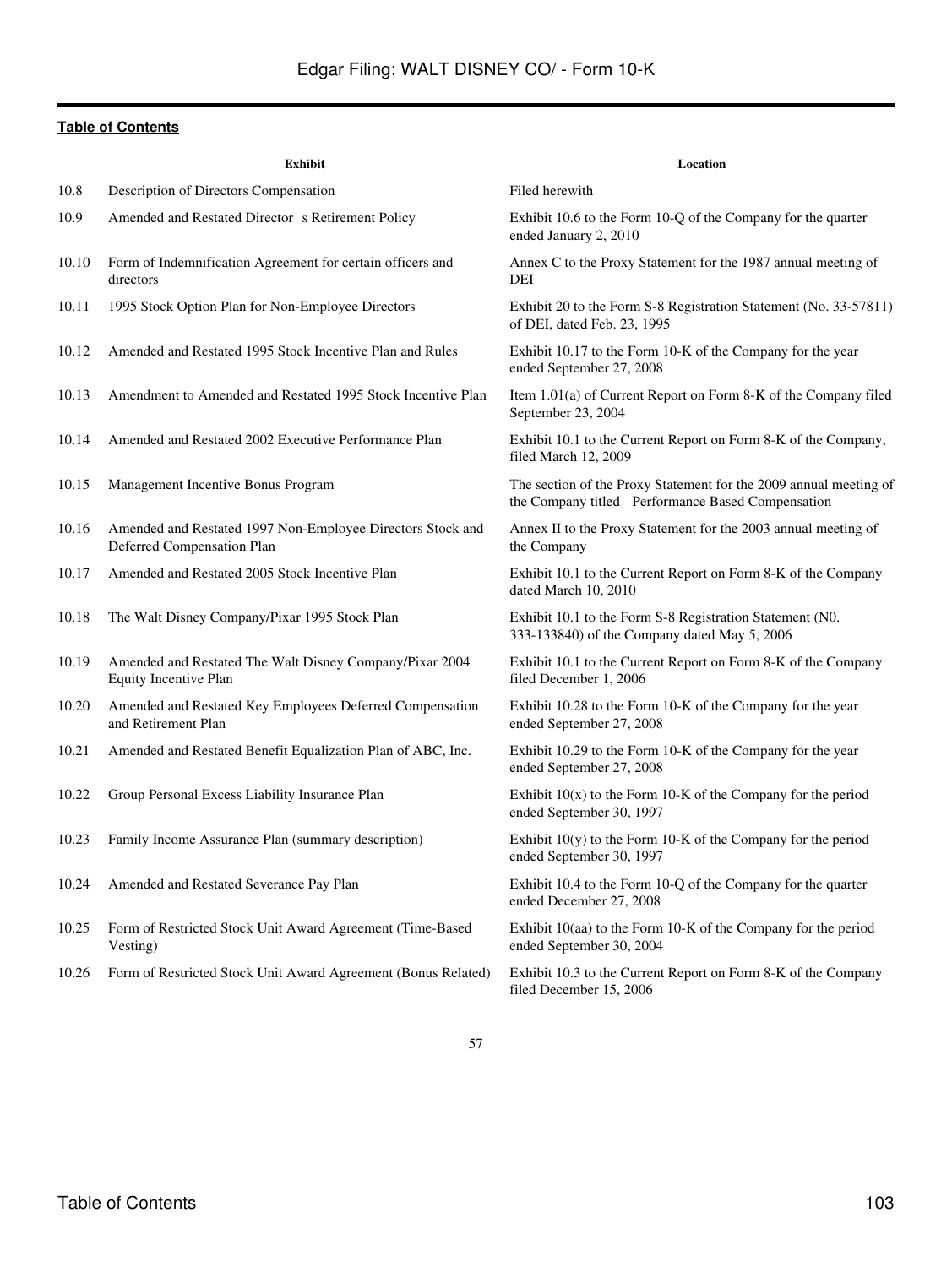**Table of Contents**

| | Exhibit | Location |
|---|---|---|
| 10.8 | Description of Directors Compensation | Filed herewith |
| 10.9 | Amended and Restated Director s Retirement Policy | Exhibit 10.6 to the Form 10-Q of the Company for the quarter ended January 2, 2010 |
| 10.10 | Form of Indemnification Agreement for certain officers and directors | Annex C to the Proxy Statement for the 1987 annual meeting of DEI |
| 10.11 | 1995 Stock Option Plan for Non-Employee Directors | Exhibit 20 to the Form S-8 Registration Statement (No. 33-57811) of DEI, dated Feb. 23, 1995 |
| 10.12 | Amended and Restated 1995 Stock Incentive Plan and Rules | Exhibit 10.17 to the Form 10-K of the Company for the year ended September 27, 2008 |
| 10.13 | Amendment to Amended and Restated 1995 Stock Incentive Plan | Item 1.01(a) of Current Report on Form 8-K of the Company filed September 23, 2004 |
| 10.14 | Amended and Restated 2002 Executive Performance Plan | Exhibit 10.1 to the Current Report on Form 8-K of the Company, filed March 12, 2009 |
| 10.15 | Management Incentive Bonus Program | The section of the Proxy Statement for the 2009 annual meeting of the Company titled Performance Based Compensation |
| 10.16 | Amended and Restated 1997 Non-Employee Directors Stock and Deferred Compensation Plan | Annex II to the Proxy Statement for the 2003 annual meeting of the Company |
| 10.17 | Amended and Restated 2005 Stock Incentive Plan | Exhibit 10.1 to the Current Report on Form 8-K of the Company dated March 10, 2010 |
| 10.18 | The Walt Disney Company/Pixar 1995 Stock Plan | Exhibit 10.1 to the Form S-8 Registration Statement (N0. 333-133840) of the Company dated May 5, 2006 |
| 10.19 | Amended and Restated The Walt Disney Company/Pixar 2004 Equity Incentive Plan | Exhibit 10.1 to the Current Report on Form 8-K of the Company filed December 1, 2006 |
| 10.20 | Amended and Restated Key Employees Deferred Compensation and Retirement Plan | Exhibit 10.28 to the Form 10-K of the Company for the year ended September 27, 2008 |
| 10.21 | Amended and Restated Benefit Equalization Plan of ABC, Inc. | Exhibit 10.29 to the Form 10-K of the Company for the year ended September 27, 2008 |
| 10.22 | Group Personal Excess Liability Insurance Plan | Exhibit 10(x) to the Form 10-K of the Company for the period ended September 30, 1997 |
| 10.23 | Family Income Assurance Plan (summary description) | Exhibit 10(y) to the Form 10-K of the Company for the period ended September 30, 1997 |
| 10.24 | Amended and Restated Severance Pay Plan | Exhibit 10.4 to the Form 10-Q of the Company for the quarter ended December 27, 2008 |
| 10.25 | Form of Restricted Stock Unit Award Agreement (Time-Based Vesting) | Exhibit 10(aa) to the Form 10-K of the Company for the period ended September 30, 2004 |
| 10.26 | Form of Restricted Stock Unit Award Agreement (Bonus Related) | Exhibit 10.3 to the Current Report on Form 8-K of the Company filed December 15, 2006 |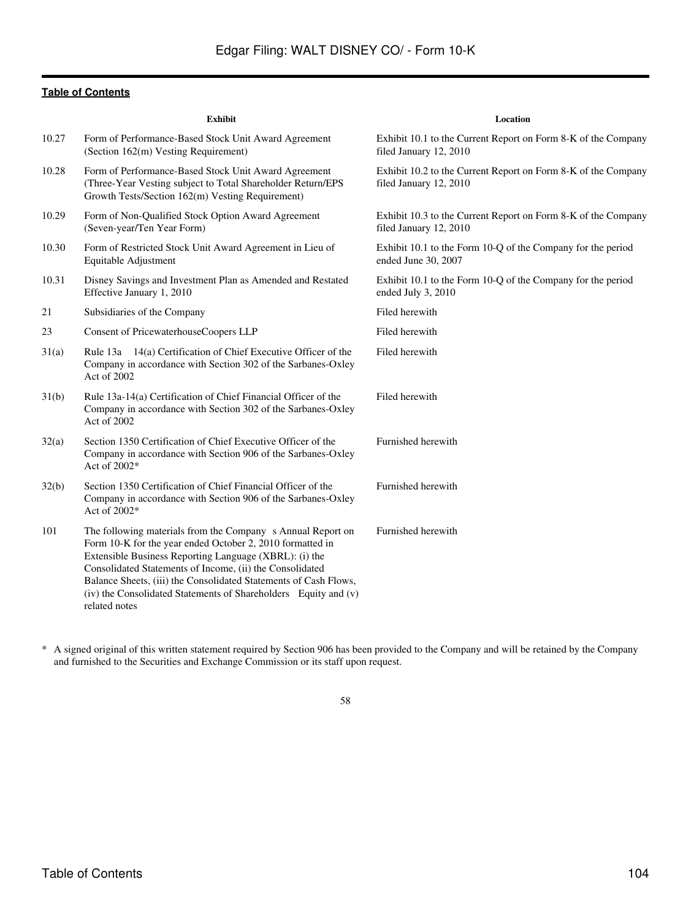[Table of Contents](#)

| | Exhibit | Location |
|---|---|---|
| 10.27 | Form of Performance-Based Stock Unit Award Agreement (Section 162(m) Vesting Requirement) | Exhibit 10.1 to the Current Report on Form 8-K of the Company filed January 12, 2010 |
| 10.28 | Form of Performance-Based Stock Unit Award Agreement (Three-Year Vesting subject to Total Shareholder Return/EPS Growth Tests/Section 162(m) Vesting Requirement) | Exhibit 10.2 to the Current Report on Form 8-K of the Company filed January 12, 2010 |
| 10.29 | Form of Non-Qualified Stock Option Award Agreement (Seven-year/Ten Year Form) | Exhibit 10.3 to the Current Report on Form 8-K of the Company filed January 12, 2010 |
| 10.30 | Form of Restricted Stock Unit Award Agreement in Lieu of Equitable Adjustment | Exhibit 10.1 to the Form 10-Q of the Company for the period ended June 30, 2007 |
| 10.31 | Disney Savings and Investment Plan as Amended and Restated Effective January 1, 2010 | Exhibit 10.1 to the Form 10-Q of the Company for the period ended July 3, 2010 |
| 21 | Subsidiaries of the Company | Filed herewith |
| 23 | Consent of PricewaterhouseCoopers LLP | Filed herewith |
| 31(a) | Rule 13a 14(a) Certification of Chief Executive Officer of the Company in accordance with Section 302 of the Sarbanes-Oxley Act of 2002 | Filed herewith |
| 31(b) | Rule 13a-14(a) Certification of Chief Financial Officer of the Company in accordance with Section 302 of the Sarbanes-Oxley Act of 2002 | Filed herewith |
| 32(a) | Section 1350 Certification of Chief Executive Officer of the Company in accordance with Section 906 of the Sarbanes-Oxley Act of 2002* | Furnished herewith |
| 32(b) | Section 1350 Certification of Chief Financial Officer of the Company in accordance with Section 906 of the Sarbanes-Oxley Act of 2002* | Furnished herewith |
| 101 | The following materials from the Company s Annual Report on Form 10-K for the year ended October 2, 2010 formatted in Extensible Business Reporting Language (XBRL): (i) the Consolidated Statements of Income, (ii) the Consolidated Balance Sheets, (iii) the Consolidated Statements of Cash Flows, (iv) the Consolidated Statements of Shareholders Equity and (v) related notes | Furnished herewith |

* A signed original of this written statement required by Section 906 has been provided to the Company and will be retained by the Company and furnished to the Securities and Exchange Commission or its staff upon request.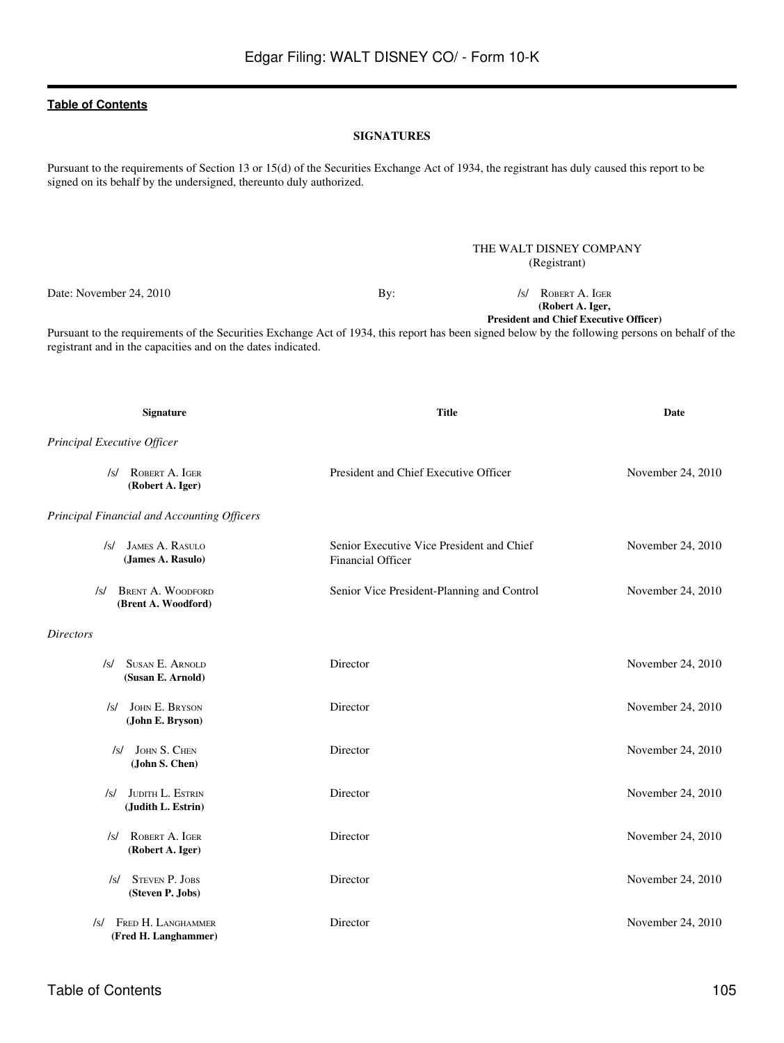## SIGNATURES

Pursuant to the requirements of Section 13 or 15(d) of the Securities Exchange Act of 1934, the registrant has duly caused this report to be signed on its behalf by the undersigned, thereunto duly authorized.

THE WALT DISNEY COMPANY
(Registrant)

Date: November 24, 2010

By: /s/ ROBERT A. IGER
**(Robert A. Iger,**
**President and Chief Executive Officer)**

Pursuant to the requirements of the Securities Exchange Act of 1934, this report has been signed below by the following persons on behalf of the registrant and in the capacities and on the dates indicated.

| Signature | Title | Date |
| --- | --- | --- |
| *Principal Executive Officer* | | |
| /s/ ROBERT A. IGER **(Robert A. Iger)** | President and Chief Executive Officer | November 24, 2010 |
| *Principal Financial and Accounting Officers* | | |
| /s/ JAMES A. RASULO **(James A. Rasulo)** | Senior Executive Vice President and Chief Financial Officer | November 24, 2010 |
| /s/ BRENT A. WOODFORD **(Brent A. Woodford)** | Senior Vice President-Planning and Control | November 24, 2010 |
| *Directors* | | |
| /s/ SUSAN E. ARNOLD **(Susan E. Arnold)** | Director | November 24, 2010 |
| /s/ JOHN E. BRYSON **(John E. Bryson)** | Director | November 24, 2010 |
| /s/ JOHN S. CHEN **(John S. Chen)** | Director | November 24, 2010 |
| /s/ JUDITH L. ESTRIN **(Judith L. Estrin)** | Director | November 24, 2010 |
| /s/ ROBERT A. IGER **(Robert A. Iger)** | Director | November 24, 2010 |
| /s/ STEVEN P. JOBS **(Steven P. Jobs)** | Director | November 24, 2010 |
| /s/ FRED H. LANGHAMMER **(Fred H. Langhammer)** | Director | November 24, 2010 |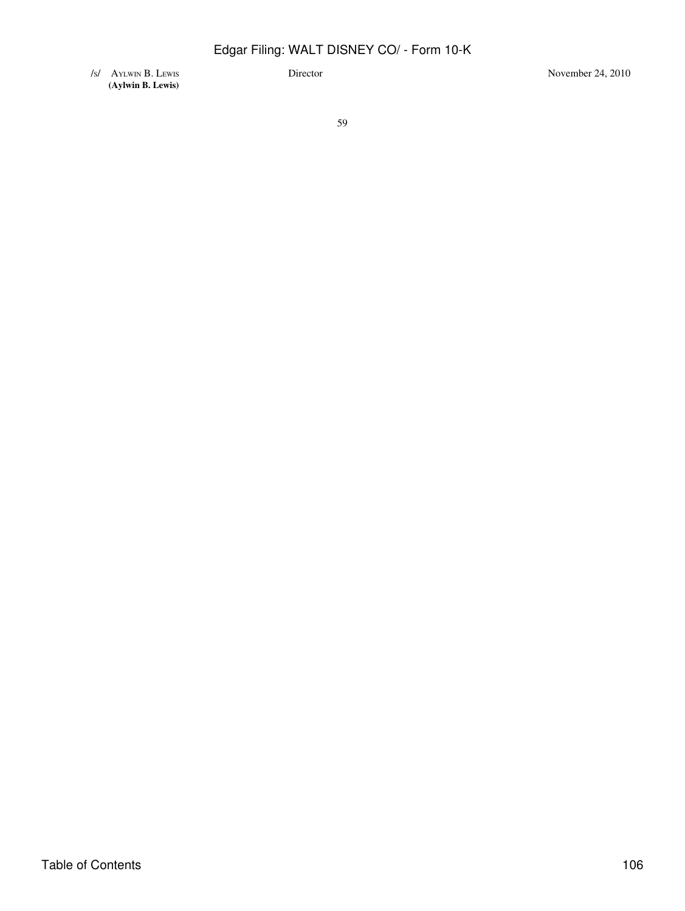| | | |
|---|---|---|
| /s/ AYLWIN B. LEWIS<br>**(Aylwin B. Lewis)** | Director | November 24, 2010 |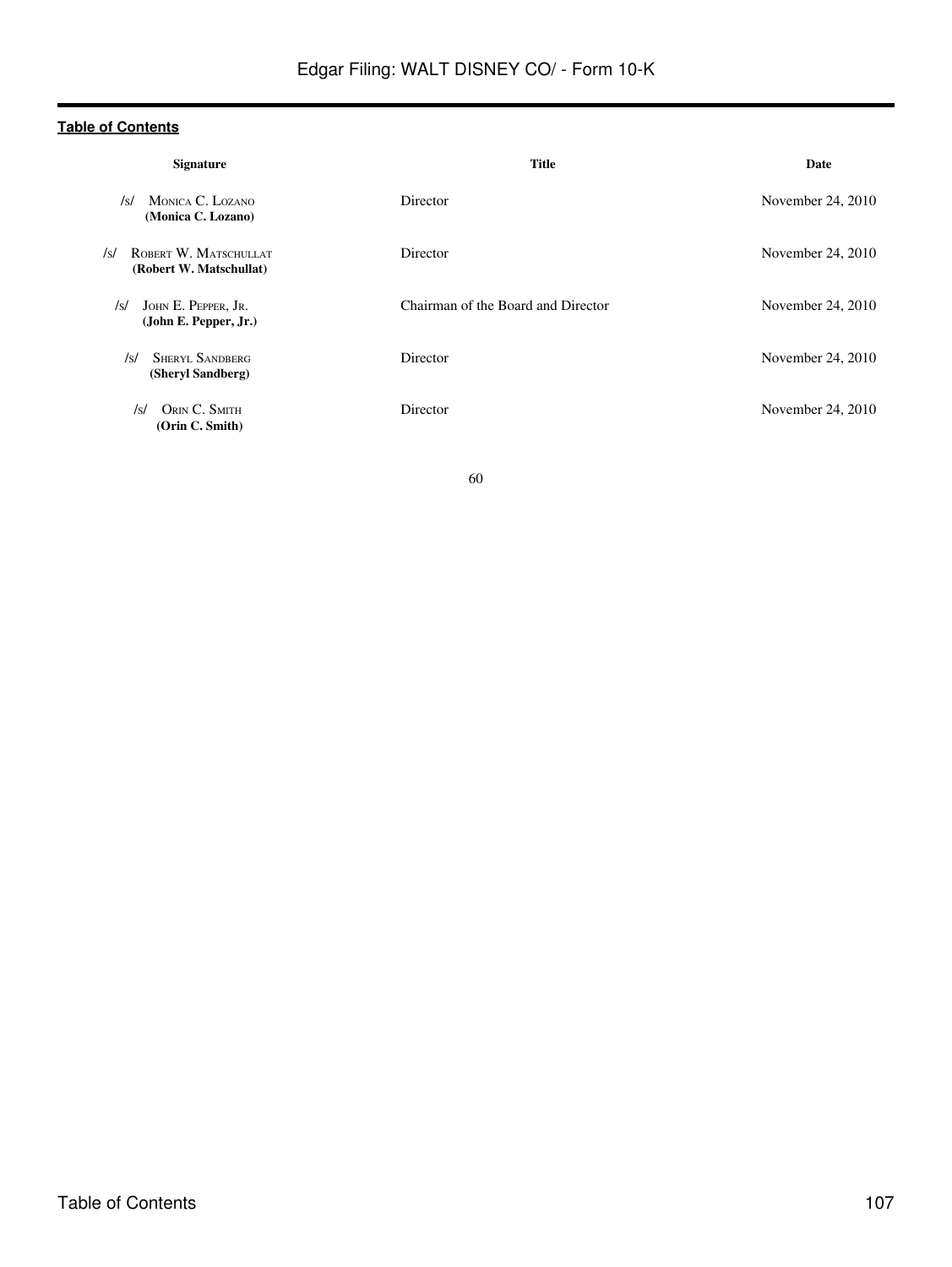[Table of Contents](#)

| Signature | Title | Date |
| --- | --- | --- |
| /s/ MONICA C. LOZANO<br>**(Monica C. Lozano)** | Director | November 24, 2010 |
| /s/ ROBERT W. MATSCHULLAT<br>**(Robert W. Matschullat)** | Director | November 24, 2010 |
| /s/ JOHN E. PEPPER, JR.<br>**(John E. Pepper, Jr.)** | Chairman of the Board and Director | November 24, 2010 |
| /s/ SHERYL SANDBERG<br>**(Sheryl Sandberg)** | Director | November 24, 2010 |
| /s/ ORIN C. SMITH<br>**(Orin C. Smith)** | Director | November 24, 2010 |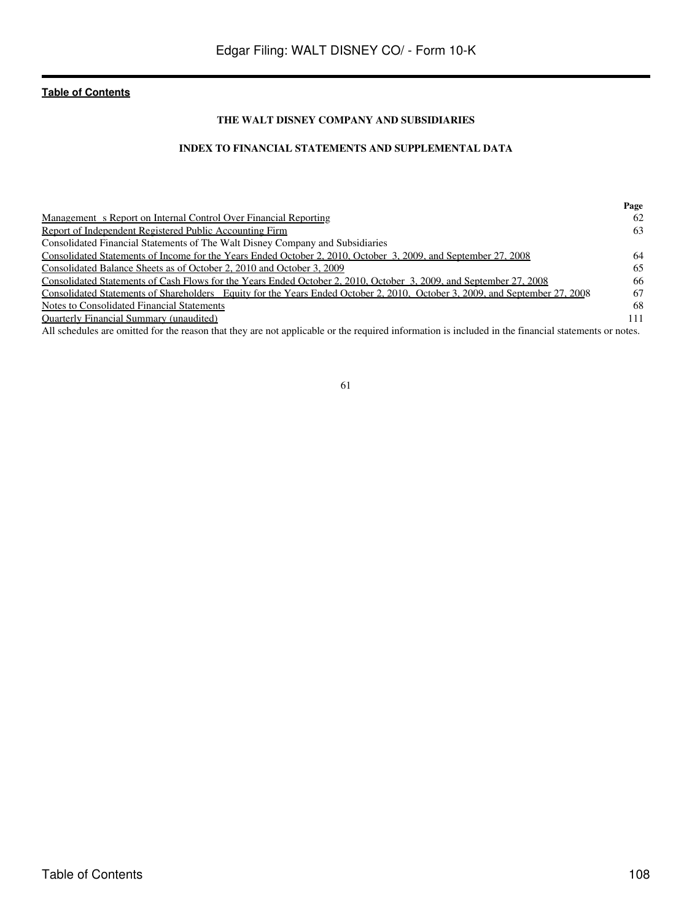**Table of Contents**

**THE WALT DISNEY COMPANY AND SUBSIDIARIES**

**INDEX TO FINANCIAL STATEMENTS AND SUPPLEMENTAL DATA**

| | Page |
|---|---|
| Management s Report on Internal Control Over Financial Reporting | 62 |
| Report of Independent Registered Public Accounting Firm | 63 |
| Consolidated Financial Statements of The Walt Disney Company and Subsidiaries | |
| Consolidated Statements of Income for the Years Ended October 2, 2010, October 3, 2009, and September 27, 2008 | 64 |
| Consolidated Balance Sheets as of October 2, 2010 and October 3, 2009 | 65 |
| Consolidated Statements of Cash Flows for the Years Ended October 2, 2010, October 3, 2009, and September 27, 2008 | 66 |
| Consolidated Statements of Shareholders Equity for the Years Ended October 2, 2010, October 3, 2009, and September 27, 2008 | 67 |
| Notes to Consolidated Financial Statements | 68 |
| Quarterly Financial Summary (unaudited) | 111 |

All schedules are omitted for the reason that they are not applicable or the required information is included in the financial statements or notes.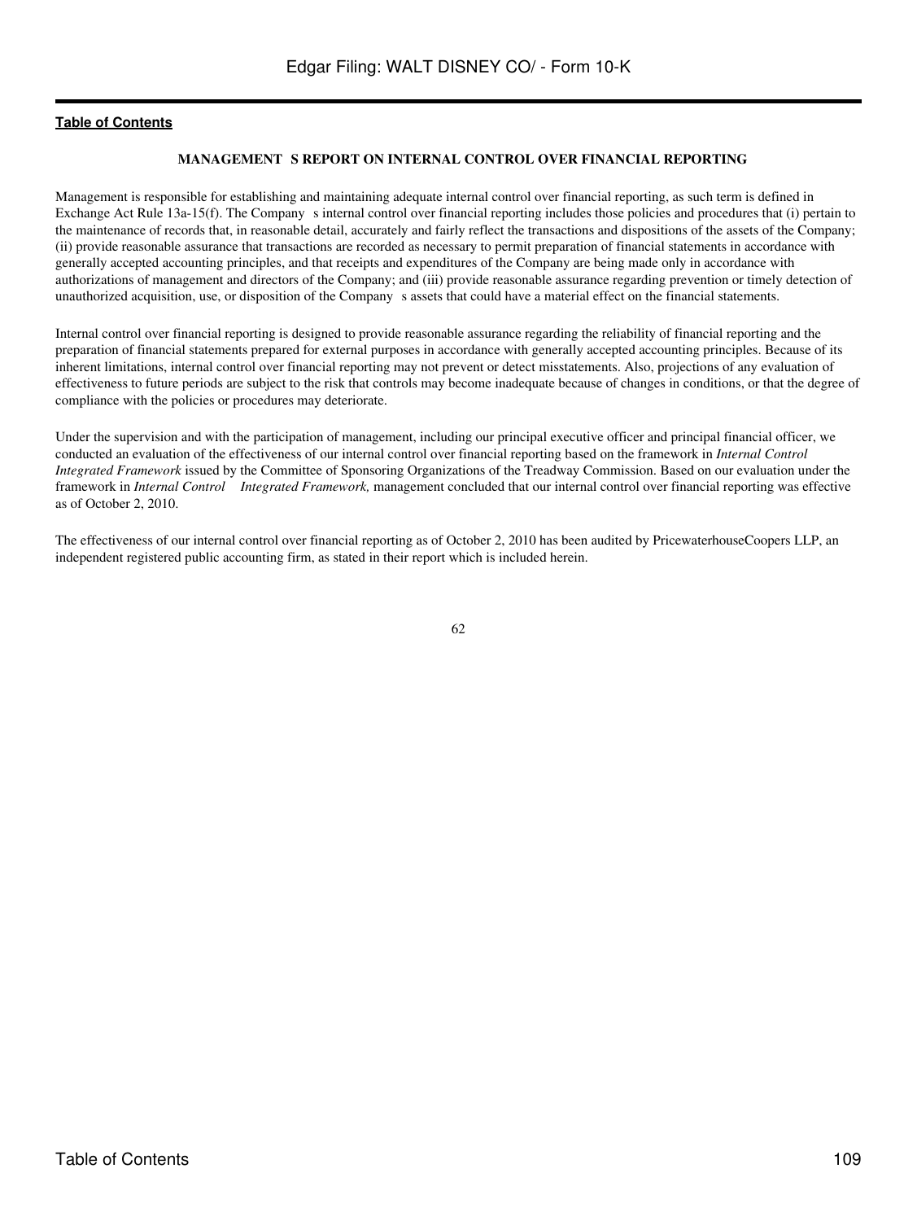## MANAGEMENT S REPORT ON INTERNAL CONTROL OVER FINANCIAL REPORTING

Management is responsible for establishing and maintaining adequate internal control over financial reporting, as such term is defined in Exchange Act Rule 13a-15(f). The Company s internal control over financial reporting includes those policies and procedures that (i) pertain to the maintenance of records that, in reasonable detail, accurately and fairly reflect the transactions and dispositions of the assets of the Company; (ii) provide reasonable assurance that transactions are recorded as necessary to permit preparation of financial statements in accordance with generally accepted accounting principles, and that receipts and expenditures of the Company are being made only in accordance with authorizations of management and directors of the Company; and (iii) provide reasonable assurance regarding prevention or timely detection of unauthorized acquisition, use, or disposition of the Company s assets that could have a material effect on the financial statements.

Internal control over financial reporting is designed to provide reasonable assurance regarding the reliability of financial reporting and the preparation of financial statements prepared for external purposes in accordance with generally accepted accounting principles. Because of its inherent limitations, internal control over financial reporting may not prevent or detect misstatements. Also, projections of any evaluation of effectiveness to future periods are subject to the risk that controls may become inadequate because of changes in conditions, or that the degree of compliance with the policies or procedures may deteriorate.

Under the supervision and with the participation of management, including our principal executive officer and principal financial officer, we conducted an evaluation of the effectiveness of our internal control over financial reporting based on the framework in *Internal Control Integrated Framework* issued by the Committee of Sponsoring Organizations of the Treadway Commission. Based on our evaluation under the framework in *Internal Control Integrated Framework,* management concluded that our internal control over financial reporting was effective as of October 2, 2010.

The effectiveness of our internal control over financial reporting as of October 2, 2010 has been audited by PricewaterhouseCoopers LLP, an independent registered public accounting firm, as stated in their report which is included herein.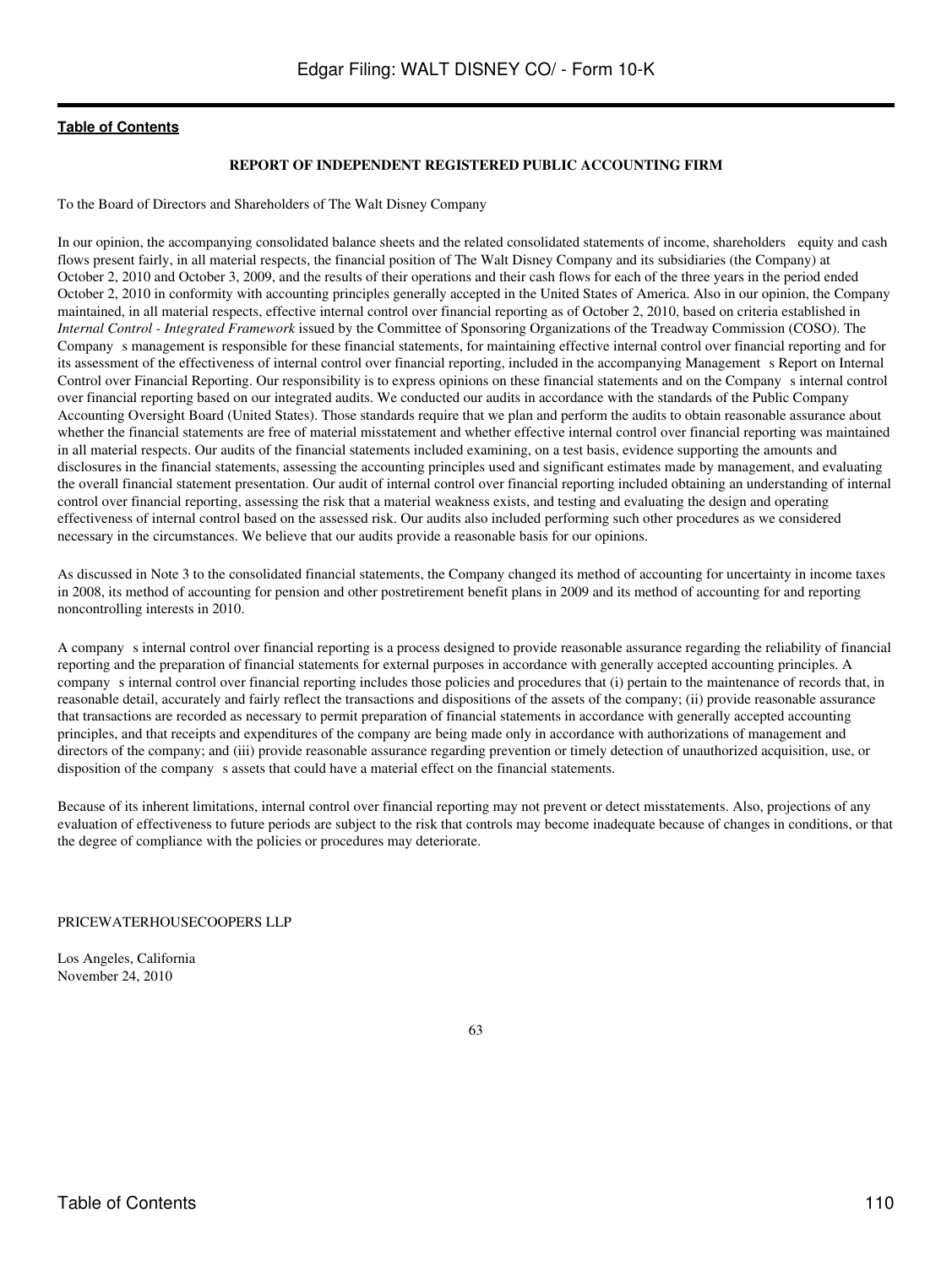## REPORT OF INDEPENDENT REGISTERED PUBLIC ACCOUNTING FIRM

To the Board of Directors and Shareholders of The Walt Disney Company

In our opinion, the accompanying consolidated balance sheets and the related consolidated statements of income, shareholders equity and cash flows present fairly, in all material respects, the financial position of The Walt Disney Company and its subsidiaries (the Company) at October 2, 2010 and October 3, 2009, and the results of their operations and their cash flows for each of the three years in the period ended October 2, 2010 in conformity with accounting principles generally accepted in the United States of America. Also in our opinion, the Company maintained, in all material respects, effective internal control over financial reporting as of October 2, 2010, based on criteria established in *Internal Control - Integrated Framework* issued by the Committee of Sponsoring Organizations of the Treadway Commission (COSO). The Company s management is responsible for these financial statements, for maintaining effective internal control over financial reporting and for its assessment of the effectiveness of internal control over financial reporting, included in the accompanying Management s Report on Internal Control over Financial Reporting. Our responsibility is to express opinions on these financial statements and on the Company s internal control over financial reporting based on our integrated audits. We conducted our audits in accordance with the standards of the Public Company Accounting Oversight Board (United States). Those standards require that we plan and perform the audits to obtain reasonable assurance about whether the financial statements are free of material misstatement and whether effective internal control over financial reporting was maintained in all material respects. Our audits of the financial statements included examining, on a test basis, evidence supporting the amounts and disclosures in the financial statements, assessing the accounting principles used and significant estimates made by management, and evaluating the overall financial statement presentation. Our audit of internal control over financial reporting included obtaining an understanding of internal control over financial reporting, assessing the risk that a material weakness exists, and testing and evaluating the design and operating effectiveness of internal control based on the assessed risk. Our audits also included performing such other procedures as we considered necessary in the circumstances. We believe that our audits provide a reasonable basis for our opinions.

As discussed in Note 3 to the consolidated financial statements, the Company changed its method of accounting for uncertainty in income taxes in 2008, its method of accounting for pension and other postretirement benefit plans in 2009 and its method of accounting for and reporting noncontrolling interests in 2010.

A company s internal control over financial reporting is a process designed to provide reasonable assurance regarding the reliability of financial reporting and the preparation of financial statements for external purposes in accordance with generally accepted accounting principles. A company s internal control over financial reporting includes those policies and procedures that (i) pertain to the maintenance of records that, in reasonable detail, accurately and fairly reflect the transactions and dispositions of the assets of the company; (ii) provide reasonable assurance that transactions are recorded as necessary to permit preparation of financial statements in accordance with generally accepted accounting principles, and that receipts and expenditures of the company are being made only in accordance with authorizations of management and directors of the company; and (iii) provide reasonable assurance regarding prevention or timely detection of unauthorized acquisition, use, or disposition of the company s assets that could have a material effect on the financial statements.

Because of its inherent limitations, internal control over financial reporting may not prevent or detect misstatements. Also, projections of any evaluation of effectiveness to future periods are subject to the risk that controls may become inadequate because of changes in conditions, or that the degree of compliance with the policies or procedures may deteriorate.

PRICEWATERHOUSECOOPERS LLP

Los Angeles, California
November 24, 2010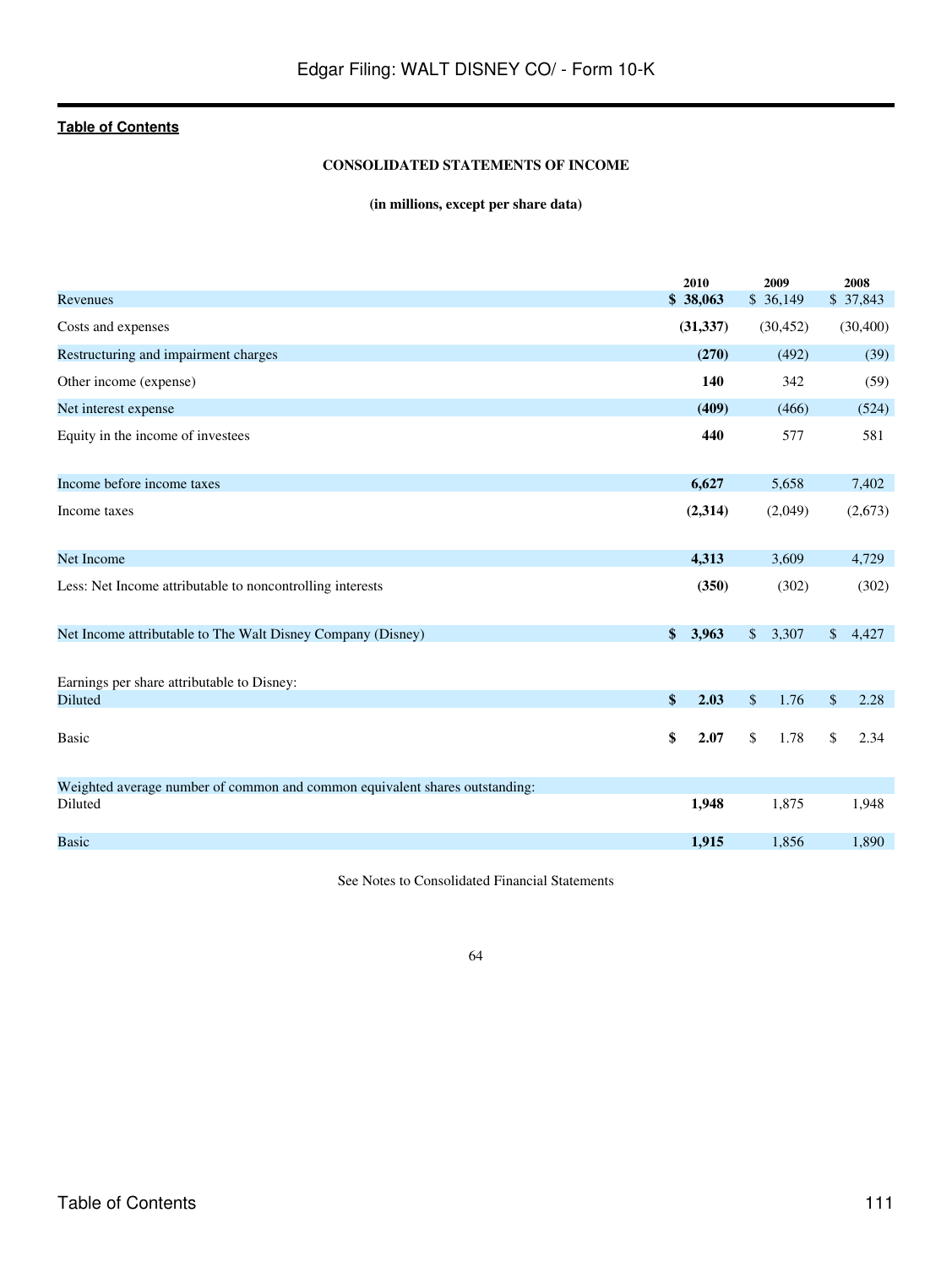## CONSOLIDATED STATEMENTS OF INCOME

**(in millions, except per share data)**

| | 2010 | 2009 | 2008 |
|---|---|---|---|
| Revenues | **$ 38,063** | $ 36,149 | $ 37,843 |
| Costs and expenses | **(31,337)** | (30,452) | (30,400) |
| Restructuring and impairment charges | **(270)** | (492) | (39) |
| Other income (expense) | **140** | 342 | (59) |
| Net interest expense | **(409)** | (466) | (524) |
| Equity in the income of investees | **440** | 577 | 581 |
| Income before income taxes | **6,627** | 5,658 | 7,402 |
| Income taxes | **(2,314)** | (2,049) | (2,673) |
| Net Income | **4,313** | 3,609 | 4,729 |
| Less: Net Income attributable to noncontrolling interests | **(350)** | (302) | (302) |
| Net Income attributable to The Walt Disney Company (Disney) | **$ 3,963** | $ 3,307 | $ 4,427 |
| Earnings per share attributable to Disney: | | | |
| Diluted | **$ 2.03** | $ 1.76 | $ 2.28 |
| Basic | **$ 2.07** | $ 1.78 | $ 2.34 |
| Weighted average number of common and common equivalent shares outstanding: | | | |
| Diluted | **1,948** | 1,875 | 1,948 |
| Basic | **1,915** | 1,856 | 1,890 |

See Notes to Consolidated Financial Statements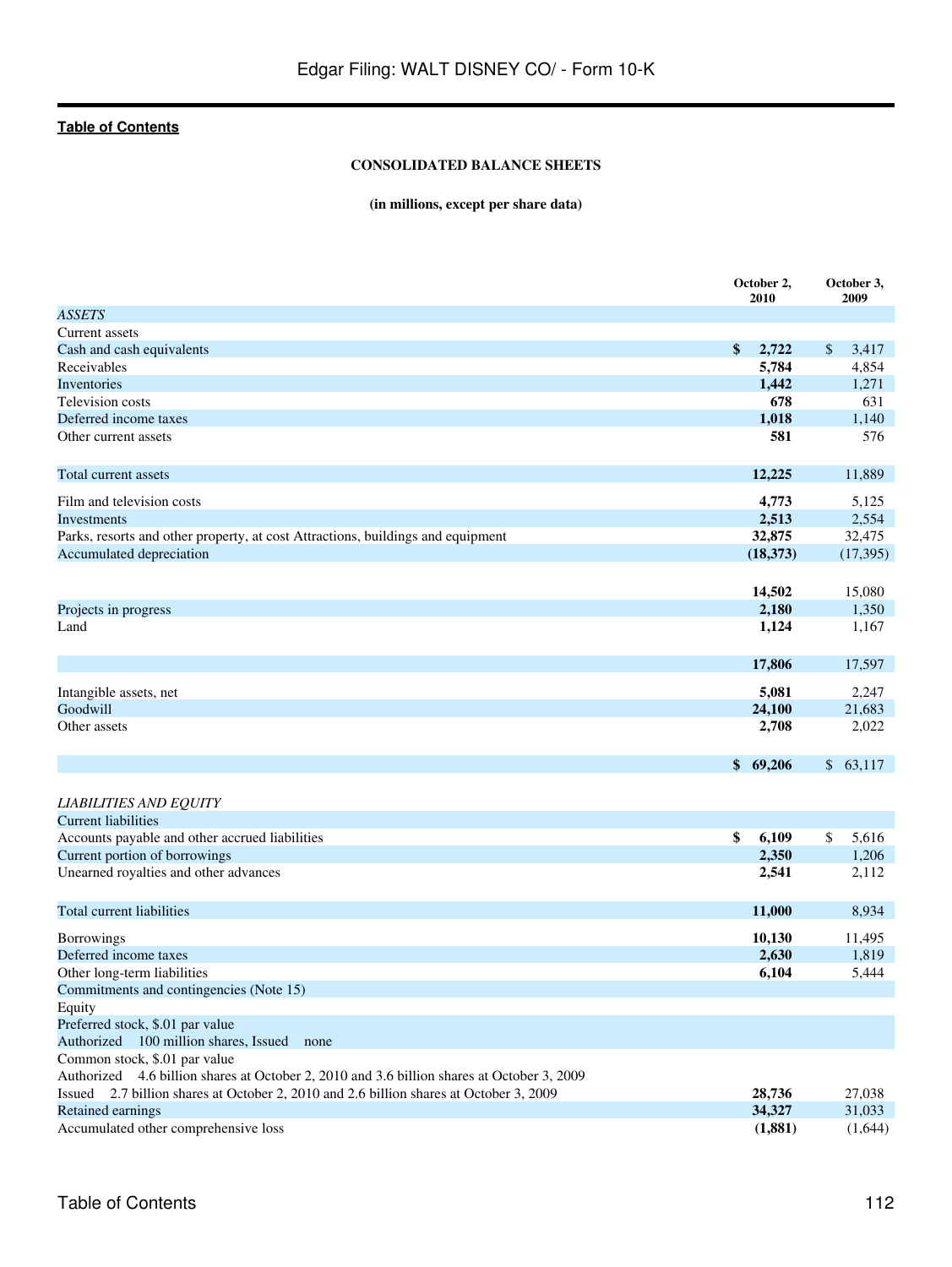**Table of Contents**

### CONSOLIDATED BALANCE SHEETS

**(in millions, except per share data)**

| | October 2, 2010 | October 3, 2009 |
|---|---|---|
| *ASSETS* | | |
| Current assets | | |
| Cash and cash equivalents | **$ 2,722** | $ 3,417 |
| Receivables | **5,784** | 4,854 |
| Inventories | **1,442** | 1,271 |
| Television costs | **678** | 631 |
| Deferred income taxes | **1,018** | 1,140 |
| Other current assets | **581** | 576 |
| Total current assets | **12,225** | 11,889 |
| Film and television costs | **4,773** | 5,125 |
| Investments | **2,513** | 2,554 |
| Parks, resorts and other property, at cost Attractions, buildings and equipment | **32,875** | 32,475 |
| Accumulated depreciation | **(18,373)** | (17,395) |
| | **14,502** | 15,080 |
| Projects in progress | **2,180** | 1,350 |
| Land | **1,124** | 1,167 |
| | **17,806** | 17,597 |
| Intangible assets, net | **5,081** | 2,247 |
| Goodwill | **24,100** | 21,683 |
| Other assets | **2,708** | 2,022 |
| | **$ 69,206** | $ 63,117 |
| *LIABILITIES AND EQUITY* | | |
| Current liabilities | | |
| Accounts payable and other accrued liabilities | **$ 6,109** | $ 5,616 |
| Current portion of borrowings | **2,350** | 1,206 |
| Unearned royalties and other advances | **2,541** | 2,112 |
| Total current liabilities | **11,000** | 8,934 |
| Borrowings | **10,130** | 11,495 |
| Deferred income taxes | **2,630** | 1,819 |
| Other long-term liabilities | **6,104** | 5,444 |
| Commitments and contingencies (Note 15) | | |
| Equity | | |
| Preferred stock, $.01 par value | | |
| Authorized 100 million shares, Issued none | | |
| Common stock, $.01 par value | | |
| Authorized 4.6 billion shares at October 2, 2010 and 3.6 billion shares at October 3, 2009 | | |
| Issued 2.7 billion shares at October 2, 2010 and 2.6 billion shares at October 3, 2009 | **28,736** | 27,038 |
| Retained earnings | **34,327** | 31,033 |
| Accumulated other comprehensive loss | **(1,881)** | (1,644) |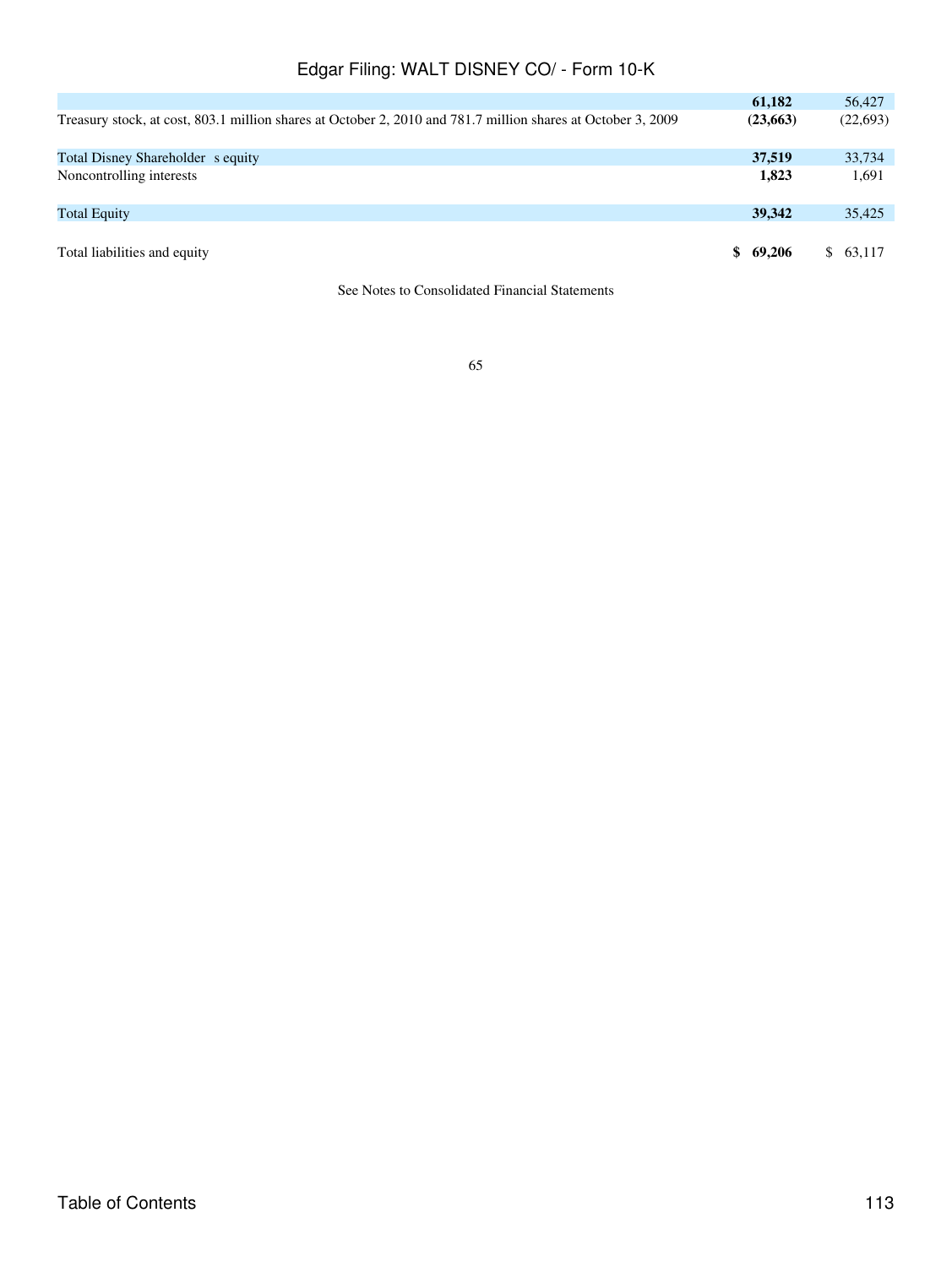| | | |
|---|---|---|
| | **61,182** | 56,427 |
| Treasury stock, at cost, 803.1 million shares at October 2, 2010 and 781.7 million shares at October 3, 2009 | **(23,663)** | (22,693) |
| Total Disney Shareholder s equity | **37,519** | 33,734 |
| Noncontrolling interests | **1,823** | 1,691 |
| Total Equity | **39,342** | 35,425 |
| Total liabilities and equity | **$ 69,206** | $ 63,117 |

See Notes to Consolidated Financial Statements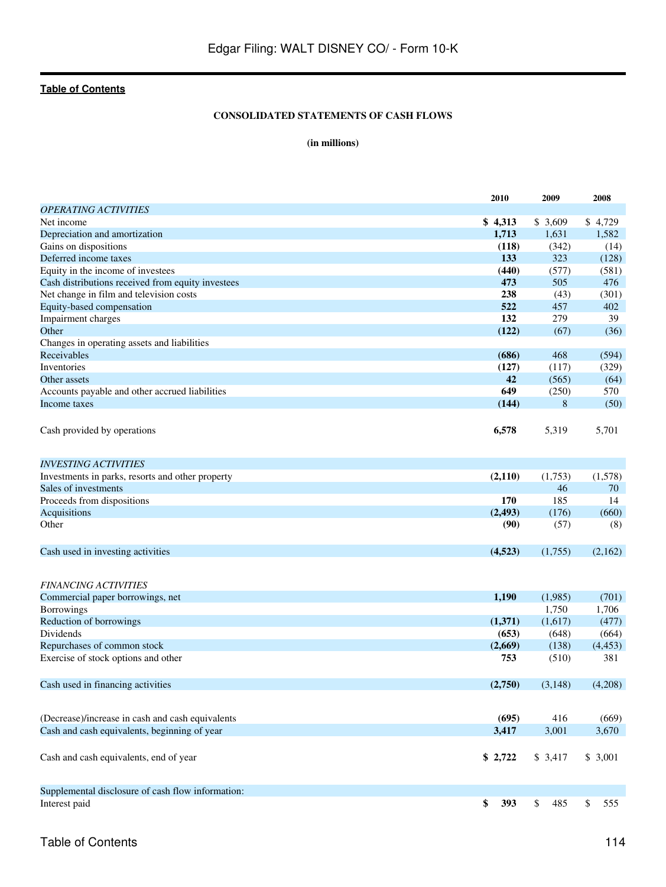## CONSOLIDATED STATEMENTS OF CASH FLOWS

**(in millions)**

| | 2010 | 2009 | 2008 |
|---|---|---|---|
| *OPERATING ACTIVITIES* | | | |
| Net income | **$ 4,313** | $ 3,609 | $ 4,729 |
| Depreciation and amortization | **1,713** | 1,631 | 1,582 |
| Gains on dispositions | **(118)** | (342) | (14) |
| Deferred income taxes | **133** | 323 | (128) |
| Equity in the income of investees | **(440)** | (577) | (581) |
| Cash distributions received from equity investees | **473** | 505 | 476 |
| Net change in film and television costs | **238** | (43) | (301) |
| Equity-based compensation | **522** | 457 | 402 |
| Impairment charges | **132** | 279 | 39 |
| Other | **(122)** | (67) | (36) |
| Changes in operating assets and liabilities | | | |
| Receivables | **(686)** | 468 | (594) |
| Inventories | **(127)** | (117) | (329) |
| Other assets | **42** | (565) | (64) |
| Accounts payable and other accrued liabilities | **649** | (250) | 570 |
| Income taxes | **(144)** | 8 | (50) |
| Cash provided by operations | **6,578** | 5,319 | 5,701 |
| *INVESTING ACTIVITIES* | | | |
| Investments in parks, resorts and other property | **(2,110)** | (1,753) | (1,578) |
| Sales of investments | | 46 | 70 |
| Proceeds from dispositions | **170** | 185 | 14 |
| Acquisitions | **(2,493)** | (176) | (660) |
| Other | **(90)** | (57) | (8) |
| Cash used in investing activities | **(4,523)** | (1,755) | (2,162) |
| *FINANCING ACTIVITIES* | | | |
| Commercial paper borrowings, net | **1,190** | (1,985) | (701) |
| Borrowings | | 1,750 | 1,706 |
| Reduction of borrowings | **(1,371)** | (1,617) | (477) |
| Dividends | **(653)** | (648) | (664) |
| Repurchases of common stock | **(2,669)** | (138) | (4,453) |
| Exercise of stock options and other | **753** | (510) | 381 |
| Cash used in financing activities | **(2,750)** | (3,148) | (4,208) |
| (Decrease)/increase in cash and cash equivalents | **(695)** | 416 | (669) |
| Cash and cash equivalents, beginning of year | **3,417** | 3,001 | 3,670 |
| Cash and cash equivalents, end of year | **$ 2,722** | $ 3,417 | $ 3,001 |
| Supplemental disclosure of cash flow information: | | | |
| Interest paid | **$ 393** | $ 485 | $ 555 |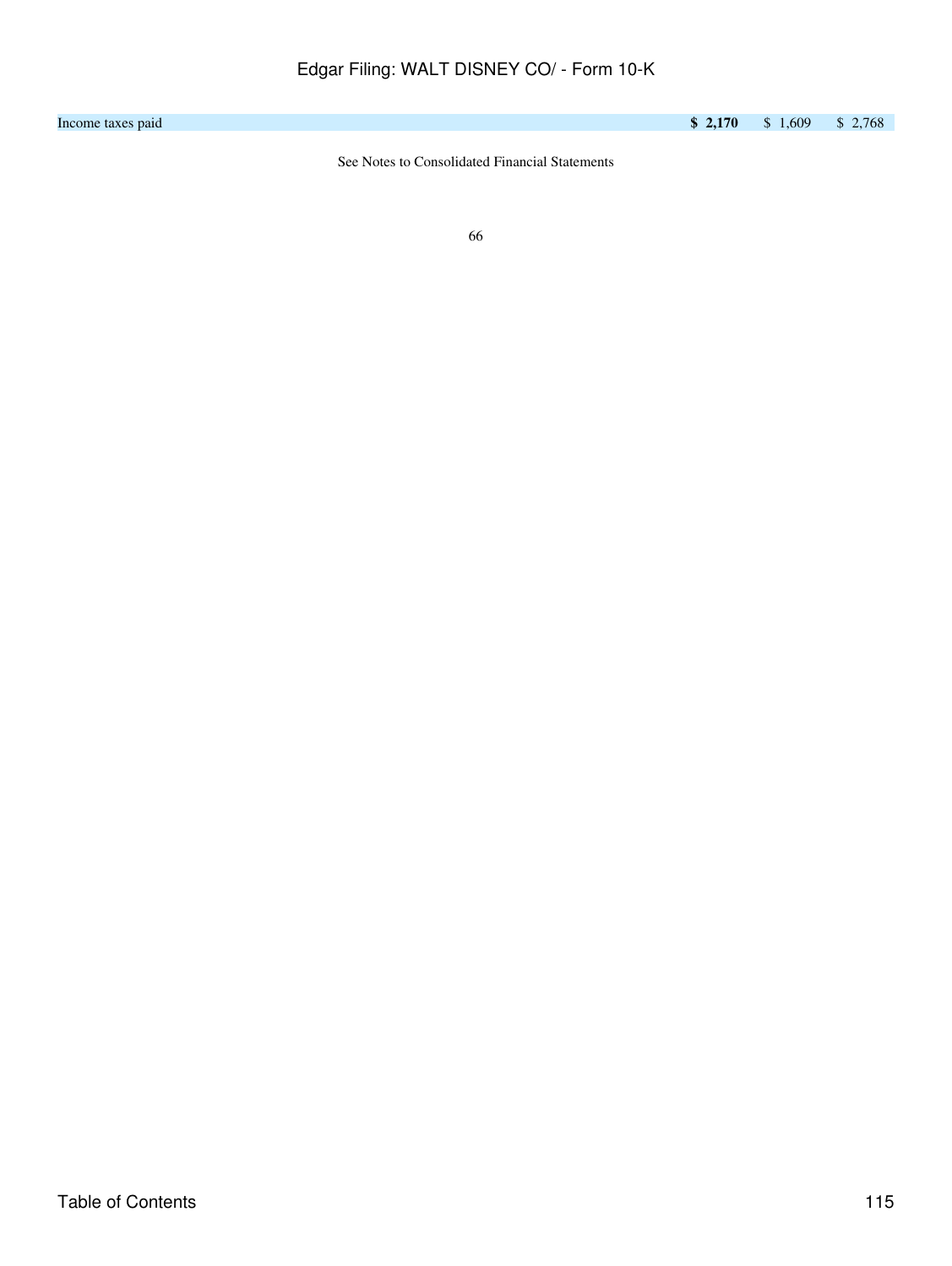| | | | |
|---|---|---|---|
| Income taxes paid | **$ 2,170** | $ 1,609 | $ 2,768 |

See Notes to Consolidated Financial Statements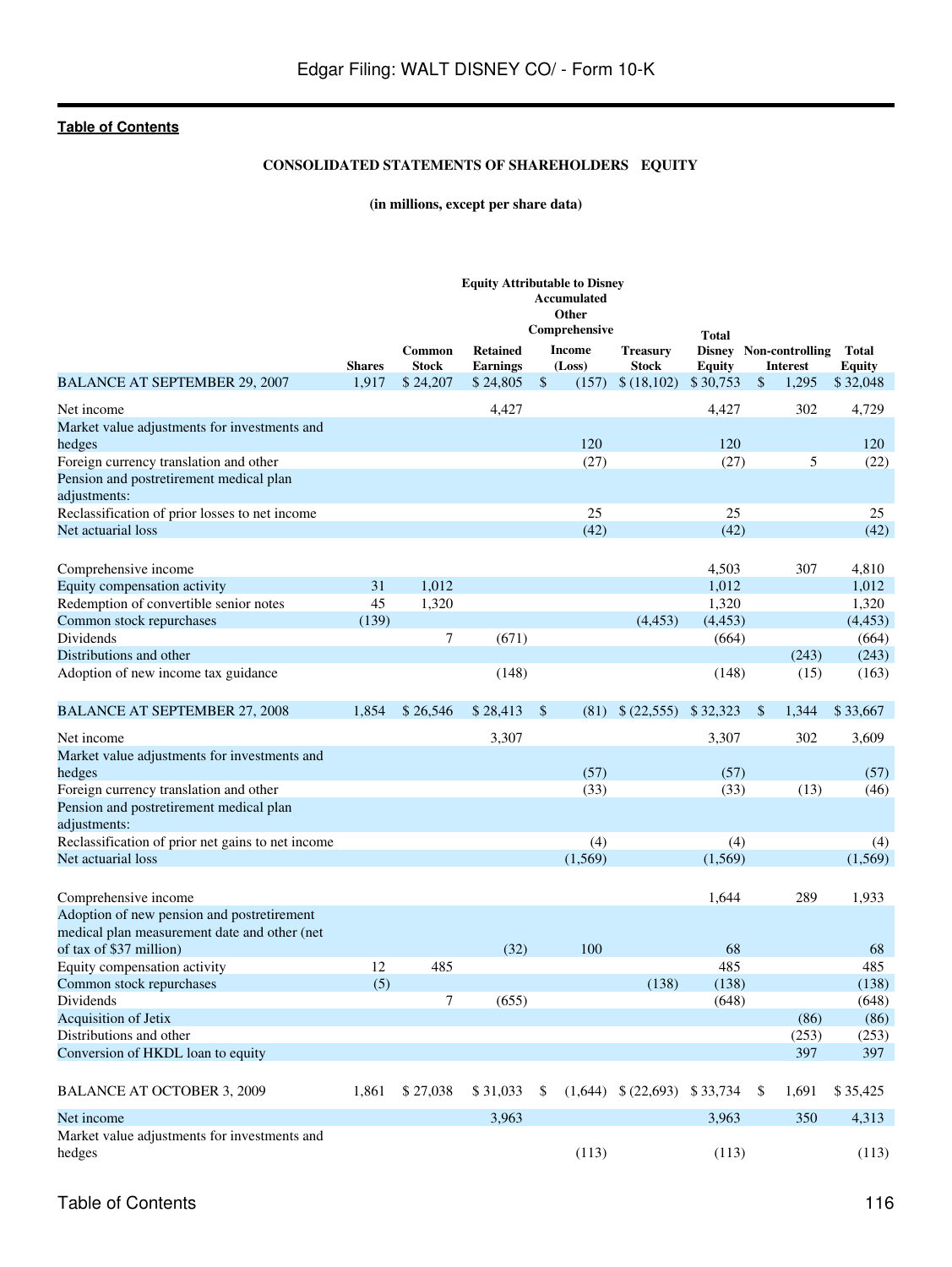## CONSOLIDATED STATEMENTS OF SHAREHOLDERS EQUITY

**(in millions, except per share data)**

| | Equity Attributable to Disney | | | | | | | |
|---|---|---|---|---|---|---|---|---|
| | Shares | Common Stock | Retained Earnings | Accumulated Other Comprehensive Income (Loss) | Treasury Stock | Total Disney Equity | Non-controlling Interest | Total Equity |
| BALANCE AT SEPTEMBER 29, 2007 | 1,917 | $ 24,207 | $ 24,805 | $ (157) | $ (18,102) | $ 30,753 | $ 1,295 | $ 32,048 |
| Net income | | | 4,427 | | | 4,427 | 302 | 4,729 |
| Market value adjustments for investments and hedges | | | | 120 | | 120 | | 120 |
| Foreign currency translation and other | | | | (27) | | (27) | 5 | (22) |
| Pension and postretirement medical plan adjustments: | | | | | | | | |
| Reclassification of prior losses to net income | | | | 25 | | 25 | | 25 |
| Net actuarial loss | | | | (42) | | (42) | | (42) |
| Comprehensive income | | | | | | 4,503 | 307 | 4,810 |
| Equity compensation activity | 31 | 1,012 | | | | 1,012 | | 1,012 |
| Redemption of convertible senior notes | 45 | 1,320 | | | | 1,320 | | 1,320 |
| Common stock repurchases | (139) | | | | (4,453) | (4,453) | | (4,453) |
| Dividends | | 7 | (671) | | | (664) | | (664) |
| Distributions and other | | | | | | | (243) | (243) |
| Adoption of new income tax guidance | | | (148) | | | (148) | (15) | (163) |
| BALANCE AT SEPTEMBER 27, 2008 | 1,854 | $ 26,546 | $ 28,413 | $ (81) | $ (22,555) | $ 32,323 | $ 1,344 | $ 33,667 |
| Net income | | | 3,307 | | | 3,307 | 302 | 3,609 |
| Market value adjustments for investments and hedges | | | | (57) | | (57) | | (57) |
| Foreign currency translation and other | | | | (33) | | (33) | (13) | (46) |
| Pension and postretirement medical plan adjustments: | | | | | | | | |
| Reclassification of prior net gains to net income | | | | (4) | | (4) | | (4) |
| Net actuarial loss | | | | (1,569) | | (1,569) | | (1,569) |
| Comprehensive income | | | | | | 1,644 | 289 | 1,933 |
| Adoption of new pension and postretirement medical plan measurement date and other (net of tax of $37 million) | | | (32) | 100 | | 68 | | 68 |
| Equity compensation activity | 12 | 485 | | | | 485 | | 485 |
| Common stock repurchases | (5) | | | | (138) | (138) | | (138) |
| Dividends | | 7 | (655) | | | (648) | | (648) |
| Acquisition of Jetix | | | | | | | (86) | (86) |
| Distributions and other | | | | | | | (253) | (253) |
| Conversion of HKDL loan to equity | | | | | | | 397 | 397 |
| BALANCE AT OCTOBER 3, 2009 | 1,861 | $ 27,038 | $ 31,033 | $ (1,644) | $ (22,693) | $ 33,734 | $ 1,691 | $ 35,425 |
| Net income | | | 3,963 | | | 3,963 | 350 | 4,313 |
| Market value adjustments for investments and hedges | | | | (113) | | (113) | | (113) |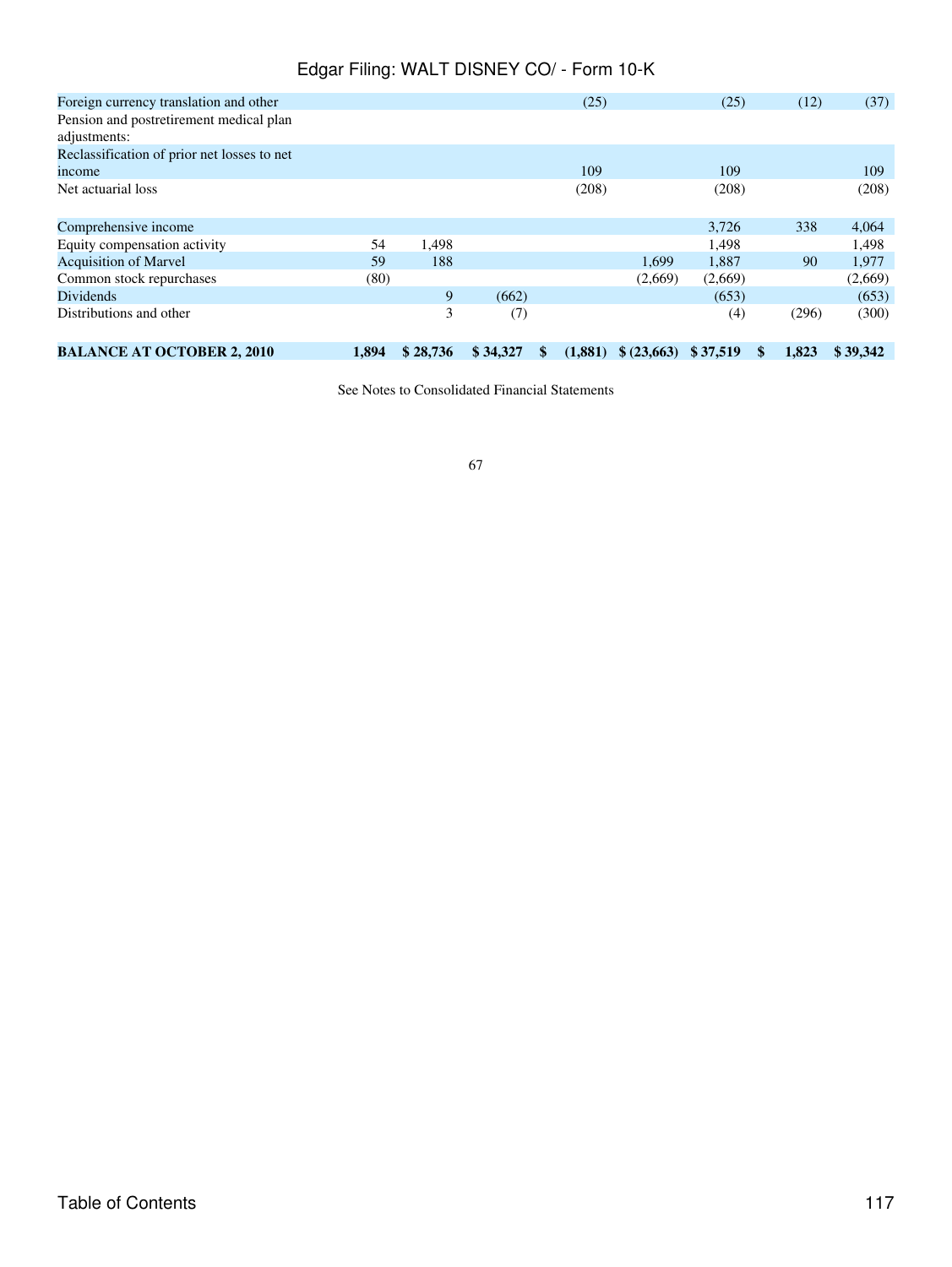| | | | | | | | | |
|---|---|---|---|---|---|---|---|---|
| Foreign currency translation and other | | | | (25) | | (25) | (12) | (37) |
| Pension and postretirement medical plan adjustments: | | | | | | | | |
| Reclassification of prior net losses to net income | | | | 109 | | 109 | | 109 |
| Net actuarial loss | | | | (208) | | (208) | | (208) |
| Comprehensive income | | | | | | 3,726 | 338 | 4,064 |
| Equity compensation activity | 54 | 1,498 | | | | 1,498 | | 1,498 |
| Acquisition of Marvel | 59 | 188 | | | 1,699 | 1,887 | 90 | 1,977 |
| Common stock repurchases | (80) | | | | (2,669) | (2,669) | | (2,669) |
| Dividends | | 9 | (662) | | | (653) | | (653) |
| Distributions and other | | 3 | (7) | | | (4) | (296) | (300) |
| **BALANCE AT OCTOBER 2, 2010** | **1,894** | **$ 28,736** | **$ 34,327** | **$ (1,881)** | **$ (23,663)** | **$ 37,519** | **$ 1,823** | **$ 39,342** |

See Notes to Consolidated Financial Statements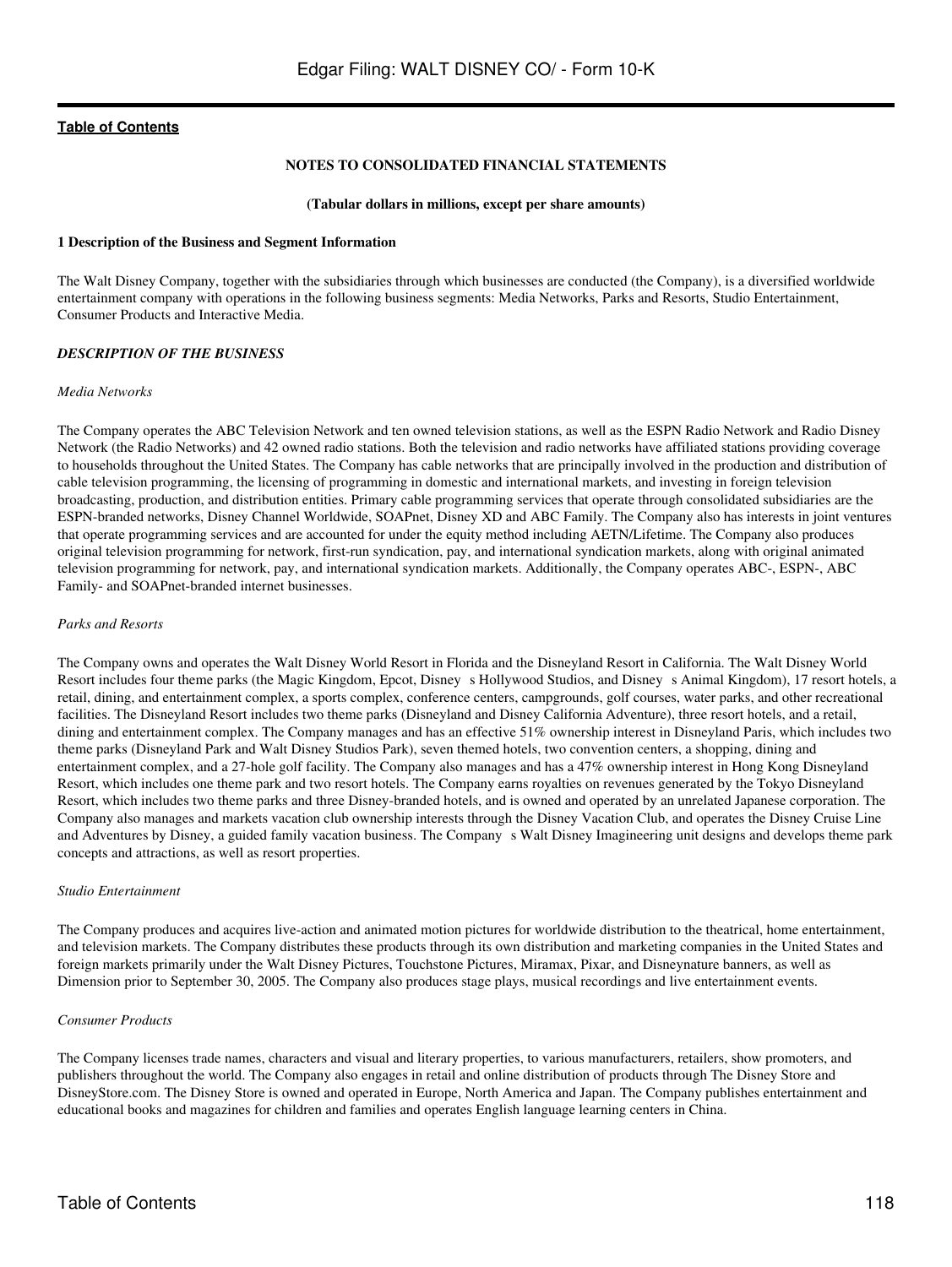## NOTES TO CONSOLIDATED FINANCIAL STATEMENTS

**(Tabular dollars in millions, except per share amounts)**

### 1 Description of the Business and Segment Information

The Walt Disney Company, together with the subsidiaries through which businesses are conducted (the Company), is a diversified worldwide entertainment company with operations in the following business segments: Media Networks, Parks and Resorts, Studio Entertainment, Consumer Products and Interactive Media.

***DESCRIPTION OF THE BUSINESS***

*Media Networks*

The Company operates the ABC Television Network and ten owned television stations, as well as the ESPN Radio Network and Radio Disney Network (the Radio Networks) and 42 owned radio stations. Both the television and radio networks have affiliated stations providing coverage to households throughout the United States. The Company has cable networks that are principally involved in the production and distribution of cable television programming, the licensing of programming in domestic and international markets, and investing in foreign television broadcasting, production, and distribution entities. Primary cable programming services that operate through consolidated subsidiaries are the ESPN-branded networks, Disney Channel Worldwide, SOAPnet, Disney XD and ABC Family. The Company also has interests in joint ventures that operate programming services and are accounted for under the equity method including AETN/Lifetime. The Company also produces original television programming for network, first-run syndication, pay, and international syndication markets, along with original animated television programming for network, pay, and international syndication markets. Additionally, the Company operates ABC-, ESPN-, ABC Family- and SOAPnet-branded internet businesses.

*Parks and Resorts*

The Company owns and operates the Walt Disney World Resort in Florida and the Disneyland Resort in California. The Walt Disney World Resort includes four theme parks (the Magic Kingdom, Epcot, Disney s Hollywood Studios, and Disney s Animal Kingdom), 17 resort hotels, a retail, dining, and entertainment complex, a sports complex, conference centers, campgrounds, golf courses, water parks, and other recreational facilities. The Disneyland Resort includes two theme parks (Disneyland and Disney California Adventure), three resort hotels, and a retail, dining and entertainment complex. The Company manages and has an effective 51% ownership interest in Disneyland Paris, which includes two theme parks (Disneyland Park and Walt Disney Studios Park), seven themed hotels, two convention centers, a shopping, dining and entertainment complex, and a 27-hole golf facility. The Company also manages and has a 47% ownership interest in Hong Kong Disneyland Resort, which includes one theme park and two resort hotels. The Company earns royalties on revenues generated by the Tokyo Disneyland Resort, which includes two theme parks and three Disney-branded hotels, and is owned and operated by an unrelated Japanese corporation. The Company also manages and markets vacation club ownership interests through the Disney Vacation Club, and operates the Disney Cruise Line and Adventures by Disney, a guided family vacation business. The Company s Walt Disney Imagineering unit designs and develops theme park concepts and attractions, as well as resort properties.

*Studio Entertainment*

The Company produces and acquires live-action and animated motion pictures for worldwide distribution to the theatrical, home entertainment, and television markets. The Company distributes these products through its own distribution and marketing companies in the United States and foreign markets primarily under the Walt Disney Pictures, Touchstone Pictures, Miramax, Pixar, and Disneynature banners, as well as Dimension prior to September 30, 2005. The Company also produces stage plays, musical recordings and live entertainment events.

*Consumer Products*

The Company licenses trade names, characters and visual and literary properties, to various manufacturers, retailers, show promoters, and publishers throughout the world. The Company also engages in retail and online distribution of products through The Disney Store and DisneyStore.com. The Disney Store is owned and operated in Europe, North America and Japan. The Company publishes entertainment and educational books and magazines for children and families and operates English language learning centers in China.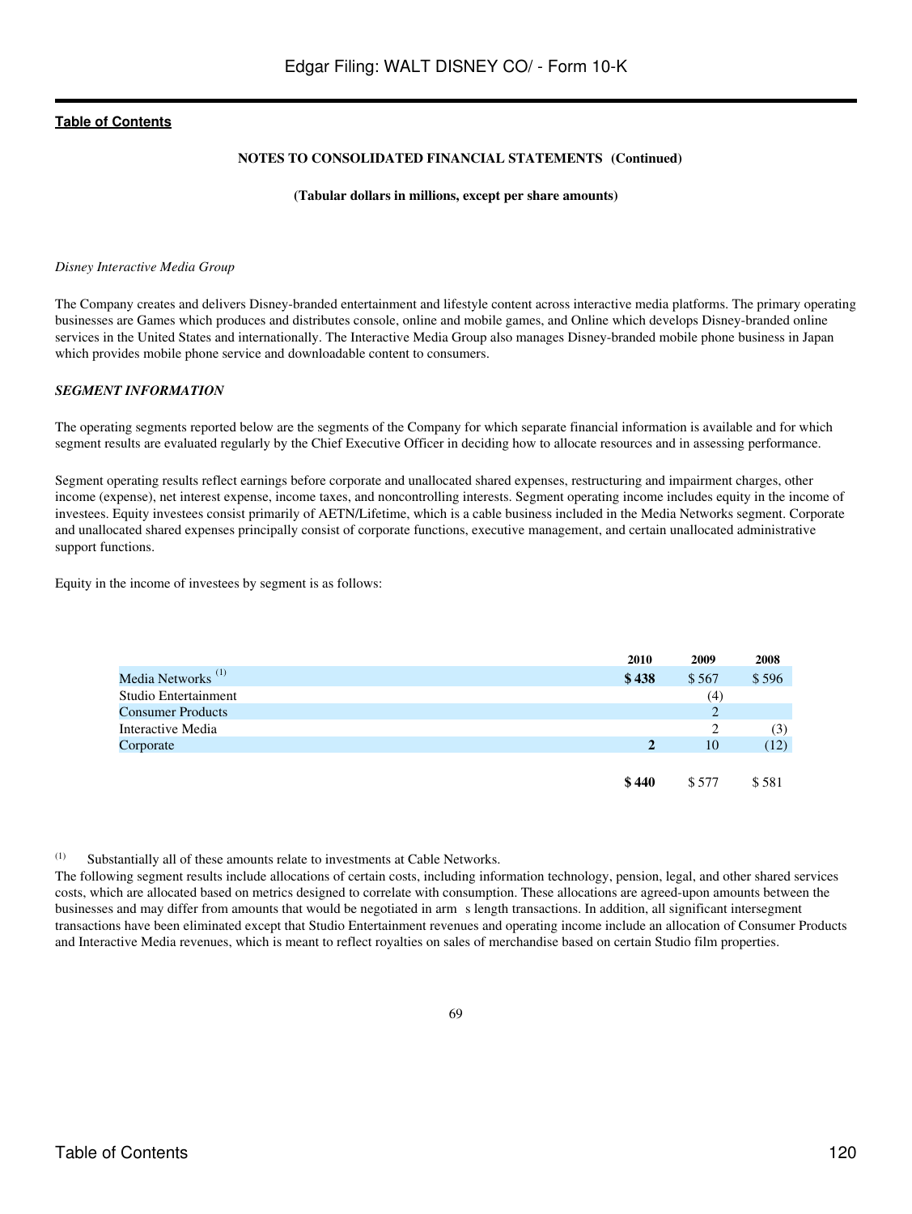**NOTES TO CONSOLIDATED FINANCIAL STATEMENTS (Continued)**

**(Tabular dollars in millions, except per share amounts)**

*Disney Interactive Media Group*

The Company creates and delivers Disney-branded entertainment and lifestyle content across interactive media platforms. The primary operating businesses are Games which produces and distributes console, online and mobile games, and Online which develops Disney-branded online services in the United States and internationally. The Interactive Media Group also manages Disney-branded mobile phone business in Japan which provides mobile phone service and downloadable content to consumers.

***SEGMENT INFORMATION***

The operating segments reported below are the segments of the Company for which separate financial information is available and for which segment results are evaluated regularly by the Chief Executive Officer in deciding how to allocate resources and in assessing performance.

Segment operating results reflect earnings before corporate and unallocated shared expenses, restructuring and impairment charges, other income (expense), net interest expense, income taxes, and noncontrolling interests. Segment operating income includes equity in the income of investees. Equity investees consist primarily of AETN/Lifetime, which is a cable business included in the Media Networks segment. Corporate and unallocated shared expenses principally consist of corporate functions, executive management, and certain unallocated administrative support functions.

Equity in the income of investees by segment is as follows:

| | 2010 | 2009 | 2008 |
|---|---|---|---|
| Media Networks [1] | **$ 438** | $ 567 | $ 596 |
| Studio Entertainment | | (4) | |
| Consumer Products | | 2 | |
| Interactive Media | | 2 | (3) |
| Corporate | **2** | 10 | (12) |
| | **$ 440** | $ 577 | $ 581 |

[1] Substantially all of these amounts relate to investments at Cable Networks.

The following segment results include allocations of certain costs, including information technology, pension, legal, and other shared services costs, which are allocated based on metrics designed to correlate with consumption. These allocations are agreed-upon amounts between the businesses and may differ from amounts that would be negotiated in arm s length transactions. In addition, all significant intersegment transactions have been eliminated except that Studio Entertainment revenues and operating income include an allocation of Consumer Products and Interactive Media revenues, which is meant to reflect royalties on sales of merchandise based on certain Studio film properties.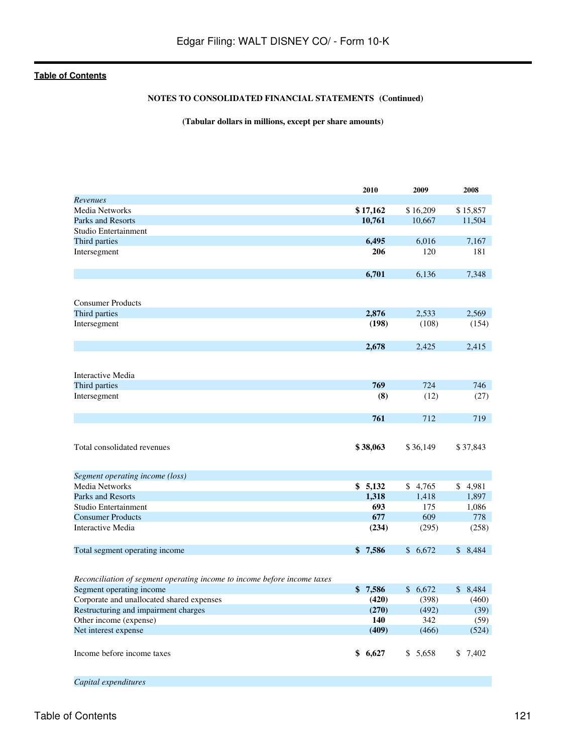**NOTES TO CONSOLIDATED FINANCIAL STATEMENTS (Continued)**

**(Tabular dollars in millions, except per share amounts)**

| | 2010 | 2009 | 2008 |
|---|---|---|---|
| *Revenues* | | | |
| Media Networks | **$ 17,162** | $ 16,209 | $ 15,857 |
| Parks and Resorts | **10,761** | 10,667 | 11,504 |
| Studio Entertainment | | | |
| Third parties | **6,495** | 6,016 | 7,167 |
| Intersegment | **206** | 120 | 181 |
| | **6,701** | 6,136 | 7,348 |
| Consumer Products | | | |
| Third parties | **2,876** | 2,533 | 2,569 |
| Intersegment | **(198)** | (108) | (154) |
| | **2,678** | 2,425 | 2,415 |
| Interactive Media | | | |
| Third parties | **769** | 724 | 746 |
| Intersegment | **(8)** | (12) | (27) |
| | **761** | 712 | 719 |
| Total consolidated revenues | **$ 38,063** | $ 36,149 | $ 37,843 |
| *Segment operating income (loss)* | | | |
| Media Networks | **$ 5,132** | $ 4,765 | $ 4,981 |
| Parks and Resorts | **1,318** | 1,418 | 1,897 |
| Studio Entertainment | **693** | 175 | 1,086 |
| Consumer Products | **677** | 609 | 778 |
| Interactive Media | **(234)** | (295) | (258) |
| Total segment operating income | **$ 7,586** | $ 6,672 | $ 8,484 |
| *Reconciliation of segment operating income to income before income taxes* | | | |
| Segment operating income | **$ 7,586** | $ 6,672 | $ 8,484 |
| Corporate and unallocated shared expenses | **(420)** | (398) | (460) |
| Restructuring and impairment charges | **(270)** | (492) | (39) |
| Other income (expense) | **140** | 342 | (59) |
| Net interest expense | **(409)** | (466) | (524) |
| Income before income taxes | **$ 6,627** | $ 5,658 | $ 7,402 |
| *Capital expenditures* | | | |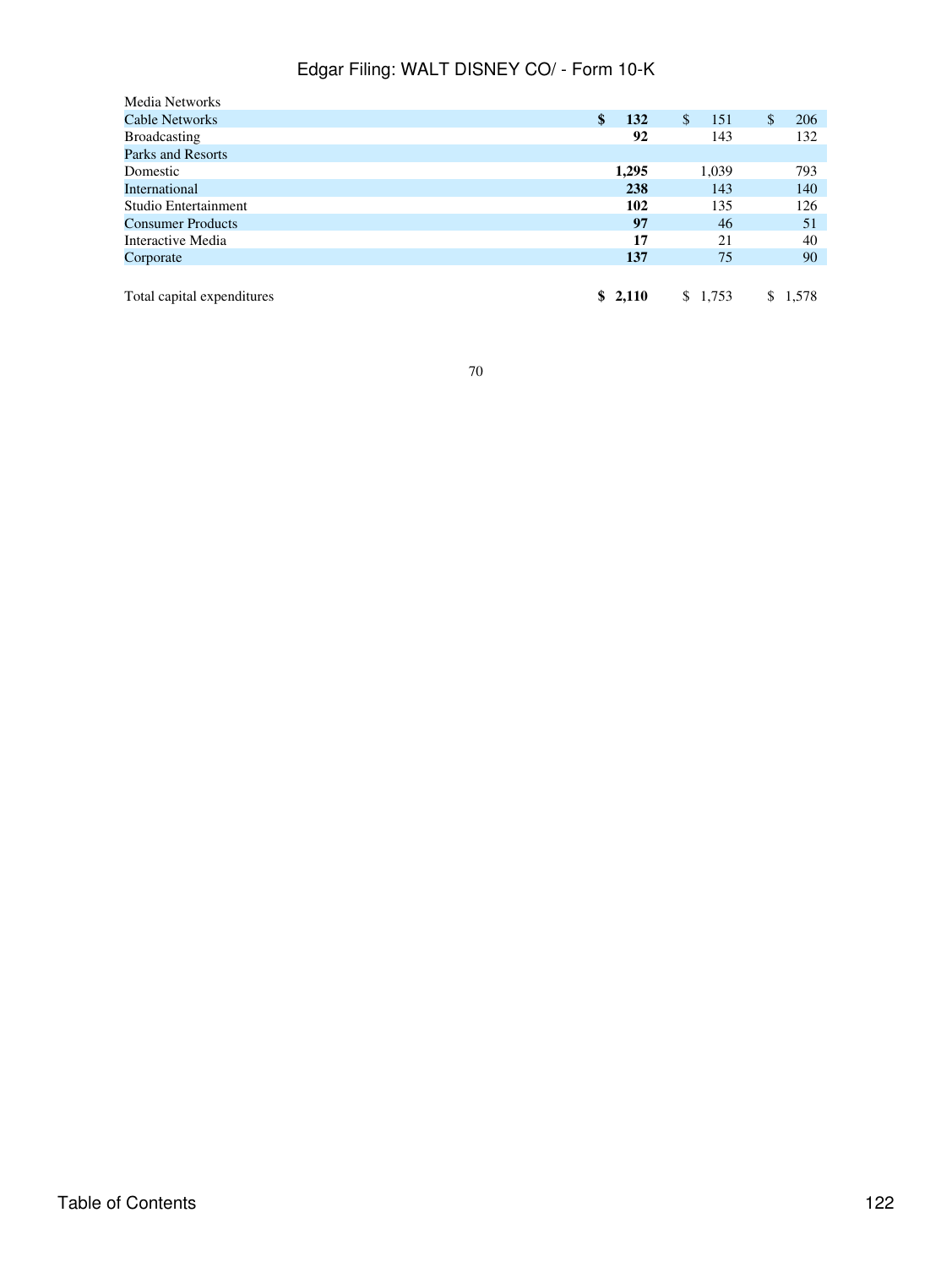| | | | |
|---|---|---|---|
| Media Networks | | | |
| Cable Networks | **$ 132** | $ 151 | $ 206 |
| Broadcasting | **92** | 143 | 132 |
| Parks and Resorts | | | |
| Domestic | **1,295** | 1,039 | 793 |
| International | **238** | 143 | 140 |
| Studio Entertainment | **102** | 135 | 126 |
| Consumer Products | **97** | 46 | 51 |
| Interactive Media | **17** | 21 | 40 |
| Corporate | **137** | 75 | 90 |
| Total capital expenditures | **$ 2,110** | $ 1,753 | $ 1,578 |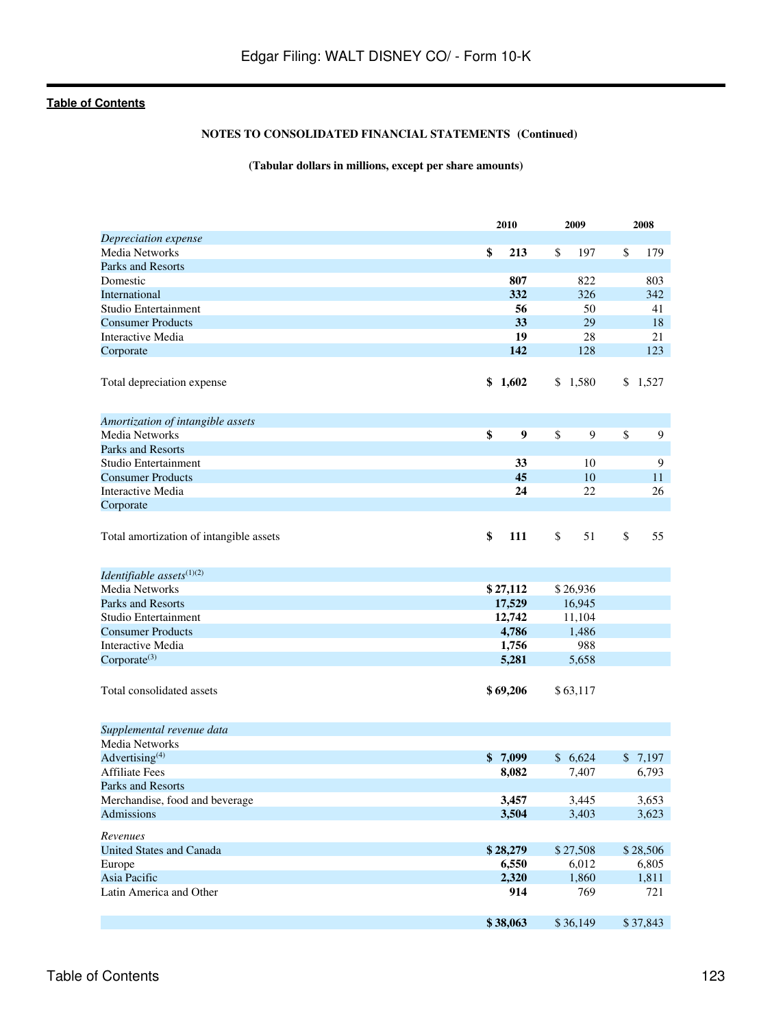NOTES TO CONSOLIDATED FINANCIAL STATEMENTS (Continued)

(Tabular dollars in millions, except per share amounts)

| | 2010 | 2009 | 2008 |
|---|---|---|---|
| *Depreciation expense* | | | |
| Media Networks | **$ 213** | $ 197 | $ 179 |
| Parks and Resorts | | | |
| Domestic | **807** | 822 | 803 |
| International | **332** | 326 | 342 |
| Studio Entertainment | **56** | 50 | 41 |
| Consumer Products | **33** | 29 | 18 |
| Interactive Media | **19** | 28 | 21 |
| Corporate | **142** | 128 | 123 |
| Total depreciation expense | **$ 1,602** | $ 1,580 | $ 1,527 |
| *Amortization of intangible assets* | | | |
| Media Networks | **$ 9** | $ 9 | $ 9 |
| Parks and Resorts | | | |
| Studio Entertainment | **33** | 10 | 9 |
| Consumer Products | **45** | 10 | 11 |
| Interactive Media | **24** | 22 | 26 |
| Corporate | | | |
| Total amortization of intangible assets | **$ 111** | $ 51 | $ 55 |
| *Identifiable assets*[(1)(2)] | | | |
| Media Networks | **$ 27,112** | $ 26,936 | |
| Parks and Resorts | **17,529** | 16,945 | |
| Studio Entertainment | **12,742** | 11,104 | |
| Consumer Products | **4,786** | 1,486 | |
| Interactive Media | **1,756** | 988 | |
| Corporate[(3)] | **5,281** | 5,658 | |
| Total consolidated assets | **$ 69,206** | $ 63,117 | |
| *Supplemental revenue data* | | | |
| Media Networks | | | |
| Advertising[(4)] | **$ 7,099** | $ 6,624 | $ 7,197 |
| Affiliate Fees | **8,082** | 7,407 | 6,793 |
| Parks and Resorts | | | |
| Merchandise, food and beverage | **3,457** | 3,445 | 3,653 |
| Admissions | **3,504** | 3,403 | 3,623 |
| *Revenues* | | | |
| United States and Canada | **$ 28,279** | $ 27,508 | $ 28,506 |
| Europe | **6,550** | 6,012 | 6,805 |
| Asia Pacific | **2,320** | 1,860 | 1,811 |
| Latin America and Other | **914** | 769 | 721 |
| | **$ 38,063** | $ 36,149 | $ 37,843 |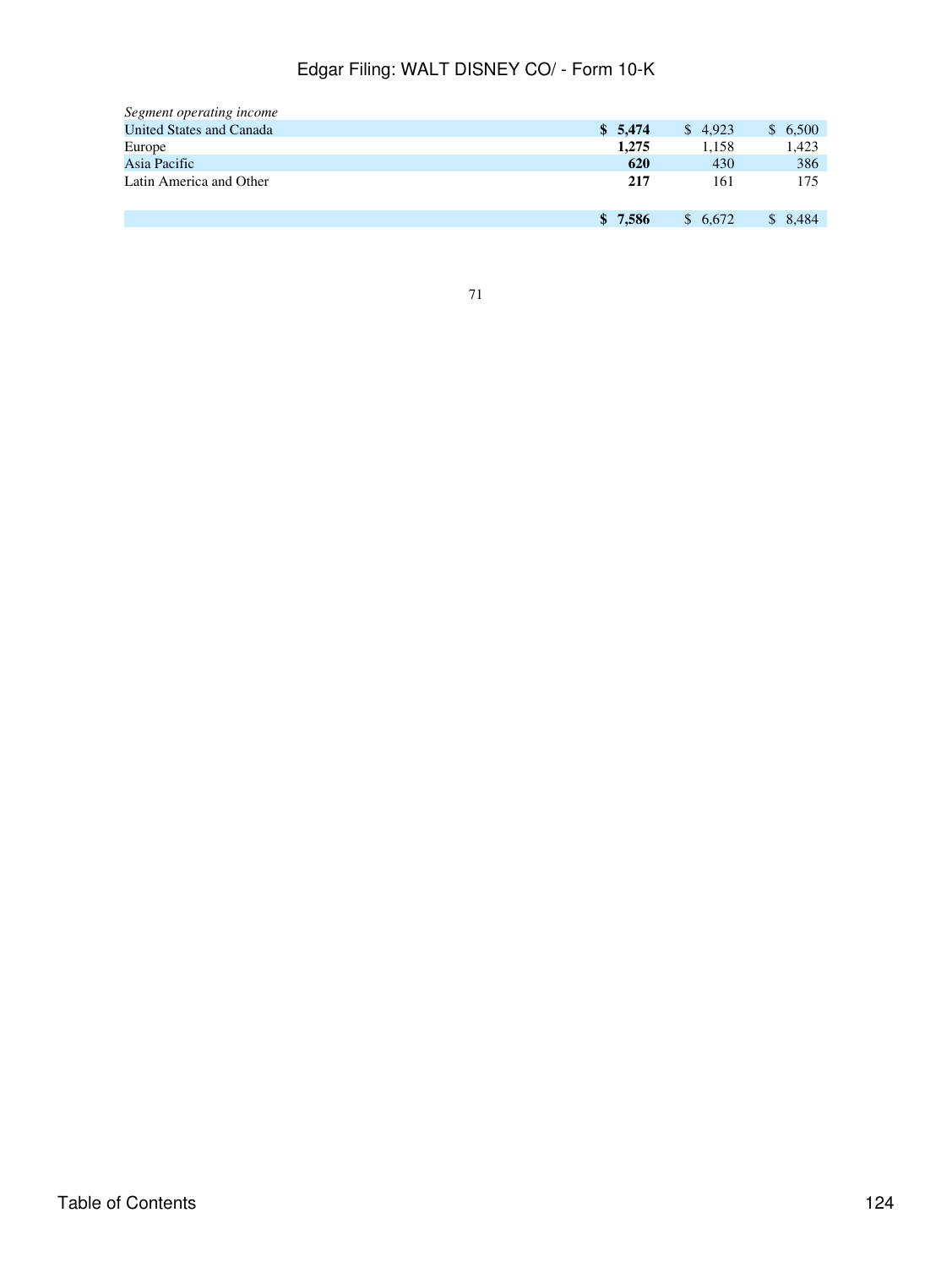| | | | |
|---|---|---|---|
| *Segment operating income* | | | |
| United States and Canada | **$ 5,474** | $ 4,923 | $ 6,500 |
| Europe | **1,275** | 1,158 | 1,423 |
| Asia Pacific | **620** | 430 | 386 |
| Latin America and Other | **217** | 161 | 175 |
| | **$ 7,586** | $ 6,672 | $ 8,484 |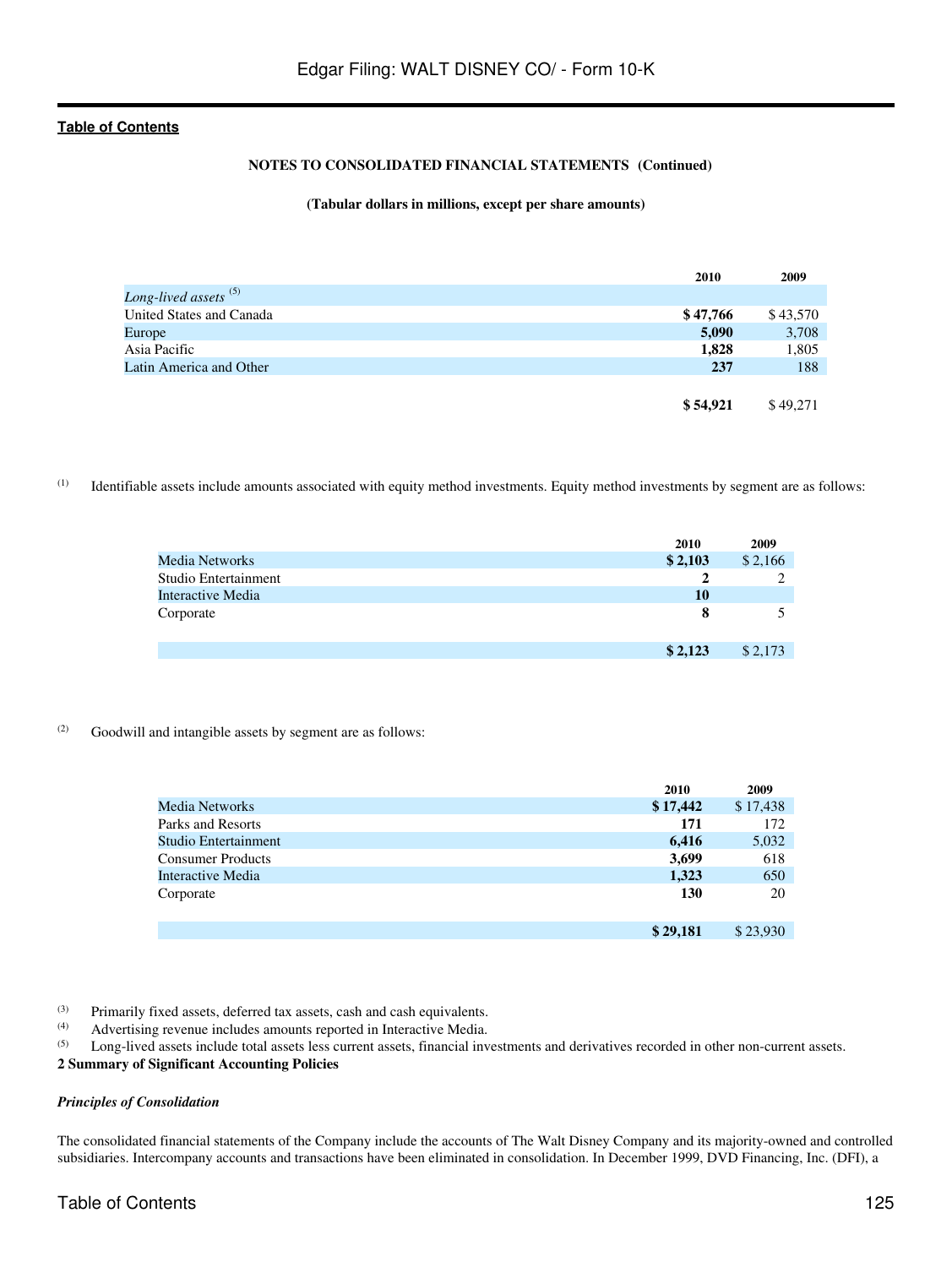**NOTES TO CONSOLIDATED FINANCIAL STATEMENTS (Continued)**

**(Tabular dollars in millions, except per share amounts)**

| | 2010 | 2009 |
|---|---|---|
| *Long-lived assets* [5] | | |
| United States and Canada | **$ 47,766** | $ 43,570 |
| Europe | **5,090** | 3,708 |
| Asia Pacific | **1,828** | 1,805 |
| Latin America and Other | **237** | 188 |
| | **$ 54,921** | $ 49,271 |

(1) Identifiable assets include amounts associated with equity method investments. Equity method investments by segment are as follows:

| | 2010 | 2009 |
|---|---|---|
| Media Networks | **$ 2,103** | $ 2,166 |
| Studio Entertainment | **2** | 2 |
| Interactive Media | **10** | |
| Corporate | **8** | 5 |
| | **$ 2,123** | $ 2,173 |

(2) Goodwill and intangible assets by segment are as follows:

| | 2010 | 2009 |
|---|---|---|
| Media Networks | **$ 17,442** | $ 17,438 |
| Parks and Resorts | **171** | 172 |
| Studio Entertainment | **6,416** | 5,032 |
| Consumer Products | **3,699** | 618 |
| Interactive Media | **1,323** | 650 |
| Corporate | **130** | 20 |
| | **$ 29,181** | $ 23,930 |

(3) Primarily fixed assets, deferred tax assets, cash and cash equivalents.

(4) Advertising revenue includes amounts reported in Interactive Media.

(5) Long-lived assets include total assets less current assets, financial investments and derivatives recorded in other non-current assets.

**2 Summary of Significant Accounting Policies**

***Principles of Consolidation***

The consolidated financial statements of the Company include the accounts of The Walt Disney Company and its majority-owned and controlled subsidiaries. Intercompany accounts and transactions have been eliminated in consolidation. In December 1999, DVD Financing, Inc. (DFI), a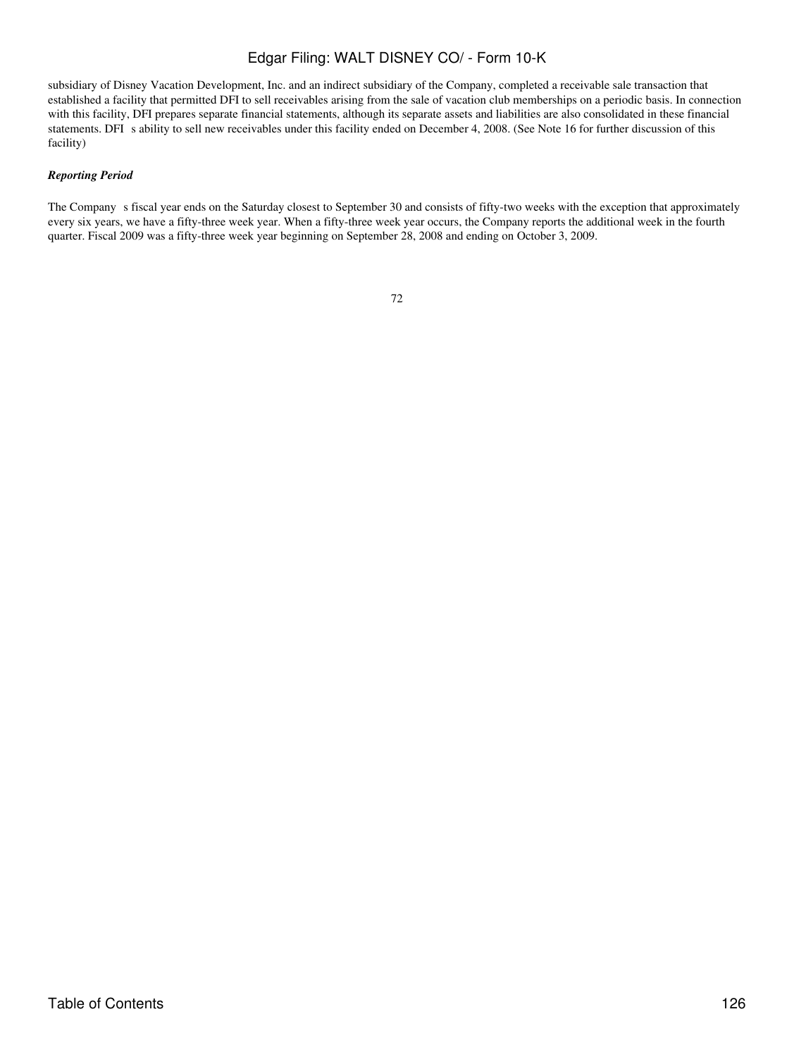subsidiary of Disney Vacation Development, Inc. and an indirect subsidiary of the Company, completed a receivable sale transaction that established a facility that permitted DFI to sell receivables arising from the sale of vacation club memberships on a periodic basis. In connection with this facility, DFI prepares separate financial statements, although its separate assets and liabilities are also consolidated in these financial statements. DFI s ability to sell new receivables under this facility ended on December 4, 2008. (See Note 16 for further discussion of this facility)

***Reporting Period***

The Company s fiscal year ends on the Saturday closest to September 30 and consists of fifty-two weeks with the exception that approximately every six years, we have a fifty-three week year. When a fifty-three week year occurs, the Company reports the additional week in the fourth quarter. Fiscal 2009 was a fifty-three week year beginning on September 28, 2008 and ending on October 3, 2009.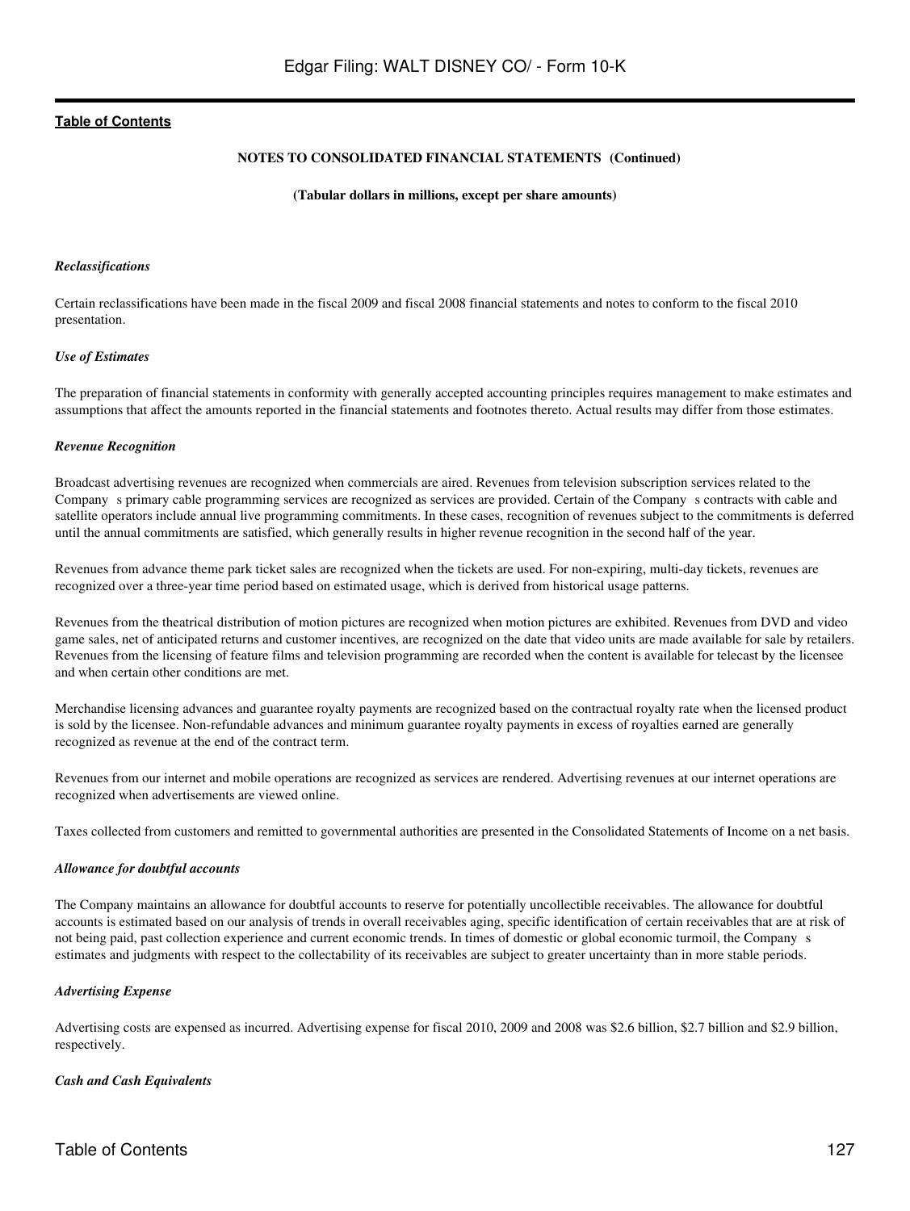**NOTES TO CONSOLIDATED FINANCIAL STATEMENTS (Continued)**

**(Tabular dollars in millions, except per share amounts)**

***Reclassifications***

Certain reclassifications have been made in the fiscal 2009 and fiscal 2008 financial statements and notes to conform to the fiscal 2010 presentation.

***Use of Estimates***

The preparation of financial statements in conformity with generally accepted accounting principles requires management to make estimates and assumptions that affect the amounts reported in the financial statements and footnotes thereto. Actual results may differ from those estimates.

***Revenue Recognition***

Broadcast advertising revenues are recognized when commercials are aired. Revenues from television subscription services related to the Company s primary cable programming services are recognized as services are provided. Certain of the Company s contracts with cable and satellite operators include annual live programming commitments. In these cases, recognition of revenues subject to the commitments is deferred until the annual commitments are satisfied, which generally results in higher revenue recognition in the second half of the year.

Revenues from advance theme park ticket sales are recognized when the tickets are used. For non-expiring, multi-day tickets, revenues are recognized over a three-year time period based on estimated usage, which is derived from historical usage patterns.

Revenues from the theatrical distribution of motion pictures are recognized when motion pictures are exhibited. Revenues from DVD and video game sales, net of anticipated returns and customer incentives, are recognized on the date that video units are made available for sale by retailers. Revenues from the licensing of feature films and television programming are recorded when the content is available for telecast by the licensee and when certain other conditions are met.

Merchandise licensing advances and guarantee royalty payments are recognized based on the contractual royalty rate when the licensed product is sold by the licensee. Non-refundable advances and minimum guarantee royalty payments in excess of royalties earned are generally recognized as revenue at the end of the contract term.

Revenues from our internet and mobile operations are recognized as services are rendered. Advertising revenues at our internet operations are recognized when advertisements are viewed online.

Taxes collected from customers and remitted to governmental authorities are presented in the Consolidated Statements of Income on a net basis.

***Allowance for doubtful accounts***

The Company maintains an allowance for doubtful accounts to reserve for potentially uncollectible receivables. The allowance for doubtful accounts is estimated based on our analysis of trends in overall receivables aging, specific identification of certain receivables that are at risk of not being paid, past collection experience and current economic trends. In times of domestic or global economic turmoil, the Company s estimates and judgments with respect to the collectability of its receivables are subject to greater uncertainty than in more stable periods.

***Advertising Expense***

Advertising costs are expensed as incurred. Advertising expense for fiscal 2010, 2009 and 2008 was $2.6 billion, $2.7 billion and $2.9 billion, respectively.

***Cash and Cash Equivalents***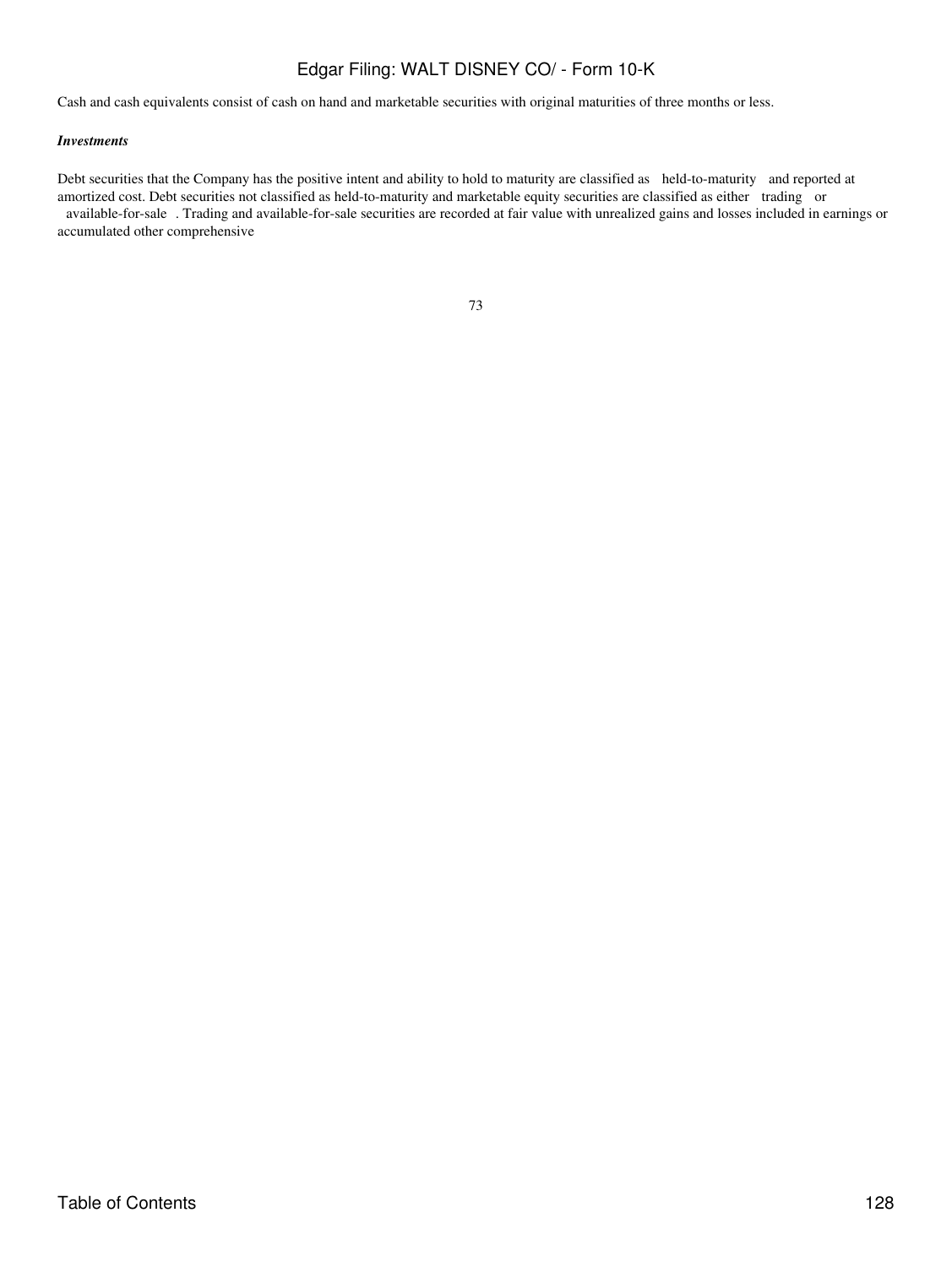Cash and cash equivalents consist of cash on hand and marketable securities with original maturities of three months or less.

***Investments***

Debt securities that the Company has the positive intent and ability to hold to maturity are classified as held-to-maturity and reported at amortized cost. Debt securities not classified as held-to-maturity and marketable equity securities are classified as either trading or available-for-sale. Trading and available-for-sale securities are recorded at fair value with unrealized gains and losses included in earnings or accumulated other comprehensive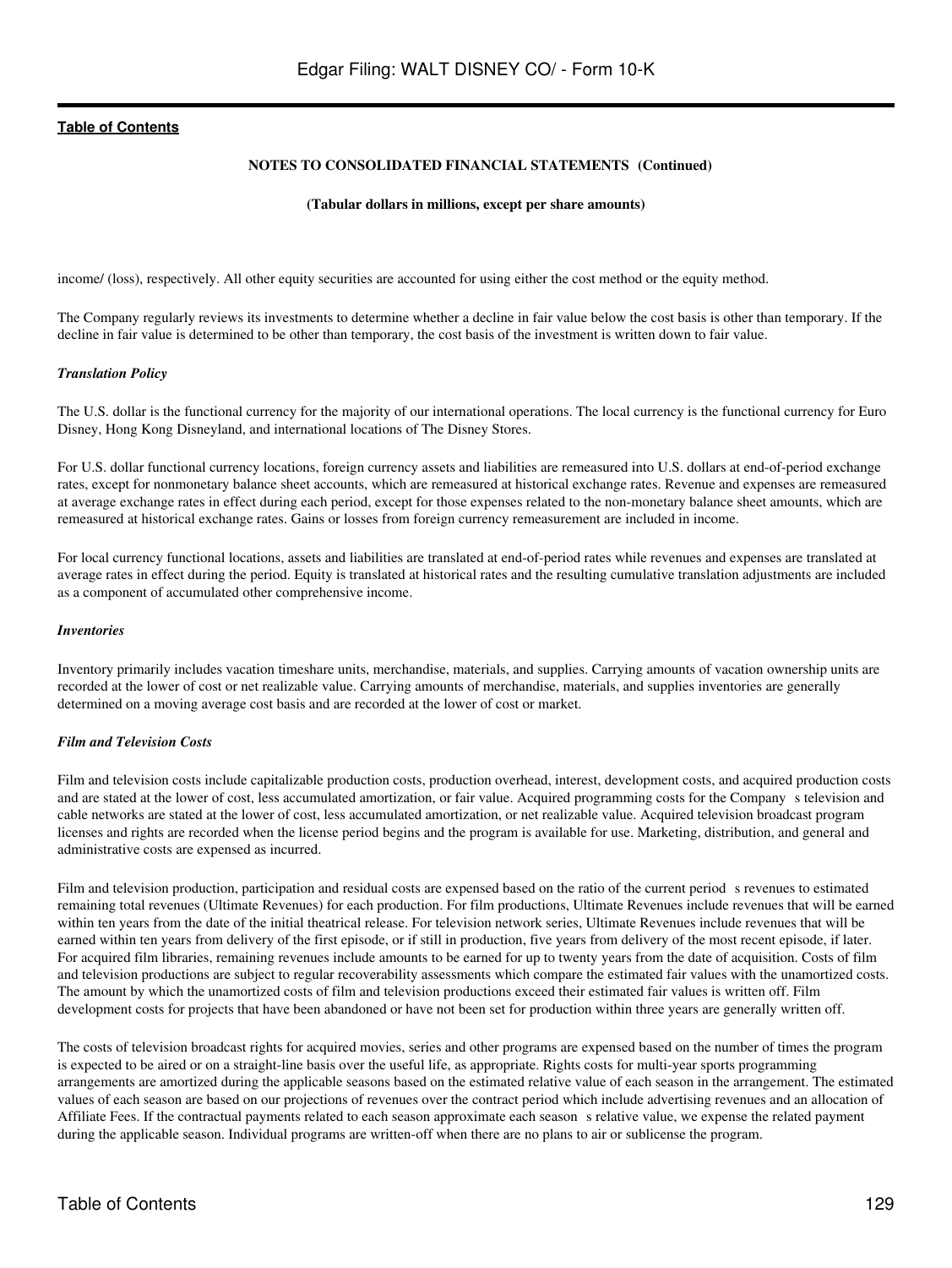income/ (loss), respectively. All other equity securities are accounted for using either the cost method or the equity method.

The Company regularly reviews its investments to determine whether a decline in fair value below the cost basis is other than temporary. If the decline in fair value is determined to be other than temporary, the cost basis of the investment is written down to fair value.

***Translation Policy***

The U.S. dollar is the functional currency for the majority of our international operations. The local currency is the functional currency for Euro Disney, Hong Kong Disneyland, and international locations of The Disney Stores.

For U.S. dollar functional currency locations, foreign currency assets and liabilities are remeasured into U.S. dollars at end-of-period exchange rates, except for nonmonetary balance sheet accounts, which are remeasured at historical exchange rates. Revenue and expenses are remeasured at average exchange rates in effect during each period, except for those expenses related to the non-monetary balance sheet amounts, which are remeasured at historical exchange rates. Gains or losses from foreign currency remeasurement are included in income.

For local currency functional locations, assets and liabilities are translated at end-of-period rates while revenues and expenses are translated at average rates in effect during the period. Equity is translated at historical rates and the resulting cumulative translation adjustments are included as a component of accumulated other comprehensive income.

***Inventories***

Inventory primarily includes vacation timeshare units, merchandise, materials, and supplies. Carrying amounts of vacation ownership units are recorded at the lower of cost or net realizable value. Carrying amounts of merchandise, materials, and supplies inventories are generally determined on a moving average cost basis and are recorded at the lower of cost or market.

***Film and Television Costs***

Film and television costs include capitalizable production costs, production overhead, interest, development costs, and acquired production costs and are stated at the lower of cost, less accumulated amortization, or fair value. Acquired programming costs for the Company s television and cable networks are stated at the lower of cost, less accumulated amortization, or net realizable value. Acquired television broadcast program licenses and rights are recorded when the license period begins and the program is available for use. Marketing, distribution, and general and administrative costs are expensed as incurred.

Film and television production, participation and residual costs are expensed based on the ratio of the current period s revenues to estimated remaining total revenues (Ultimate Revenues) for each production. For film productions, Ultimate Revenues include revenues that will be earned within ten years from the date of the initial theatrical release. For television network series, Ultimate Revenues include revenues that will be earned within ten years from delivery of the first episode, or if still in production, five years from delivery of the most recent episode, if later. For acquired film libraries, remaining revenues include amounts to be earned for up to twenty years from the date of acquisition. Costs of film and television productions are subject to regular recoverability assessments which compare the estimated fair values with the unamortized costs. The amount by which the unamortized costs of film and television productions exceed their estimated fair values is written off. Film development costs for projects that have been abandoned or have not been set for production within three years are generally written off.

The costs of television broadcast rights for acquired movies, series and other programs are expensed based on the number of times the program is expected to be aired or on a straight-line basis over the useful life, as appropriate. Rights costs for multi-year sports programming arrangements are amortized during the applicable seasons based on the estimated relative value of each season in the arrangement. The estimated values of each season are based on our projections of revenues over the contract period which include advertising revenues and an allocation of Affiliate Fees. If the contractual payments related to each season approximate each season s relative value, we expense the related payment during the applicable season. Individual programs are written-off when there are no plans to air or sublicense the program.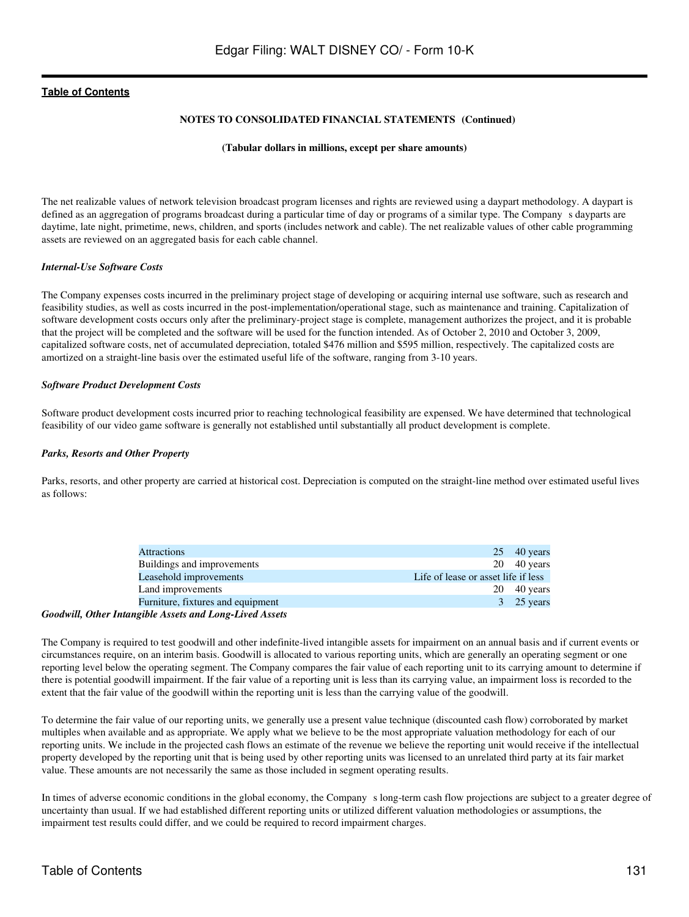**NOTES TO CONSOLIDATED FINANCIAL STATEMENTS (Continued)**

**(Tabular dollars in millions, except per share amounts)**

The net realizable values of network television broadcast program licenses and rights are reviewed using a daypart methodology. A daypart is defined as an aggregation of programs broadcast during a particular time of day or programs of a similar type. The Company s dayparts are daytime, late night, primetime, news, children, and sports (includes network and cable). The net realizable values of other cable programming assets are reviewed on an aggregated basis for each cable channel.

***Internal-Use Software Costs***

The Company expenses costs incurred in the preliminary project stage of developing or acquiring internal use software, such as research and feasibility studies, as well as costs incurred in the post-implementation/operational stage, such as maintenance and training. Capitalization of software development costs occurs only after the preliminary-project stage is complete, management authorizes the project, and it is probable that the project will be completed and the software will be used for the function intended. As of October 2, 2010 and October 3, 2009, capitalized software costs, net of accumulated depreciation, totaled $476 million and $595 million, respectively. The capitalized costs are amortized on a straight-line basis over the estimated useful life of the software, ranging from 3-10 years.

***Software Product Development Costs***

Software product development costs incurred prior to reaching technological feasibility are expensed. We have determined that technological feasibility of our video game software is generally not established until substantially all product development is complete.

***Parks, Resorts and Other Property***

Parks, resorts, and other property are carried at historical cost. Depreciation is computed on the straight-line method over estimated useful lives as follows:

| | |
|---|---|
| Attractions | 25 40 years |
| Buildings and improvements | 20 40 years |
| Leasehold improvements | Life of lease or asset life if less |
| Land improvements | 20 40 years |
| Furniture, fixtures and equipment | 3 25 years |

***Goodwill, Other Intangible Assets and Long-Lived Assets***

The Company is required to test goodwill and other indefinite-lived intangible assets for impairment on an annual basis and if current events or circumstances require, on an interim basis. Goodwill is allocated to various reporting units, which are generally an operating segment or one reporting level below the operating segment. The Company compares the fair value of each reporting unit to its carrying amount to determine if there is potential goodwill impairment. If the fair value of a reporting unit is less than its carrying value, an impairment loss is recorded to the extent that the fair value of the goodwill within the reporting unit is less than the carrying value of the goodwill.

To determine the fair value of our reporting units, we generally use a present value technique (discounted cash flow) corroborated by market multiples when available and as appropriate. We apply what we believe to be the most appropriate valuation methodology for each of our reporting units. We include in the projected cash flows an estimate of the revenue we believe the reporting unit would receive if the intellectual property developed by the reporting unit that is being used by other reporting units was licensed to an unrelated third party at its fair market value. These amounts are not necessarily the same as those included in segment operating results.

In times of adverse economic conditions in the global economy, the Company s long-term cash flow projections are subject to a greater degree of uncertainty than usual. If we had established different reporting units or utilized different valuation methodologies or assumptions, the impairment test results could differ, and we could be required to record impairment charges.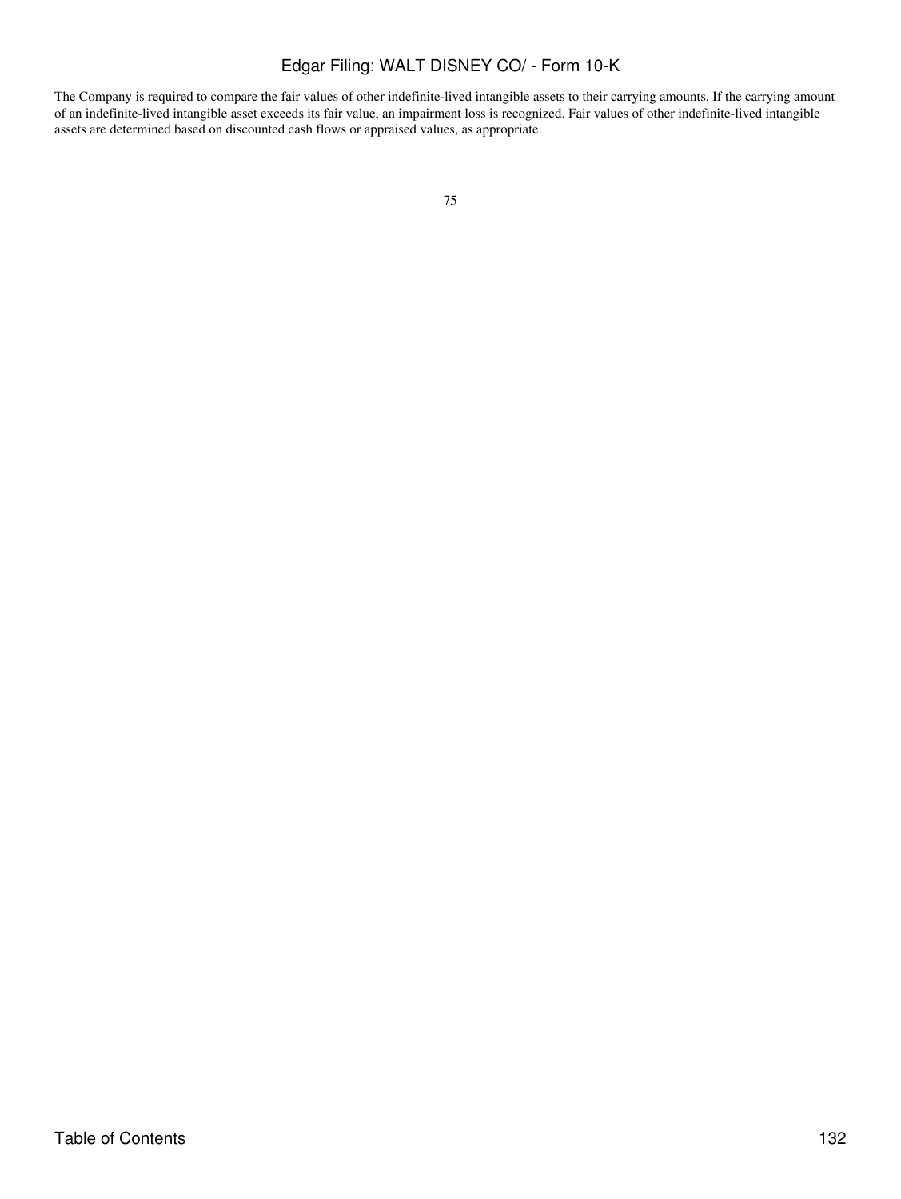The Company is required to compare the fair values of other indefinite-lived intangible assets to their carrying amounts. If the carrying amount of an indefinite-lived intangible asset exceeds its fair value, an impairment loss is recognized. Fair values of other indefinite-lived intangible assets are determined based on discounted cash flows or appraised values, as appropriate.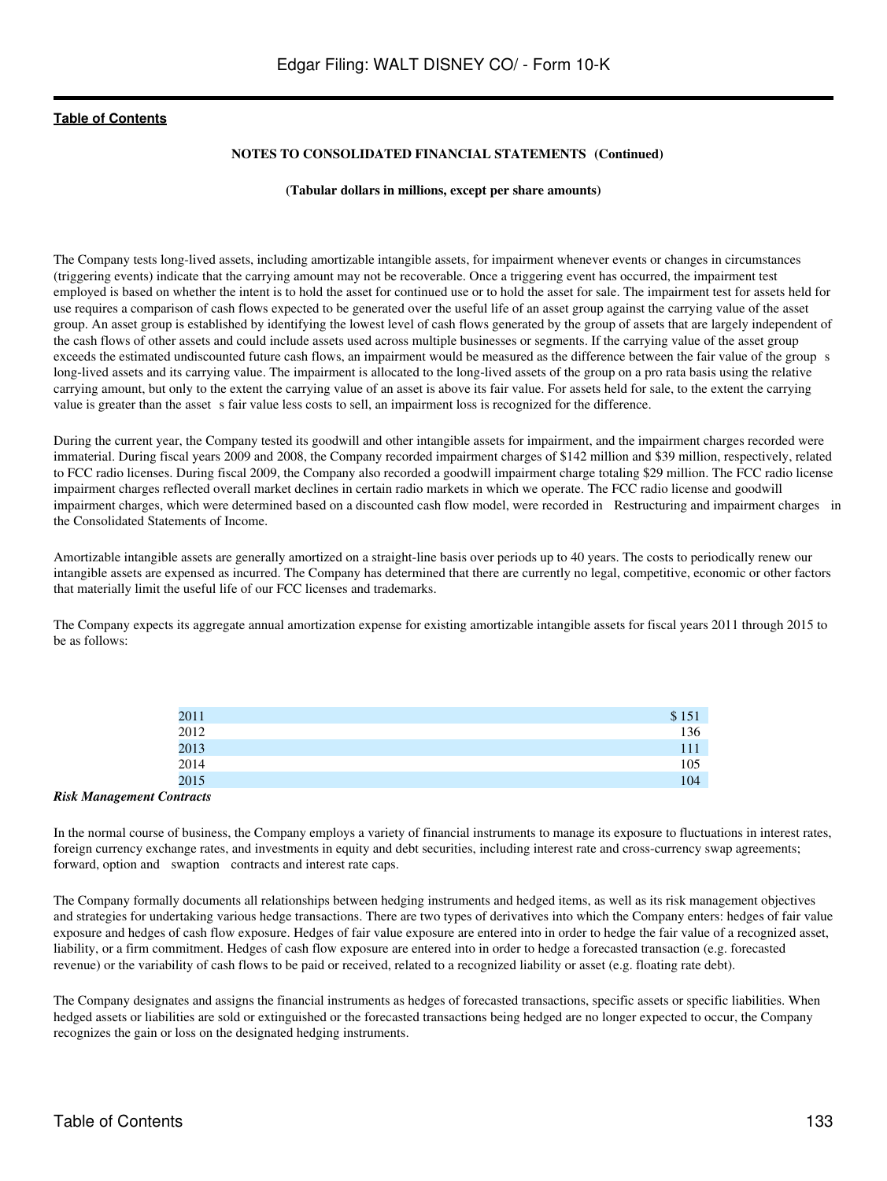The Company tests long-lived assets, including amortizable intangible assets, for impairment whenever events or changes in circumstances (triggering events) indicate that the carrying amount may not be recoverable. Once a triggering event has occurred, the impairment test employed is based on whether the intent is to hold the asset for continued use or to hold the asset for sale. The impairment test for assets held for use requires a comparison of cash flows expected to be generated over the useful life of an asset group against the carrying value of the asset group. An asset group is established by identifying the lowest level of cash flows generated by the group of assets that are largely independent of the cash flows of other assets and could include assets used across multiple businesses or segments. If the carrying value of the asset group exceeds the estimated undiscounted future cash flows, an impairment would be measured as the difference between the fair value of the group s long-lived assets and its carrying value. The impairment is allocated to the long-lived assets of the group on a pro rata basis using the relative carrying amount, but only to the extent the carrying value of an asset is above its fair value. For assets held for sale, to the extent the carrying value is greater than the asset s fair value less costs to sell, an impairment loss is recognized for the difference.

During the current year, the Company tested its goodwill and other intangible assets for impairment, and the impairment charges recorded were immaterial. During fiscal years 2009 and 2008, the Company recorded impairment charges of $142 million and $39 million, respectively, related to FCC radio licenses. During fiscal 2009, the Company also recorded a goodwill impairment charge totaling $29 million. The FCC radio license impairment charges reflected overall market declines in certain radio markets in which we operate. The FCC radio license and goodwill impairment charges, which were determined based on a discounted cash flow model, were recorded in Restructuring and impairment charges in the Consolidated Statements of Income.

Amortizable intangible assets are generally amortized on a straight-line basis over periods up to 40 years. The costs to periodically renew our intangible assets are expensed as incurred. The Company has determined that there are currently no legal, competitive, economic or other factors that materially limit the useful life of our FCC licenses and trademarks.

The Company expects its aggregate annual amortization expense for existing amortizable intangible assets for fiscal years 2011 through 2015 to be as follows:

| | |
|---|---|
| 2011 | $ 151 |
| 2012 | 136 |
| 2013 | 111 |
| 2014 | 105 |
| 2015 | 104 |

***Risk Management Contracts***

In the normal course of business, the Company employs a variety of financial instruments to manage its exposure to fluctuations in interest rates, foreign currency exchange rates, and investments in equity and debt securities, including interest rate and cross-currency swap agreements; forward, option and swaption contracts and interest rate caps.

The Company formally documents all relationships between hedging instruments and hedged items, as well as its risk management objectives and strategies for undertaking various hedge transactions. There are two types of derivatives into which the Company enters: hedges of fair value exposure and hedges of cash flow exposure. Hedges of fair value exposure are entered into in order to hedge the fair value of a recognized asset, liability, or a firm commitment. Hedges of cash flow exposure are entered into in order to hedge a forecasted transaction (e.g. forecasted revenue) or the variability of cash flows to be paid or received, related to a recognized liability or asset (e.g. floating rate debt).

The Company designates and assigns the financial instruments as hedges of forecasted transactions, specific assets or specific liabilities. When hedged assets or liabilities are sold or extinguished or the forecasted transactions being hedged are no longer expected to occur, the Company recognizes the gain or loss on the designated hedging instruments.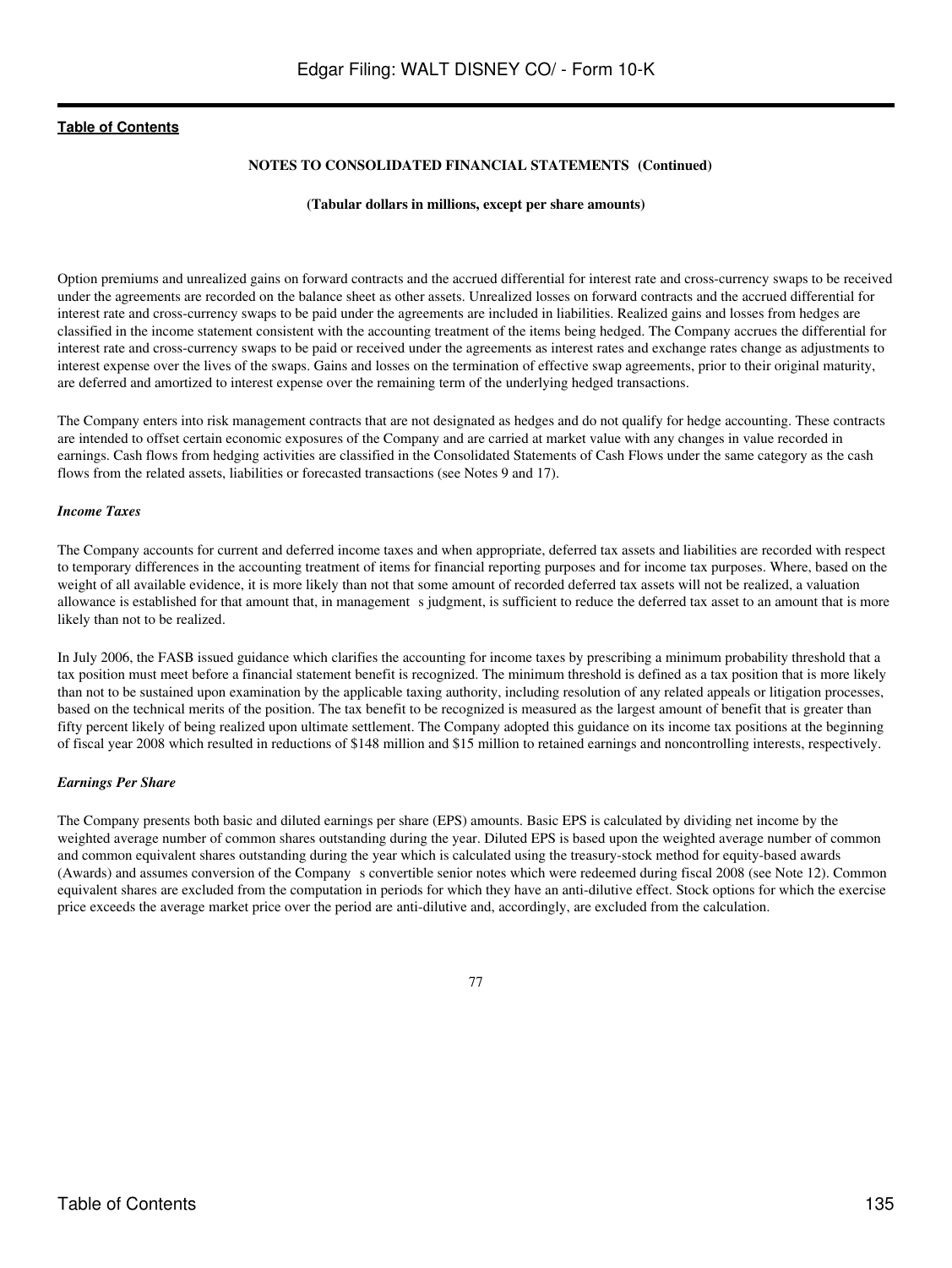**NOTES TO CONSOLIDATED FINANCIAL STATEMENTS (Continued)**

**(Tabular dollars in millions, except per share amounts)**

Option premiums and unrealized gains on forward contracts and the accrued differential for interest rate and cross-currency swaps to be received under the agreements are recorded on the balance sheet as other assets. Unrealized losses on forward contracts and the accrued differential for interest rate and cross-currency swaps to be paid under the agreements are included in liabilities. Realized gains and losses from hedges are classified in the income statement consistent with the accounting treatment of the items being hedged. The Company accrues the differential for interest rate and cross-currency swaps to be paid or received under the agreements as interest rates and exchange rates change as adjustments to interest expense over the lives of the swaps. Gains and losses on the termination of effective swap agreements, prior to their original maturity, are deferred and amortized to interest expense over the remaining term of the underlying hedged transactions.

The Company enters into risk management contracts that are not designated as hedges and do not qualify for hedge accounting. These contracts are intended to offset certain economic exposures of the Company and are carried at market value with any changes in value recorded in earnings. Cash flows from hedging activities are classified in the Consolidated Statements of Cash Flows under the same category as the cash flows from the related assets, liabilities or forecasted transactions (see Notes 9 and 17).

*Income Taxes*

The Company accounts for current and deferred income taxes and when appropriate, deferred tax assets and liabilities are recorded with respect to temporary differences in the accounting treatment of items for financial reporting purposes and for income tax purposes. Where, based on the weight of all available evidence, it is more likely than not that some amount of recorded deferred tax assets will not be realized, a valuation allowance is established for that amount that, in management s judgment, is sufficient to reduce the deferred tax asset to an amount that is more likely than not to be realized.

In July 2006, the FASB issued guidance which clarifies the accounting for income taxes by prescribing a minimum probability threshold that a tax position must meet before a financial statement benefit is recognized. The minimum threshold is defined as a tax position that is more likely than not to be sustained upon examination by the applicable taxing authority, including resolution of any related appeals or litigation processes, based on the technical merits of the position. The tax benefit to be recognized is measured as the largest amount of benefit that is greater than fifty percent likely of being realized upon ultimate settlement. The Company adopted this guidance on its income tax positions at the beginning of fiscal year 2008 which resulted in reductions of $148 million and $15 million to retained earnings and noncontrolling interests, respectively.

*Earnings Per Share*

The Company presents both basic and diluted earnings per share (EPS) amounts. Basic EPS is calculated by dividing net income by the weighted average number of common shares outstanding during the year. Diluted EPS is based upon the weighted average number of common and common equivalent shares outstanding during the year which is calculated using the treasury-stock method for equity-based awards (Awards) and assumes conversion of the Company s convertible senior notes which were redeemed during fiscal 2008 (see Note 12). Common equivalent shares are excluded from the computation in periods for which they have an anti-dilutive effect. Stock options for which the exercise price exceeds the average market price over the period are anti-dilutive and, accordingly, are excluded from the calculation.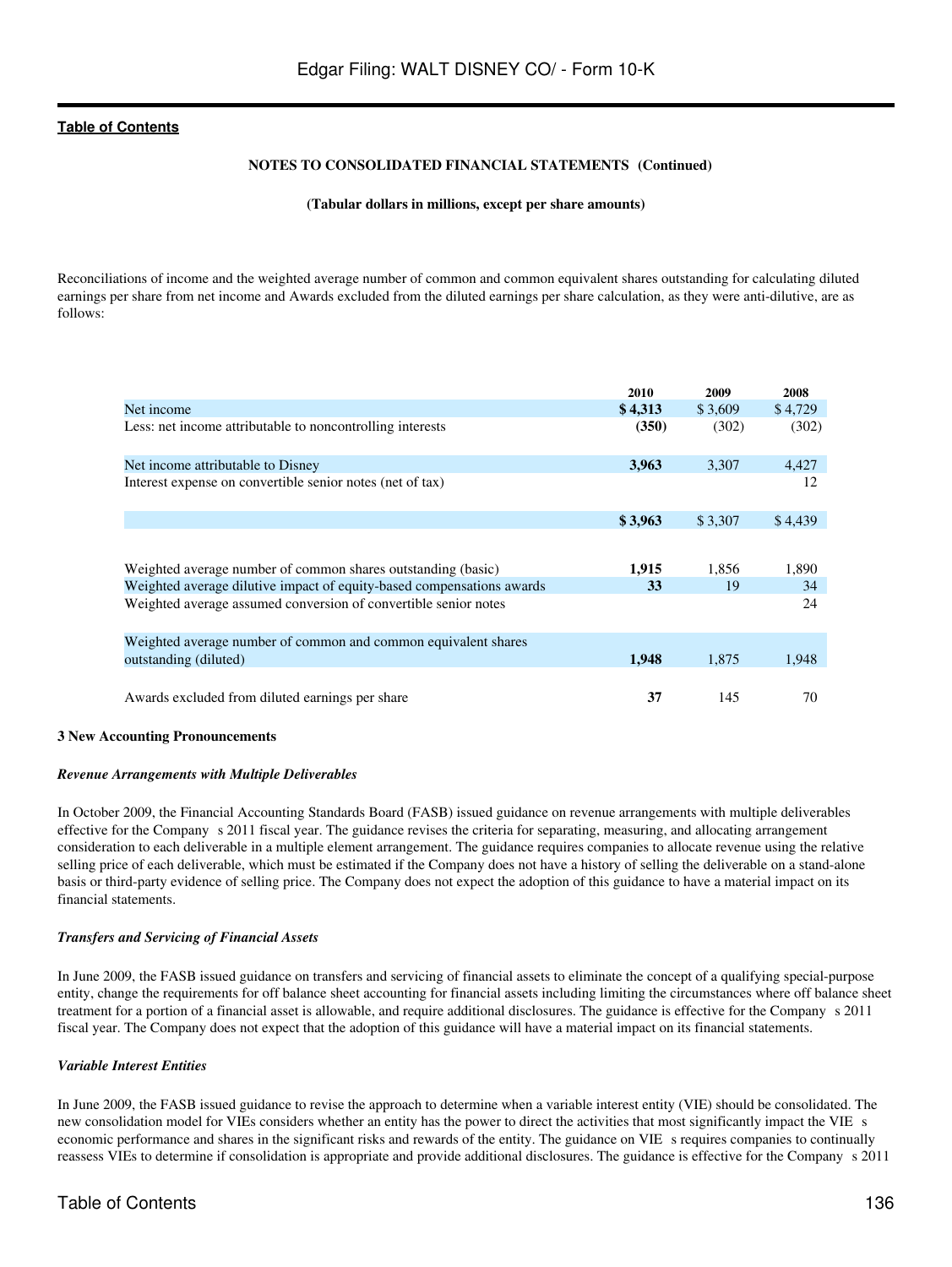**NOTES TO CONSOLIDATED FINANCIAL STATEMENTS (Continued)**

**(Tabular dollars in millions, except per share amounts)**

Reconciliations of income and the weighted average number of common and common equivalent shares outstanding for calculating diluted earnings per share from net income and Awards excluded from the diluted earnings per share calculation, as they were anti-dilutive, are as follows:

| | 2010 | 2009 | 2008 |
|---|---|---|---|
| Net income | **$ 4,313** | $ 3,609 | $ 4,729 |
| Less: net income attributable to noncontrolling interests | **(350)** | (302) | (302) |
| Net income attributable to Disney | **3,963** | 3,307 | 4,427 |
| Interest expense on convertible senior notes (net of tax) | | | 12 |
| | **$ 3,963** | $ 3,307 | $ 4,439 |
| Weighted average number of common shares outstanding (basic) | **1,915** | 1,856 | 1,890 |
| Weighted average dilutive impact of equity-based compensations awards | **33** | 19 | 34 |
| Weighted average assumed conversion of convertible senior notes | | | 24 |
| Weighted average number of common and common equivalent shares outstanding (diluted) | **1,948** | 1,875 | 1,948 |
| Awards excluded from diluted earnings per share | **37** | 145 | 70 |

**3 New Accounting Pronouncements**

***Revenue Arrangements with Multiple Deliverables***

In October 2009, the Financial Accounting Standards Board (FASB) issued guidance on revenue arrangements with multiple deliverables effective for the Company s 2011 fiscal year. The guidance revises the criteria for separating, measuring, and allocating arrangement consideration to each deliverable in a multiple element arrangement. The guidance requires companies to allocate revenue using the relative selling price of each deliverable, which must be estimated if the Company does not have a history of selling the deliverable on a stand-alone basis or third-party evidence of selling price. The Company does not expect the adoption of this guidance to have a material impact on its financial statements.

***Transfers and Servicing of Financial Assets***

In June 2009, the FASB issued guidance on transfers and servicing of financial assets to eliminate the concept of a qualifying special-purpose entity, change the requirements for off balance sheet accounting for financial assets including limiting the circumstances where off balance sheet treatment for a portion of a financial asset is allowable, and require additional disclosures. The guidance is effective for the Company s 2011 fiscal year. The Company does not expect that the adoption of this guidance will have a material impact on its financial statements.

***Variable Interest Entities***

In June 2009, the FASB issued guidance to revise the approach to determine when a variable interest entity (VIE) should be consolidated. The new consolidation model for VIEs considers whether an entity has the power to direct the activities that most significantly impact the VIE s economic performance and shares in the significant risks and rewards of the entity. The guidance on VIE s requires companies to continually reassess VIEs to determine if consolidation is appropriate and provide additional disclosures. The guidance is effective for the Company s 2011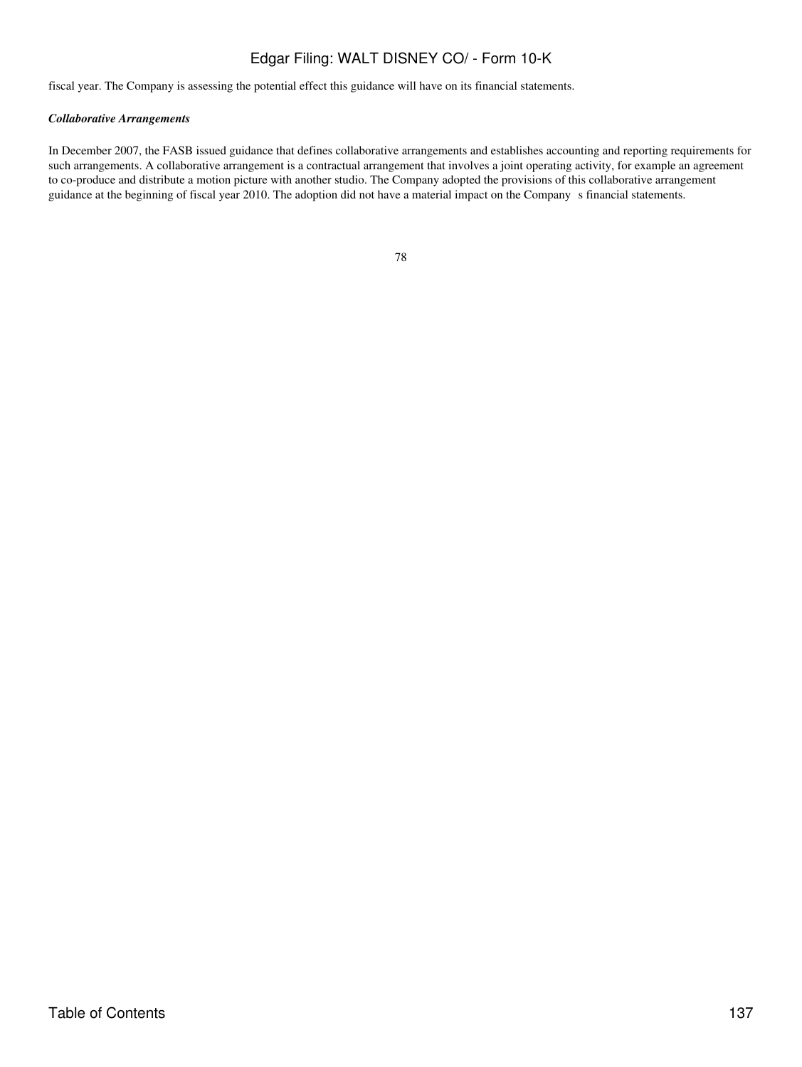fiscal year. The Company is assessing the potential effect this guidance will have on its financial statements.

***Collaborative Arrangements***

In December 2007, the FASB issued guidance that defines collaborative arrangements and establishes accounting and reporting requirements for such arrangements. A collaborative arrangement is a contractual arrangement that involves a joint operating activity, for example an agreement to co-produce and distribute a motion picture with another studio. The Company adopted the provisions of this collaborative arrangement guidance at the beginning of fiscal year 2010. The adoption did not have a material impact on the Company s financial statements.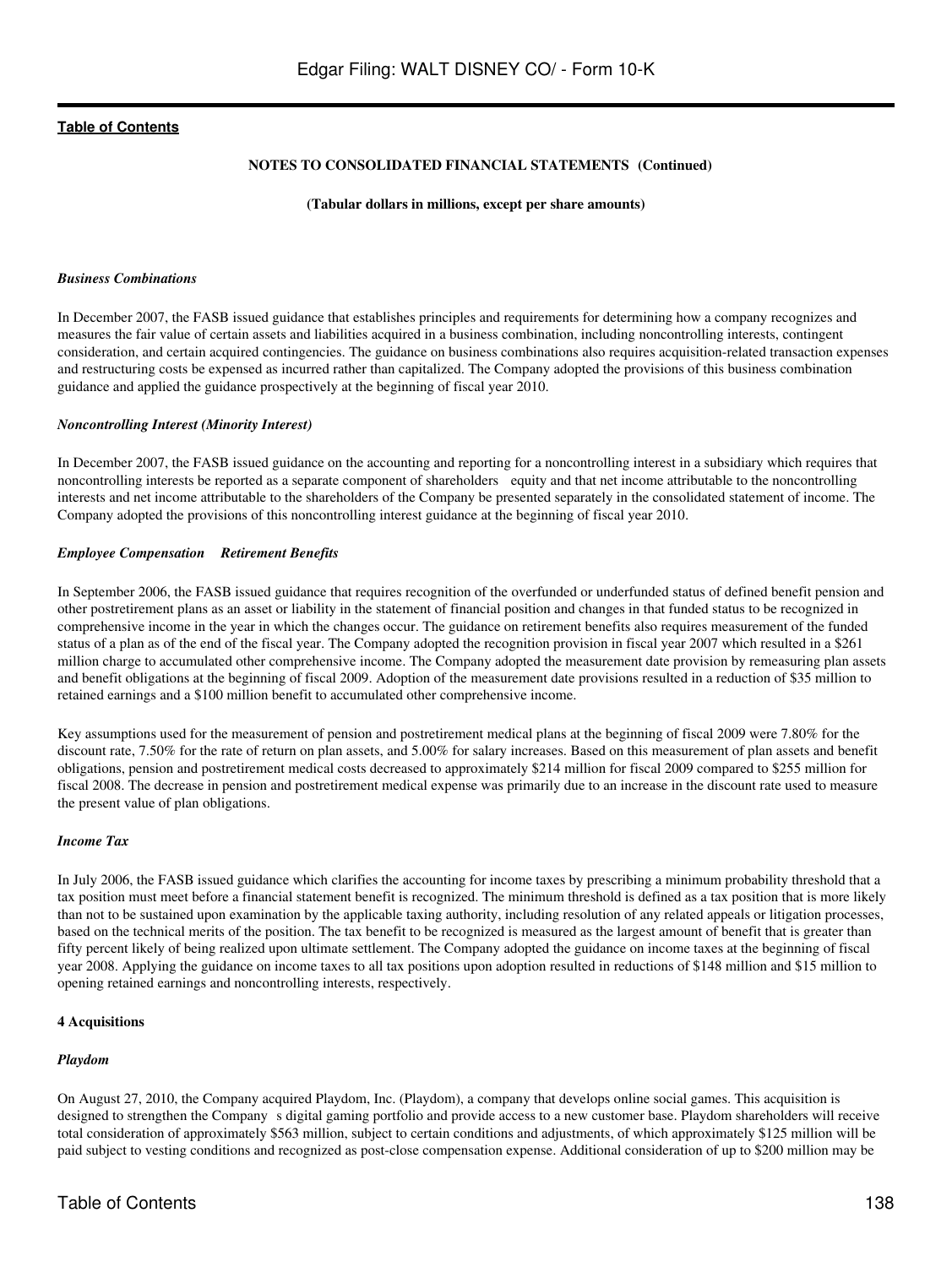**NOTES TO CONSOLIDATED FINANCIAL STATEMENTS (Continued)**

**(Tabular dollars in millions, except per share amounts)**

***Business Combinations***

In December 2007, the FASB issued guidance that establishes principles and requirements for determining how a company recognizes and measures the fair value of certain assets and liabilities acquired in a business combination, including noncontrolling interests, contingent consideration, and certain acquired contingencies. The guidance on business combinations also requires acquisition-related transaction expenses and restructuring costs be expensed as incurred rather than capitalized. The Company adopted the provisions of this business combination guidance and applied the guidance prospectively at the beginning of fiscal year 2010.

***Noncontrolling Interest (Minority Interest)***

In December 2007, the FASB issued guidance on the accounting and reporting for a noncontrolling interest in a subsidiary which requires that noncontrolling interests be reported as a separate component of shareholders equity and that net income attributable to the noncontrolling interests and net income attributable to the shareholders of the Company be presented separately in the consolidated statement of income. The Company adopted the provisions of this noncontrolling interest guidance at the beginning of fiscal year 2010.

***Employee Compensation Retirement Benefits***

In September 2006, the FASB issued guidance that requires recognition of the overfunded or underfunded status of defined benefit pension and other postretirement plans as an asset or liability in the statement of financial position and changes in that funded status to be recognized in comprehensive income in the year in which the changes occur. The guidance on retirement benefits also requires measurement of the funded status of a plan as of the end of the fiscal year. The Company adopted the recognition provision in fiscal year 2007 which resulted in a $261 million charge to accumulated other comprehensive income. The Company adopted the measurement date provision by remeasuring plan assets and benefit obligations at the beginning of fiscal 2009. Adoption of the measurement date provisions resulted in a reduction of $35 million to retained earnings and a $100 million benefit to accumulated other comprehensive income.

Key assumptions used for the measurement of pension and postretirement medical plans at the beginning of fiscal 2009 were 7.80% for the discount rate, 7.50% for the rate of return on plan assets, and 5.00% for salary increases. Based on this measurement of plan assets and benefit obligations, pension and postretirement medical costs decreased to approximately $214 million for fiscal 2009 compared to $255 million for fiscal 2008. The decrease in pension and postretirement medical expense was primarily due to an increase in the discount rate used to measure the present value of plan obligations.

***Income Tax***

In July 2006, the FASB issued guidance which clarifies the accounting for income taxes by prescribing a minimum probability threshold that a tax position must meet before a financial statement benefit is recognized. The minimum threshold is defined as a tax position that is more likely than not to be sustained upon examination by the applicable taxing authority, including resolution of any related appeals or litigation processes, based on the technical merits of the position. The tax benefit to be recognized is measured as the largest amount of benefit that is greater than fifty percent likely of being realized upon ultimate settlement. The Company adopted the guidance on income taxes at the beginning of fiscal year 2008. Applying the guidance on income taxes to all tax positions upon adoption resulted in reductions of $148 million and $15 million to opening retained earnings and noncontrolling interests, respectively.

**4 Acquisitions**

***Playdom***

On August 27, 2010, the Company acquired Playdom, Inc. (Playdom), a company that develops online social games. This acquisition is designed to strengthen the Company s digital gaming portfolio and provide access to a new customer base. Playdom shareholders will receive total consideration of approximately $563 million, subject to certain conditions and adjustments, of which approximately $125 million will be paid subject to vesting conditions and recognized as post-close compensation expense. Additional consideration of up to $200 million may be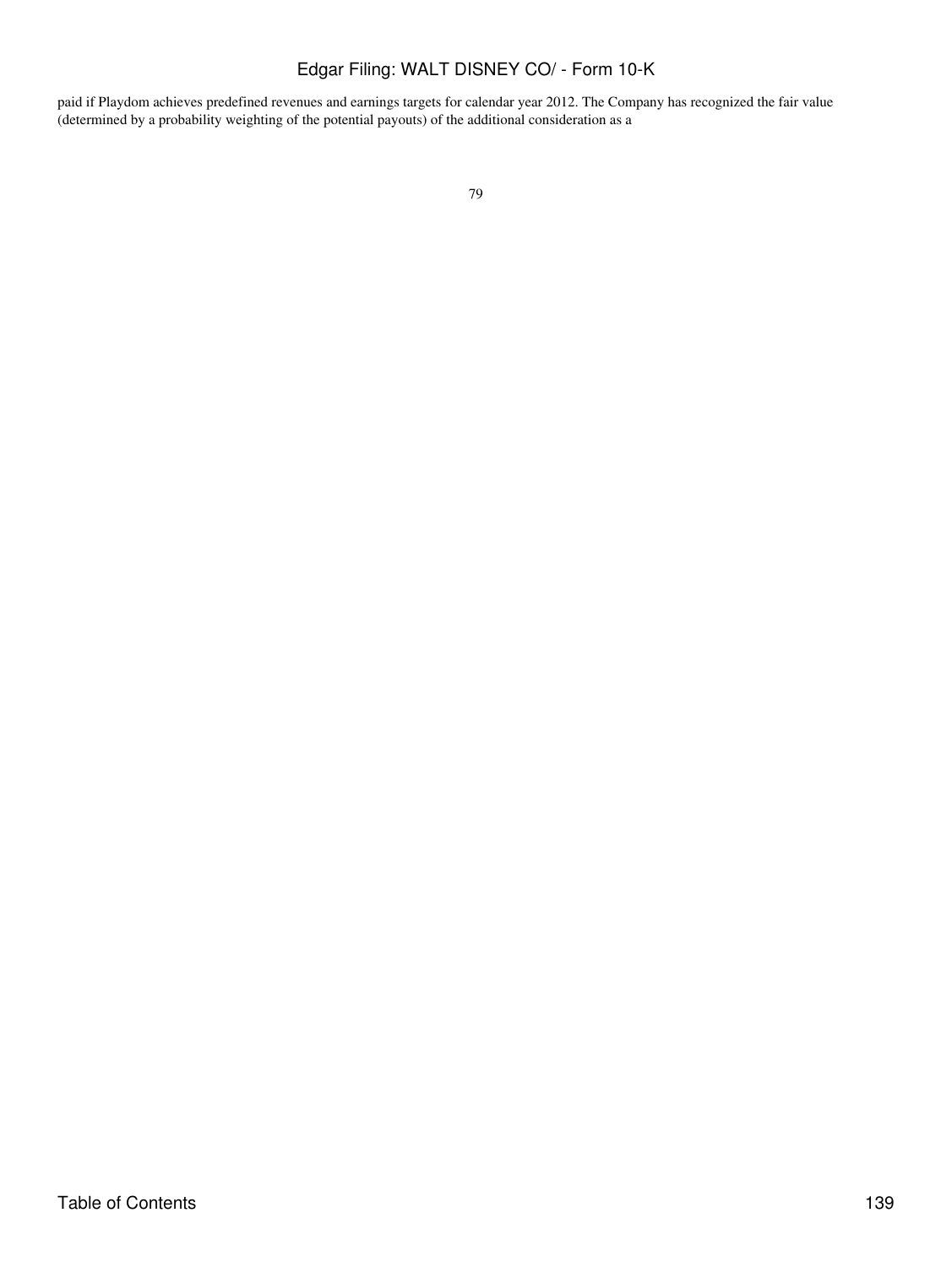paid if Playdom achieves predefined revenues and earnings targets for calendar year 2012. The Company has recognized the fair value (determined by a probability weighting of the potential payouts) of the additional consideration as a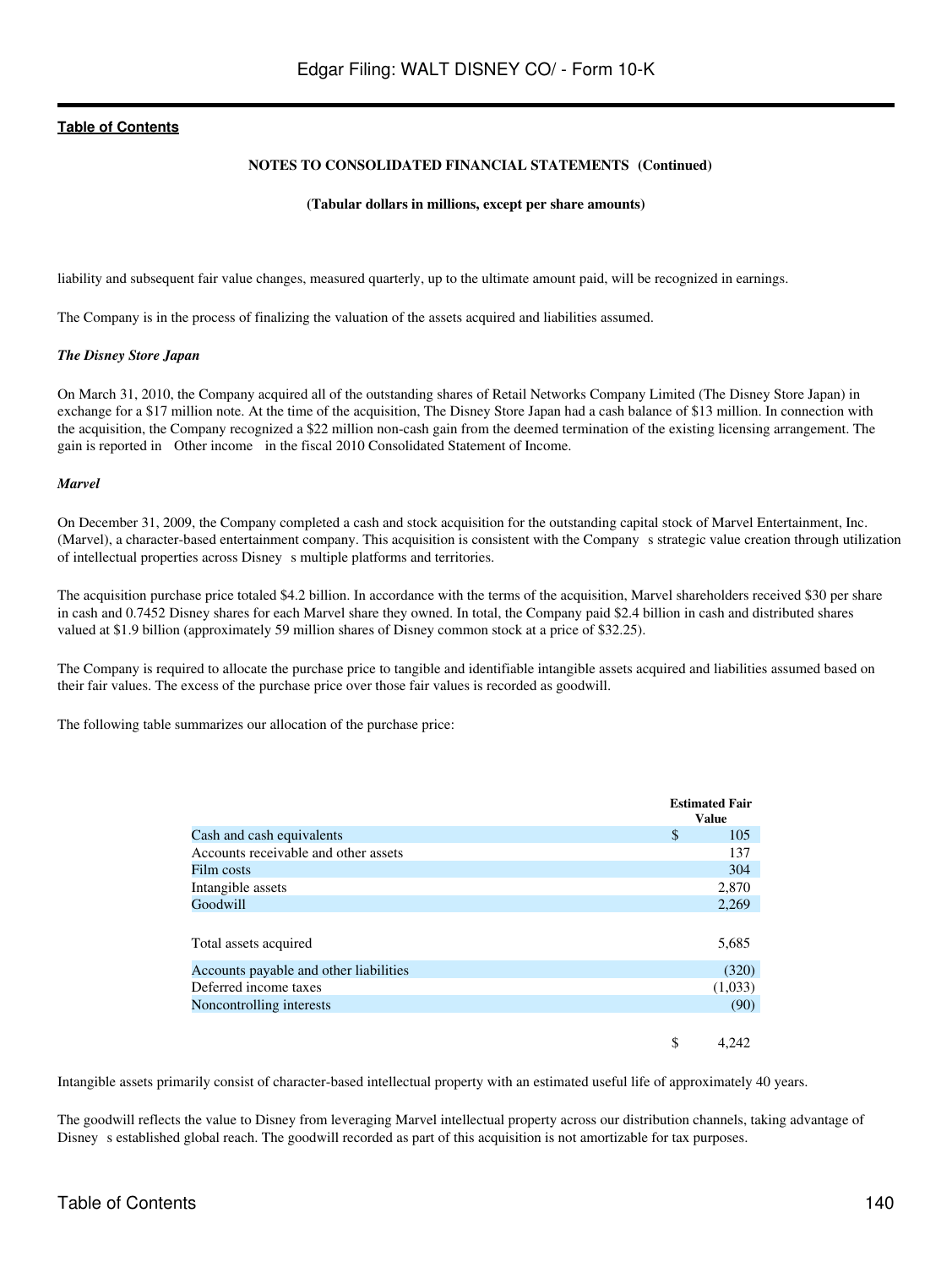**NOTES TO CONSOLIDATED FINANCIAL STATEMENTS (Continued)**

**(Tabular dollars in millions, except per share amounts)**

liability and subsequent fair value changes, measured quarterly, up to the ultimate amount paid, will be recognized in earnings.

The Company is in the process of finalizing the valuation of the assets acquired and liabilities assumed.

***The Disney Store Japan***

On March 31, 2010, the Company acquired all of the outstanding shares of Retail Networks Company Limited (The Disney Store Japan) in exchange for a $17 million note. At the time of the acquisition, The Disney Store Japan had a cash balance of $13 million. In connection with the acquisition, the Company recognized a $22 million non-cash gain from the deemed termination of the existing licensing arrangement. The gain is reported in Other income in the fiscal 2010 Consolidated Statement of Income.

***Marvel***

On December 31, 2009, the Company completed a cash and stock acquisition for the outstanding capital stock of Marvel Entertainment, Inc. (Marvel), a character-based entertainment company. This acquisition is consistent with the Company s strategic value creation through utilization of intellectual properties across Disney s multiple platforms and territories.

The acquisition purchase price totaled $4.2 billion. In accordance with the terms of the acquisition, Marvel shareholders received $30 per share in cash and 0.7452 Disney shares for each Marvel share they owned. In total, the Company paid $2.4 billion in cash and distributed shares valued at $1.9 billion (approximately 59 million shares of Disney common stock at a price of $32.25).

The Company is required to allocate the purchase price to tangible and identifiable intangible assets acquired and liabilities assumed based on their fair values. The excess of the purchase price over those fair values is recorded as goodwill.

The following table summarizes our allocation of the purchase price:

| | Estimated Fair Value |
|---|---|
| Cash and cash equivalents | $ 105 |
| Accounts receivable and other assets | 137 |
| Film costs | 304 |
| Intangible assets | 2,870 |
| Goodwill | 2,269 |
| Total assets acquired | 5,685 |
| Accounts payable and other liabilities | (320) |
| Deferred income taxes | (1,033) |
| Noncontrolling interests | (90) |
| | $ 4,242 |

Intangible assets primarily consist of character-based intellectual property with an estimated useful life of approximately 40 years.

The goodwill reflects the value to Disney from leveraging Marvel intellectual property across our distribution channels, taking advantage of Disney s established global reach. The goodwill recorded as part of this acquisition is not amortizable for tax purposes.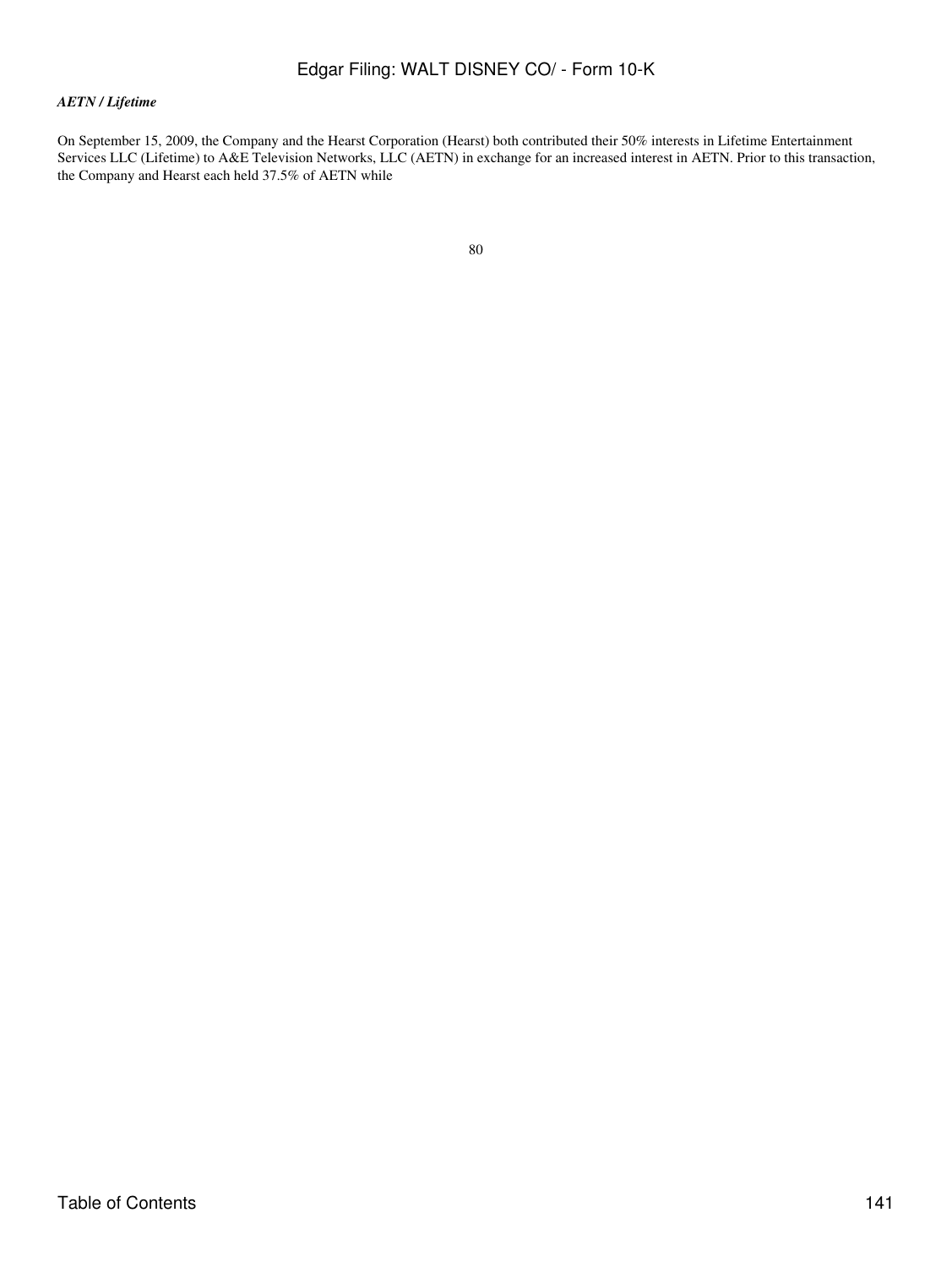*AETN / Lifetime*

On September 15, 2009, the Company and the Hearst Corporation (Hearst) both contributed their 50% interests in Lifetime Entertainment Services LLC (Lifetime) to A&E Television Networks, LLC (AETN) in exchange for an increased interest in AETN. Prior to this transaction, the Company and Hearst each held 37.5% of AETN while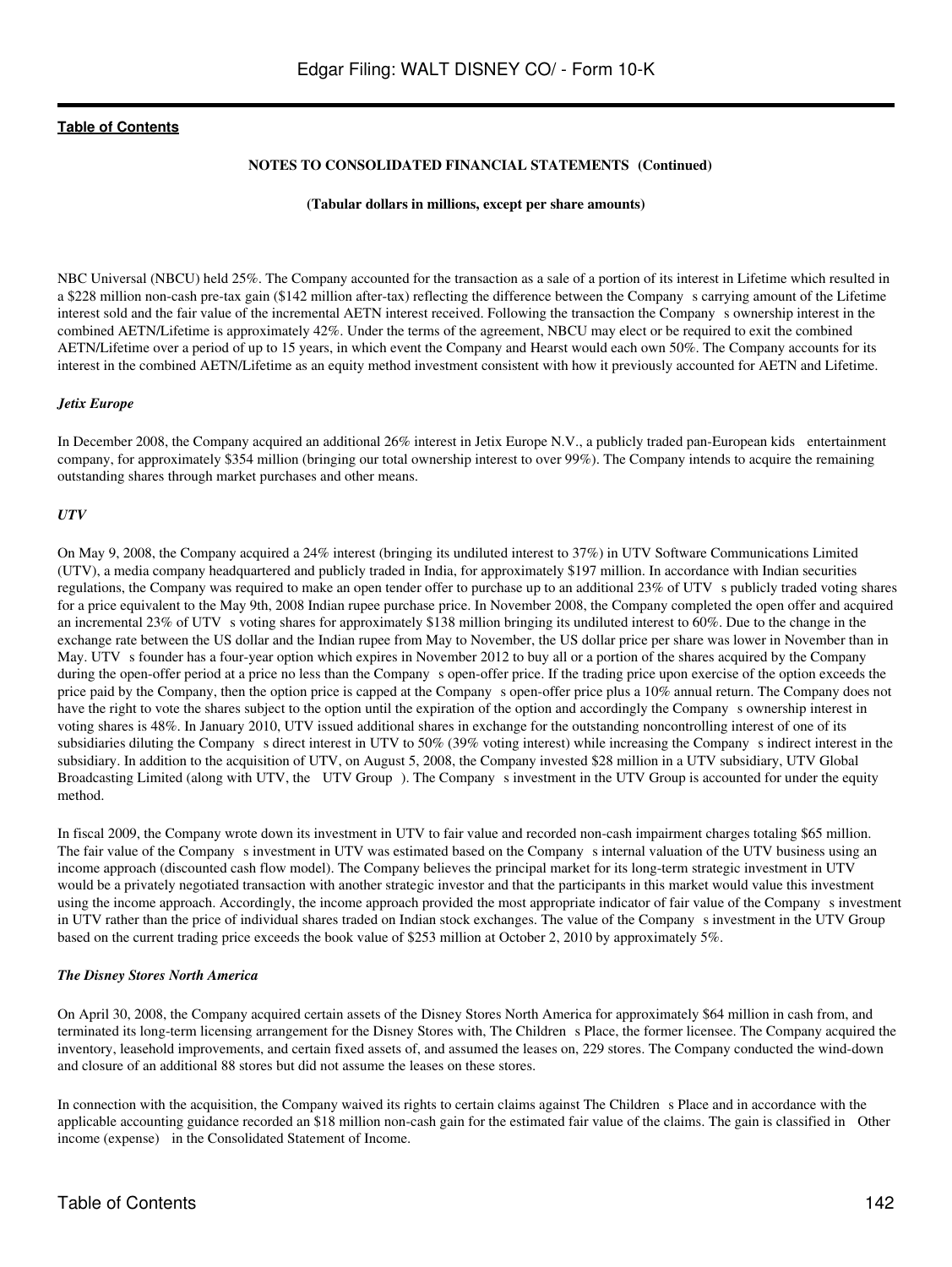NBC Universal (NBCU) held 25%. The Company accounted for the transaction as a sale of a portion of its interest in Lifetime which resulted in a $228 million non-cash pre-tax gain ($142 million after-tax) reflecting the difference between the Company s carrying amount of the Lifetime interest sold and the fair value of the incremental AETN interest received. Following the transaction the Company s ownership interest in the combined AETN/Lifetime is approximately 42%. Under the terms of the agreement, NBCU may elect or be required to exit the combined AETN/Lifetime over a period of up to 15 years, in which event the Company and Hearst would each own 50%. The Company accounts for its interest in the combined AETN/Lifetime as an equity method investment consistent with how it previously accounted for AETN and Lifetime.

*Jetix Europe*

In December 2008, the Company acquired an additional 26% interest in Jetix Europe N.V., a publicly traded pan-European kids entertainment company, for approximately $354 million (bringing our total ownership interest to over 99%). The Company intends to acquire the remaining outstanding shares through market purchases and other means.

*UTV*

On May 9, 2008, the Company acquired a 24% interest (bringing its undiluted interest to 37%) in UTV Software Communications Limited (UTV), a media company headquartered and publicly traded in India, for approximately $197 million. In accordance with Indian securities regulations, the Company was required to make an open tender offer to purchase up to an additional 23% of UTV s publicly traded voting shares for a price equivalent to the May 9th, 2008 Indian rupee purchase price. In November 2008, the Company completed the open offer and acquired an incremental 23% of UTV s voting shares for approximately $138 million bringing its undiluted interest to 60%. Due to the change in the exchange rate between the US dollar and the Indian rupee from May to November, the US dollar price per share was lower in November than in May. UTV s founder has a four-year option which expires in November 2012 to buy all or a portion of the shares acquired by the Company during the open-offer period at a price no less than the Company s open-offer price. If the trading price upon exercise of the option exceeds the price paid by the Company, then the option price is capped at the Company s open-offer price plus a 10% annual return. The Company does not have the right to vote the shares subject to the option until the expiration of the option and accordingly the Company s ownership interest in voting shares is 48%. In January 2010, UTV issued additional shares in exchange for the outstanding noncontrolling interest of one of its subsidiaries diluting the Company s direct interest in UTV to 50% (39% voting interest) while increasing the Company s indirect interest in the subsidiary. In addition to the acquisition of UTV, on August 5, 2008, the Company invested $28 million in a UTV subsidiary, UTV Global Broadcasting Limited (along with UTV, the UTV Group ). The Company s investment in the UTV Group is accounted for under the equity method.

In fiscal 2009, the Company wrote down its investment in UTV to fair value and recorded non-cash impairment charges totaling $65 million. The fair value of the Company s investment in UTV was estimated based on the Company s internal valuation of the UTV business using an income approach (discounted cash flow model). The Company believes the principal market for its long-term strategic investment in UTV would be a privately negotiated transaction with another strategic investor and that the participants in this market would value this investment using the income approach. Accordingly, the income approach provided the most appropriate indicator of fair value of the Company s investment in UTV rather than the price of individual shares traded on Indian stock exchanges. The value of the Company s investment in the UTV Group based on the current trading price exceeds the book value of $253 million at October 2, 2010 by approximately 5%.

*The Disney Stores North America*

On April 30, 2008, the Company acquired certain assets of the Disney Stores North America for approximately $64 million in cash from, and terminated its long-term licensing arrangement for the Disney Stores with, The Children s Place, the former licensee. The Company acquired the inventory, leasehold improvements, and certain fixed assets of, and assumed the leases on, 229 stores. The Company conducted the wind-down and closure of an additional 88 stores but did not assume the leases on these stores.

In connection with the acquisition, the Company waived its rights to certain claims against The Children s Place and in accordance with the applicable accounting guidance recorded an $18 million non-cash gain for the estimated fair value of the claims. The gain is classified in Other income (expense) in the Consolidated Statement of Income.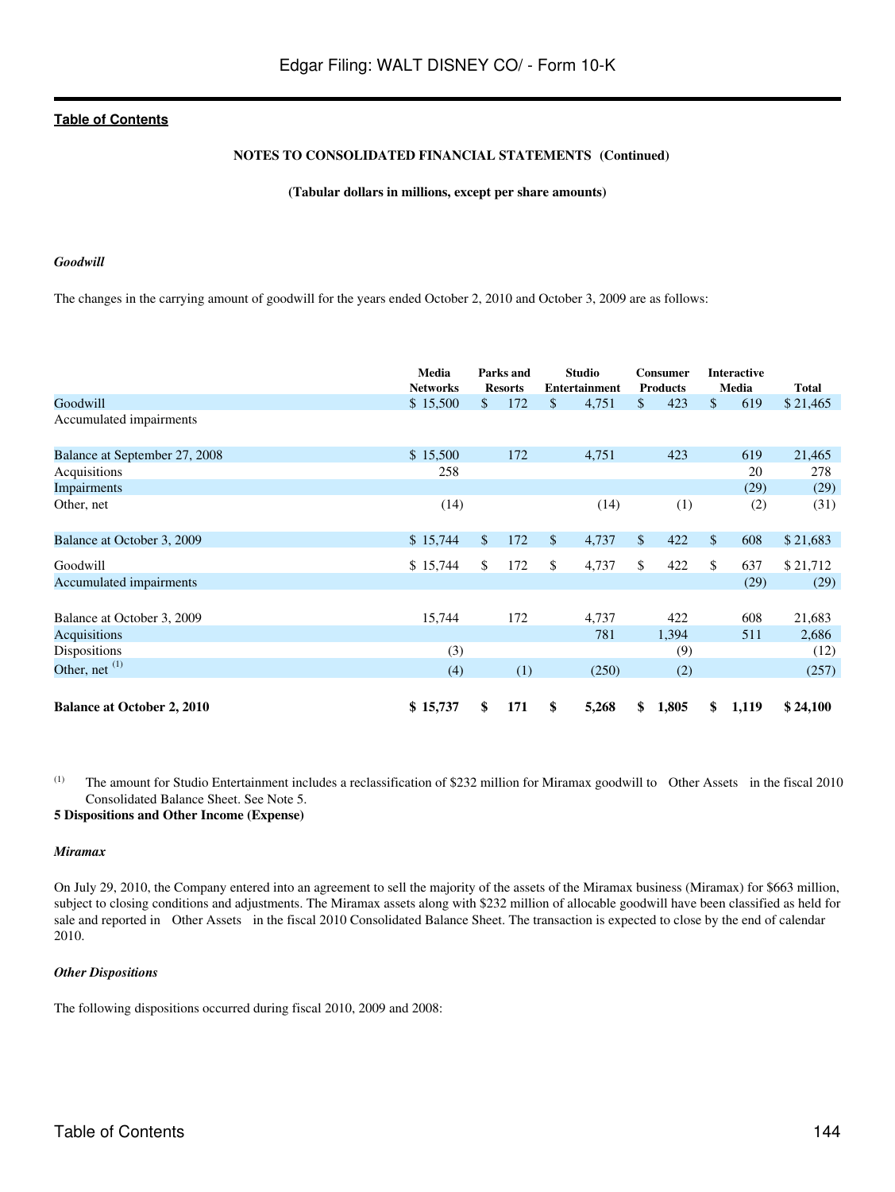NOTES TO CONSOLIDATED FINANCIAL STATEMENTS (Continued)

(Tabular dollars in millions, except per share amounts)

*Goodwill*

The changes in the carrying amount of goodwill for the years ended October 2, 2010 and October 3, 2009 are as follows:

| | Media Networks | Parks and Resorts | Studio Entertainment | Consumer Products | Interactive Media | Total |
|---|---|---|---|---|---|---|
| Goodwill | $ 15,500 | $ 172 | $ 4,751 | $ 423 | $ 619 | $ 21,465 |
| Accumulated impairments | | | | | | |
| Balance at September 27, 2008 | $ 15,500 | 172 | 4,751 | 423 | 619 | 21,465 |
| Acquisitions | 258 | | | | 20 | 278 |
| Impairments | | | | | (29) | (29) |
| Other, net | (14) | | (14) | (1) | (2) | (31) |
| Balance at October 3, 2009 | $ 15,744 | $ 172 | $ 4,737 | $ 422 | $ 608 | $ 21,683 |
| Goodwill | $ 15,744 | $ 172 | $ 4,737 | $ 422 | $ 637 | $ 21,712 |
| Accumulated impairments | | | | | (29) | (29) |
| Balance at October 3, 2009 | 15,744 | 172 | 4,737 | 422 | 608 | 21,683 |
| Acquisitions | | | 781 | 1,394 | 511 | 2,686 |
| Dispositions | (3) | | | (9) | | (12) |
| Other, net [(1)] | (4) | (1) | (250) | (2) | | (257) |
| **Balance at October 2, 2010** | **$ 15,737** | **$ 171** | **$ 5,268** | **$ 1,805** | **$ 1,119** | **$ 24,100** |

(1) The amount for Studio Entertainment includes a reclassification of $232 million for Miramax goodwill to Other Assets in the fiscal 2010 Consolidated Balance Sheet. See Note 5.

**5 Dispositions and Other Income (Expense)**

*Miramax*

On July 29, 2010, the Company entered into an agreement to sell the majority of the assets of the Miramax business (Miramax) for $663 million, subject to closing conditions and adjustments. The Miramax assets along with $232 million of allocable goodwill have been classified as held for sale and reported in Other Assets in the fiscal 2010 Consolidated Balance Sheet. The transaction is expected to close by the end of calendar 2010.

*Other Dispositions*

The following dispositions occurred during fiscal 2010, 2009 and 2008: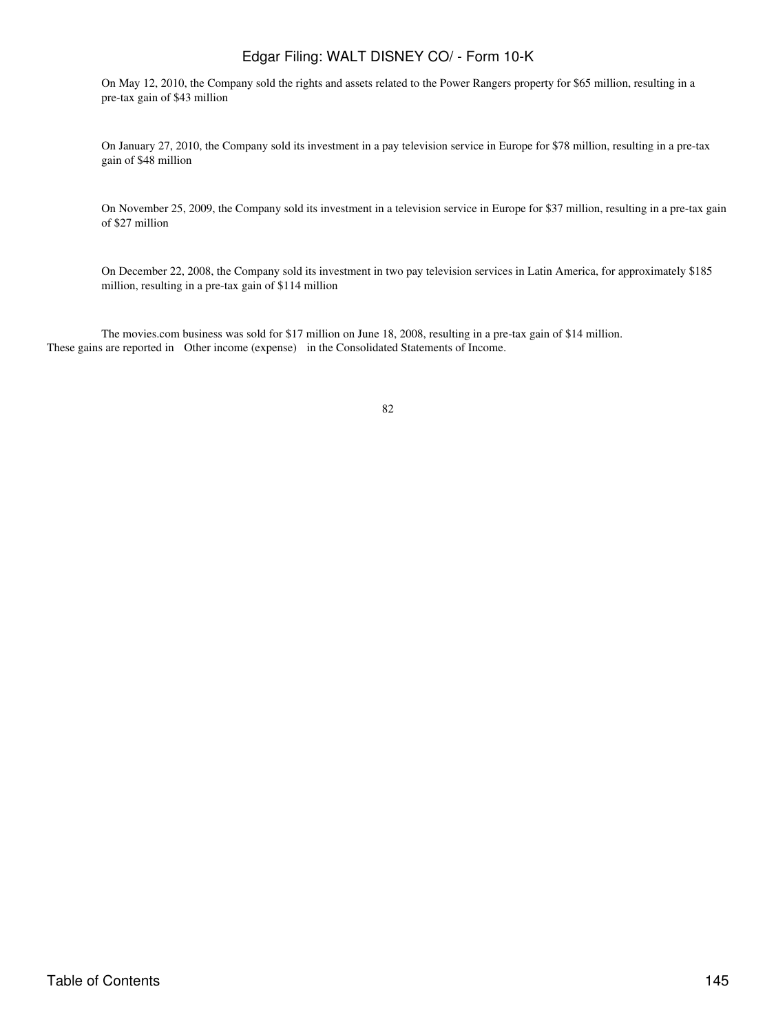On May 12, 2010, the Company sold the rights and assets related to the Power Rangers property for $65 million, resulting in a pre-tax gain of $43 million

On January 27, 2010, the Company sold its investment in a pay television service in Europe for $78 million, resulting in a pre-tax gain of $48 million

On November 25, 2009, the Company sold its investment in a television service in Europe for $37 million, resulting in a pre-tax gain of $27 million

On December 22, 2008, the Company sold its investment in two pay television services in Latin America, for approximately $185 million, resulting in a pre-tax gain of $114 million

The movies.com business was sold for $17 million on June 18, 2008, resulting in a pre-tax gain of $14 million.

These gains are reported in Other income (expense) in the Consolidated Statements of Income.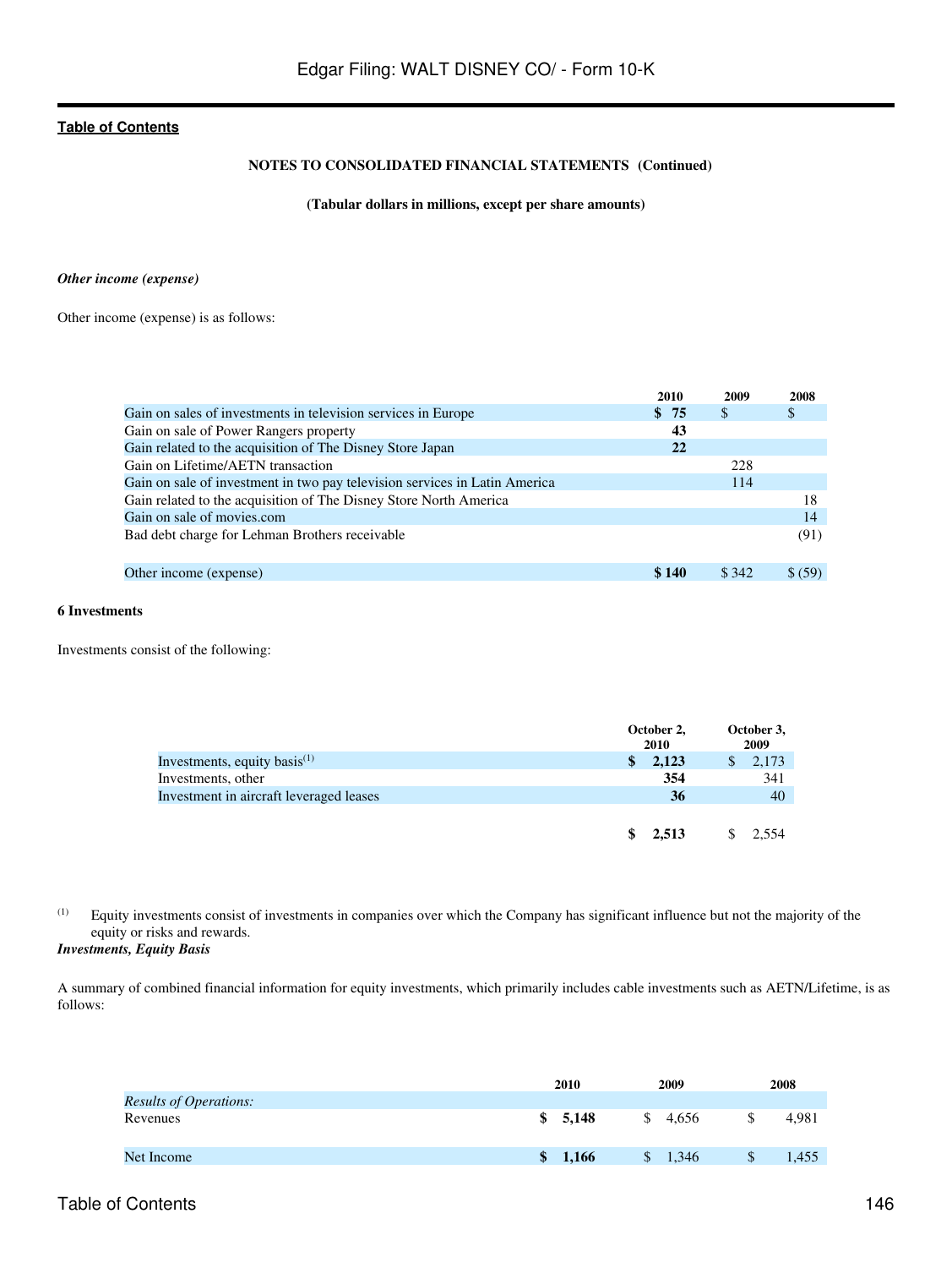**NOTES TO CONSOLIDATED FINANCIAL STATEMENTS (Continued)**

**(Tabular dollars in millions, except per share amounts)**

***Other income (expense)***

Other income (expense) is as follows:

| | 2010 | 2009 | 2008 |
|---|---|---|---|
| Gain on sales of investments in television services in Europe | **$ 75** | $ | $ |
| Gain on sale of Power Rangers property | **43** | | |
| Gain related to the acquisition of The Disney Store Japan | **22** | | |
| Gain on Lifetime/AETN transaction | | 228 | |
| Gain on sale of investment in two pay television services in Latin America | | 114 | |
| Gain related to the acquisition of The Disney Store North America | | | 18 |
| Gain on sale of movies.com | | | 14 |
| Bad debt charge for Lehman Brothers receivable | | | (91) |
| Other income (expense) | **$ 140** | $ 342 | $ (59) |

**6 Investments**

Investments consist of the following:

| | October 2, 2010 | October 3, 2009 |
|---|---|---|
| Investments, equity basis[1] | **$ 2,123** | $ 2,173 |
| Investments, other | **354** | 341 |
| Investment in aircraft leveraged leases | **36** | 40 |
| | **$ 2,513** | $ 2,554 |

[1] Equity investments consist of investments in companies over which the Company has significant influence but not the majority of the equity or risks and rewards.

***Investments, Equity Basis***

A summary of combined financial information for equity investments, which primarily includes cable investments such as AETN/Lifetime, is as follows:

| | 2010 | 2009 | 2008 |
|---|---|---|---|
| *Results of Operations:* | | | |
| Revenues | **$ 5,148** | $ 4,656 | $ 4,981 |
| Net Income | **$ 1,166** | $ 1,346 | $ 1,455 |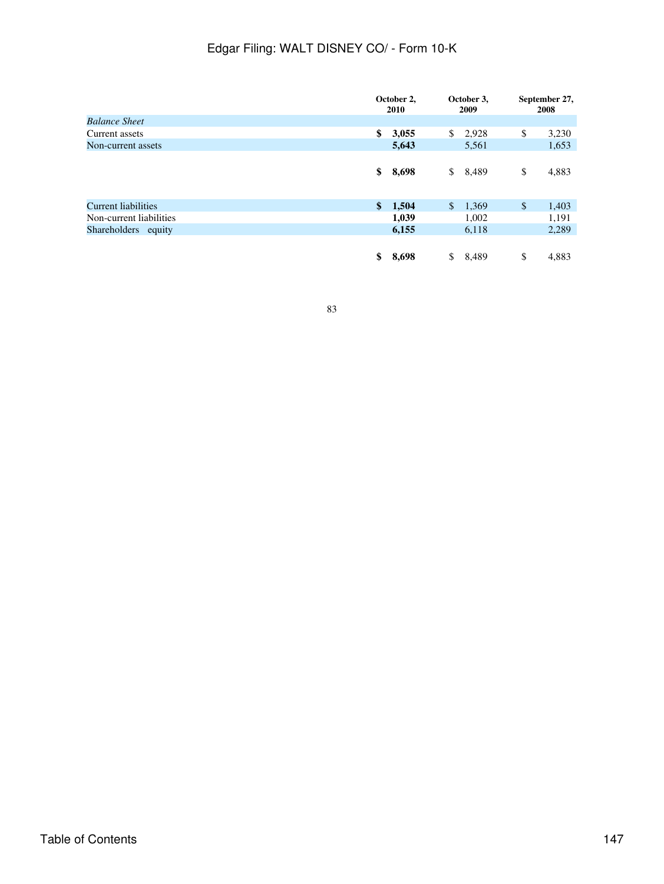| | October 2, 2010 | October 3, 2009 | September 27, 2008 |
|---|---|---|---|
| *Balance Sheet* | | | |
| Current assets | **$ 3,055** | $ 2,928 | $ 3,230 |
| Non-current assets | **5,643** | 5,561 | 1,653 |
| | **$ 8,698** | $ 8,489 | $ 4,883 |
| Current liabilities | **$ 1,504** | $ 1,369 | $ 1,403 |
| Non-current liabilities | **1,039** | 1,002 | 1,191 |
| Shareholders equity | **6,155** | 6,118 | 2,289 |
| | **$ 8,698** | $ 8,489 | $ 4,883 |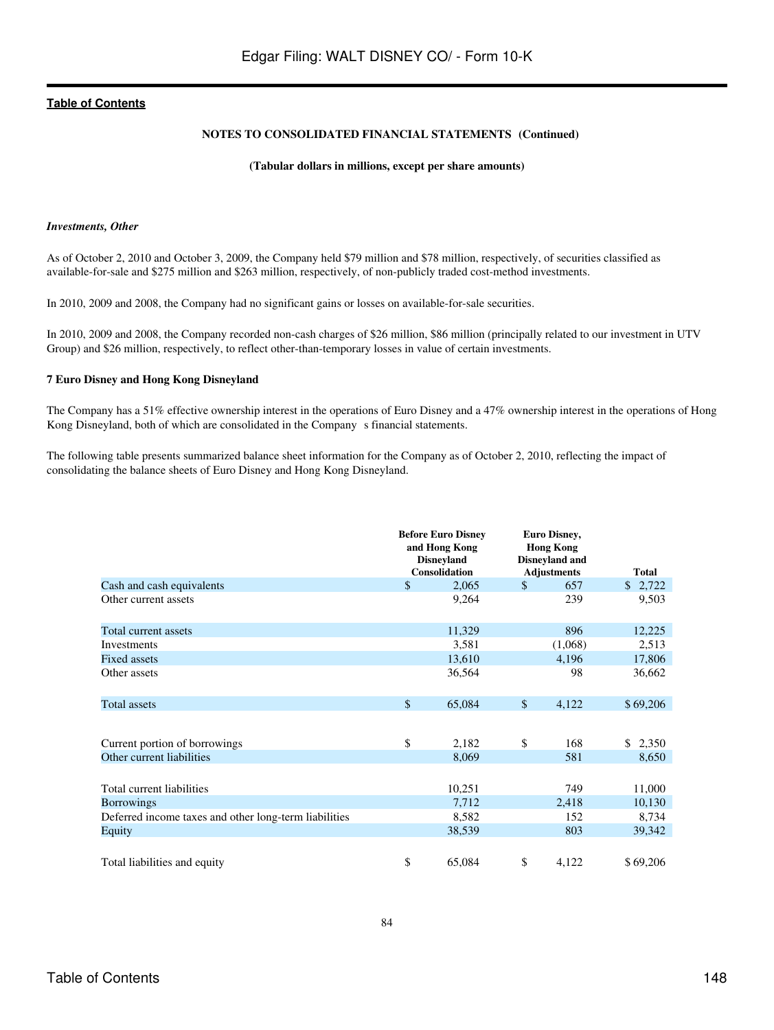NOTES TO CONSOLIDATED FINANCIAL STATEMENTS (Continued)

(Tabular dollars in millions, except per share amounts)

***Investments, Other***

As of October 2, 2010 and October 3, 2009, the Company held $79 million and $78 million, respectively, of securities classified as available-for-sale and $275 million and $263 million, respectively, of non-publicly traded cost-method investments.

In 2010, 2009 and 2008, the Company had no significant gains or losses on available-for-sale securities.

In 2010, 2009 and 2008, the Company recorded non-cash charges of $26 million, $86 million (principally related to our investment in UTV Group) and $26 million, respectively, to reflect other-than-temporary losses in value of certain investments.

**7 Euro Disney and Hong Kong Disneyland**

The Company has a 51% effective ownership interest in the operations of Euro Disney and a 47% ownership interest in the operations of Hong Kong Disneyland, both of which are consolidated in the Company s financial statements.

The following table presents summarized balance sheet information for the Company as of October 2, 2010, reflecting the impact of consolidating the balance sheets of Euro Disney and Hong Kong Disneyland.

| | Before Euro Disney and Hong Kong Disneyland Consolidation | Euro Disney, Hong Kong Disneyland and Adjustments | Total |
|---|---|---|---|
| Cash and cash equivalents | $ 2,065 | $ 657 | $ 2,722 |
| Other current assets | 9,264 | 239 | 9,503 |
| Total current assets | 11,329 | 896 | 12,225 |
| Investments | 3,581 | (1,068) | 2,513 |
| Fixed assets | 13,610 | 4,196 | 17,806 |
| Other assets | 36,564 | 98 | 36,662 |
| Total assets | $ 65,084 | $ 4,122 | $ 69,206 |
| Current portion of borrowings | $ 2,182 | $ 168 | $ 2,350 |
| Other current liabilities | 8,069 | 581 | 8,650 |
| Total current liabilities | 10,251 | 749 | 11,000 |
| Borrowings | 7,712 | 2,418 | 10,130 |
| Deferred income taxes and other long-term liabilities | 8,582 | 152 | 8,734 |
| Equity | 38,539 | 803 | 39,342 |
| Total liabilities and equity | $ 65,084 | $ 4,122 | $ 69,206 |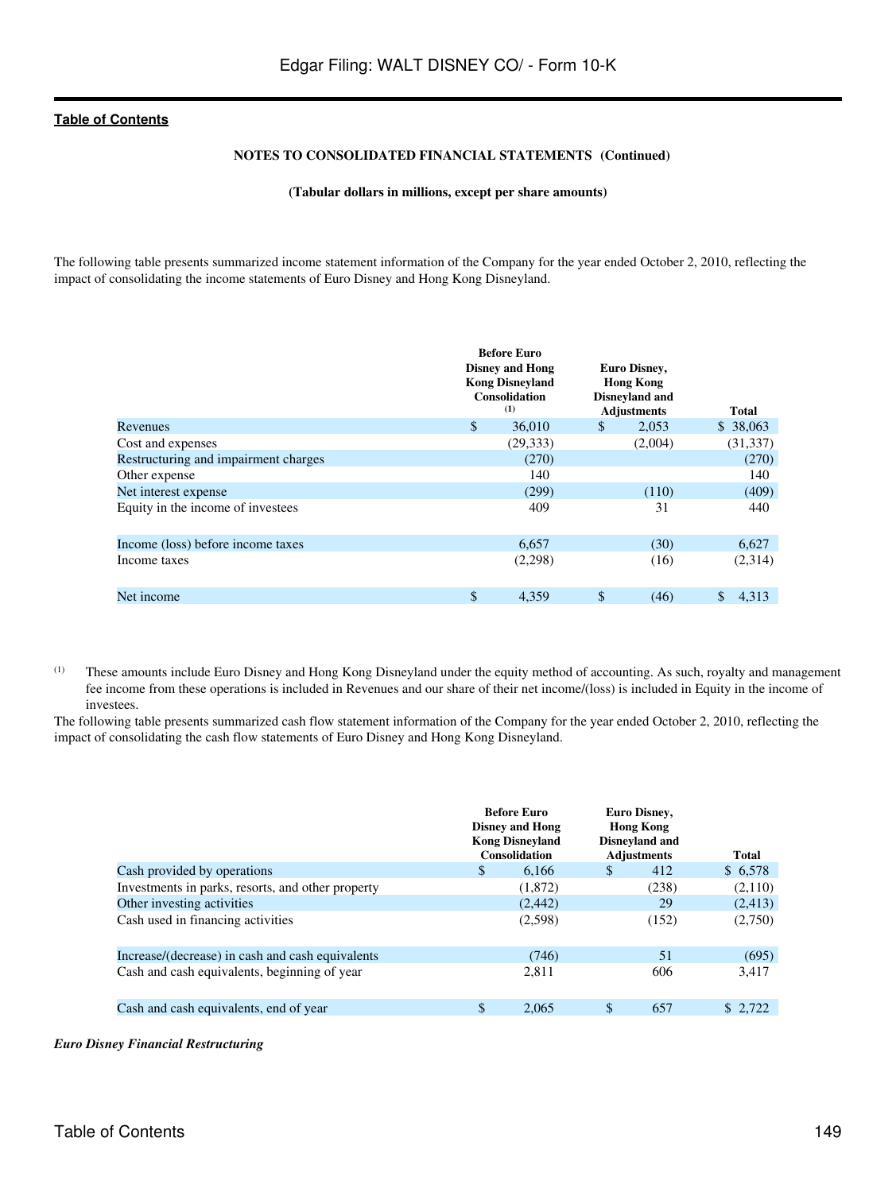NOTES TO CONSOLIDATED FINANCIAL STATEMENTS (Continued)

(Tabular dollars in millions, except per share amounts)

The following table presents summarized income statement information of the Company for the year ended October 2, 2010, reflecting the impact of consolidating the income statements of Euro Disney and Hong Kong Disneyland.

| | Before Euro Disney and Hong Kong Disneyland Consolidation [(1)] | Euro Disney, Hong Kong Disneyland and Adjustments | Total |
|---|---|---|---|
| Revenues | $ 36,010 | $ 2,053 | $ 38,063 |
| Cost and expenses | (29,333) | (2,004) | (31,337) |
| Restructuring and impairment charges | (270) | | (270) |
| Other expense | 140 | | 140 |
| Net interest expense | (299) | (110) | (409) |
| Equity in the income of investees | 409 | 31 | 440 |
| Income (loss) before income taxes | 6,657 | (30) | 6,627 |
| Income taxes | (2,298) | (16) | (2,314) |
| Net income | $ 4,359 | $ (46) | $ 4,313 |

(1) These amounts include Euro Disney and Hong Kong Disneyland under the equity method of accounting. As such, royalty and management fee income from these operations is included in Revenues and our share of their net income/(loss) is included in Equity in the income of investees.

The following table presents summarized cash flow statement information of the Company for the year ended October 2, 2010, reflecting the impact of consolidating the cash flow statements of Euro Disney and Hong Kong Disneyland.

| | Before Euro Disney and Hong Kong Disneyland Consolidation | Euro Disney, Hong Kong Disneyland and Adjustments | Total |
|---|---|---|---|
| Cash provided by operations | $ 6,166 | $ 412 | $ 6,578 |
| Investments in parks, resorts, and other property | (1,872) | (238) | (2,110) |
| Other investing activities | (2,442) | 29 | (2,413) |
| Cash used in financing activities | (2,598) | (152) | (2,750) |
| Increase/(decrease) in cash and cash equivalents | (746) | 51 | (695) |
| Cash and cash equivalents, beginning of year | 2,811 | 606 | 3,417 |
| Cash and cash equivalents, end of year | $ 2,065 | $ 657 | $ 2,722 |

***Euro Disney Financial Restructuring***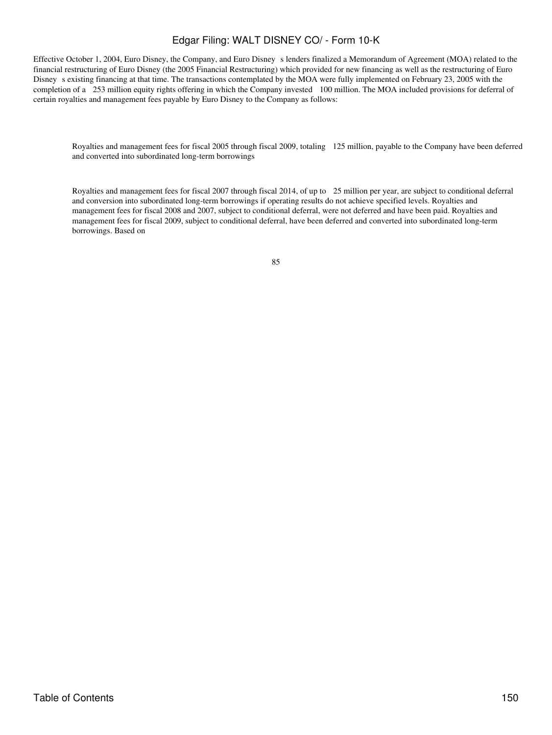Effective October 1, 2004, Euro Disney, the Company, and Euro Disney s lenders finalized a Memorandum of Agreement (MOA) related to the financial restructuring of Euro Disney (the 2005 Financial Restructuring) which provided for new financing as well as the restructuring of Euro Disney s existing financing at that time. The transactions contemplated by the MOA were fully implemented on February 23, 2005 with the completion of a 253 million equity rights offering in which the Company invested 100 million. The MOA included provisions for deferral of certain royalties and management fees payable by Euro Disney to the Company as follows:

- Royalties and management fees for fiscal 2005 through fiscal 2009, totaling 125 million, payable to the Company have been deferred and converted into subordinated long-term borrowings

- Royalties and management fees for fiscal 2007 through fiscal 2014, of up to 25 million per year, are subject to conditional deferral and conversion into subordinated long-term borrowings if operating results do not achieve specified levels. Royalties and management fees for fiscal 2008 and 2007, subject to conditional deferral, were not deferred and have been paid. Royalties and management fees for fiscal 2009, subject to conditional deferral, have been deferred and converted into subordinated long-term borrowings. Based on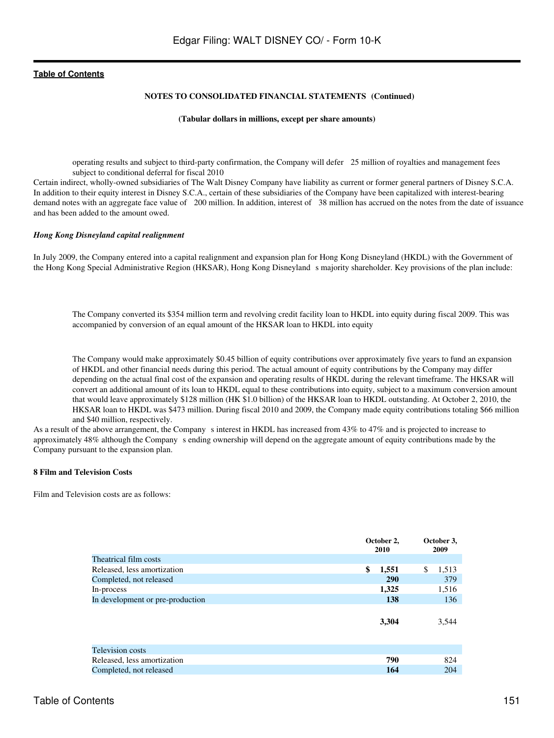## NOTES TO CONSOLIDATED FINANCIAL STATEMENTS (Continued)

**(Tabular dollars in millions, except per share amounts)**

operating results and subject to third-party confirmation, the Company will defer 25 million of royalties and management fees subject to conditional deferral for fiscal 2010

Certain indirect, wholly-owned subsidiaries of The Walt Disney Company have liability as current or former general partners of Disney S.C.A. In addition to their equity interest in Disney S.C.A., certain of these subsidiaries of the Company have been capitalized with interest-bearing demand notes with an aggregate face value of 200 million. In addition, interest of 38 million has accrued on the notes from the date of issuance and has been added to the amount owed.

*Hong Kong Disneyland capital realignment*

In July 2009, the Company entered into a capital realignment and expansion plan for Hong Kong Disneyland (HKDL) with the Government of the Hong Kong Special Administrative Region (HKSAR), Hong Kong Disneyland s majority shareholder. Key provisions of the plan include:

The Company converted its $354 million term and revolving credit facility loan to HKDL into equity during fiscal 2009. This was accompanied by conversion of an equal amount of the HKSAR loan to HKDL into equity

The Company would make approximately $0.45 billion of equity contributions over approximately five years to fund an expansion of HKDL and other financial needs during this period. The actual amount of equity contributions by the Company may differ depending on the actual final cost of the expansion and operating results of HKDL during the relevant timeframe. The HKSAR will convert an additional amount of its loan to HKDL equal to these contributions into equity, subject to a maximum conversion amount that would leave approximately $128 million (HK $1.0 billion) of the HKSAR loan to HKDL outstanding. At October 2, 2010, the HKSAR loan to HKDL was $473 million. During fiscal 2010 and 2009, the Company made equity contributions totaling $66 million and $40 million, respectively.

As a result of the above arrangement, the Company s interest in HKDL has increased from 43% to 47% and is projected to increase to approximately 48% although the Company s ending ownership will depend on the aggregate amount of equity contributions made by the Company pursuant to the expansion plan.

### 8 Film and Television Costs

Film and Television costs are as follows:

| | October 2, 2010 | October 3, 2009 |
|---|---|---|
| Theatrical film costs | | |
| Released, less amortization | **$ 1,551** | $ 1,513 |
| Completed, not released | **290** | 379 |
| In-process | **1,325** | 1,516 |
| In development or pre-production | **138** | 136 |
| | **3,304** | 3,544 |
| Television costs | | |
| Released, less amortization | **790** | 824 |
| Completed, not released | **164** | 204 |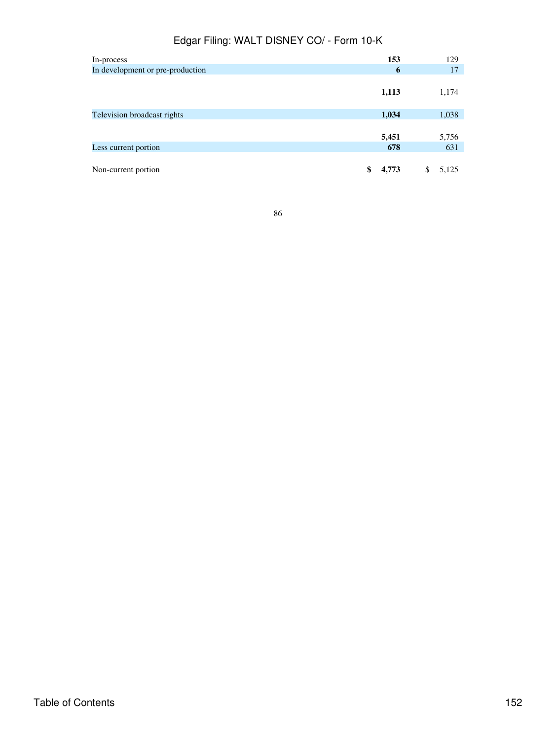| | | |
|---|---|---|
| In-process | **153** | 129 |
| In development or pre-production | **6** | 17 |
| | **1,113** | 1,174 |
| Television broadcast rights | **1,034** | 1,038 |
| | **5,451** | 5,756 |
| Less current portion | **678** | 631 |
| Non-current portion | **$ 4,773** | $ 5,125 |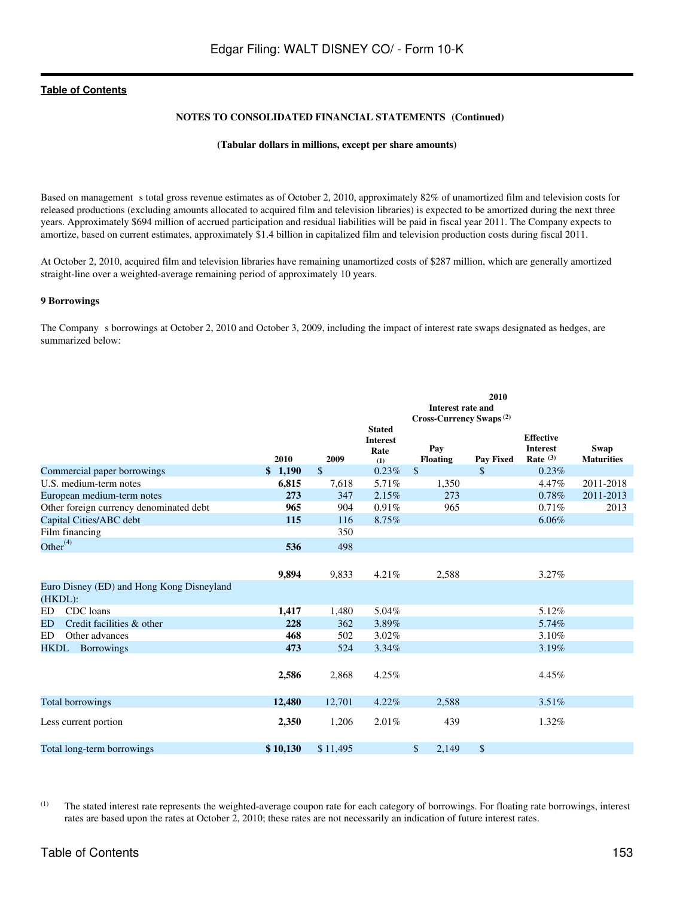NOTES TO CONSOLIDATED FINANCIAL STATEMENTS (Continued)

(Tabular dollars in millions, except per share amounts)

Based on management s total gross revenue estimates as of October 2, 2010, approximately 82% of unamortized film and television costs for released productions (excluding amounts allocated to acquired film and television libraries) is expected to be amortized during the next three years. Approximately $694 million of accrued participation and residual liabilities will be paid in fiscal year 2011. The Company expects to amortize, based on current estimates, approximately $1.4 billion in capitalized film and television production costs during fiscal 2011.

At October 2, 2010, acquired film and television libraries have remaining unamortized costs of $287 million, which are generally amortized straight-line over a weighted-average remaining period of approximately 10 years.

**9 Borrowings**

The Company s borrowings at October 2, 2010 and October 3, 2009, including the impact of interest rate swaps designated as hedges, are summarized below:

| | | | | 2010 Interest rate and Cross-Currency Swaps (2) | | | |
|---|---|---|---|---|---|---|---|
| | 2010 | 2009 | Stated Interest Rate (1) | Pay Floating | Pay Fixed | Effective Interest Rate (3) | Swap Maturities |
| Commercial paper borrowings | **$ 1,190** | $ | 0.23% | $ | $ | 0.23% | |
| U.S. medium-term notes | **6,815** | 7,618 | 5.71% | 1,350 | | 4.47% | 2011-2018 |
| European medium-term notes | **273** | 347 | 2.15% | 273 | | 0.78% | 2011-2013 |
| Other foreign currency denominated debt | **965** | 904 | 0.91% | 965 | | 0.71% | 2013 |
| Capital Cities/ABC debt | **115** | 116 | 8.75% | | | 6.06% | |
| Film financing | | 350 | | | | | |
| Other (4) | **536** | 498 | | | | | |
| | **9,894** | 9,833 | 4.21% | 2,588 | | 3.27% | |
| Euro Disney (ED) and Hong Kong Disneyland (HKDL): | | | | | | | |
| ED CDC loans | **1,417** | 1,480 | 5.04% | | | 5.12% | |
| ED Credit facilities & other | **228** | 362 | 3.89% | | | 5.74% | |
| ED Other advances | **468** | 502 | 3.02% | | | 3.10% | |
| HKDL Borrowings | **473** | 524 | 3.34% | | | 3.19% | |
| | **2,586** | 2,868 | 4.25% | | | 4.45% | |
| Total borrowings | **12,480** | 12,701 | 4.22% | 2,588 | | 3.51% | |
| Less current portion | **2,350** | 1,206 | 2.01% | 439 | | 1.32% | |
| Total long-term borrowings | **$ 10,130** | $ 11,495 | | $ 2,149 | $ | | |

(1) The stated interest rate represents the weighted-average coupon rate for each category of borrowings. For floating rate borrowings, interest rates are based upon the rates at October 2, 2010; these rates are not necessarily an indication of future interest rates.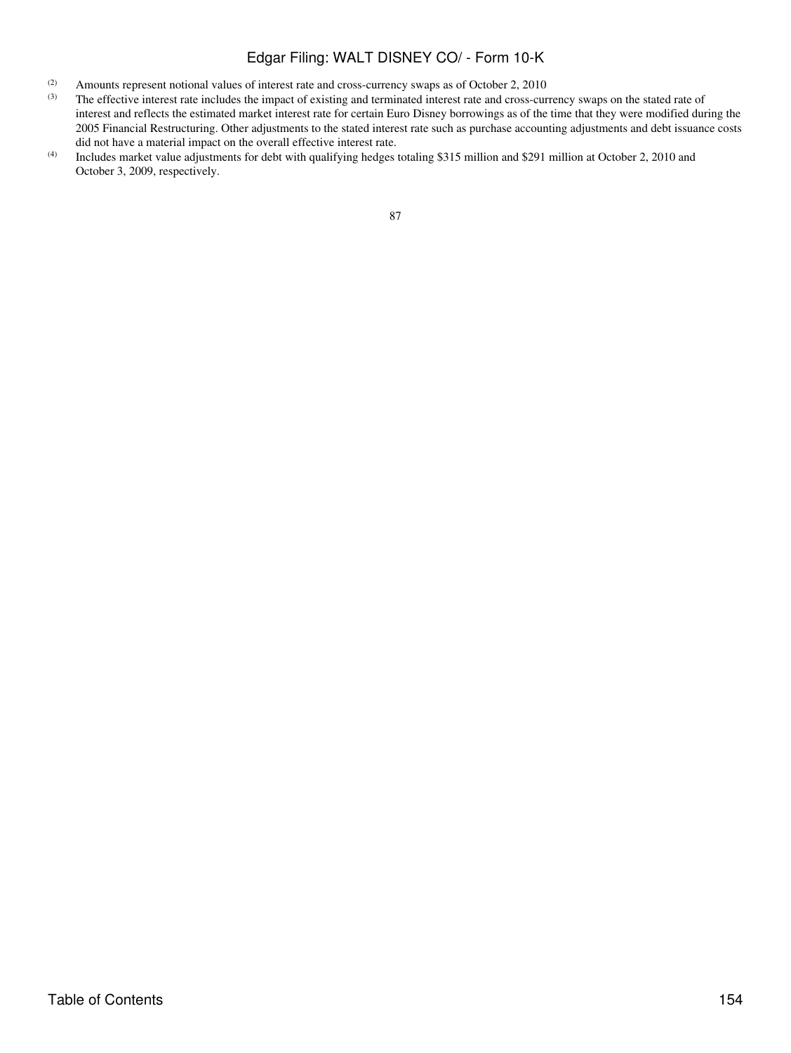(2) Amounts represent notional values of interest rate and cross-currency swaps as of October 2, 2010

(3) The effective interest rate includes the impact of existing and terminated interest rate and cross-currency swaps on the stated rate of interest and reflects the estimated market interest rate for certain Euro Disney borrowings as of the time that they were modified during the 2005 Financial Restructuring. Other adjustments to the stated interest rate such as purchase accounting adjustments and debt issuance costs did not have a material impact on the overall effective interest rate.

(4) Includes market value adjustments for debt with qualifying hedges totaling $315 million and $291 million at October 2, 2010 and October 3, 2009, respectively.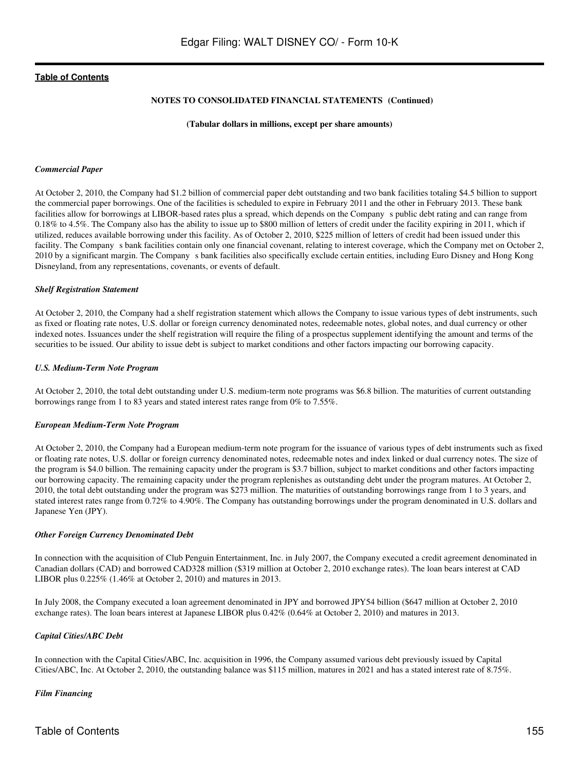**NOTES TO CONSOLIDATED FINANCIAL STATEMENTS (Continued)**

**(Tabular dollars in millions, except per share amounts)**

***Commercial Paper***

At October 2, 2010, the Company had $1.2 billion of commercial paper debt outstanding and two bank facilities totaling $4.5 billion to support the commercial paper borrowings. One of the facilities is scheduled to expire in February 2011 and the other in February 2013. These bank facilities allow for borrowings at LIBOR-based rates plus a spread, which depends on the Company s public debt rating and can range from 0.18% to 4.5%. The Company also has the ability to issue up to $800 million of letters of credit under the facility expiring in 2011, which if utilized, reduces available borrowing under this facility. As of October 2, 2010, $225 million of letters of credit had been issued under this facility. The Company s bank facilities contain only one financial covenant, relating to interest coverage, which the Company met on October 2, 2010 by a significant margin. The Company s bank facilities also specifically exclude certain entities, including Euro Disney and Hong Kong Disneyland, from any representations, covenants, or events of default.

***Shelf Registration Statement***

At October 2, 2010, the Company had a shelf registration statement which allows the Company to issue various types of debt instruments, such as fixed or floating rate notes, U.S. dollar or foreign currency denominated notes, redeemable notes, global notes, and dual currency or other indexed notes. Issuances under the shelf registration will require the filing of a prospectus supplement identifying the amount and terms of the securities to be issued. Our ability to issue debt is subject to market conditions and other factors impacting our borrowing capacity.

***U.S. Medium-Term Note Program***

At October 2, 2010, the total debt outstanding under U.S. medium-term note programs was $6.8 billion. The maturities of current outstanding borrowings range from 1 to 83 years and stated interest rates range from 0% to 7.55%.

***European Medium-Term Note Program***

At October 2, 2010, the Company had a European medium-term note program for the issuance of various types of debt instruments such as fixed or floating rate notes, U.S. dollar or foreign currency denominated notes, redeemable notes and index linked or dual currency notes. The size of the program is $4.0 billion. The remaining capacity under the program is $3.7 billion, subject to market conditions and other factors impacting our borrowing capacity. The remaining capacity under the program replenishes as outstanding debt under the program matures. At October 2, 2010, the total debt outstanding under the program was $273 million. The maturities of outstanding borrowings range from 1 to 3 years, and stated interest rates range from 0.72% to 4.90%. The Company has outstanding borrowings under the program denominated in U.S. dollars and Japanese Yen (JPY).

***Other Foreign Currency Denominated Debt***

In connection with the acquisition of Club Penguin Entertainment, Inc. in July 2007, the Company executed a credit agreement denominated in Canadian dollars (CAD) and borrowed CAD328 million ($319 million at October 2, 2010 exchange rates). The loan bears interest at CAD LIBOR plus 0.225% (1.46% at October 2, 2010) and matures in 2013.

In July 2008, the Company executed a loan agreement denominated in JPY and borrowed JPY54 billion ($647 million at October 2, 2010 exchange rates). The loan bears interest at Japanese LIBOR plus 0.42% (0.64% at October 2, 2010) and matures in 2013.

***Capital Cities/ABC Debt***

In connection with the Capital Cities/ABC, Inc. acquisition in 1996, the Company assumed various debt previously issued by Capital Cities/ABC, Inc. At October 2, 2010, the outstanding balance was $115 million, matures in 2021 and has a stated interest rate of 8.75%.

***Film Financing***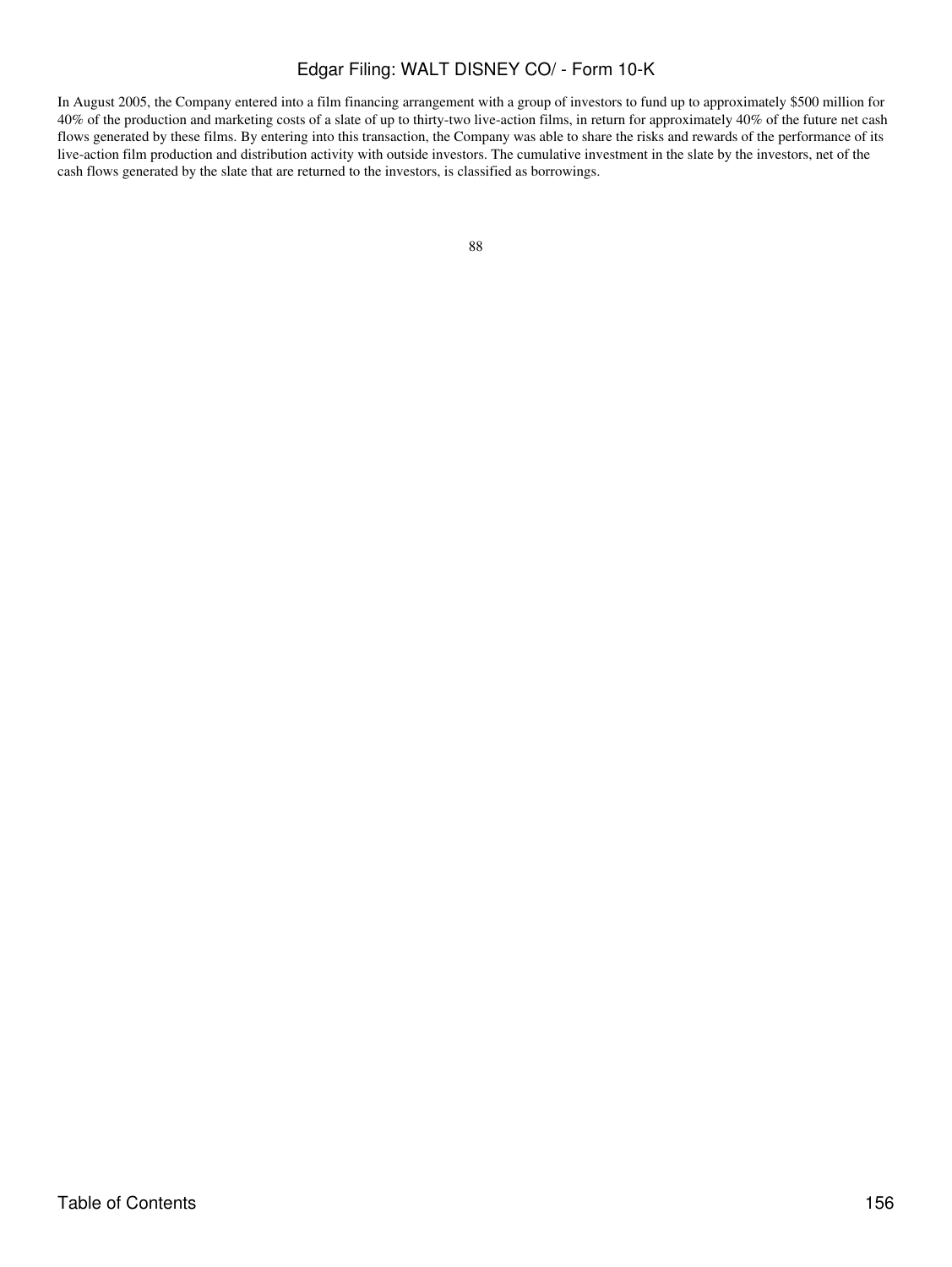In August 2005, the Company entered into a film financing arrangement with a group of investors to fund up to approximately $500 million for 40% of the production and marketing costs of a slate of up to thirty-two live-action films, in return for approximately 40% of the future net cash flows generated by these films. By entering into this transaction, the Company was able to share the risks and rewards of the performance of its live-action film production and distribution activity with outside investors. The cumulative investment in the slate by the investors, net of the cash flows generated by the slate that are returned to the investors, is classified as borrowings.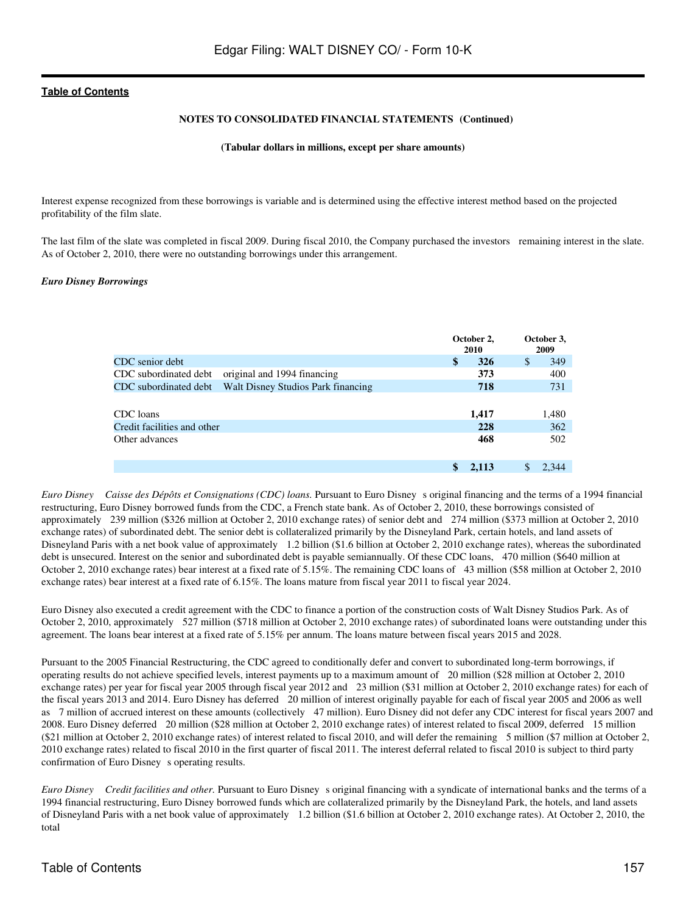**NOTES TO CONSOLIDATED FINANCIAL STATEMENTS (Continued)**

**(Tabular dollars in millions, except per share amounts)**

Interest expense recognized from these borrowings is variable and is determined using the effective interest method based on the projected profitability of the film slate.

The last film of the slate was completed in fiscal 2009. During fiscal 2010, the Company purchased the investors remaining interest in the slate. As of October 2, 2010, there were no outstanding borrowings under this arrangement.

***Euro Disney Borrowings***

| | | October 2, 2010 | October 3, 2009 |
|---|---|---|---|
| CDC senior debt | | **$ 326** | $ 349 |
| CDC subordinated debt | original and 1994 financing | **373** | 400 |
| CDC subordinated debt | Walt Disney Studios Park financing | **718** | 731 |
| CDC loans | | **1,417** | 1,480 |
| Credit facilities and other | | **228** | 362 |
| Other advances | | **468** | 502 |
| | | **$ 2,113** | $ 2,344 |

*Euro Disney Caisse des Dépôts et Consignations (CDC) loans.* Pursuant to Euro Disney s original financing and the terms of a 1994 financial restructuring, Euro Disney borrowed funds from the CDC, a French state bank. As of October 2, 2010, these borrowings consisted of approximately 239 million ($326 million at October 2, 2010 exchange rates) of senior debt and 274 million ($373 million at October 2, 2010 exchange rates) of subordinated debt. The senior debt is collateralized primarily by the Disneyland Park, certain hotels, and land assets of Disneyland Paris with a net book value of approximately 1.2 billion ($1.6 billion at October 2, 2010 exchange rates), whereas the subordinated debt is unsecured. Interest on the senior and subordinated debt is payable semiannually. Of these CDC loans, 470 million ($640 million at October 2, 2010 exchange rates) bear interest at a fixed rate of 5.15%. The remaining CDC loans of 43 million ($58 million at October 2, 2010 exchange rates) bear interest at a fixed rate of 6.15%. The loans mature from fiscal year 2011 to fiscal year 2024.

Euro Disney also executed a credit agreement with the CDC to finance a portion of the construction costs of Walt Disney Studios Park. As of October 2, 2010, approximately 527 million ($718 million at October 2, 2010 exchange rates) of subordinated loans were outstanding under this agreement. The loans bear interest at a fixed rate of 5.15% per annum. The loans mature between fiscal years 2015 and 2028.

Pursuant to the 2005 Financial Restructuring, the CDC agreed to conditionally defer and convert to subordinated long-term borrowings, if operating results do not achieve specified levels, interest payments up to a maximum amount of 20 million ($28 million at October 2, 2010 exchange rates) per year for fiscal year 2005 through fiscal year 2012 and 23 million ($31 million at October 2, 2010 exchange rates) for each of the fiscal years 2013 and 2014. Euro Disney has deferred 20 million of interest originally payable for each of fiscal year 2005 and 2006 as well as 7 million of accrued interest on these amounts (collectively 47 million). Euro Disney did not defer any CDC interest for fiscal years 2007 and 2008. Euro Disney deferred 20 million ($28 million at October 2, 2010 exchange rates) of interest related to fiscal 2009, deferred 15 million ($21 million at October 2, 2010 exchange rates) of interest related to fiscal 2010, and will defer the remaining 5 million ($7 million at October 2, 2010 exchange rates) related to fiscal 2010 in the first quarter of fiscal 2011. The interest deferral related to fiscal 2010 is subject to third party confirmation of Euro Disney s operating results.

*Euro Disney Credit facilities and other.* Pursuant to Euro Disney s original financing with a syndicate of international banks and the terms of a 1994 financial restructuring, Euro Disney borrowed funds which are collateralized primarily by the Disneyland Park, the hotels, and land assets of Disneyland Paris with a net book value of approximately 1.2 billion ($1.6 billion at October 2, 2010 exchange rates). At October 2, 2010, the total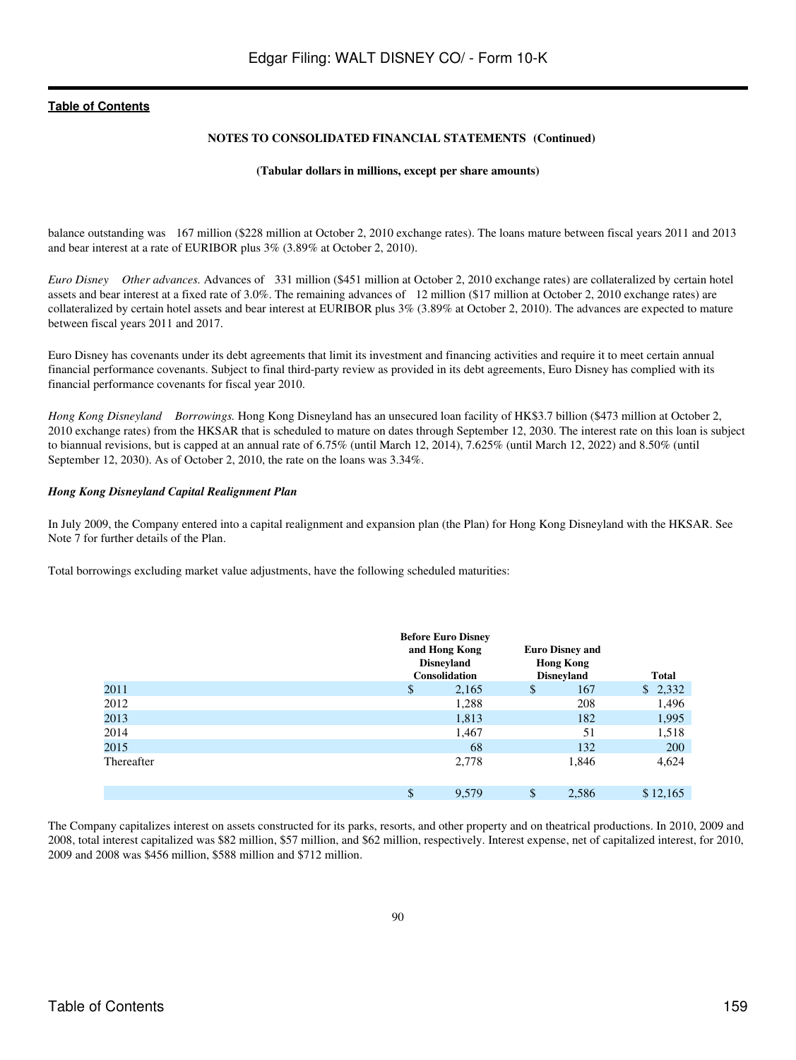balance outstanding was 167 million ($228 million at October 2, 2010 exchange rates). The loans mature between fiscal years 2011 and 2013 and bear interest at a rate of EURIBOR plus 3% (3.89% at October 2, 2010).

*Euro Disney Other advances.* Advances of 331 million ($451 million at October 2, 2010 exchange rates) are collateralized by certain hotel assets and bear interest at a fixed rate of 3.0%. The remaining advances of 12 million ($17 million at October 2, 2010 exchange rates) are collateralized by certain hotel assets and bear interest at EURIBOR plus 3% (3.89% at October 2, 2010). The advances are expected to mature between fiscal years 2011 and 2017.

Euro Disney has covenants under its debt agreements that limit its investment and financing activities and require it to meet certain annual financial performance covenants. Subject to final third-party review as provided in its debt agreements, Euro Disney has complied with its financial performance covenants for fiscal year 2010.

*Hong Kong Disneyland Borrowings.* Hong Kong Disneyland has an unsecured loan facility of HK$3.7 billion ($473 million at October 2, 2010 exchange rates) from the HKSAR that is scheduled to mature on dates through September 12, 2030. The interest rate on this loan is subject to biannual revisions, but is capped at an annual rate of 6.75% (until March 12, 2014), 7.625% (until March 12, 2022) and 8.50% (until September 12, 2030). As of October 2, 2010, the rate on the loans was 3.34%.

***Hong Kong Disneyland Capital Realignment Plan***

In July 2009, the Company entered into a capital realignment and expansion plan (the Plan) for Hong Kong Disneyland with the HKSAR. See Note 7 for further details of the Plan.

Total borrowings excluding market value adjustments, have the following scheduled maturities:

| | Before Euro Disney and Hong Kong Disneyland Consolidation | Euro Disney and Hong Kong Disneyland | Total |
|---|---|---|---|
| 2011 | $ 2,165 | $ 167 | $ 2,332 |
| 2012 | 1,288 | 208 | 1,496 |
| 2013 | 1,813 | 182 | 1,995 |
| 2014 | 1,467 | 51 | 1,518 |
| 2015 | 68 | 132 | 200 |
| Thereafter | 2,778 | 1,846 | 4,624 |
| | $ 9,579 | $ 2,586 | $ 12,165 |

The Company capitalizes interest on assets constructed for its parks, resorts, and other property and on theatrical productions. In 2010, 2009 and 2008, total interest capitalized was $82 million, $57 million, and $62 million, respectively. Interest expense, net of capitalized interest, for 2010, 2009 and 2008 was $456 million, $588 million and $712 million.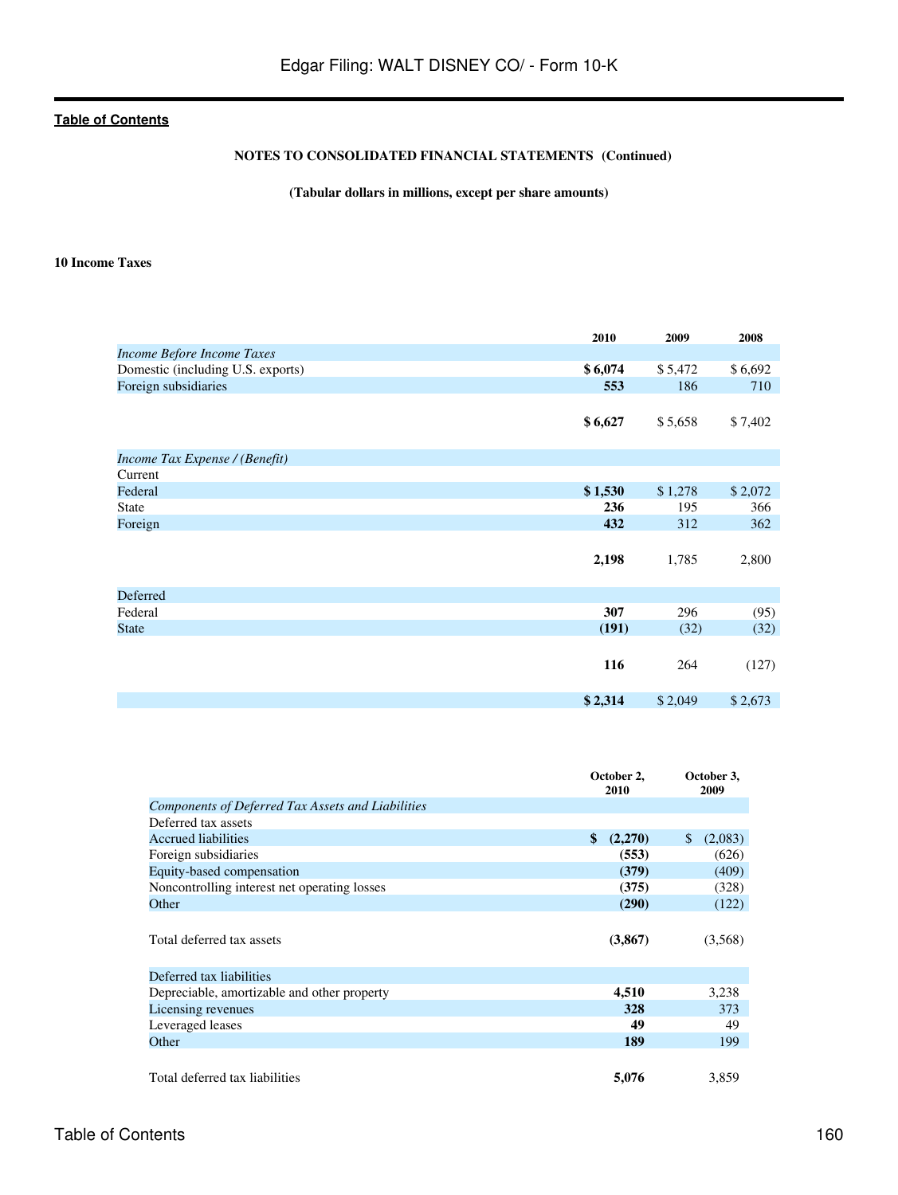**NOTES TO CONSOLIDATED FINANCIAL STATEMENTS (Continued)**

**(Tabular dollars in millions, except per share amounts)**

## 10 Income Taxes

| | 2010 | 2009 | 2008 |
|---|---|---|---|
| *Income Before Income Taxes* | | | |
| Domestic (including U.S. exports) | **$ 6,074** | $ 5,472 | $ 6,692 |
| Foreign subsidiaries | **553** | 186 | 710 |
| | **$ 6,627** | $ 5,658 | $ 7,402 |
| *Income Tax Expense / (Benefit)* | | | |
| Current | | | |
| Federal | **$ 1,530** | $ 1,278 | $ 2,072 |
| State | **236** | 195 | 366 |
| Foreign | **432** | 312 | 362 |
| | **2,198** | 1,785 | 2,800 |
| Deferred | | | |
| Federal | **307** | 296 | (95) |
| State | **(191)** | (32) | (32) |
| | **116** | 264 | (127) |
| | **$ 2,314** | $ 2,049 | $ 2,673 |

| | October 2, 2010 | October 3, 2009 |
|---|---|---|
| *Components of Deferred Tax Assets and Liabilities* | | |
| Deferred tax assets | | |
| Accrued liabilities | **$ (2,270)** | $ (2,083) |
| Foreign subsidiaries | **(553)** | (626) |
| Equity-based compensation | **(379)** | (409) |
| Noncontrolling interest net operating losses | **(375)** | (328) |
| Other | **(290)** | (122) |
| Total deferred tax assets | **(3,867)** | (3,568) |
| Deferred tax liabilities | | |
| Depreciable, amortizable and other property | **4,510** | 3,238 |
| Licensing revenues | **328** | 373 |
| Leveraged leases | **49** | 49 |
| Other | **189** | 199 |
| Total deferred tax liabilities | **5,076** | 3,859 |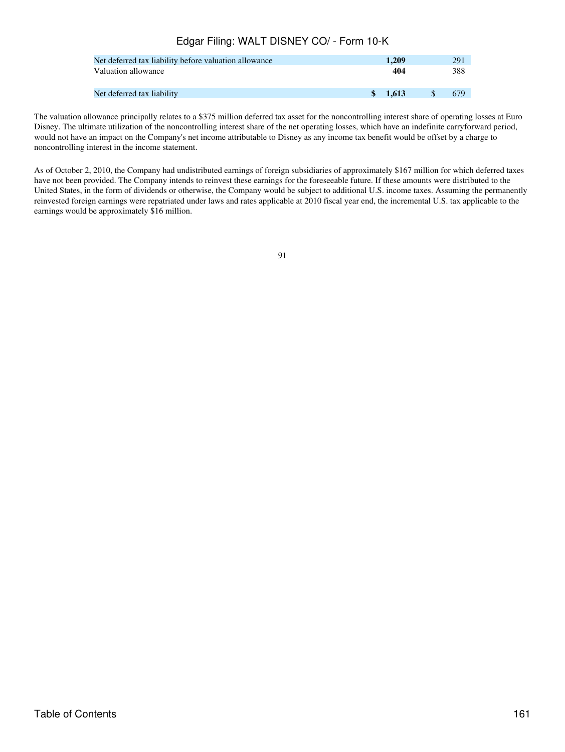| | | | |
|---|---|---|---|
| Net deferred tax liability before valuation allowance | **1,209** | | 291 |
| Valuation allowance | **404** | | 388 |
| Net deferred tax liability | **$ 1,613** | $ | 679 |

The valuation allowance principally relates to a $375 million deferred tax asset for the noncontrolling interest share of operating losses at Euro Disney. The ultimate utilization of the noncontrolling interest share of the net operating losses, which have an indefinite carryforward period, would not have an impact on the Company's net income attributable to Disney as any income tax benefit would be offset by a charge to noncontrolling interest in the income statement.

As of October 2, 2010, the Company had undistributed earnings of foreign subsidiaries of approximately $167 million for which deferred taxes have not been provided. The Company intends to reinvest these earnings for the foreseeable future. If these amounts were distributed to the United States, in the form of dividends or otherwise, the Company would be subject to additional U.S. income taxes. Assuming the permanently reinvested foreign earnings were repatriated under laws and rates applicable at 2010 fiscal year end, the incremental U.S. tax applicable to the earnings would be approximately $16 million.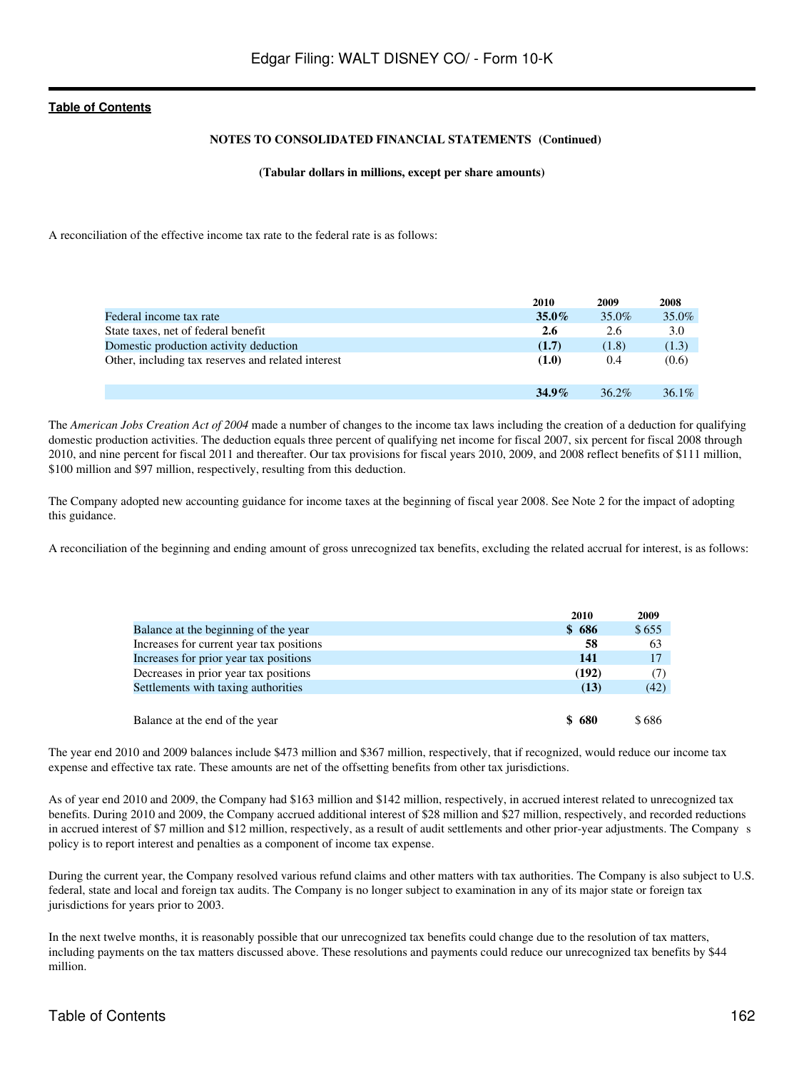**NOTES TO CONSOLIDATED FINANCIAL STATEMENTS (Continued)**

**(Tabular dollars in millions, except per share amounts)**

A reconciliation of the effective income tax rate to the federal rate is as follows:

| | 2010 | 2009 | 2008 |
|---|---|---|---|
| Federal income tax rate | **35.0%** | 35.0% | 35.0% |
| State taxes, net of federal benefit | **2.6** | 2.6 | 3.0 |
| Domestic production activity deduction | **(1.7)** | (1.8) | (1.3) |
| Other, including tax reserves and related interest | **(1.0)** | 0.4 | (0.6) |
| | **34.9%** | 36.2% | 36.1% |

The *American Jobs Creation Act of 2004* made a number of changes to the income tax laws including the creation of a deduction for qualifying domestic production activities. The deduction equals three percent of qualifying net income for fiscal 2007, six percent for fiscal 2008 through 2010, and nine percent for fiscal 2011 and thereafter. Our tax provisions for fiscal years 2010, 2009, and 2008 reflect benefits of $111 million, $100 million and $97 million, respectively, resulting from this deduction.

The Company adopted new accounting guidance for income taxes at the beginning of fiscal year 2008. See Note 2 for the impact of adopting this guidance.

A reconciliation of the beginning and ending amount of gross unrecognized tax benefits, excluding the related accrual for interest, is as follows:

| | 2010 | 2009 |
|---|---|---|
| Balance at the beginning of the year | **$ 686** | $ 655 |
| Increases for current year tax positions | **58** | 63 |
| Increases for prior year tax positions | **141** | 17 |
| Decreases in prior year tax positions | **(192)** | (7) |
| Settlements with taxing authorities | **(13)** | (42) |
| Balance at the end of the year | **$ 680** | $ 686 |

The year end 2010 and 2009 balances include $473 million and $367 million, respectively, that if recognized, would reduce our income tax expense and effective tax rate. These amounts are net of the offsetting benefits from other tax jurisdictions.

As of year end 2010 and 2009, the Company had $163 million and $142 million, respectively, in accrued interest related to unrecognized tax benefits. During 2010 and 2009, the Company accrued additional interest of $28 million and $27 million, respectively, and recorded reductions in accrued interest of $7 million and $12 million, respectively, as a result of audit settlements and other prior-year adjustments. The Company's policy is to report interest and penalties as a component of income tax expense.

During the current year, the Company resolved various refund claims and other matters with tax authorities. The Company is also subject to U.S. federal, state and local and foreign tax audits. The Company is no longer subject to examination in any of its major state or foreign tax jurisdictions for years prior to 2003.

In the next twelve months, it is reasonably possible that our unrecognized tax benefits could change due to the resolution of tax matters, including payments on the tax matters discussed above. These resolutions and payments could reduce our unrecognized tax benefits by $44 million.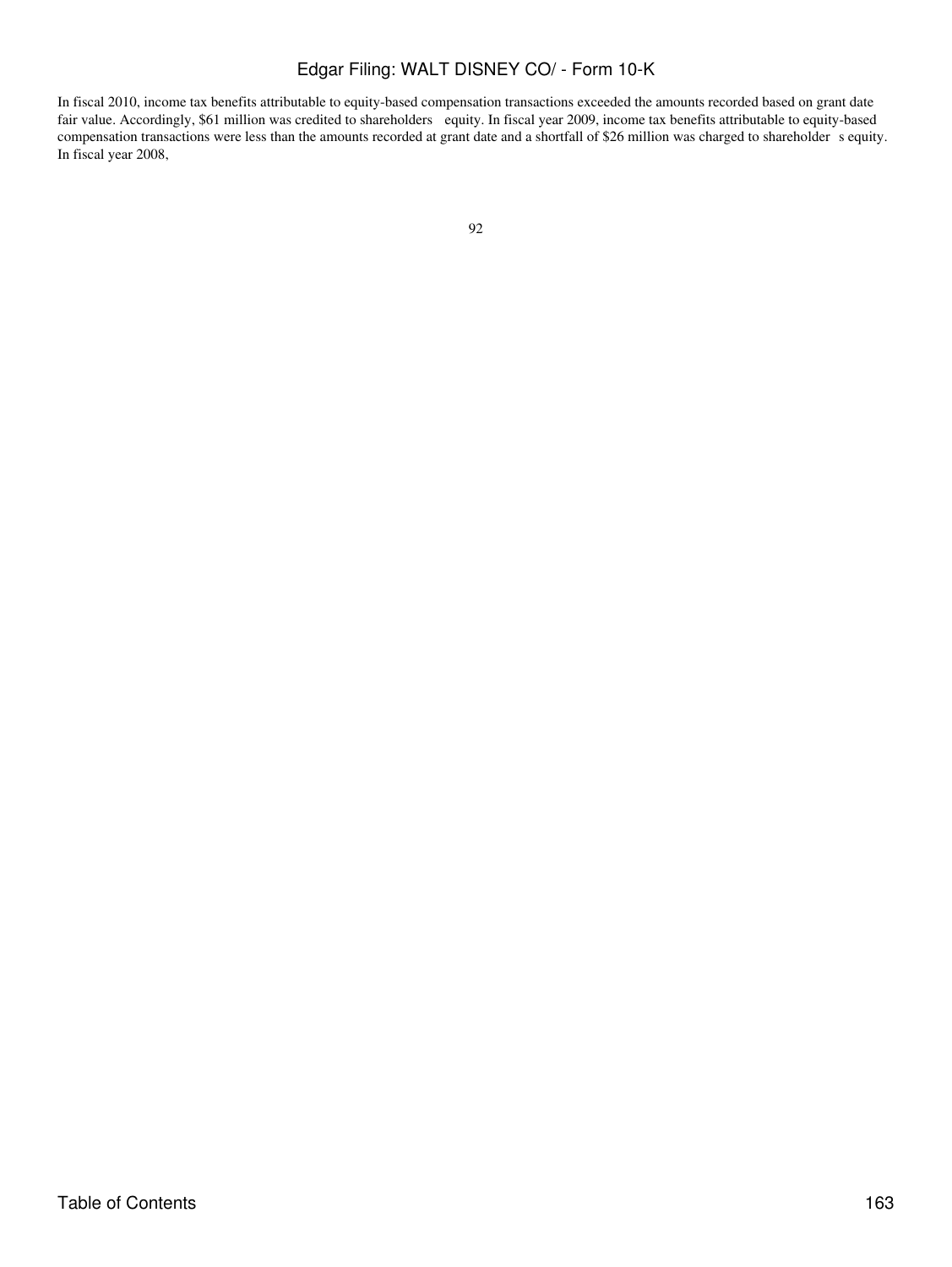In fiscal 2010, income tax benefits attributable to equity-based compensation transactions exceeded the amounts recorded based on grant date fair value. Accordingly, $61 million was credited to shareholders equity. In fiscal year 2009, income tax benefits attributable to equity-based compensation transactions were less than the amounts recorded at grant date and a shortfall of $26 million was charged to shareholder s equity. In fiscal year 2008,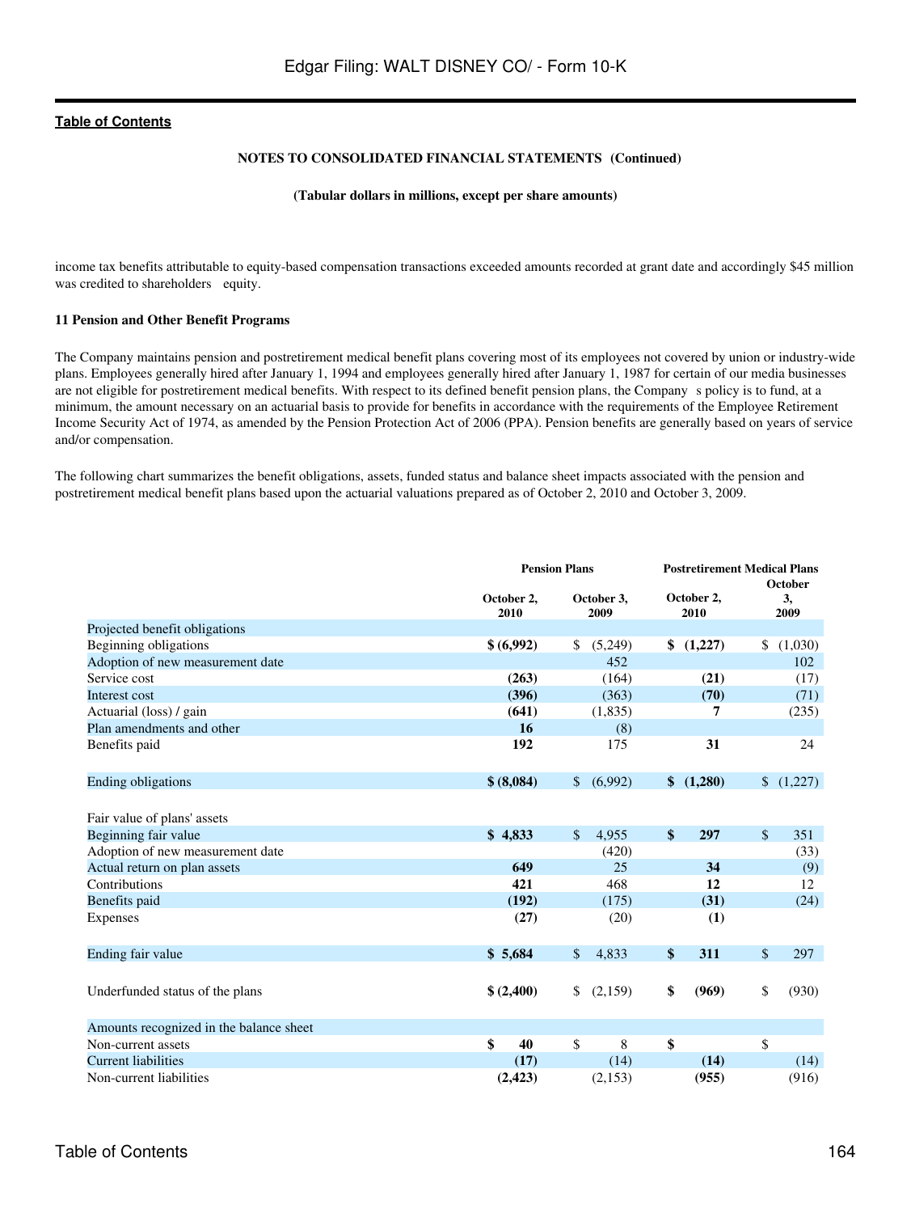**NOTES TO CONSOLIDATED FINANCIAL STATEMENTS (Continued)**

**(Tabular dollars in millions, except per share amounts)**

income tax benefits attributable to equity-based compensation transactions exceeded amounts recorded at grant date and accordingly $45 million was credited to shareholders equity.

**11 Pension and Other Benefit Programs**

The Company maintains pension and postretirement medical benefit plans covering most of its employees not covered by union or industry-wide plans. Employees generally hired after January 1, 1994 and employees generally hired after January 1, 1987 for certain of our media businesses are not eligible for postretirement medical benefits. With respect to its defined benefit pension plans, the Company s policy is to fund, at a minimum, the amount necessary on an actuarial basis to provide for benefits in accordance with the requirements of the Employee Retirement Income Security Act of 1974, as amended by the Pension Protection Act of 2006 (PPA). Pension benefits are generally based on years of service and/or compensation.

The following chart summarizes the benefit obligations, assets, funded status and balance sheet impacts associated with the pension and postretirement medical benefit plans based upon the actuarial valuations prepared as of October 2, 2010 and October 3, 2009.

| | Pension Plans | | Postretirement Medical Plans | |
|---|---|---|---|---|
| | **October 2, 2010** | **October 3, 2009** | **October 2, 2010** | **October 3, 2009** |
| Projected benefit obligations | | | | |
| Beginning obligations | **$ (6,992)** | $ (5,249) | **$ (1,227)** | $ (1,030) |
| Adoption of new measurement date | | 452 | | 102 |
| Service cost | **(263)** | (164) | **(21)** | (17) |
| Interest cost | **(396)** | (363) | **(70)** | (71) |
| Actuarial (loss) / gain | **(641)** | (1,835) | **7** | (235) |
| Plan amendments and other | **16** | (8) | | |
| Benefits paid | **192** | 175 | **31** | 24 |
| Ending obligations | **$ (8,084)** | $ (6,992) | **$ (1,280)** | $ (1,227) |
| Fair value of plans' assets | | | | |
| Beginning fair value | **$ 4,833** | $ 4,955 | **$ 297** | $ 351 |
| Adoption of new measurement date | | (420) | | (33) |
| Actual return on plan assets | **649** | 25 | **34** | (9) |
| Contributions | **421** | 468 | **12** | 12 |
| Benefits paid | **(192)** | (175) | **(31)** | (24) |
| Expenses | **(27)** | (20) | **(1)** | |
| Ending fair value | **$ 5,684** | $ 4,833 | **$ 311** | $ 297 |
| Underfunded status of the plans | **$ (2,400)** | $ (2,159) | **$ (969)** | $ (930) |
| Amounts recognized in the balance sheet | | | | |
| Non-current assets | **$ 40** | $ 8 | **$** | $ |
| Current liabilities | **(17)** | (14) | **(14)** | (14) |
| Non-current liabilities | **(2,423)** | (2,153) | **(955)** | (916) |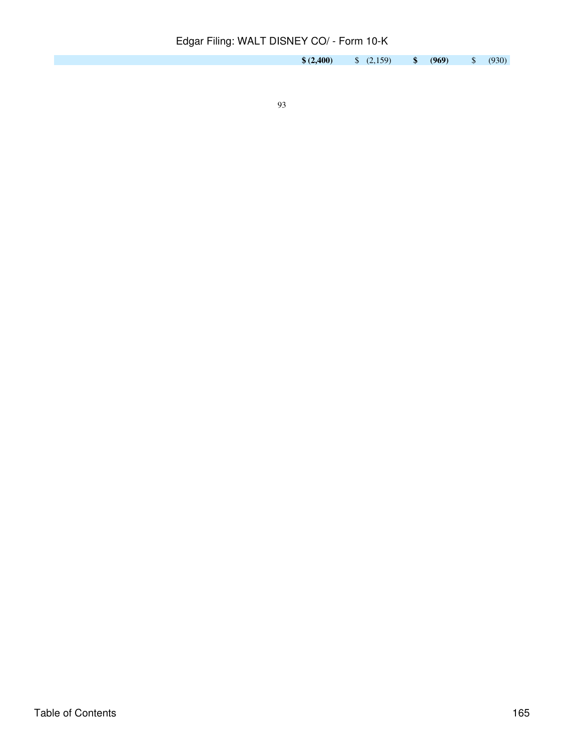| | | | |
|---|---|---|---|
| **$ (2,400)** | $ (2,159) | **$ (969)** | $ (930) |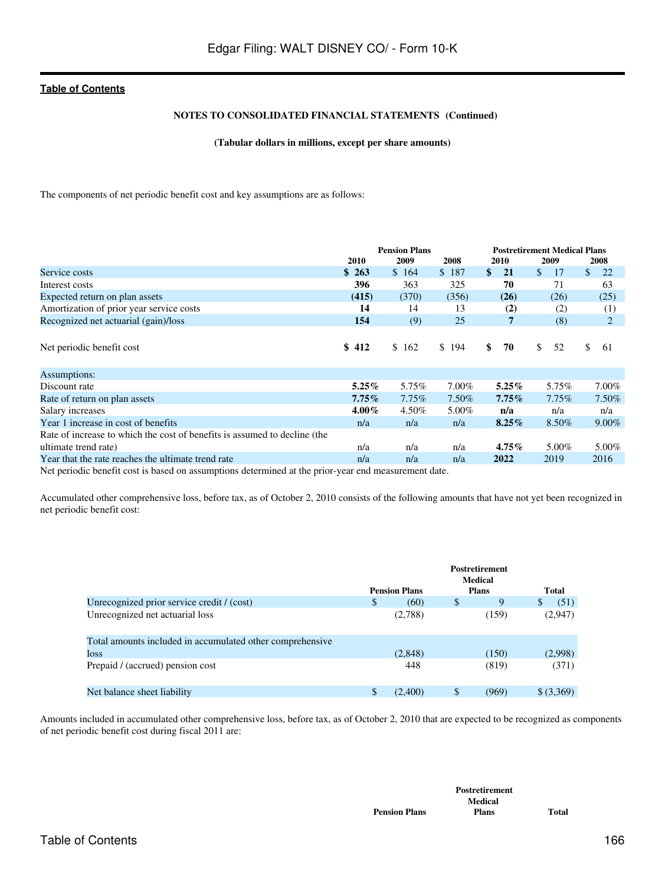NOTES TO CONSOLIDATED FINANCIAL STATEMENTS (Continued)

(Tabular dollars in millions, except per share amounts)

The components of net periodic benefit cost and key assumptions are as follows:

| | Pension Plans | | | Postretirement Medical Plans | | |
|---|---|---|---|---|---|---|
| | **2010** | **2009** | **2008** | **2010** | **2009** | **2008** |
| Service costs | **$ 263** | $ 164 | $ 187 | **$ 21** | $ 17 | $ 22 |
| Interest costs | **396** | 363 | 325 | **70** | 71 | 63 |
| Expected return on plan assets | **(415)** | (370) | (356) | **(26)** | (26) | (25) |
| Amortization of prior year service costs | **14** | 14 | 13 | **(2)** | (2) | (1) |
| Recognized net actuarial (gain)/loss | **154** | (9) | 25 | **7** | (8) | 2 |
| Net periodic benefit cost | **$ 412** | $ 162 | $ 194 | **$ 70** | $ 52 | $ 61 |
| Assumptions: | | | | | | |
| Discount rate | **5.25%** | 5.75% | 7.00% | **5.25%** | 5.75% | 7.00% |
| Rate of return on plan assets | **7.75%** | 7.75% | 7.50% | **7.75%** | 7.75% | 7.50% |
| Salary increases | **4.00%** | 4.50% | 5.00% | **n/a** | n/a | n/a |
| Year 1 increase in cost of benefits | n/a | n/a | n/a | **8.25%** | 8.50% | 9.00% |
| Rate of increase to which the cost of benefits is assumed to decline (the ultimate trend rate) | n/a | n/a | n/a | **4.75%** | 5.00% | 5.00% |
| Year that the rate reaches the ultimate trend rate | n/a | n/a | n/a | **2022** | 2019 | 2016 |

Net periodic benefit cost is based on assumptions determined at the prior-year end measurement date.

Accumulated other comprehensive loss, before tax, as of October 2, 2010 consists of the following amounts that have not yet been recognized in net periodic benefit cost:

| | Pension Plans | Postretirement Medical Plans | Total |
|---|---|---|---|
| Unrecognized prior service credit / (cost) | $ (60) | $ 9 | $ (51) |
| Unrecognized net actuarial loss | (2,788) | (159) | (2,947) |
| Total amounts included in accumulated other comprehensive loss | (2,848) | (150) | (2,998) |
| Prepaid / (accrued) pension cost | 448 | (819) | (371) |
| Net balance sheet liability | $ (2,400) | $ (969) | $ (3,369) |

Amounts included in accumulated other comprehensive loss, before tax, as of October 2, 2010 that are expected to be recognized as components of net periodic benefit cost during fiscal 2011 are:

| | Pension Plans | Postretirement Medical Plans | Total |
|---|---|---|---|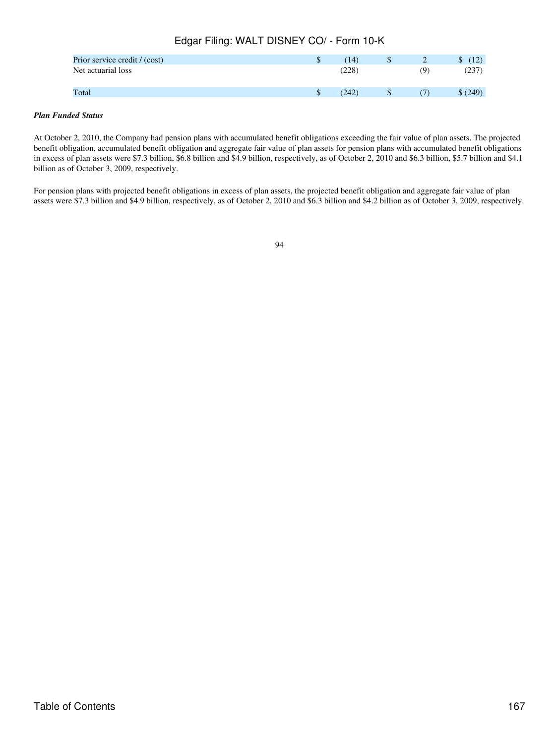| | | | |
|---|---|---|---|
| Prior service credit / (cost) | $ (14) | $ 2 | $ (12) |
| Net actuarial loss | (228) | (9) | (237) |
| Total | $ (242) | $ (7) | $ (249) |

***Plan Funded Status***

At October 2, 2010, the Company had pension plans with accumulated benefit obligations exceeding the fair value of plan assets. The projected benefit obligation, accumulated benefit obligation and aggregate fair value of plan assets for pension plans with accumulated benefit obligations in excess of plan assets were $7.3 billion, $6.8 billion and $4.9 billion, respectively, as of October 2, 2010 and $6.3 billion, $5.7 billion and $4.1 billion as of October 3, 2009, respectively.

For pension plans with projected benefit obligations in excess of plan assets, the projected benefit obligation and aggregate fair value of plan assets were $7.3 billion and $4.9 billion, respectively, as of October 2, 2010 and $6.3 billion and $4.2 billion as of October 3, 2009, respectively.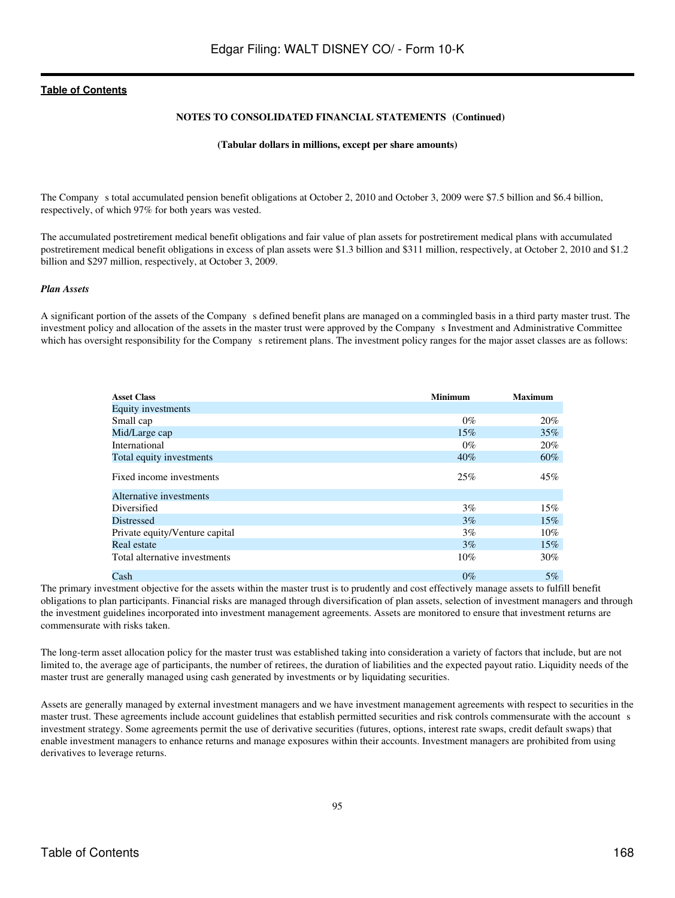NOTES TO CONSOLIDATED FINANCIAL STATEMENTS (Continued)

(Tabular dollars in millions, except per share amounts)

The Company s total accumulated pension benefit obligations at October 2, 2010 and October 3, 2009 were $7.5 billion and $6.4 billion, respectively, of which 97% for both years was vested.

The accumulated postretirement medical benefit obligations and fair value of plan assets for postretirement medical plans with accumulated postretirement medical benefit obligations in excess of plan assets were $1.3 billion and $311 million, respectively, at October 2, 2010 and $1.2 billion and $297 million, respectively, at October 3, 2009.

*Plan Assets*

A significant portion of the assets of the Company s defined benefit plans are managed on a commingled basis in a third party master trust. The investment policy and allocation of the assets in the master trust were approved by the Company s Investment and Administrative Committee which has oversight responsibility for the Company s retirement plans. The investment policy ranges for the major asset classes are as follows:

| Asset Class | Minimum | Maximum |
|---|---|---|
| Equity investments | | |
| Small cap | 0% | 20% |
| Mid/Large cap | 15% | 35% |
| International | 0% | 20% |
| Total equity investments | 40% | 60% |
| Fixed income investments | 25% | 45% |
| Alternative investments | | |
| Diversified | 3% | 15% |
| Distressed | 3% | 15% |
| Private equity/Venture capital | 3% | 10% |
| Real estate | 3% | 15% |
| Total alternative investments | 10% | 30% |
| Cash | 0% | 5% |

The primary investment objective for the assets within the master trust is to prudently and cost effectively manage assets to fulfill benefit obligations to plan participants. Financial risks are managed through diversification of plan assets, selection of investment managers and through the investment guidelines incorporated into investment management agreements. Assets are monitored to ensure that investment returns are commensurate with risks taken.

The long-term asset allocation policy for the master trust was established taking into consideration a variety of factors that include, but are not limited to, the average age of participants, the number of retirees, the duration of liabilities and the expected payout ratio. Liquidity needs of the master trust are generally managed using cash generated by investments or by liquidating securities.

Assets are generally managed by external investment managers and we have investment management agreements with respect to securities in the master trust. These agreements include account guidelines that establish permitted securities and risk controls commensurate with the account s investment strategy. Some agreements permit the use of derivative securities (futures, options, interest rate swaps, credit default swaps) that enable investment managers to enhance returns and manage exposures within their accounts. Investment managers are prohibited from using derivatives to leverage returns.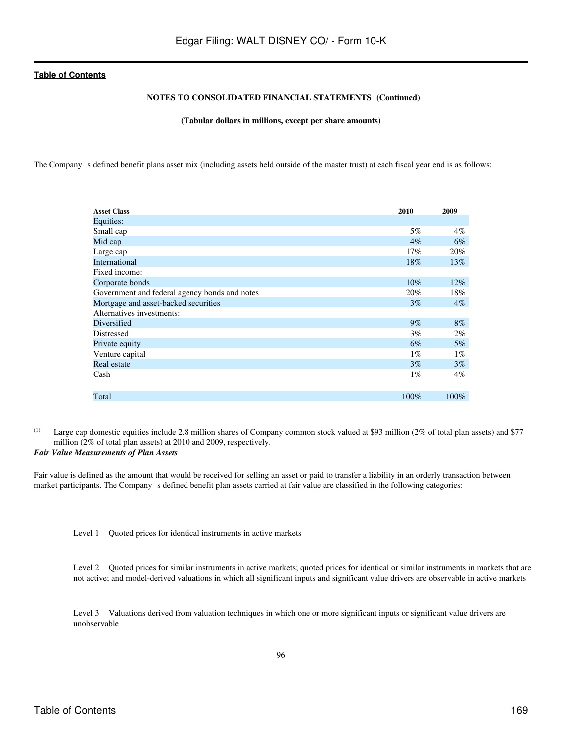**NOTES TO CONSOLIDATED FINANCIAL STATEMENTS (Continued)**

**(Tabular dollars in millions, except per share amounts)**

The Company s defined benefit plans asset mix (including assets held outside of the master trust) at each fiscal year end is as follows:

| Asset Class | 2010 | 2009 |
|---|---|---|
| Equities: | | |
| Small cap | 5% | 4% |
| Mid cap | 4% | 6% |
| Large cap | 17% | 20% |
| International | 18% | 13% |
| Fixed income: | | |
| Corporate bonds | 10% | 12% |
| Government and federal agency bonds and notes | 20% | 18% |
| Mortgage and asset-backed securities | 3% | 4% |
| Alternatives investments: | | |
| Diversified | 9% | 8% |
| Distressed | 3% | 2% |
| Private equity | 6% | 5% |
| Venture capital | 1% | 1% |
| Real estate | 3% | 3% |
| Cash | 1% | 4% |
| Total | 100% | 100% |

(1) Large cap domestic equities include 2.8 million shares of Company common stock valued at $93 million (2% of total plan assets) and $77 million (2% of total plan assets) at 2010 and 2009, respectively.

***Fair Value Measurements of Plan Assets***

Fair value is defined as the amount that would be received for selling an asset or paid to transfer a liability in an orderly transaction between market participants. The Company s defined benefit plan assets carried at fair value are classified in the following categories:

Level 1 Quoted prices for identical instruments in active markets

Level 2 Quoted prices for similar instruments in active markets; quoted prices for identical or similar instruments in markets that are not active; and model-derived valuations in which all significant inputs and significant value drivers are observable in active markets

Level 3 Valuations derived from valuation techniques in which one or more significant inputs or significant value drivers are unobservable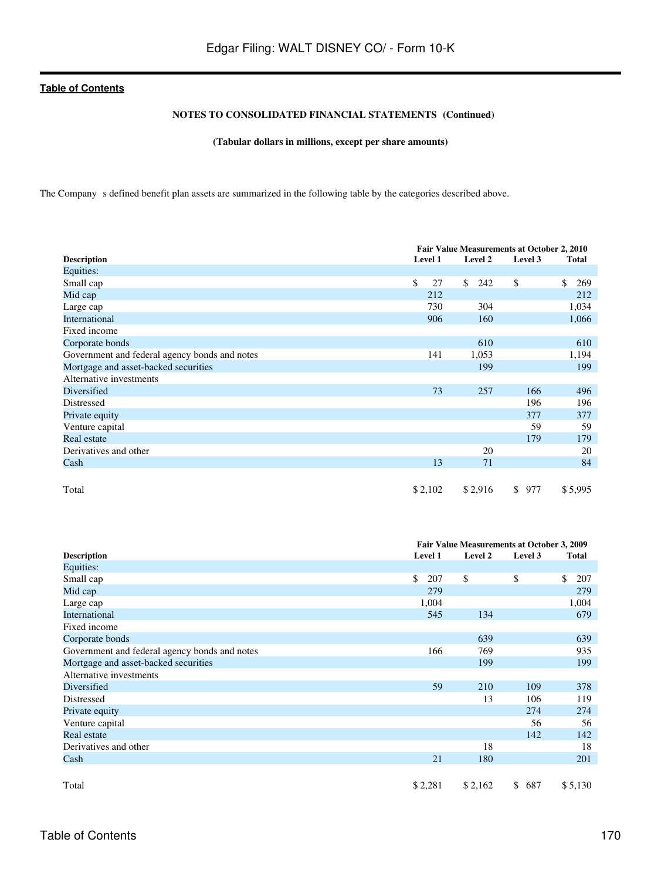**NOTES TO CONSOLIDATED FINANCIAL STATEMENTS (Continued)**

**(Tabular dollars in millions, except per share amounts)**

The Company s defined benefit plan assets are summarized in the following table by the categories described above.

| Description | Fair Value Measurements at October 2, 2010 | | | |
|---|---|---|---|---|
| | Level 1 | Level 2 | Level 3 | Total |
| Equities: | | | | |
| Small cap | $ 27 | $ 242 | $ | $ 269 |
| Mid cap | 212 | | | 212 |
| Large cap | 730 | 304 | | 1,034 |
| International | 906 | 160 | | 1,066 |
| Fixed income | | | | |
| Corporate bonds | | 610 | | 610 |
| Government and federal agency bonds and notes | 141 | 1,053 | | 1,194 |
| Mortgage and asset-backed securities | | 199 | | 199 |
| Alternative investments | | | | |
| Diversified | 73 | 257 | 166 | 496 |
| Distressed | | | 196 | 196 |
| Private equity | | | 377 | 377 |
| Venture capital | | | 59 | 59 |
| Real estate | | | 179 | 179 |
| Derivatives and other | | 20 | | 20 |
| Cash | 13 | 71 | | 84 |
| Total | $ 2,102 | $ 2,916 | $ 977 | $ 5,995 |

| Description | Fair Value Measurements at October 3, 2009 | | | |
|---|---|---|---|---|
| | Level 1 | Level 2 | Level 3 | Total |
| Equities: | | | | |
| Small cap | $ 207 | $ | $ | $ 207 |
| Mid cap | 279 | | | 279 |
| Large cap | 1,004 | | | 1,004 |
| International | 545 | 134 | | 679 |
| Fixed income | | | | |
| Corporate bonds | | 639 | | 639 |
| Government and federal agency bonds and notes | 166 | 769 | | 935 |
| Mortgage and asset-backed securities | | 199 | | 199 |
| Alternative investments | | | | |
| Diversified | 59 | 210 | 109 | 378 |
| Distressed | | 13 | 106 | 119 |
| Private equity | | | 274 | 274 |
| Venture capital | | | 56 | 56 |
| Real estate | | | 142 | 142 |
| Derivatives and other | | 18 | | 18 |
| Cash | 21 | 180 | | 201 |
| Total | $ 2,281 | $ 2,162 | $ 687 | $ 5,130 |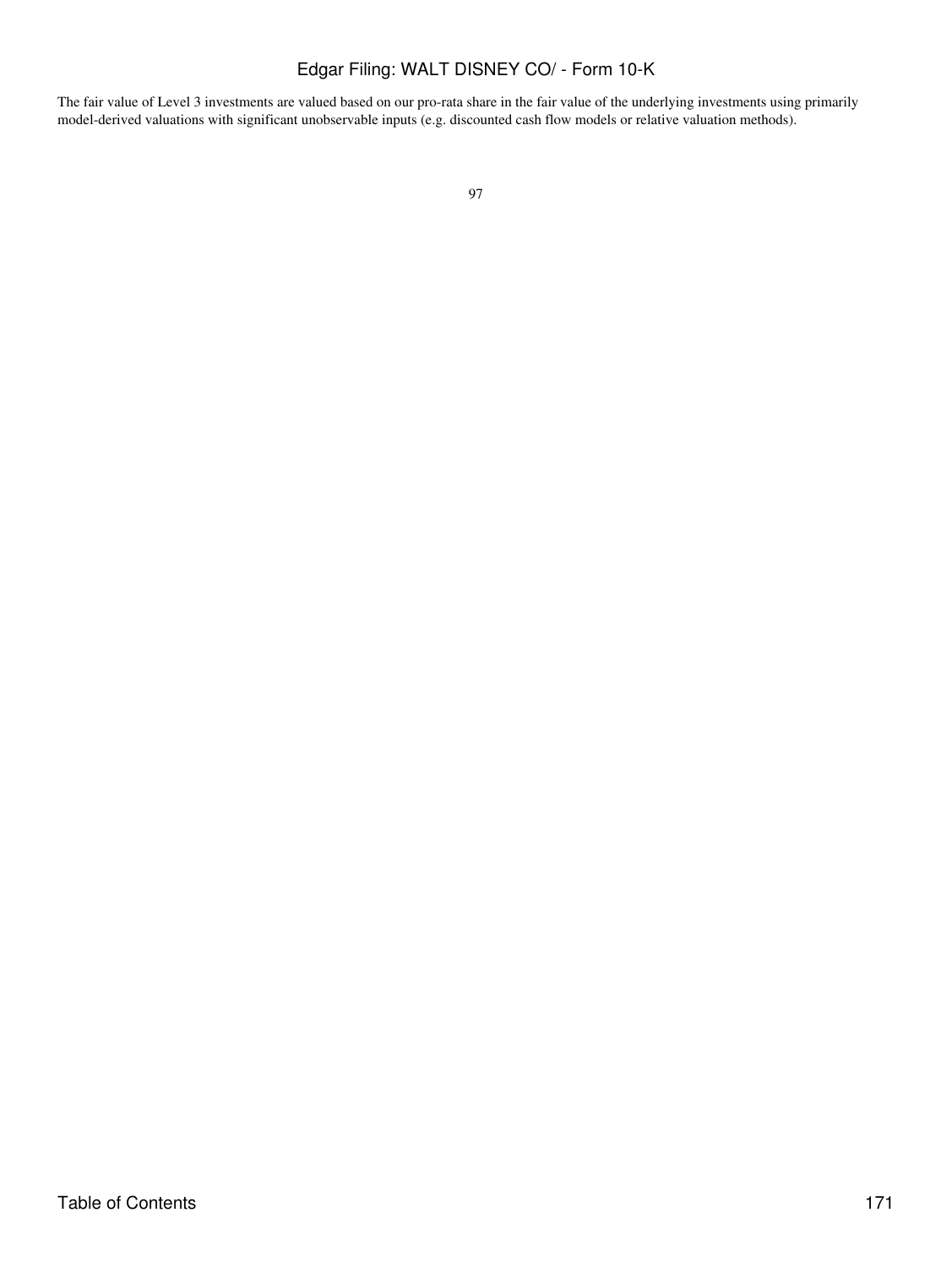The fair value of Level 3 investments are valued based on our pro-rata share in the fair value of the underlying investments using primarily model-derived valuations with significant unobservable inputs (e.g. discounted cash flow models or relative valuation methods).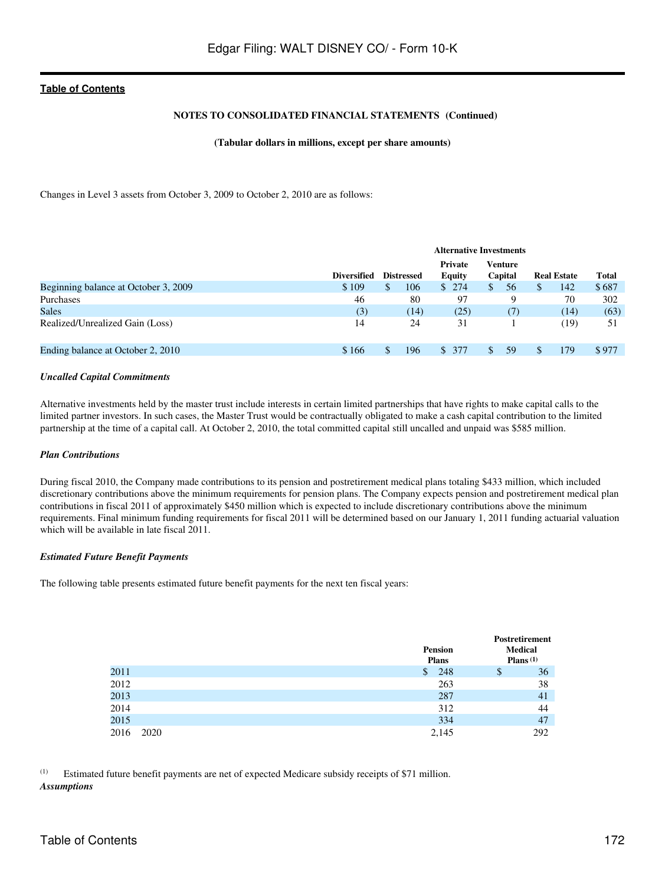**NOTES TO CONSOLIDATED FINANCIAL STATEMENTS (Continued)**

**(Tabular dollars in millions, except per share amounts)**

Changes in Level 3 assets from October 3, 2009 to October 2, 2010 are as follows:

| | Alternative Investments | | | | | |
|---|---|---|---|---|---|---|
| | Diversified | Distressed | Private Equity | Venture Capital | Real Estate | Total |
| Beginning balance at October 3, 2009 | $ 109 | $ 106 | $ 274 | $ 56 | $ 142 | $ 687 |
| Purchases | 46 | 80 | 97 | 9 | 70 | 302 |
| Sales | (3) | (14) | (25) | (7) | (14) | (63) |
| Realized/Unrealized Gain (Loss) | 14 | 24 | 31 | 1 | (19) | 51 |
| Ending balance at October 2, 2010 | $ 166 | $ 196 | $ 377 | $ 59 | $ 179 | $ 977 |

***Uncalled Capital Commitments***

Alternative investments held by the master trust include interests in certain limited partnerships that have rights to make capital calls to the limited partner investors. In such cases, the Master Trust would be contractually obligated to make a cash capital contribution to the limited partnership at the time of a capital call. At October 2, 2010, the total committed capital still uncalled and unpaid was $585 million.

***Plan Contributions***

During fiscal 2010, the Company made contributions to its pension and postretirement medical plans totaling $433 million, which included discretionary contributions above the minimum requirements for pension plans. The Company expects pension and postretirement medical plan contributions in fiscal 2011 of approximately $450 million which is expected to include discretionary contributions above the minimum requirements. Final minimum funding requirements for fiscal 2011 will be determined based on our January 1, 2011 funding actuarial valuation which will be available in late fiscal 2011.

***Estimated Future Benefit Payments***

The following table presents estimated future benefit payments for the next ten fiscal years:

| | Pension Plans | Postretirement Medical Plans [(1)] |
|---|---|---|
| 2011 | $ 248 | $ 36 |
| 2012 | 263 | 38 |
| 2013 | 287 | 41 |
| 2014 | 312 | 44 |
| 2015 | 334 | 47 |
| 2016 2020 | 2,145 | 292 |

(1) Estimated future benefit payments are net of expected Medicare subsidy receipts of $71 million.

***Assumptions***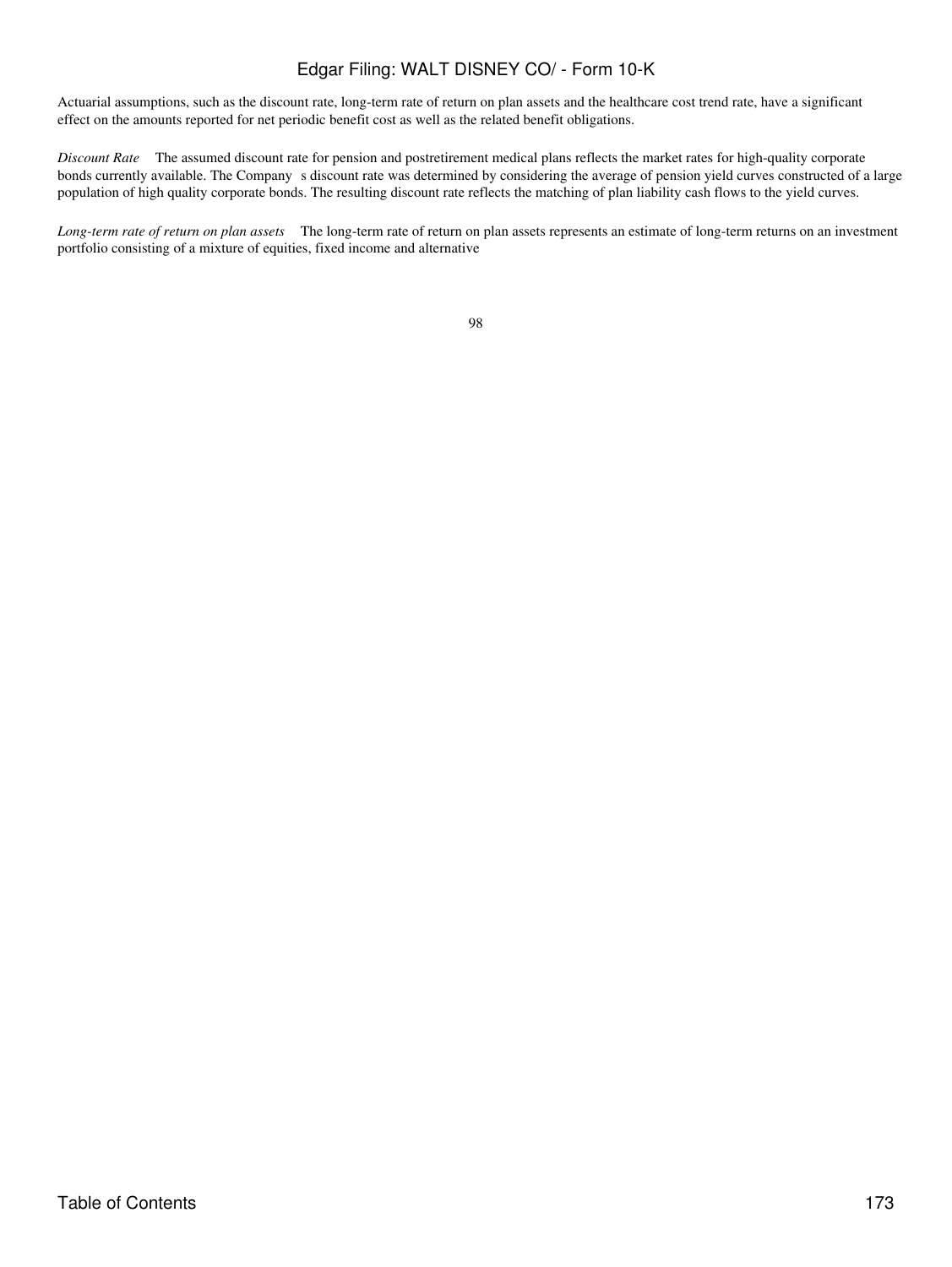Actuarial assumptions, such as the discount rate, long-term rate of return on plan assets and the healthcare cost trend rate, have a significant effect on the amounts reported for net periodic benefit cost as well as the related benefit obligations.

*Discount Rate* The assumed discount rate for pension and postretirement medical plans reflects the market rates for high-quality corporate bonds currently available. The Company s discount rate was determined by considering the average of pension yield curves constructed of a large population of high quality corporate bonds. The resulting discount rate reflects the matching of plan liability cash flows to the yield curves.

*Long-term rate of return on plan assets* The long-term rate of return on plan assets represents an estimate of long-term returns on an investment portfolio consisting of a mixture of equities, fixed income and alternative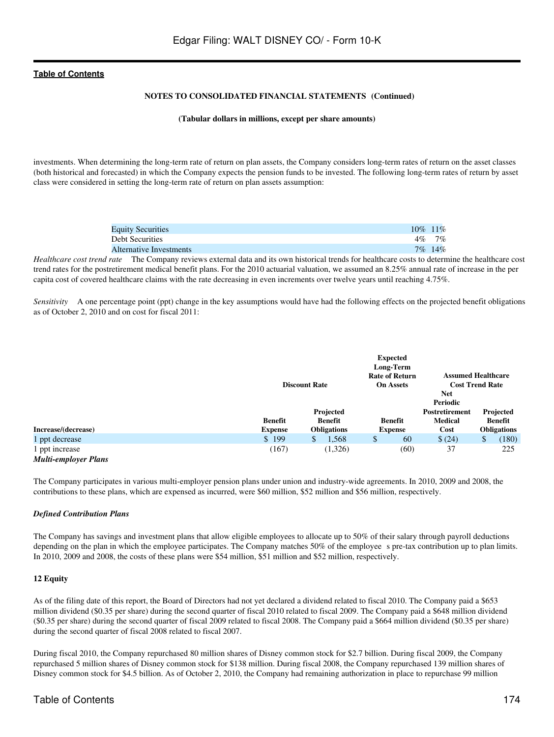## NOTES TO CONSOLIDATED FINANCIAL STATEMENTS (Continued)

**(Tabular dollars in millions, except per share amounts)**

investments. When determining the long-term rate of return on plan assets, the Company considers long-term rates of return on the asset classes (both historical and forecasted) in which the Company expects the pension funds to be invested. The following long-term rates of return by asset class were considered in setting the long-term rate of return on plan assets assumption:

| | |
|---|---|
| Equity Securities | 10% 11% |
| Debt Securities | 4% 7% |
| Alternative Investments | 7% 14% |

*Healthcare cost trend rate* The Company reviews external data and its own historical trends for healthcare costs to determine the healthcare cost trend rates for the postretirement medical benefit plans. For the 2010 actuarial valuation, we assumed an 8.25% annual rate of increase in the per capita cost of covered healthcare claims with the rate decreasing in even increments over twelve years until reaching 4.75%.

*Sensitivity* A one percentage point (ppt) change in the key assumptions would have had the following effects on the projected benefit obligations as of October 2, 2010 and on cost for fiscal 2011:

| | Discount Rate | | Expected Long-Term Rate of Return On Assets | Assumed Healthcare Cost Trend Rate | |
|---|---|---|---|---|---|
| Increase/(decrease) | Benefit Expense | Projected Benefit Obligations | Benefit Expense | Net Periodic Postretirement Medical Cost | Projected Benefit Obligations |
| 1 ppt decrease | $ 199 | $ 1,568 | $ 60 | $ (24) | $ (180) |
| 1 ppt increase | (167) | (1,326) | (60) | 37 | 225 |

### *Multi-employer Plans*

The Company participates in various multi-employer pension plans under union and industry-wide agreements. In 2010, 2009 and 2008, the contributions to these plans, which are expensed as incurred, were $60 million, $52 million and $56 million, respectively.

### *Defined Contribution Plans*

The Company has savings and investment plans that allow eligible employees to allocate up to 50% of their salary through payroll deductions depending on the plan in which the employee participates. The Company matches 50% of the employee s pre-tax contribution up to plan limits. In 2010, 2009 and 2008, the costs of these plans were $54 million, $51 million and $52 million, respectively.

### 12 Equity

As of the filing date of this report, the Board of Directors had not yet declared a dividend related to fiscal 2010. The Company paid a $653 million dividend ($0.35 per share) during the second quarter of fiscal 2010 related to fiscal 2009. The Company paid a $648 million dividend ($0.35 per share) during the second quarter of fiscal 2009 related to fiscal 2008. The Company paid a $664 million dividend ($0.35 per share) during the second quarter of fiscal 2008 related to fiscal 2007.

During fiscal 2010, the Company repurchased 80 million shares of Disney common stock for $2.7 billion. During fiscal 2009, the Company repurchased 5 million shares of Disney common stock for $138 million. During fiscal 2008, the Company repurchased 139 million shares of Disney common stock for $4.5 billion. As of October 2, 2010, the Company had remaining authorization in place to repurchase 99 million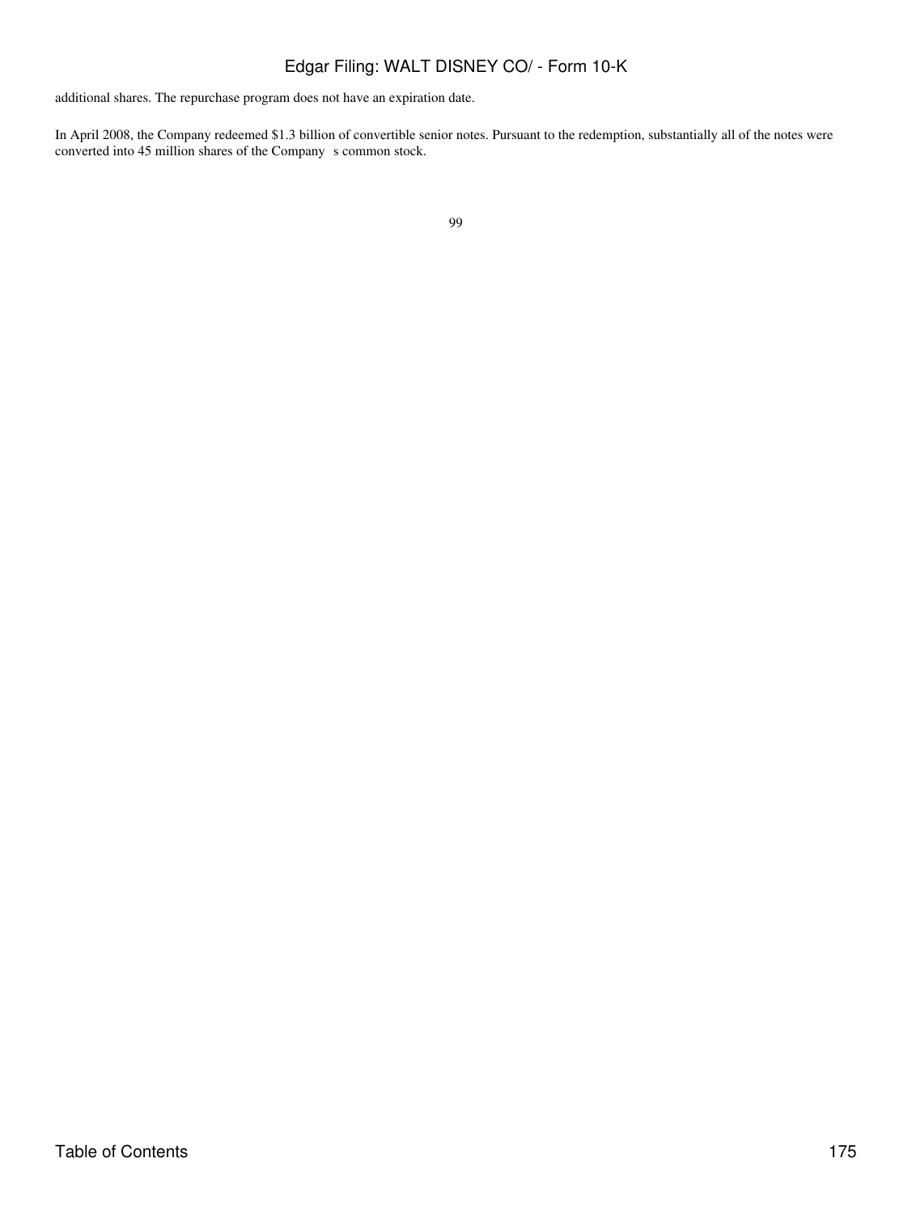additional shares. The repurchase program does not have an expiration date.

In April 2008, the Company redeemed $1.3 billion of convertible senior notes. Pursuant to the redemption, substantially all of the notes were converted into 45 million shares of the Company s common stock.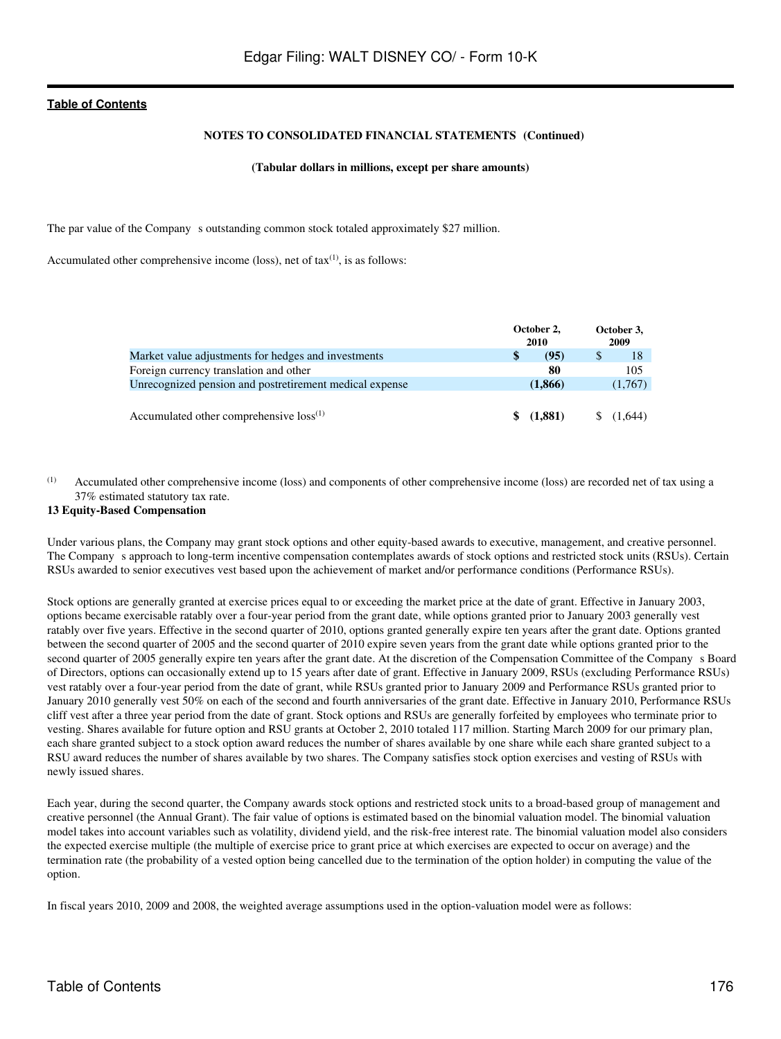**NOTES TO CONSOLIDATED FINANCIAL STATEMENTS (Continued)**

**(Tabular dollars in millions, except per share amounts)**

The par value of the Company s outstanding common stock totaled approximately $27 million.

Accumulated other comprehensive income (loss), net of tax[(1)], is as follows:

| | October 2, 2010 | October 3, 2009 |
|---|---|---|
| Market value adjustments for hedges and investments | **$ (95)** | $ 18 |
| Foreign currency translation and other | **80** | 105 |
| Unrecognized pension and postretirement medical expense | **(1,866)** | (1,767) |
| Accumulated other comprehensive loss[(1)] | **$ (1,881)** | $ (1,644) |

(1) Accumulated other comprehensive income (loss) and components of other comprehensive income (loss) are recorded net of tax using a 37% estimated statutory tax rate.

**13 Equity-Based Compensation**

Under various plans, the Company may grant stock options and other equity-based awards to executive, management, and creative personnel. The Company s approach to long-term incentive compensation contemplates awards of stock options and restricted stock units (RSUs). Certain RSUs awarded to senior executives vest based upon the achievement of market and/or performance conditions (Performance RSUs).

Stock options are generally granted at exercise prices equal to or exceeding the market price at the date of grant. Effective in January 2003, options became exercisable ratably over a four-year period from the grant date, while options granted prior to January 2003 generally vest ratably over five years. Effective in the second quarter of 2010, options granted generally expire ten years after the grant date. Options granted between the second quarter of 2005 and the second quarter of 2010 expire seven years from the grant date while options granted prior to the second quarter of 2005 generally expire ten years after the grant date. At the discretion of the Compensation Committee of the Company s Board of Directors, options can occasionally extend up to 15 years after date of grant. Effective in January 2009, RSUs (excluding Performance RSUs) vest ratably over a four-year period from the date of grant, while RSUs granted prior to January 2009 and Performance RSUs granted prior to January 2010 generally vest 50% on each of the second and fourth anniversaries of the grant date. Effective in January 2010, Performance RSUs cliff vest after a three year period from the date of grant. Stock options and RSUs are generally forfeited by employees who terminate prior to vesting. Shares available for future option and RSU grants at October 2, 2010 totaled 117 million. Starting March 2009 for our primary plan, each share granted subject to a stock option award reduces the number of shares available by one share while each share granted subject to a RSU award reduces the number of shares available by two shares. The Company satisfies stock option exercises and vesting of RSUs with newly issued shares.

Each year, during the second quarter, the Company awards stock options and restricted stock units to a broad-based group of management and creative personnel (the Annual Grant). The fair value of options is estimated based on the binomial valuation model. The binomial valuation model takes into account variables such as volatility, dividend yield, and the risk-free interest rate. The binomial valuation model also considers the expected exercise multiple (the multiple of exercise price to grant price at which exercises are expected to occur on average) and the termination rate (the probability of a vested option being cancelled due to the termination of the option holder) in computing the value of the option.

In fiscal years 2010, 2009 and 2008, the weighted average assumptions used in the option-valuation model were as follows: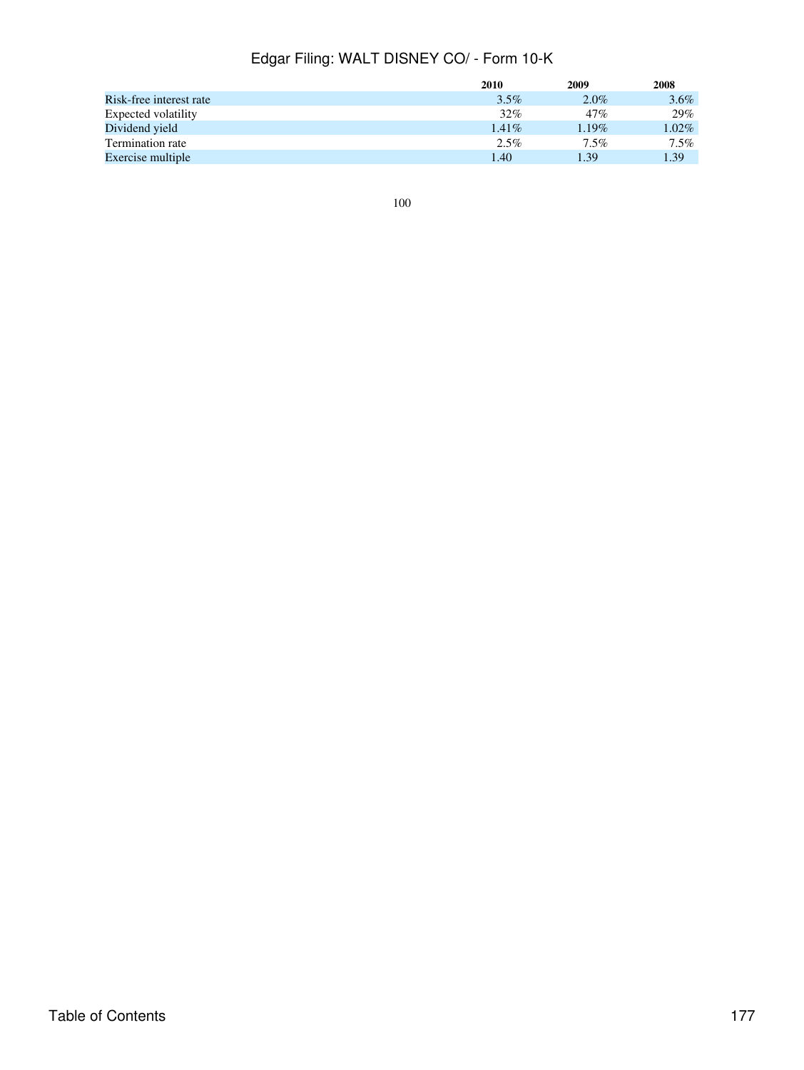|  | 2010 | 2009 | 2008 |
|---|---|---|---|
| Risk-free interest rate | 3.5% | 2.0% | 3.6% |
| Expected volatility | 32% | 47% | 29% |
| Dividend yield | 1.41% | 1.19% | 1.02% |
| Termination rate | 2.5% | 7.5% | 7.5% |
| Exercise multiple | 1.40 | 1.39 | 1.39 |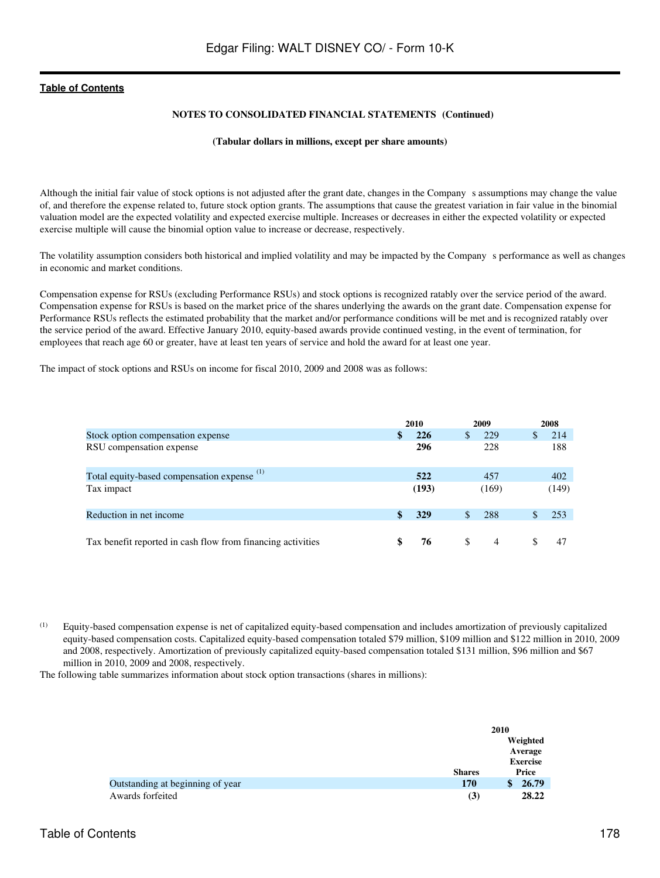**NOTES TO CONSOLIDATED FINANCIAL STATEMENTS (Continued)**

**(Tabular dollars in millions, except per share amounts)**

Although the initial fair value of stock options is not adjusted after the grant date, changes in the Company s assumptions may change the value of, and therefore the expense related to, future stock option grants. The assumptions that cause the greatest variation in fair value in the binomial valuation model are the expected volatility and expected exercise multiple. Increases or decreases in either the expected volatility or expected exercise multiple will cause the binomial option value to increase or decrease, respectively.

The volatility assumption considers both historical and implied volatility and may be impacted by the Company s performance as well as changes in economic and market conditions.

Compensation expense for RSUs (excluding Performance RSUs) and stock options is recognized ratably over the service period of the award. Compensation expense for RSUs is based on the market price of the shares underlying the awards on the grant date. Compensation expense for Performance RSUs reflects the estimated probability that the market and/or performance conditions will be met and is recognized ratably over the service period of the award. Effective January 2010, equity-based awards provide continued vesting, in the event of termination, for employees that reach age 60 or greater, have at least ten years of service and hold the award for at least one year.

The impact of stock options and RSUs on income for fiscal 2010, 2009 and 2008 was as follows:

| | 2010 | 2009 | 2008 |
|---|---|---|---|
| Stock option compensation expense | **$ 226** | $ 229 | $ 214 |
| RSU compensation expense | **296** | 228 | 188 |
| Total equity-based compensation expense [1] | **522** | 457 | 402 |
| Tax impact | **(193)** | (169) | (149) |
| Reduction in net income | **$ 329** | $ 288 | $ 253 |
| Tax benefit reported in cash flow from financing activities | **$ 76** | $ 4 | $ 47 |

[1] Equity-based compensation expense is net of capitalized equity-based compensation and includes amortization of previously capitalized equity-based compensation costs. Capitalized equity-based compensation totaled $79 million, $109 million and $122 million in 2010, 2009 and 2008, respectively. Amortization of previously capitalized equity-based compensation totaled $131 million, $96 million and $67 million in 2010, 2009 and 2008, respectively.

The following table summarizes information about stock option transactions (shares in millions):

| | 2010 | |
|---|---|---|
| | Shares | Weighted Average Exercise Price |
| Outstanding at beginning of year | **170** | **$ 26.79** |
| Awards forfeited | **(3)** | **28.22** |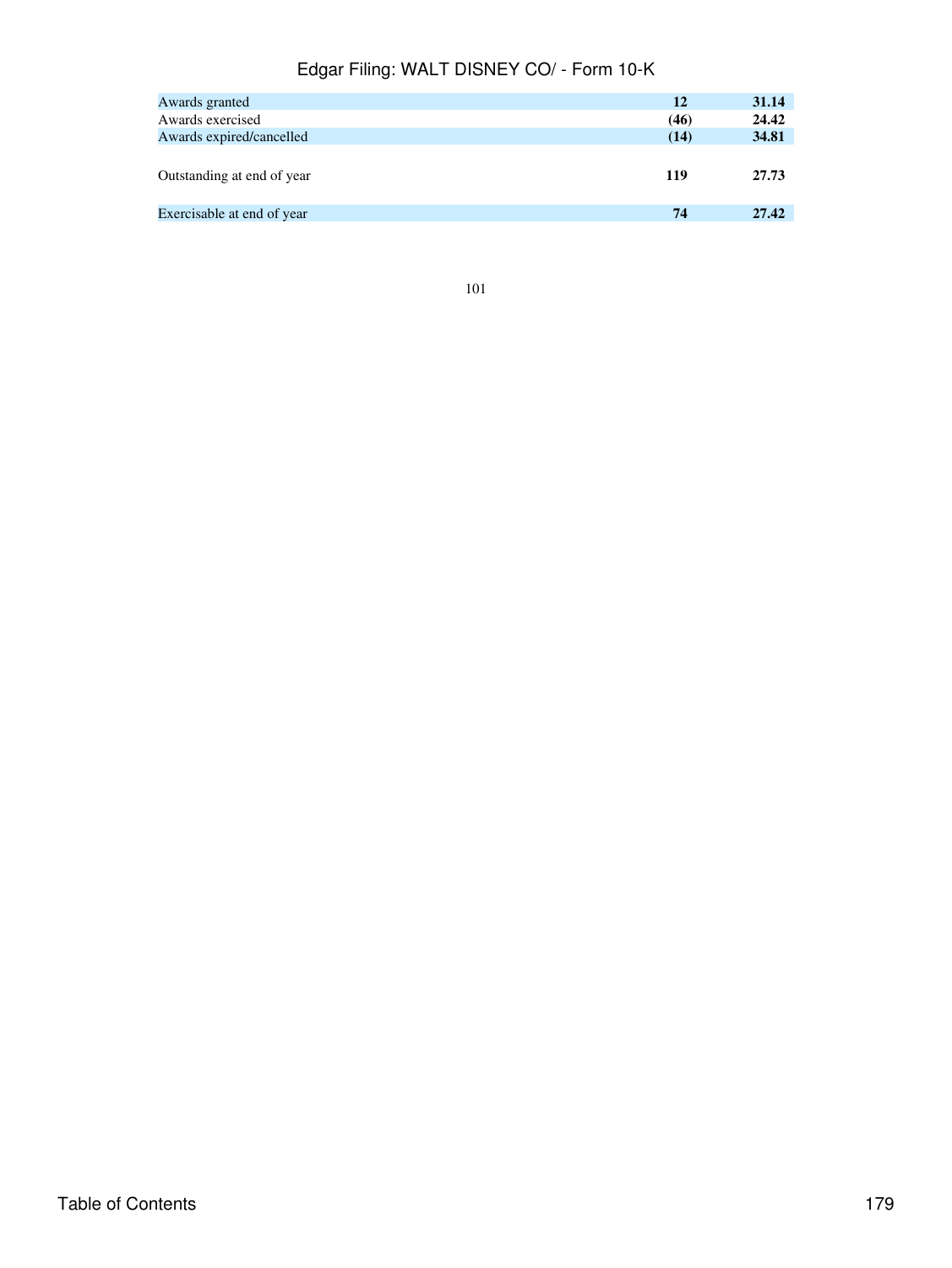| | | |
|---|---|---|
| Awards granted | **12** | **31.14** |
| Awards exercised | **(46)** | **24.42** |
| Awards expired/cancelled | **(14)** | **34.81** |
| Outstanding at end of year | **119** | **27.73** |
| Exercisable at end of year | **74** | **27.42** |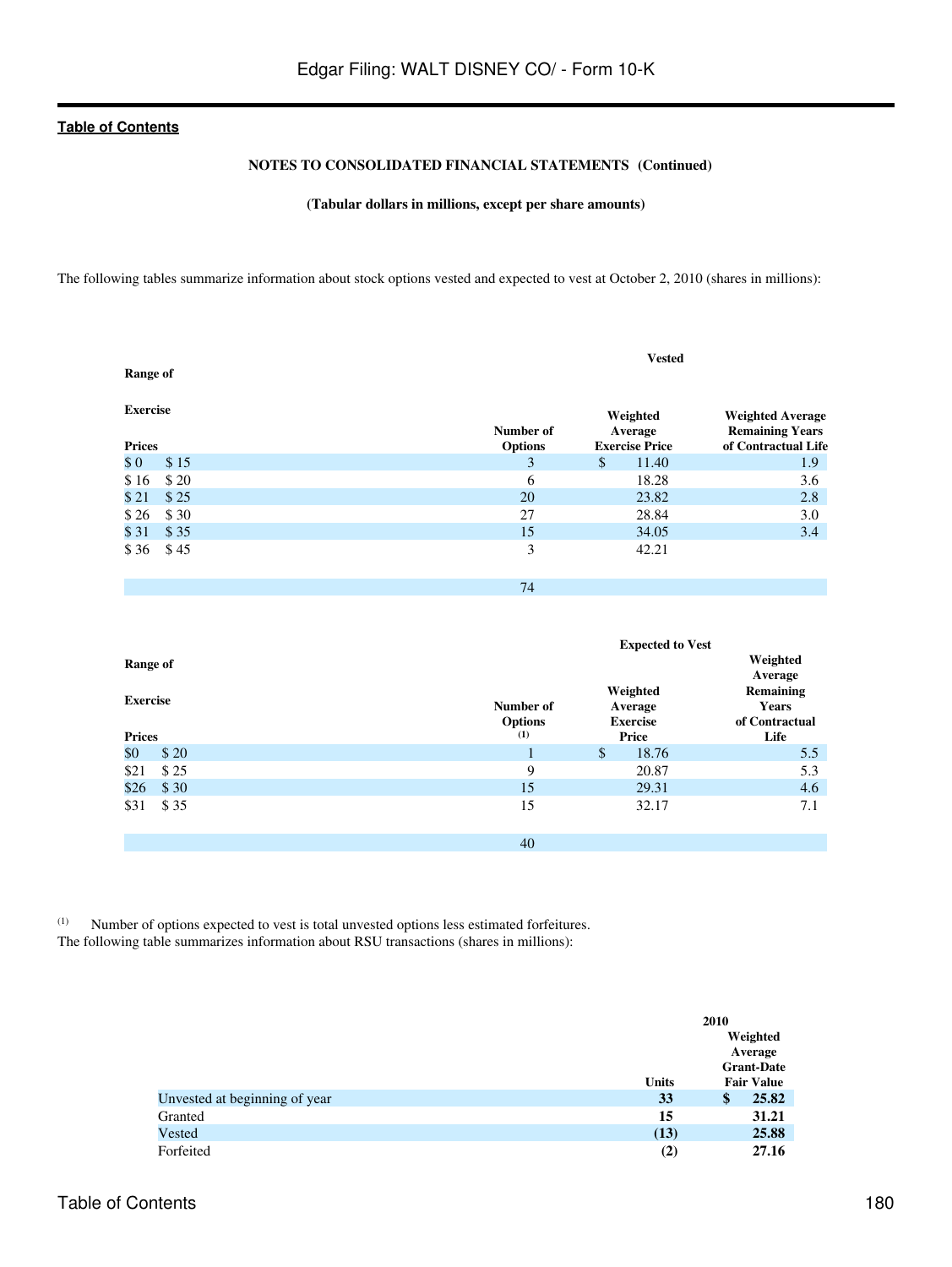NOTES TO CONSOLIDATED FINANCIAL STATEMENTS (Continued)

(Tabular dollars in millions, except per share amounts)

The following tables summarize information about stock options vested and expected to vest at October 2, 2010 (shares in millions):

| Range of Exercise Prices | | Vested | | |
|---|---|---|---|---|
| | | Number of Options | Weighted Average Exercise Price | Weighted Average Remaining Years of Contractual Life |
| $ 0 | $ 15 | 3 | $ 11.40 | 1.9 |
| $ 16 | $ 20 | 6 | 18.28 | 3.6 |
| $ 21 | $ 25 | 20 | 23.82 | 2.8 |
| $ 26 | $ 30 | 27 | 28.84 | 3.0 |
| $ 31 | $ 35 | 15 | 34.05 | 3.4 |
| $ 36 | $ 45 | 3 | 42.21 | |
| | | 74 | | |

| Range of Exercise Prices | | Expected to Vest | | |
|---|---|---|---|---|
| | | Number of Options [1] | Weighted Average Exercise Price | Weighted Average Remaining Years of Contractual Life |
| $0 | $ 20 | 1 | $ 18.76 | 5.5 |
| $21 | $ 25 | 9 | 20.87 | 5.3 |
| $26 | $ 30 | 15 | 29.31 | 4.6 |
| $31 | $ 35 | 15 | 32.17 | 7.1 |
| | | 40 | | |

[1] Number of options expected to vest is total unvested options less estimated forfeitures.

The following table summarizes information about RSU transactions (shares in millions):

| | 2010 | |
|---|---|---|
| | Units | Weighted Average Grant-Date Fair Value |
| Unvested at beginning of year | **33** | **$ 25.82** |
| Granted | **15** | **31.21** |
| Vested | **(13)** | **25.88** |
| Forfeited | **(2)** | **27.16** |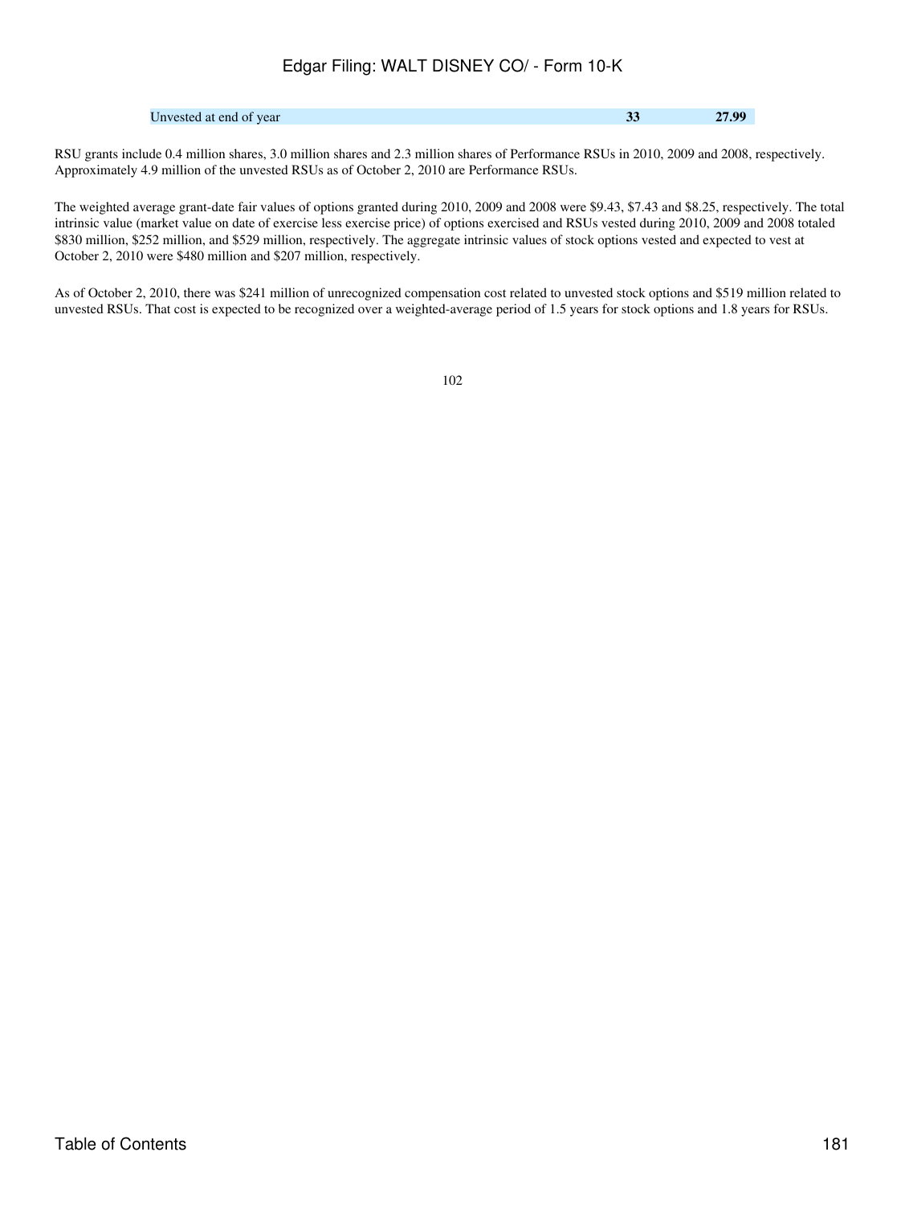| | | |
|---|---|---|
| Unvested at end of year | **33** | **27.99** |

RSU grants include 0.4 million shares, 3.0 million shares and 2.3 million shares of Performance RSUs in 2010, 2009 and 2008, respectively. Approximately 4.9 million of the unvested RSUs as of October 2, 2010 are Performance RSUs.

The weighted average grant-date fair values of options granted during 2010, 2009 and 2008 were $9.43, $7.43 and $8.25, respectively. The total intrinsic value (market value on date of exercise less exercise price) of options exercised and RSUs vested during 2010, 2009 and 2008 totaled $830 million, $252 million, and $529 million, respectively. The aggregate intrinsic values of stock options vested and expected to vest at October 2, 2010 were $480 million and $207 million, respectively.

As of October 2, 2010, there was $241 million of unrecognized compensation cost related to unvested stock options and $519 million related to unvested RSUs. That cost is expected to be recognized over a weighted-average period of 1.5 years for stock options and 1.8 years for RSUs.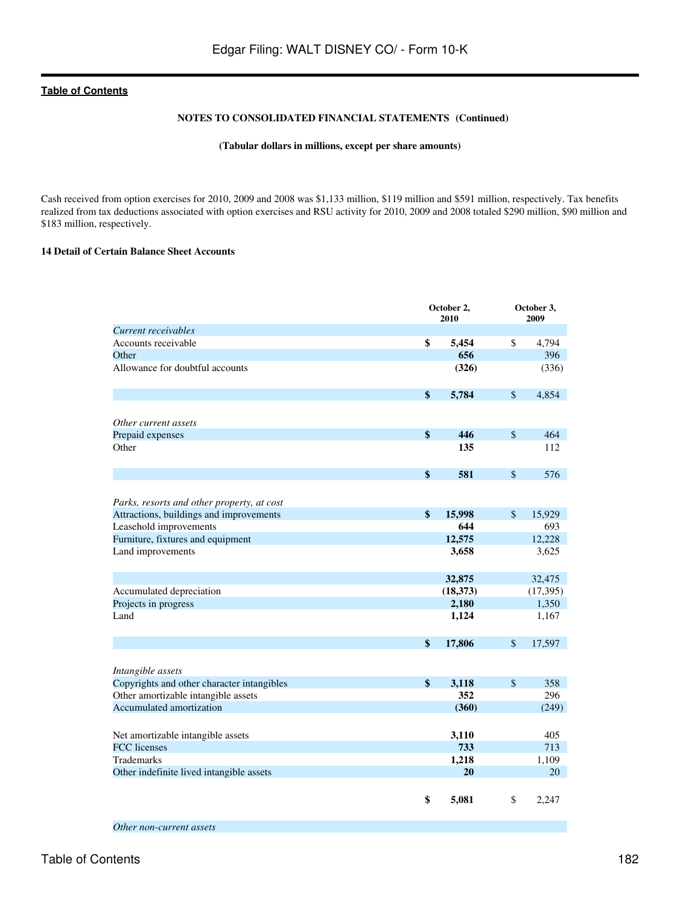NOTES TO CONSOLIDATED FINANCIAL STATEMENTS (Continued)

(Tabular dollars in millions, except per share amounts)

Cash received from option exercises for 2010, 2009 and 2008 was $1,133 million, $119 million and $591 million, respectively. Tax benefits realized from tax deductions associated with option exercises and RSU activity for 2010, 2009 and 2008 totaled $290 million, $90 million and $183 million, respectively.

## 14 Detail of Certain Balance Sheet Accounts

| | October 2, 2010 | October 3, 2009 |
|---|---|---|
| *Current receivables* | | |
| Accounts receivable | **$ 5,454** | $ 4,794 |
| Other | **656** | 396 |
| Allowance for doubtful accounts | **(326)** | (336) |
| | **$ 5,784** | $ 4,854 |
| *Other current assets* | | |
| Prepaid expenses | **$ 446** | $ 464 |
| Other | **135** | 112 |
| | **$ 581** | $ 576 |
| *Parks, resorts and other property, at cost* | | |
| Attractions, buildings and improvements | **$ 15,998** | $ 15,929 |
| Leasehold improvements | **644** | 693 |
| Furniture, fixtures and equipment | **12,575** | 12,228 |
| Land improvements | **3,658** | 3,625 |
| | **32,875** | 32,475 |
| Accumulated depreciation | **(18,373)** | (17,395) |
| Projects in progress | **2,180** | 1,350 |
| Land | **1,124** | 1,167 |
| | **$ 17,806** | $ 17,597 |
| *Intangible assets* | | |
| Copyrights and other character intangibles | **$ 3,118** | $ 358 |
| Other amortizable intangible assets | **352** | 296 |
| Accumulated amortization | **(360)** | (249) |
| Net amortizable intangible assets | **3,110** | 405 |
| FCC licenses | **733** | 713 |
| Trademarks | **1,218** | 1,109 |
| Other indefinite lived intangible assets | **20** | 20 |
| | **$ 5,081** | $ 2,247 |
| *Other non-current assets* | | |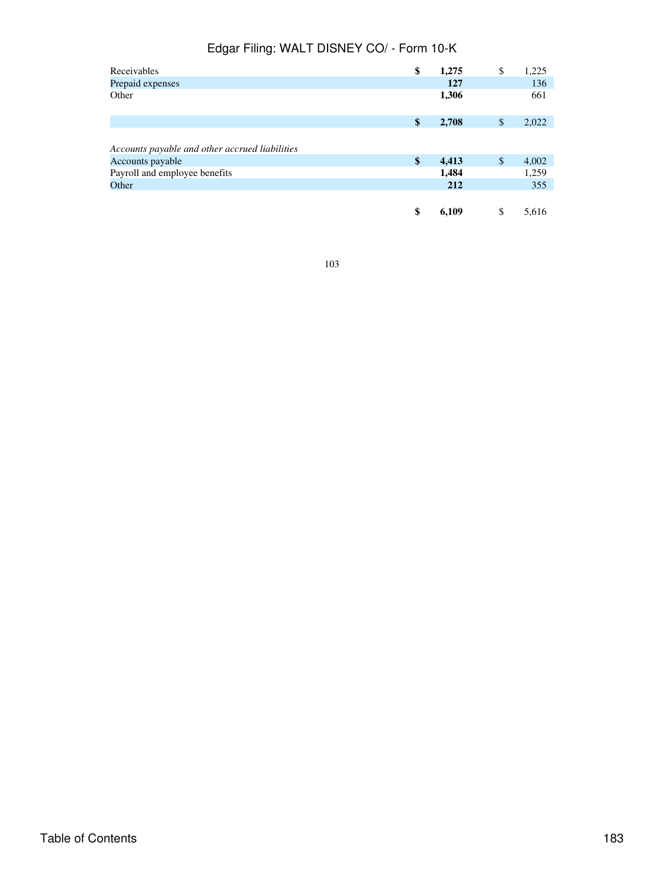| | | |
|---|---|---|
| Receivables | **$ 1,275** | $ 1,225 |
| Prepaid expenses | **127** | 136 |
| Other | **1,306** | 661 |
| | **$ 2,708** | $ 2,022 |
| *Accounts payable and other accrued liabilities* | | |
| Accounts payable | **$ 4,413** | $ 4,002 |
| Payroll and employee benefits | **1,484** | 1,259 |
| Other | **212** | 355 |
| | **$ 6,109** | $ 5,616 |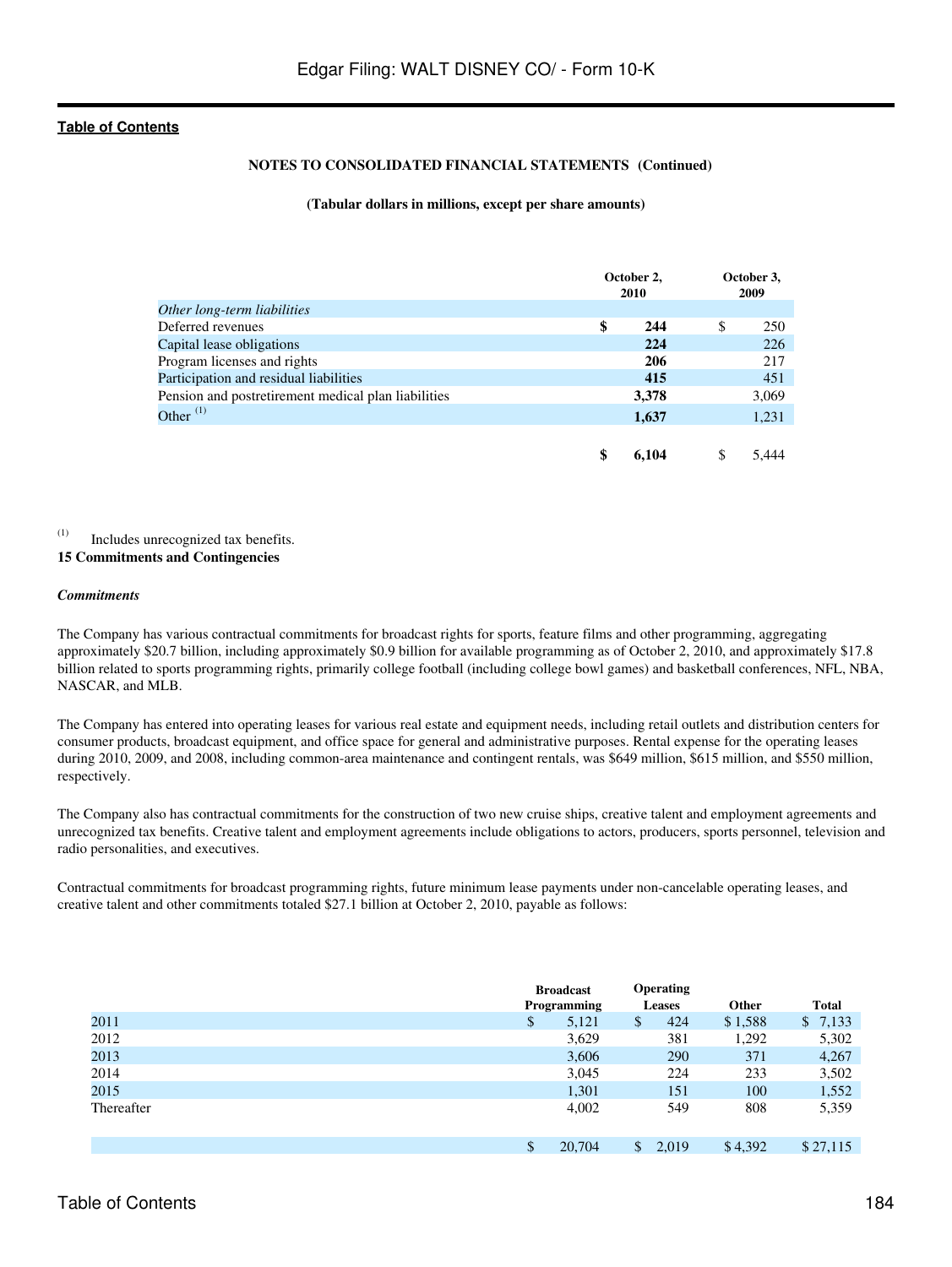**NOTES TO CONSOLIDATED FINANCIAL STATEMENTS (Continued)**

**(Tabular dollars in millions, except per share amounts)**

| | October 2, 2010 | October 3, 2009 |
|---|---|---|
| *Other long-term liabilities* | | |
| Deferred revenues | **$ 244** | $ 250 |
| Capital lease obligations | **224** | 226 |
| Program licenses and rights | **206** | 217 |
| Participation and residual liabilities | **415** | 451 |
| Pension and postretirement medical plan liabilities | **3,378** | 3,069 |
| Other [(1)] | **1,637** | 1,231 |
| | **$ 6,104** | $ 5,444 |

(1) Includes unrecognized tax benefits.

## 15 Commitments and Contingencies

### *Commitments*

The Company has various contractual commitments for broadcast rights for sports, feature films and other programming, aggregating approximately $20.7 billion, including approximately $0.9 billion for available programming as of October 2, 2010, and approximately $17.8 billion related to sports programming rights, primarily college football (including college bowl games) and basketball conferences, NFL, NBA, NASCAR, and MLB.

The Company has entered into operating leases for various real estate and equipment needs, including retail outlets and distribution centers for consumer products, broadcast equipment, and office space for general and administrative purposes. Rental expense for the operating leases during 2010, 2009, and 2008, including common-area maintenance and contingent rentals, was $649 million, $615 million, and $550 million, respectively.

The Company also has contractual commitments for the construction of two new cruise ships, creative talent and employment agreements and unrecognized tax benefits. Creative talent and employment agreements include obligations to actors, producers, sports personnel, television and radio personalities, and executives.

Contractual commitments for broadcast programming rights, future minimum lease payments under non-cancelable operating leases, and creative talent and other commitments totaled $27.1 billion at October 2, 2010, payable as follows:

| | Broadcast Programming | Operating Leases | Other | Total |
|---|---|---|---|---|
| 2011 | $ 5,121 | $ 424 | $ 1,588 | $ 7,133 |
| 2012 | 3,629 | 381 | 1,292 | 5,302 |
| 2013 | 3,606 | 290 | 371 | 4,267 |
| 2014 | 3,045 | 224 | 233 | 3,502 |
| 2015 | 1,301 | 151 | 100 | 1,552 |
| Thereafter | 4,002 | 549 | 808 | 5,359 |
| | $ 20,704 | $ 2,019 | $ 4,392 | $ 27,115 |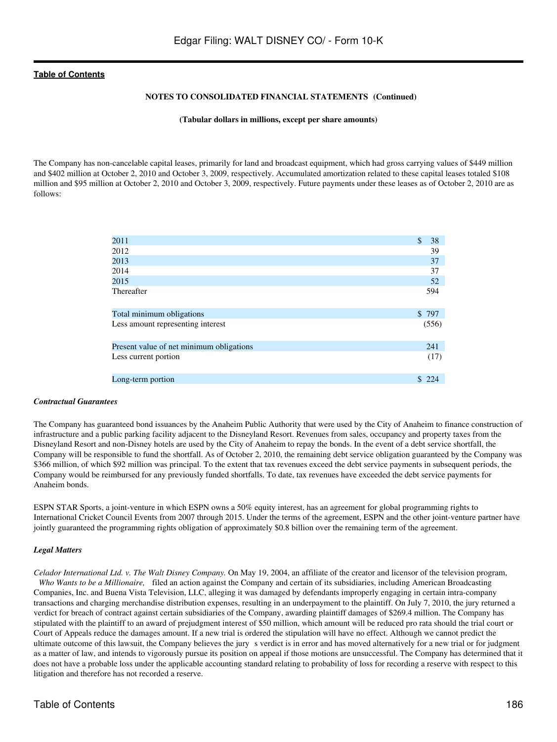The Company has non-cancelable capital leases, primarily for land and broadcast equipment, which had gross carrying values of $449 million and $402 million at October 2, 2010 and October 3, 2009, respectively. Accumulated amortization related to these capital leases totaled $108 million and $95 million at October 2, 2010 and October 3, 2009, respectively. Future payments under these leases as of October 2, 2010 are as follows:

| | |
|---|---|
| 2011 | $ 38 |
| 2012 | 39 |
| 2013 | 37 |
| 2014 | 37 |
| 2015 | 52 |
| Thereafter | 594 |
| Total minimum obligations | $ 797 |
| Less amount representing interest | (556) |
| Present value of net minimum obligations | 241 |
| Less current portion | (17) |
| Long-term portion | $ 224 |

***Contractual Guarantees***

The Company has guaranteed bond issuances by the Anaheim Public Authority that were used by the City of Anaheim to finance construction of infrastructure and a public parking facility adjacent to the Disneyland Resort. Revenues from sales, occupancy and property taxes from the Disneyland Resort and non-Disney hotels are used by the City of Anaheim to repay the bonds. In the event of a debt service shortfall, the Company will be responsible to fund the shortfall. As of October 2, 2010, the remaining debt service obligation guaranteed by the Company was $366 million, of which $92 million was principal. To the extent that tax revenues exceed the debt service payments in subsequent periods, the Company would be reimbursed for any previously funded shortfalls. To date, tax revenues have exceeded the debt service payments for Anaheim bonds.

ESPN STAR Sports, a joint-venture in which ESPN owns a 50% equity interest, has an agreement for global programming rights to International Cricket Council Events from 2007 through 2015. Under the terms of the agreement, ESPN and the other joint-venture partner have jointly guaranteed the programming rights obligation of approximately $0.8 billion over the remaining term of the agreement.

***Legal Matters***

*Celador International Ltd. v. The Walt Disney Company.* On May 19, 2004, an affiliate of the creator and licensor of the television program, *Who Wants to be a Millionaire,* filed an action against the Company and certain of its subsidiaries, including American Broadcasting Companies, Inc. and Buena Vista Television, LLC, alleging it was damaged by defendants improperly engaging in certain intra-company transactions and charging merchandise distribution expenses, resulting in an underpayment to the plaintiff. On July 7, 2010, the jury returned a verdict for breach of contract against certain subsidiaries of the Company, awarding plaintiff damages of $269.4 million. The Company has stipulated with the plaintiff to an award of prejudgment interest of $50 million, which amount will be reduced pro rata should the trial court or Court of Appeals reduce the damages amount. If a new trial is ordered the stipulation will have no effect. Although we cannot predict the ultimate outcome of this lawsuit, the Company believes the jury s verdict is in error and has moved alternatively for a new trial or for judgment as a matter of law, and intends to vigorously pursue its position on appeal if those motions are unsuccessful. The Company has determined that it does not have a probable loss under the applicable accounting standard relating to probability of loss for recording a reserve with respect to this litigation and therefore has not recorded a reserve.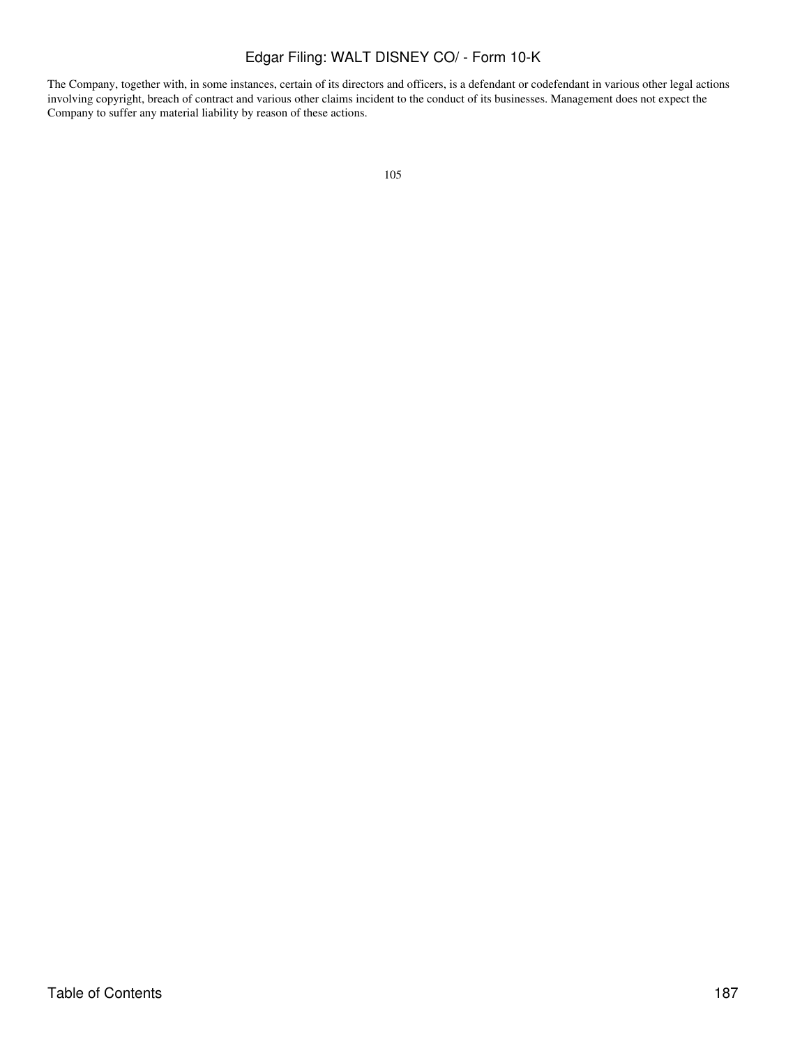The Company, together with, in some instances, certain of its directors and officers, is a defendant or codefendant in various other legal actions involving copyright, breach of contract and various other claims incident to the conduct of its businesses. Management does not expect the Company to suffer any material liability by reason of these actions.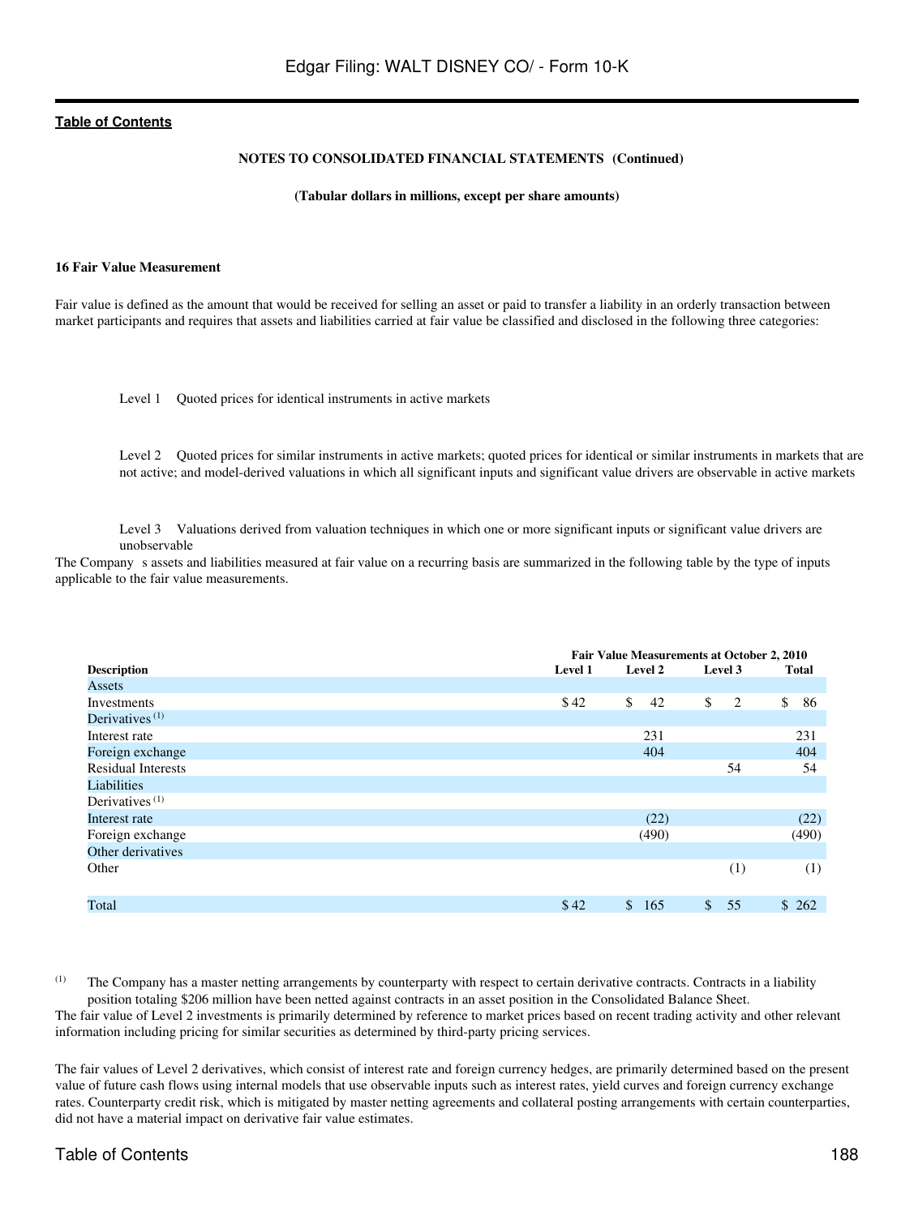NOTES TO CONSOLIDATED FINANCIAL STATEMENTS (Continued)

(Tabular dollars in millions, except per share amounts)

#### 16 Fair Value Measurement

Fair value is defined as the amount that would be received for selling an asset or paid to transfer a liability in an orderly transaction between market participants and requires that assets and liabilities carried at fair value be classified and disclosed in the following three categories:

Level 1 Quoted prices for identical instruments in active markets

Level 2 Quoted prices for similar instruments in active markets; quoted prices for identical or similar instruments in markets that are not active; and model-derived valuations in which all significant inputs and significant value drivers are observable in active markets

Level 3 Valuations derived from valuation techniques in which one or more significant inputs or significant value drivers are unobservable

The Company s assets and liabilities measured at fair value on a recurring basis are summarized in the following table by the type of inputs applicable to the fair value measurements.

| | Fair Value Measurements at October 2, 2010 | | | |
|---|---|---|---|---|
| **Description** | **Level 1** | **Level 2** | **Level 3** | **Total** |
| Assets | | | | |
| Investments | $ 42 | $ 42 | $ 2 | $ 86 |
| Derivatives [(1)] | | | | |
| Interest rate | | 231 | | 231 |
| Foreign exchange | | 404 | | 404 |
| Residual Interests | | | 54 | 54 |
| Liabilities | | | | |
| Derivatives [(1)] | | | | |
| Interest rate | | (22) | | (22) |
| Foreign exchange | | (490) | | (490) |
| Other derivatives | | | | |
| Other | | | (1) | (1) |
| Total | $ 42 | $ 165 | $ 55 | $ 262 |

(1) The Company has a master netting arrangements by counterparty with respect to certain derivative contracts. Contracts in a liability position totaling $206 million have been netted against contracts in an asset position in the Consolidated Balance Sheet.

The fair value of Level 2 investments is primarily determined by reference to market prices based on recent trading activity and other relevant information including pricing for similar securities as determined by third-party pricing services.

The fair values of Level 2 derivatives, which consist of interest rate and foreign currency hedges, are primarily determined based on the present value of future cash flows using internal models that use observable inputs such as interest rates, yield curves and foreign currency exchange rates. Counterparty credit risk, which is mitigated by master netting agreements and collateral posting arrangements with certain counterparties, did not have a material impact on derivative fair value estimates.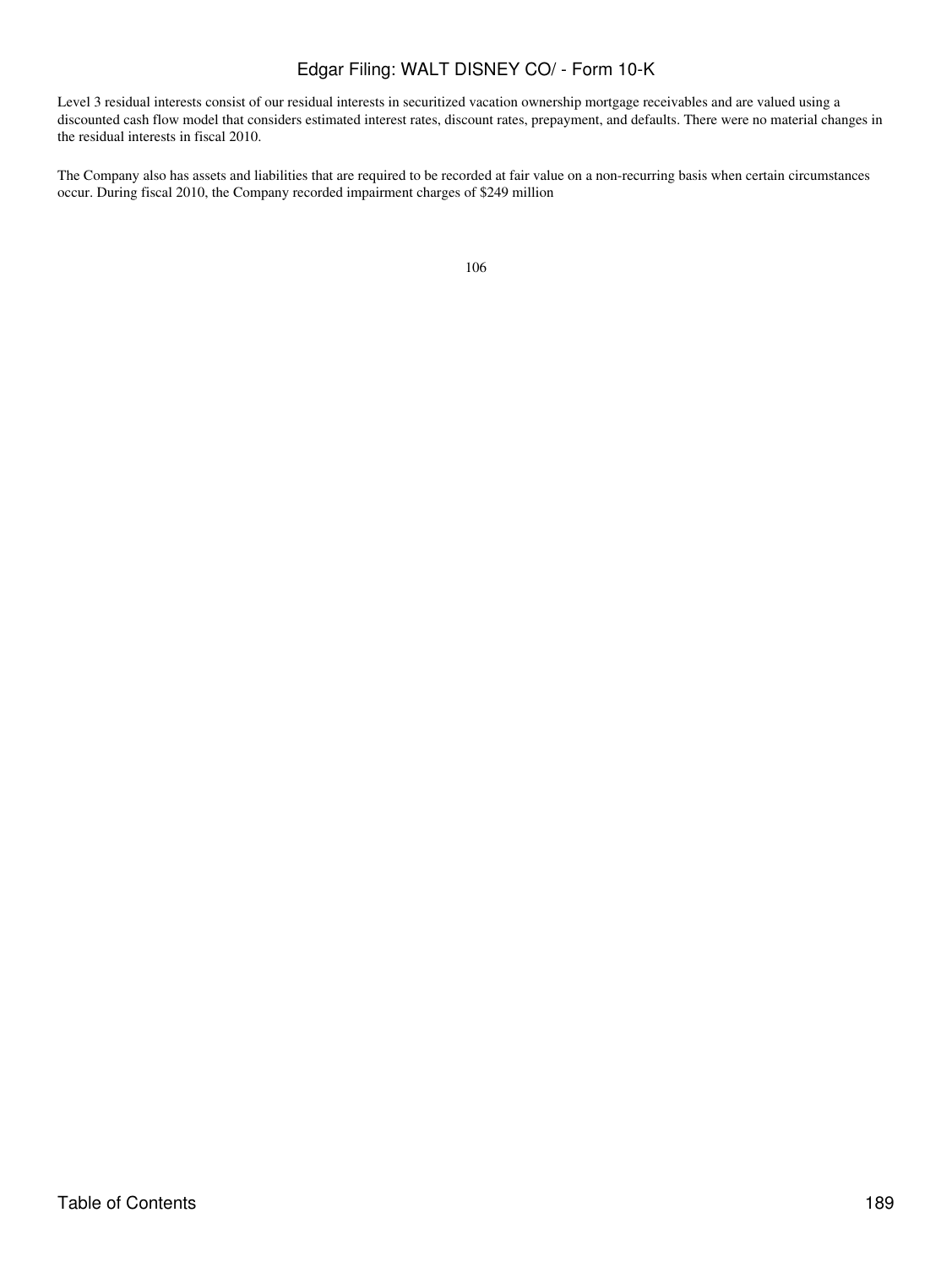Level 3 residual interests consist of our residual interests in securitized vacation ownership mortgage receivables and are valued using a discounted cash flow model that considers estimated interest rates, discount rates, prepayment, and defaults. There were no material changes in the residual interests in fiscal 2010.

The Company also has assets and liabilities that are required to be recorded at fair value on a non-recurring basis when certain circumstances occur. During fiscal 2010, the Company recorded impairment charges of $249 million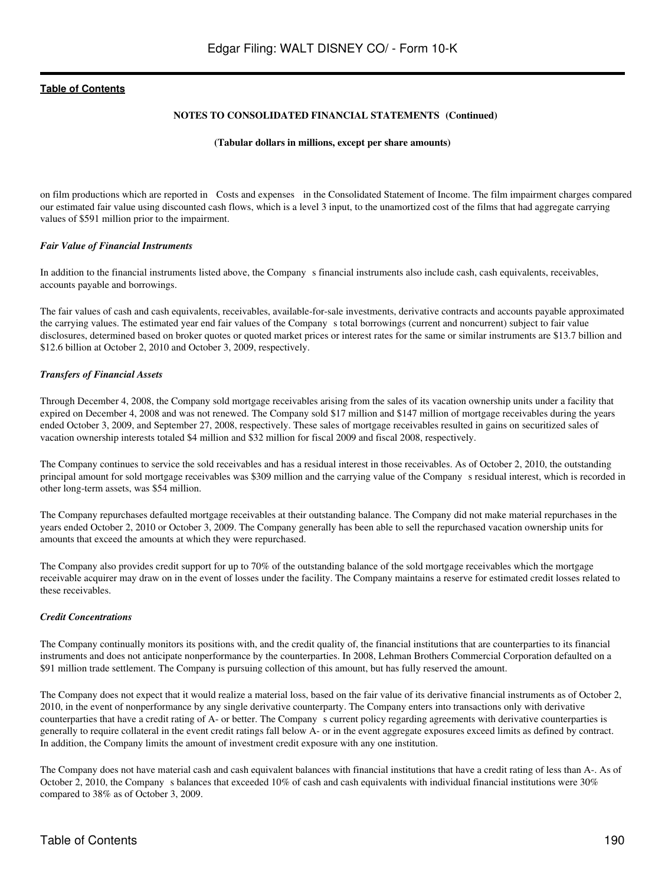on film productions which are reported in Costs and expenses in the Consolidated Statement of Income. The film impairment charges compared our estimated fair value using discounted cash flows, which is a level 3 input, to the unamortized cost of the films that had aggregate carrying values of $591 million prior to the impairment.

***Fair Value of Financial Instruments***

In addition to the financial instruments listed above, the Company s financial instruments also include cash, cash equivalents, receivables, accounts payable and borrowings.

The fair values of cash and cash equivalents, receivables, available-for-sale investments, derivative contracts and accounts payable approximated the carrying values. The estimated year end fair values of the Company s total borrowings (current and noncurrent) subject to fair value disclosures, determined based on broker quotes or quoted market prices or interest rates for the same or similar instruments are $13.7 billion and $12.6 billion at October 2, 2010 and October 3, 2009, respectively.

***Transfers of Financial Assets***

Through December 4, 2008, the Company sold mortgage receivables arising from the sales of its vacation ownership units under a facility that expired on December 4, 2008 and was not renewed. The Company sold $17 million and $147 million of mortgage receivables during the years ended October 3, 2009, and September 27, 2008, respectively. These sales of mortgage receivables resulted in gains on securitized sales of vacation ownership interests totaled $4 million and $32 million for fiscal 2009 and fiscal 2008, respectively.

The Company continues to service the sold receivables and has a residual interest in those receivables. As of October 2, 2010, the outstanding principal amount for sold mortgage receivables was $309 million and the carrying value of the Company s residual interest, which is recorded in other long-term assets, was $54 million.

The Company repurchases defaulted mortgage receivables at their outstanding balance. The Company did not make material repurchases in the years ended October 2, 2010 or October 3, 2009. The Company generally has been able to sell the repurchased vacation ownership units for amounts that exceed the amounts at which they were repurchased.

The Company also provides credit support for up to 70% of the outstanding balance of the sold mortgage receivables which the mortgage receivable acquirer may draw on in the event of losses under the facility. The Company maintains a reserve for estimated credit losses related to these receivables.

***Credit Concentrations***

The Company continually monitors its positions with, and the credit quality of, the financial institutions that are counterparties to its financial instruments and does not anticipate nonperformance by the counterparties. In 2008, Lehman Brothers Commercial Corporation defaulted on a $91 million trade settlement. The Company is pursuing collection of this amount, but has fully reserved the amount.

The Company does not expect that it would realize a material loss, based on the fair value of its derivative financial instruments as of October 2, 2010, in the event of nonperformance by any single derivative counterparty. The Company enters into transactions only with derivative counterparties that have a credit rating of A- or better. The Company s current policy regarding agreements with derivative counterparties is generally to require collateral in the event credit ratings fall below A- or in the event aggregate exposures exceed limits as defined by contract. In addition, the Company limits the amount of investment credit exposure with any one institution.

The Company does not have material cash and cash equivalent balances with financial institutions that have a credit rating of less than A-. As of October 2, 2010, the Company s balances that exceeded 10% of cash and cash equivalents with individual financial institutions were 30% compared to 38% as of October 3, 2009.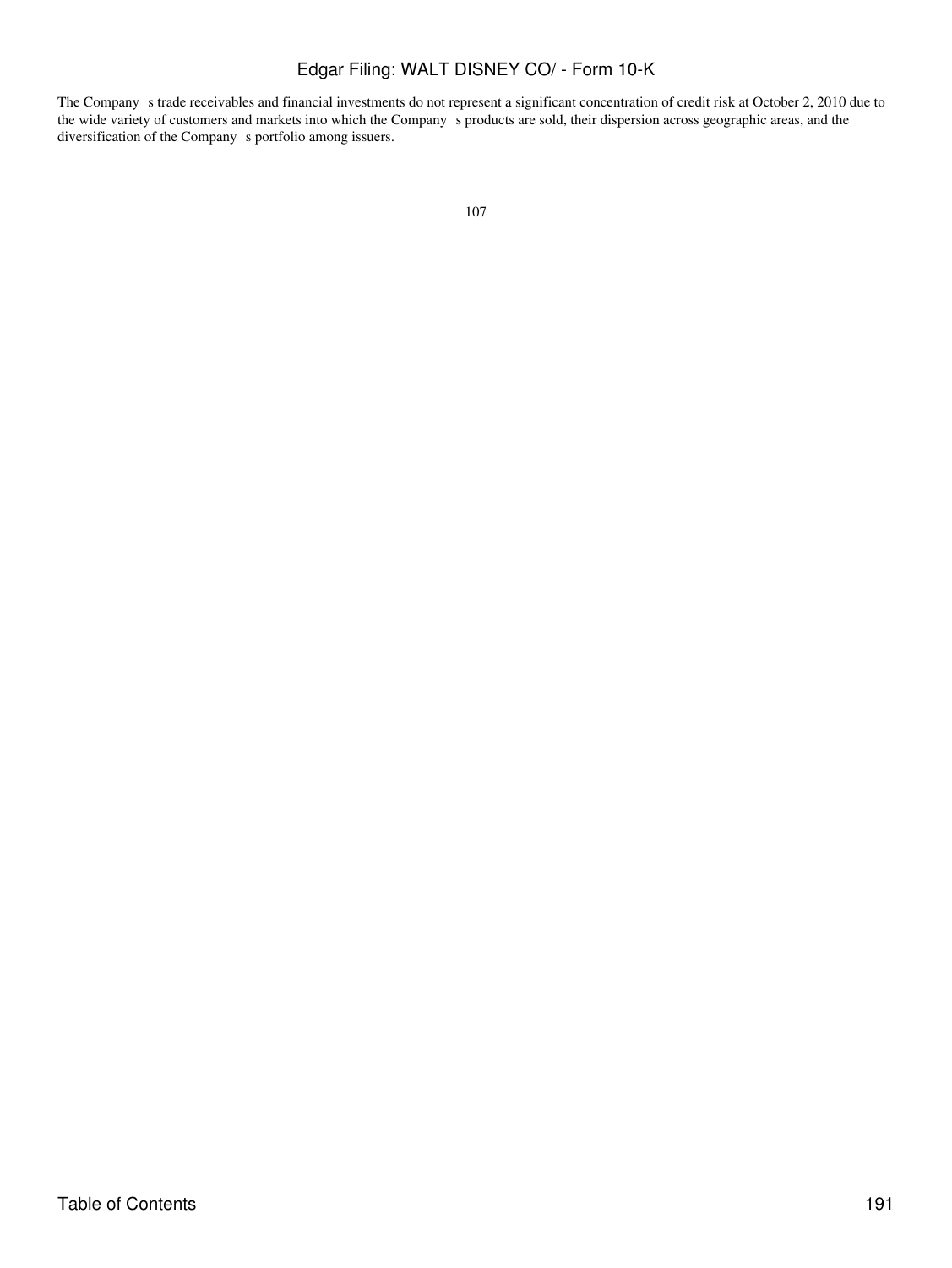The Company s trade receivables and financial investments do not represent a significant concentration of credit risk at October 2, 2010 due to the wide variety of customers and markets into which the Company s products are sold, their dispersion across geographic areas, and the diversification of the Company s portfolio among issuers.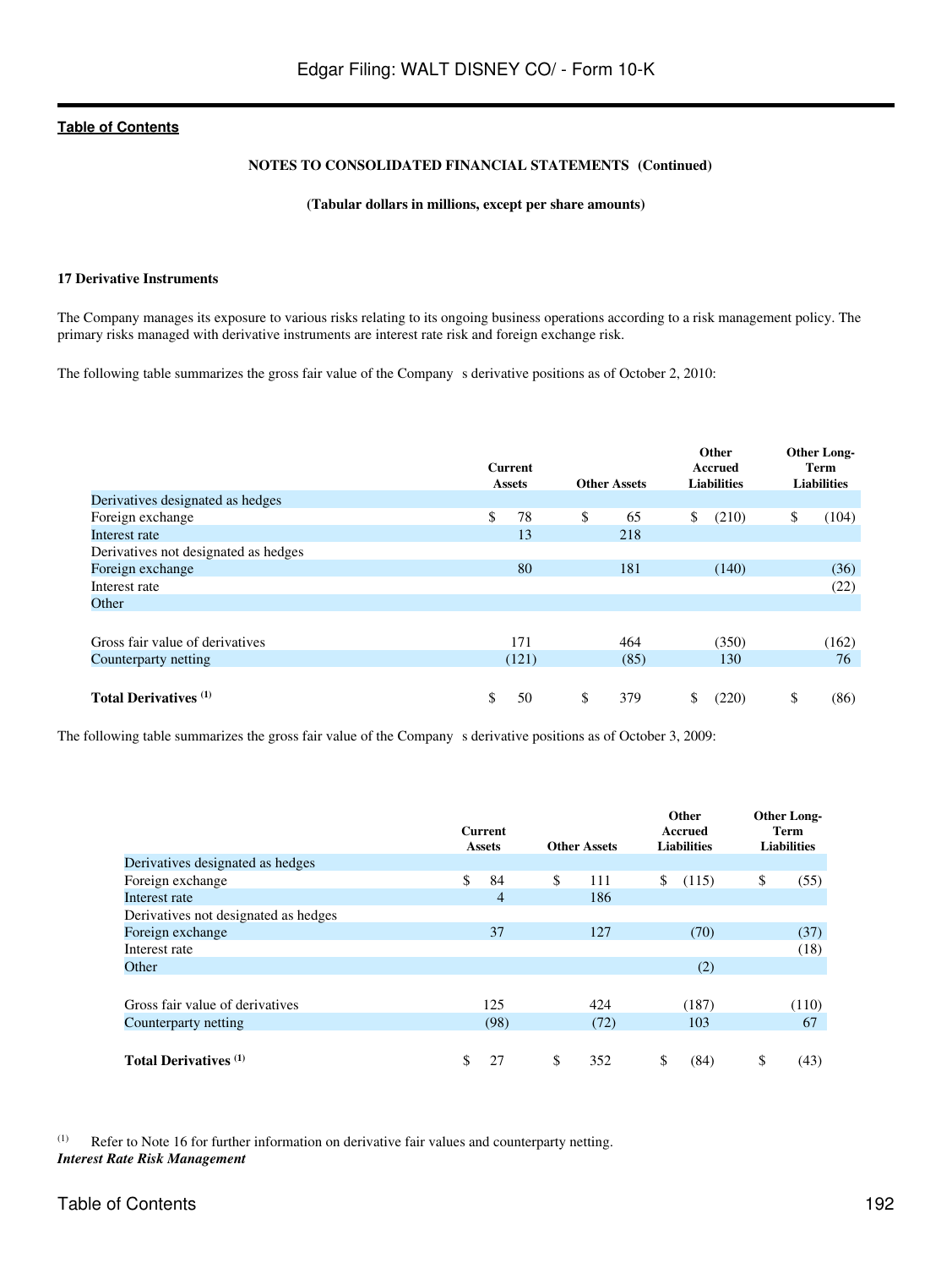**Table of Contents**

**NOTES TO CONSOLIDATED FINANCIAL STATEMENTS (Continued)**

**(Tabular dollars in millions, except per share amounts)**

**17 Derivative Instruments**

The Company manages its exposure to various risks relating to its ongoing business operations according to a risk management policy. The primary risks managed with derivative instruments are interest rate risk and foreign exchange risk.

The following table summarizes the gross fair value of the Company s derivative positions as of October 2, 2010:

| | Current Assets | Other Assets | Other Accrued Liabilities | Other Long-Term Liabilities |
|---|---|---|---|---|
| Derivatives designated as hedges | | | | |
| Foreign exchange | $ 78 | $ 65 | $ (210) | $ (104) |
| Interest rate | 13 | 218 | | |
| Derivatives not designated as hedges | | | | |
| Foreign exchange | 80 | 181 | (140) | (36) |
| Interest rate | | | | (22) |
| Other | | | | |
| Gross fair value of derivatives | 171 | 464 | (350) | (162) |
| Counterparty netting | (121) | (85) | 130 | 76 |
| **Total Derivatives** [(1)] | $ 50 | $ 379 | $ (220) | $ (86) |

The following table summarizes the gross fair value of the Company s derivative positions as of October 3, 2009:

| | Current Assets | Other Assets | Other Accrued Liabilities | Other Long-Term Liabilities |
|---|---|---|---|---|
| Derivatives designated as hedges | | | | |
| Foreign exchange | $ 84 | $ 111 | $ (115) | $ (55) |
| Interest rate | 4 | 186 | | |
| Derivatives not designated as hedges | | | | |
| Foreign exchange | 37 | 127 | (70) | (37) |
| Interest rate | | | | (18) |
| Other | | | (2) | |
| Gross fair value of derivatives | 125 | 424 | (187) | (110) |
| Counterparty netting | (98) | (72) | 103 | 67 |
| **Total Derivatives** [(1)] | $ 27 | $ 352 | $ (84) | $ (43) |

(1) Refer to Note 16 for further information on derivative fair values and counterparty netting.

***Interest Rate Risk Management***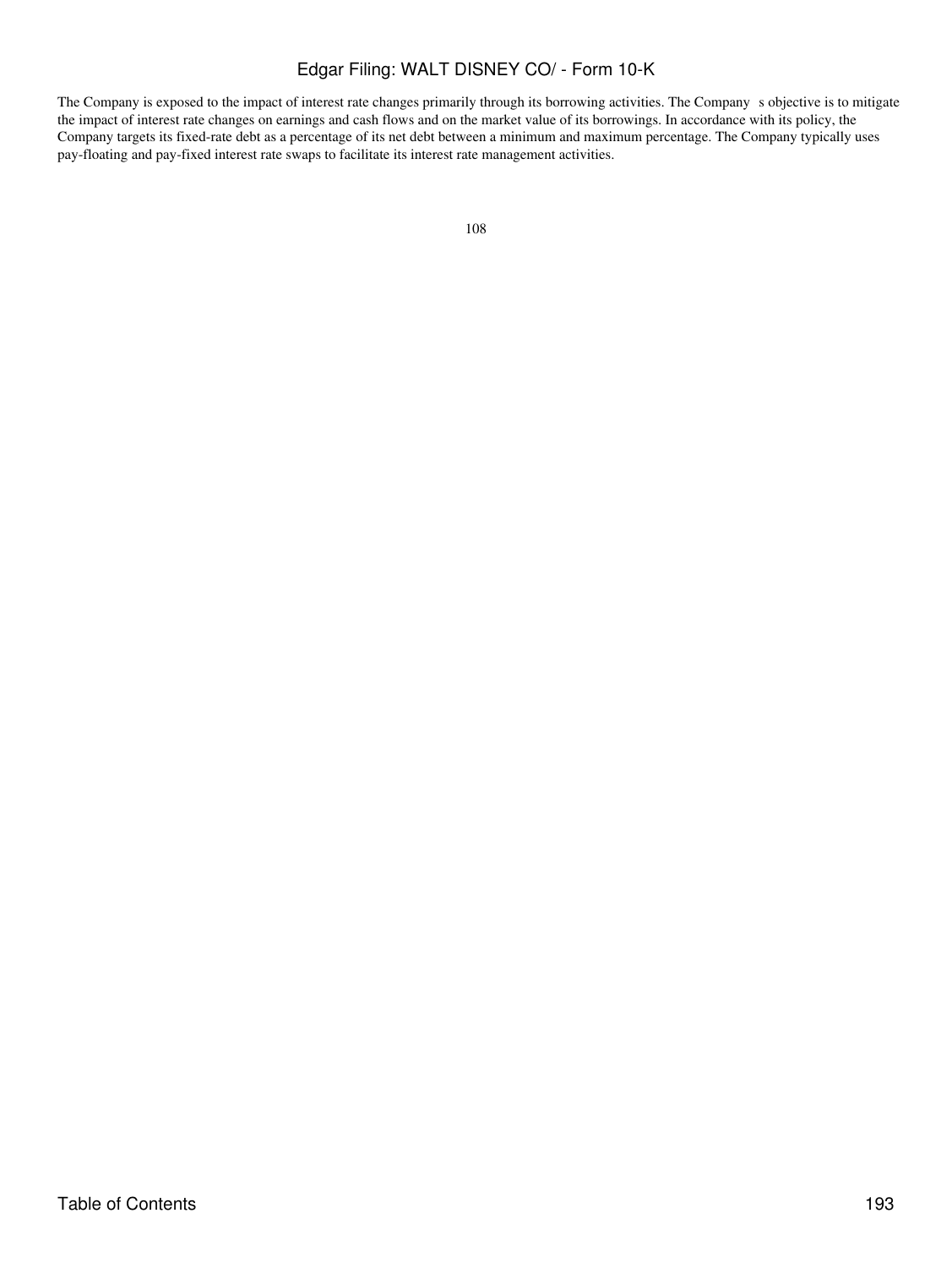The Company is exposed to the impact of interest rate changes primarily through its borrowing activities. The Company s objective is to mitigate the impact of interest rate changes on earnings and cash flows and on the market value of its borrowings. In accordance with its policy, the Company targets its fixed-rate debt as a percentage of its net debt between a minimum and maximum percentage. The Company typically uses pay-floating and pay-fixed interest rate swaps to facilitate its interest rate management activities.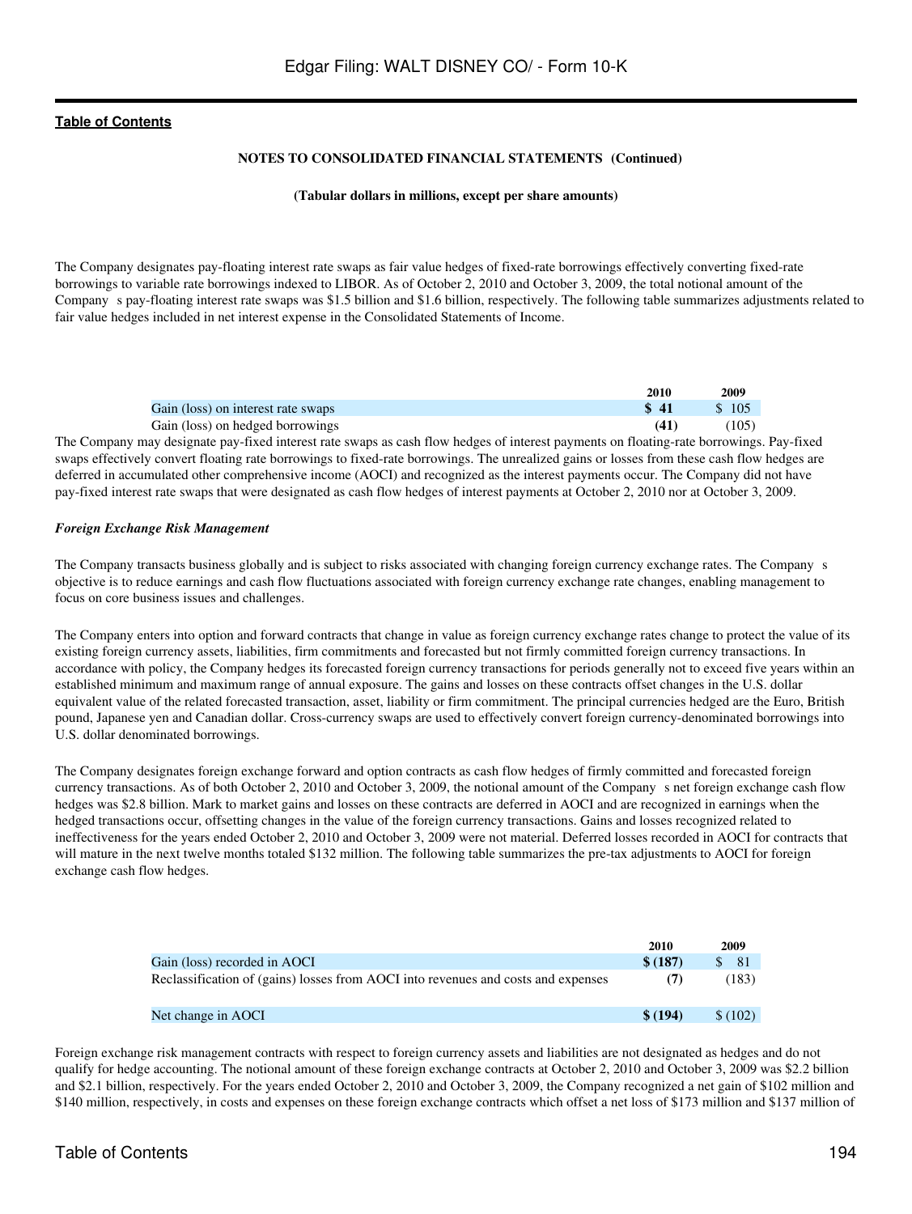**NOTES TO CONSOLIDATED FINANCIAL STATEMENTS (Continued)**

**(Tabular dollars in millions, except per share amounts)**

The Company designates pay-floating interest rate swaps as fair value hedges of fixed-rate borrowings effectively converting fixed-rate borrowings to variable rate borrowings indexed to LIBOR. As of October 2, 2010 and October 3, 2009, the total notional amount of the Company s pay-floating interest rate swaps was $1.5 billion and $1.6 billion, respectively. The following table summarizes adjustments related to fair value hedges included in net interest expense in the Consolidated Statements of Income.

| | 2010 | 2009 |
|---|---|---|
| Gain (loss) on interest rate swaps | **$ 41** | $ 105 |
| Gain (loss) on hedged borrowings | **(41)** | (105) |

The Company may designate pay-fixed interest rate swaps as cash flow hedges of interest payments on floating-rate borrowings. Pay-fixed swaps effectively convert floating rate borrowings to fixed-rate borrowings. The unrealized gains or losses from these cash flow hedges are deferred in accumulated other comprehensive income (AOCI) and recognized as the interest payments occur. The Company did not have pay-fixed interest rate swaps that were designated as cash flow hedges of interest payments at October 2, 2010 nor at October 3, 2009.

***Foreign Exchange Risk Management***

The Company transacts business globally and is subject to risks associated with changing foreign currency exchange rates. The Company s objective is to reduce earnings and cash flow fluctuations associated with foreign currency exchange rate changes, enabling management to focus on core business issues and challenges.

The Company enters into option and forward contracts that change in value as foreign currency exchange rates change to protect the value of its existing foreign currency assets, liabilities, firm commitments and forecasted but not firmly committed foreign currency transactions. In accordance with policy, the Company hedges its forecasted foreign currency transactions for periods generally not to exceed five years within an established minimum and maximum range of annual exposure. The gains and losses on these contracts offset changes in the U.S. dollar equivalent value of the related forecasted transaction, asset, liability or firm commitment. The principal currencies hedged are the Euro, British pound, Japanese yen and Canadian dollar. Cross-currency swaps are used to effectively convert foreign currency-denominated borrowings into U.S. dollar denominated borrowings.

The Company designates foreign exchange forward and option contracts as cash flow hedges of firmly committed and forecasted foreign currency transactions. As of both October 2, 2010 and October 3, 2009, the notional amount of the Company s net foreign exchange cash flow hedges was $2.8 billion. Mark to market gains and losses on these contracts are deferred in AOCI and are recognized in earnings when the hedged transactions occur, offsetting changes in the value of the foreign currency transactions. Gains and losses recognized related to ineffectiveness for the years ended October 2, 2010 and October 3, 2009 were not material. Deferred losses recorded in AOCI for contracts that will mature in the next twelve months totaled $132 million. The following table summarizes the pre-tax adjustments to AOCI for foreign exchange cash flow hedges.

| | 2010 | 2009 |
|---|---|---|
| Gain (loss) recorded in AOCI | **$ (187)** | $ 81 |
| Reclassification of (gains) losses from AOCI into revenues and costs and expenses | **(7)** | (183) |
| Net change in AOCI | **$ (194)** | $ (102) |

Foreign exchange risk management contracts with respect to foreign currency assets and liabilities are not designated as hedges and do not qualify for hedge accounting. The notional amount of these foreign exchange contracts at October 2, 2010 and October 3, 2009 was $2.2 billion and $2.1 billion, respectively. For the years ended October 2, 2010 and October 3, 2009, the Company recognized a net gain of $102 million and $140 million, respectively, in costs and expenses on these foreign exchange contracts which offset a net loss of $173 million and $137 million of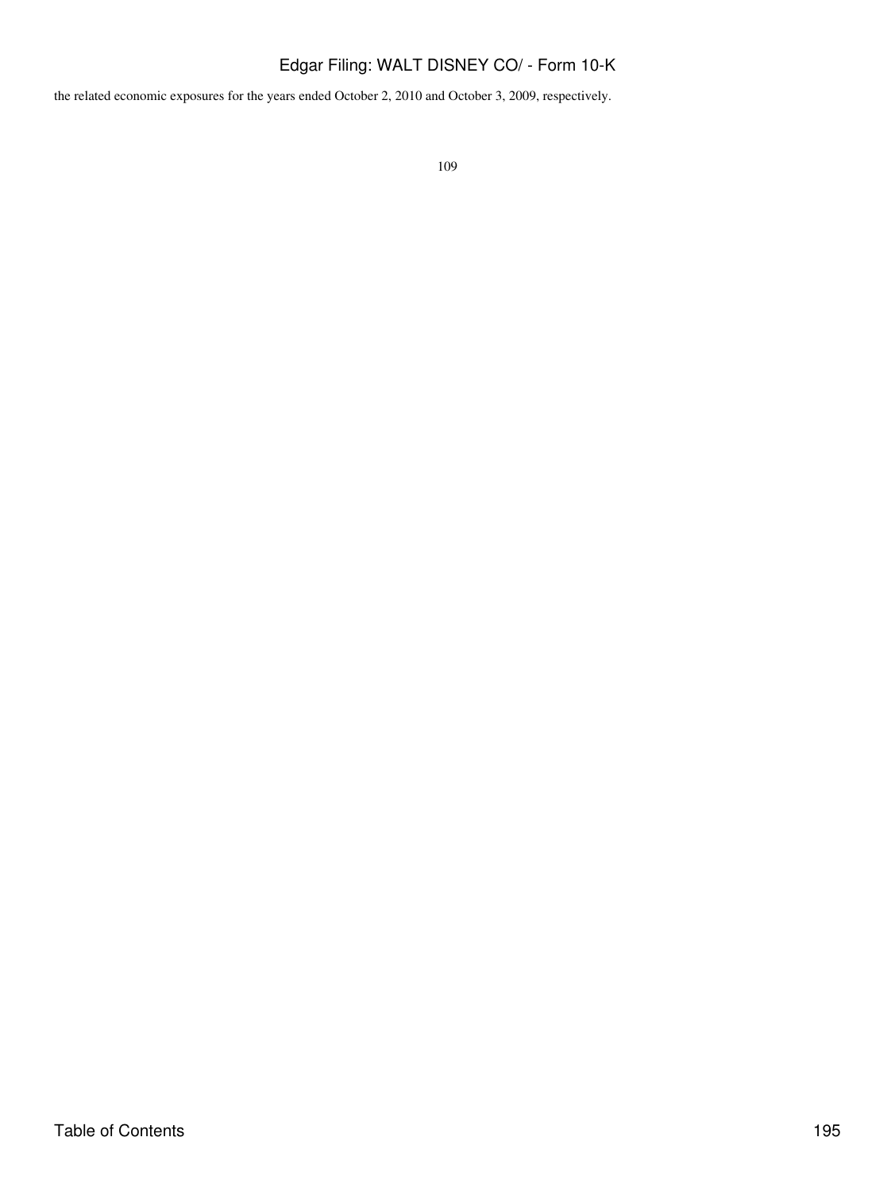the related economic exposures for the years ended October 2, 2010 and October 3, 2009, respectively.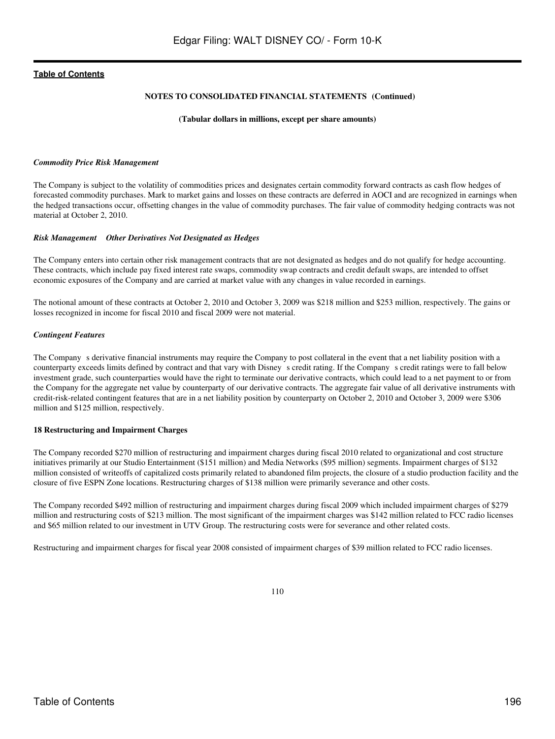**NOTES TO CONSOLIDATED FINANCIAL STATEMENTS (Continued)**

**(Tabular dollars in millions, except per share amounts)**

***Commodity Price Risk Management***

The Company is subject to the volatility of commodities prices and designates certain commodity forward contracts as cash flow hedges of forecasted commodity purchases. Mark to market gains and losses on these contracts are deferred in AOCI and are recognized in earnings when the hedged transactions occur, offsetting changes in the value of commodity purchases. The fair value of commodity hedging contracts was not material at October 2, 2010.

***Risk Management Other Derivatives Not Designated as Hedges***

The Company enters into certain other risk management contracts that are not designated as hedges and do not qualify for hedge accounting. These contracts, which include pay fixed interest rate swaps, commodity swap contracts and credit default swaps, are intended to offset economic exposures of the Company and are carried at market value with any changes in value recorded in earnings.

The notional amount of these contracts at October 2, 2010 and October 3, 2009 was $218 million and $253 million, respectively. The gains or losses recognized in income for fiscal 2010 and fiscal 2009 were not material.

***Contingent Features***

The Company s derivative financial instruments may require the Company to post collateral in the event that a net liability position with a counterparty exceeds limits defined by contract and that vary with Disney s credit rating. If the Company s credit ratings were to fall below investment grade, such counterparties would have the right to terminate our derivative contracts, which could lead to a net payment to or from the Company for the aggregate net value by counterparty of our derivative contracts. The aggregate fair value of all derivative instruments with credit-risk-related contingent features that are in a net liability position by counterparty on October 2, 2010 and October 3, 2009 were $306 million and $125 million, respectively.

**18 Restructuring and Impairment Charges**

The Company recorded $270 million of restructuring and impairment charges during fiscal 2010 related to organizational and cost structure initiatives primarily at our Studio Entertainment ($151 million) and Media Networks ($95 million) segments. Impairment charges of $132 million consisted of writeoffs of capitalized costs primarily related to abandoned film projects, the closure of a studio production facility and the closure of five ESPN Zone locations. Restructuring charges of $138 million were primarily severance and other costs.

The Company recorded $492 million of restructuring and impairment charges during fiscal 2009 which included impairment charges of $279 million and restructuring costs of $213 million. The most significant of the impairment charges was $142 million related to FCC radio licenses and $65 million related to our investment in UTV Group. The restructuring costs were for severance and other related costs.

Restructuring and impairment charges for fiscal year 2008 consisted of impairment charges of $39 million related to FCC radio licenses.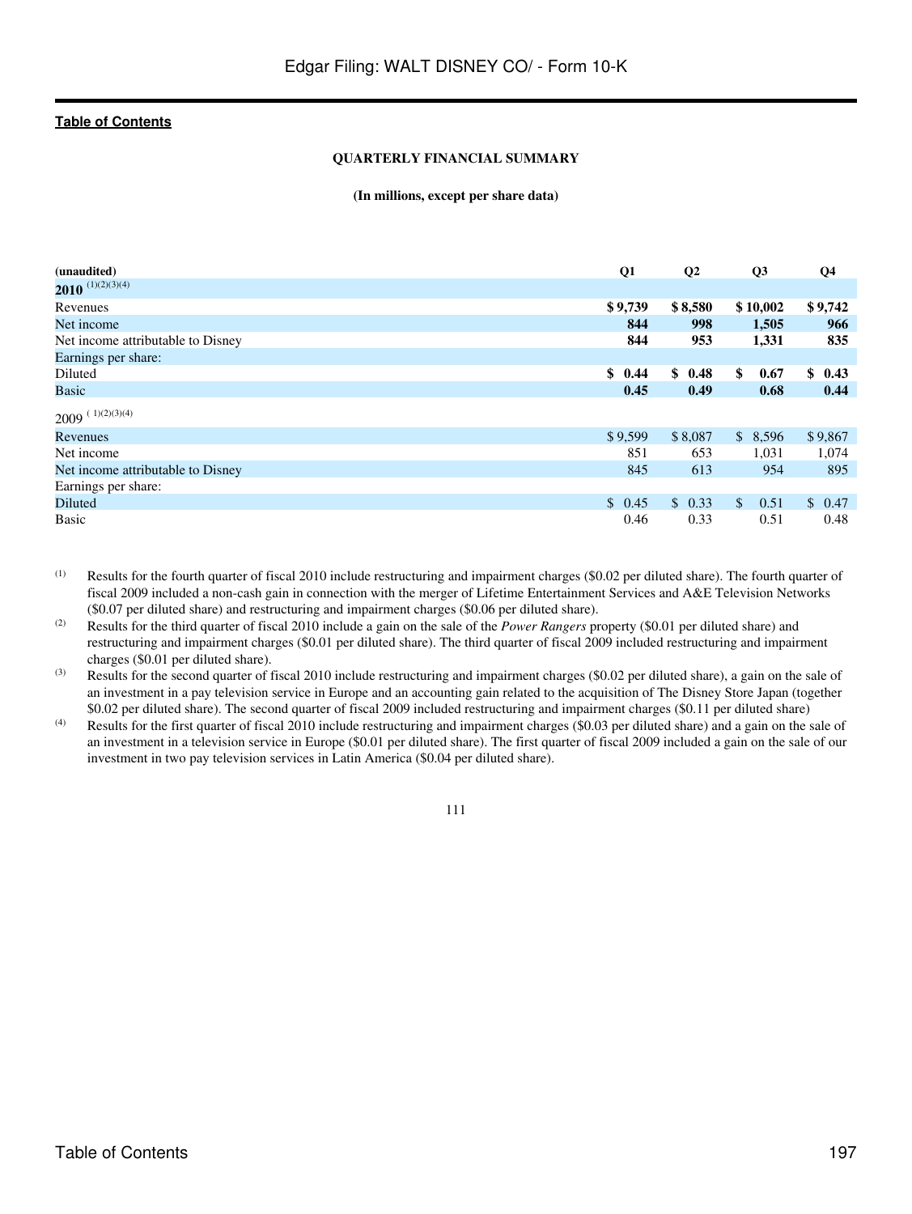**QUARTERLY FINANCIAL SUMMARY**

**(In millions, except per share data)**

| (unaudited) | Q1 | Q2 | Q3 | Q4 |
|---|---|---|---|---|
| **2010** (1)(2)(3)(4) | | | | |
| Revenues | **$ 9,739** | **$ 8,580** | **$ 10,002** | **$ 9,742** |
| Net income | **844** | **998** | **1,505** | **966** |
| Net income attributable to Disney | **844** | **953** | **1,331** | **835** |
| Earnings per share: | | | | |
| Diluted | **$ 0.44** | **$ 0.48** | **$ 0.67** | **$ 0.43** |
| Basic | **0.45** | **0.49** | **0.68** | **0.44** |
| 2009 (1)(2)(3)(4) | | | | |
| Revenues | $ 9,599 | $ 8,087 | $ 8,596 | $ 9,867 |
| Net income | 851 | 653 | 1,031 | 1,074 |
| Net income attributable to Disney | 845 | 613 | 954 | 895 |
| Earnings per share: | | | | |
| Diluted | $ 0.45 | $ 0.33 | $ 0.51 | $ 0.47 |
| Basic | 0.46 | 0.33 | 0.51 | 0.48 |

(1) Results for the fourth quarter of fiscal 2010 include restructuring and impairment charges ($0.02 per diluted share). The fourth quarter of fiscal 2009 included a non-cash gain in connection with the merger of Lifetime Entertainment Services and A&E Television Networks ($0.07 per diluted share) and restructuring and impairment charges ($0.06 per diluted share).

(2) Results for the third quarter of fiscal 2010 include a gain on the sale of the *Power Rangers* property ($0.01 per diluted share) and restructuring and impairment charges ($0.01 per diluted share). The third quarter of fiscal 2009 included restructuring and impairment charges ($0.01 per diluted share).

(3) Results for the second quarter of fiscal 2010 include restructuring and impairment charges ($0.02 per diluted share), a gain on the sale of an investment in a pay television service in Europe and an accounting gain related to the acquisition of The Disney Store Japan (together $0.02 per diluted share). The second quarter of fiscal 2009 included restructuring and impairment charges ($0.11 per diluted share)

(4) Results for the first quarter of fiscal 2010 include restructuring and impairment charges ($0.03 per diluted share) and a gain on the sale of an investment in a television service in Europe ($0.01 per diluted share). The first quarter of fiscal 2009 included a gain on the sale of our investment in two pay television services in Latin America ($0.04 per diluted share).